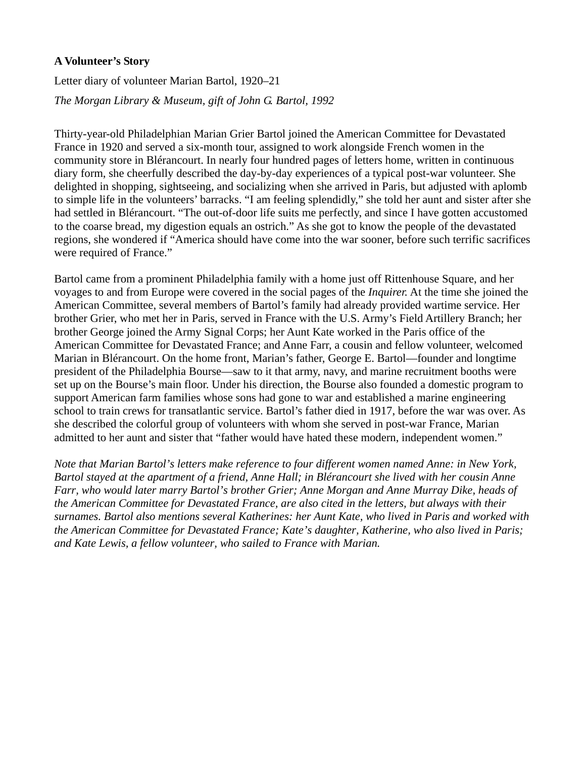**A Volunteer's Story**

Letter diary of volunteer Marian Bartol, 1920–21

*The Morgan Library & Museum, gift of John G. Bartol, 1992*

Thirty-year-old Philadelphian Marian Grier Bartol joined the American Committee for Devastated France in 1920 and served a six-month tour, assigned to work alongside French women in the community store in Blérancourt. In nearly four hundred pages of letters home, written in continuous diary form, she cheerfully described the day-by-day experiences of a typical post-war volunteer. She delighted in shopping, sightseeing, and socializing when she arrived in Paris, but adjusted with aplomb to simple life in the volunteers' barracks. "I am feeling splendidly," she told her aunt and sister after she had settled in Blérancourt. "The out-of-door life suits me perfectly, and since I have gotten accustomed to the coarse bread, my digestion equals an ostrich." As she got to know the people of the devastated regions, she wondered if "America should have come into the war sooner, before such terrific sacrifices were required of France."

Bartol came from a prominent Philadelphia family with a home just off Rittenhouse Square, and her voyages to and from Europe were covered in the social pages of the *Inquirer.* At the time she joined the American Committee, several members of Bartol's family had already provided wartime service. Her brother Grier, who met her in Paris, served in France with the U.S. Army's Field Artillery Branch; her brother George joined the Army Signal Corps; her Aunt Kate worked in the Paris office of the American Committee for Devastated France; and Anne Farr, a cousin and fellow volunteer, welcomed Marian in Blérancourt. On the home front, Marian's father, George E. Bartol—founder and longtime president of the Philadelphia Bourse—saw to it that army, navy, and marine recruitment booths were set up on the Bourse's main floor. Under his direction, the Bourse also founded a domestic program to support American farm families whose sons had gone to war and established a marine engineering school to train crews for transatlantic service. Bartol's father died in 1917, before the war was over. As she described the colorful group of volunteers with whom she served in post-war France, Marian admitted to her aunt and sister that "father would have hated these modern, independent women."

*Note that Marian Bartol's letters make reference to four different women named Anne: in New York, Bartol stayed at the apartment of a friend, Anne Hall; in Blérancourt she lived with her cousin Anne Farr, who would later marry Bartol's brother Grier; Anne Morgan and Anne Murray Dike, heads of the American Committee for Devastated France, are also cited in the letters, but always with their surnames. Bartol also mentions several Katherines: her Aunt Kate, who lived in Paris and worked with the American Committee for Devastated France; Kate's daughter, Katherine, who also lived in Paris; and Kate Lewis, a fellow volunteer, who sailed to France with Marian.*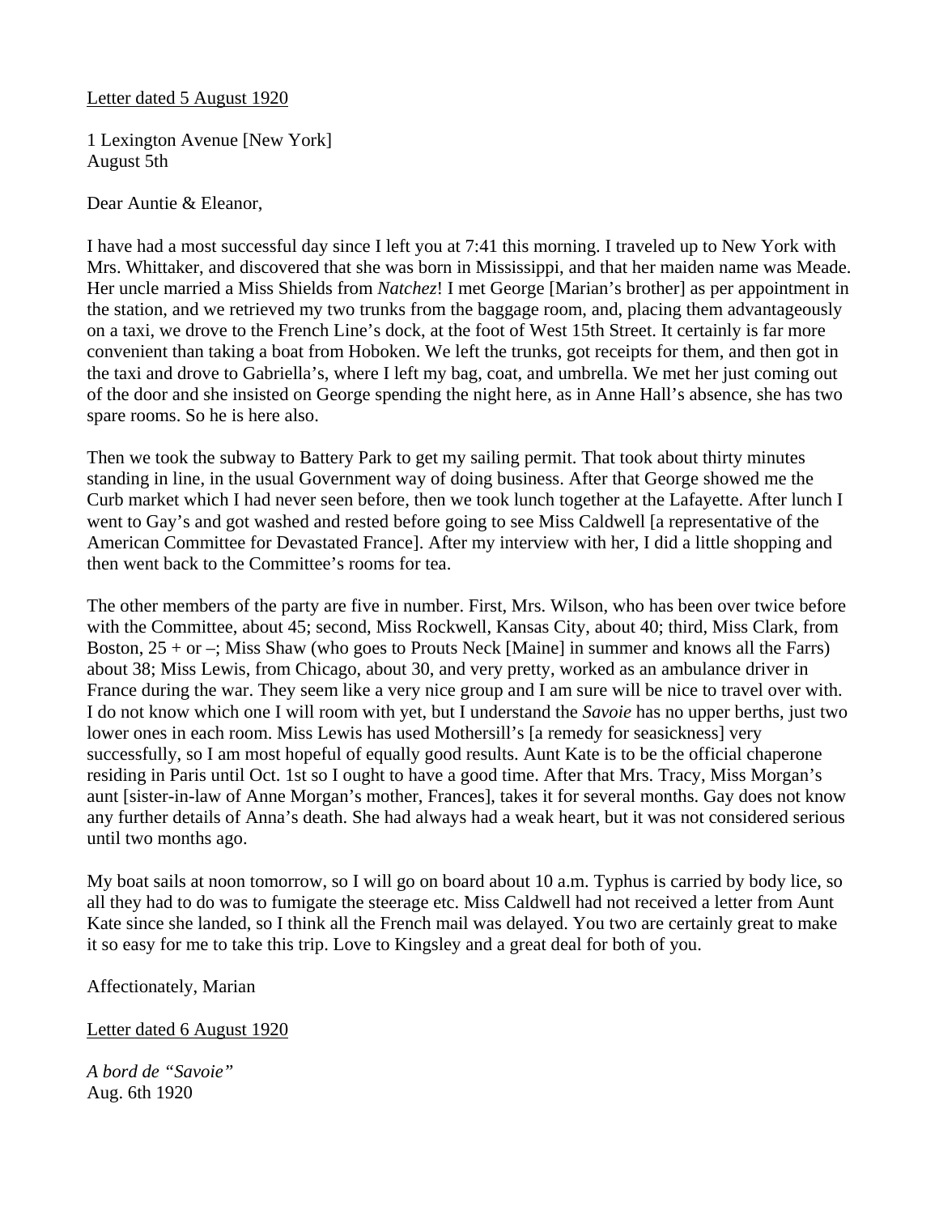<u>Letter dated 5 August 1920</u>

1 Lexington Avenue [New York]
August 5th

Dear Auntie & Eleanor,

I have had a most successful day since I left you at 7:41 this morning. I traveled up to New York with Mrs. Whittaker, and discovered that she was born in Mississippi, and that her maiden name was Meade. Her uncle married a Miss Shields from *Natchez*! I met George [Marian's brother] as per appointment in the station, and we retrieved my two trunks from the baggage room, and, placing them advantageously on a taxi, we drove to the French Line's dock, at the foot of West 15th Street. It certainly is far more convenient than taking a boat from Hoboken. We left the trunks, got receipts for them, and then got in the taxi and drove to Gabriella's, where I left my bag, coat, and umbrella. We met her just coming out of the door and she insisted on George spending the night here, as in Anne Hall's absence, she has two spare rooms. So he is here also.

Then we took the subway to Battery Park to get my sailing permit. That took about thirty minutes standing in line, in the usual Government way of doing business. After that George showed me the Curb market which I had never seen before, then we took lunch together at the Lafayette. After lunch I went to Gay's and got washed and rested before going to see Miss Caldwell [a representative of the American Committee for Devastated France]. After my interview with her, I did a little shopping and then went back to the Committee's rooms for tea.

The other members of the party are five in number. First, Mrs. Wilson, who has been over twice before with the Committee, about 45; second, Miss Rockwell, Kansas City, about 40; third, Miss Clark, from Boston, 25 + or –; Miss Shaw (who goes to Prouts Neck [Maine] in summer and knows all the Farrs) about 38; Miss Lewis, from Chicago, about 30, and very pretty, worked as an ambulance driver in France during the war. They seem like a very nice group and I am sure will be nice to travel over with. I do not know which one I will room with yet, but I understand the *Savoie* has no upper berths, just two lower ones in each room. Miss Lewis has used Mothersill's [a remedy for seasickness] very successfully, so I am most hopeful of equally good results. Aunt Kate is to be the official chaperone residing in Paris until Oct. 1st so I ought to have a good time. After that Mrs. Tracy, Miss Morgan's aunt [sister-in-law of Anne Morgan's mother, Frances], takes it for several months. Gay does not know any further details of Anna's death. She had always had a weak heart, but it was not considered serious until two months ago.

My boat sails at noon tomorrow, so I will go on board about 10 a.m. Typhus is carried by body lice, so all they had to do was to fumigate the steerage etc. Miss Caldwell had not received a letter from Aunt Kate since she landed, so I think all the French mail was delayed. You two are certainly great to make it so easy for me to take this trip. Love to Kingsley and a great deal for both of you.

Affectionately, Marian

<u>Letter dated 6 August 1920</u>

*A bord de "Savoie"*
Aug. 6th 1920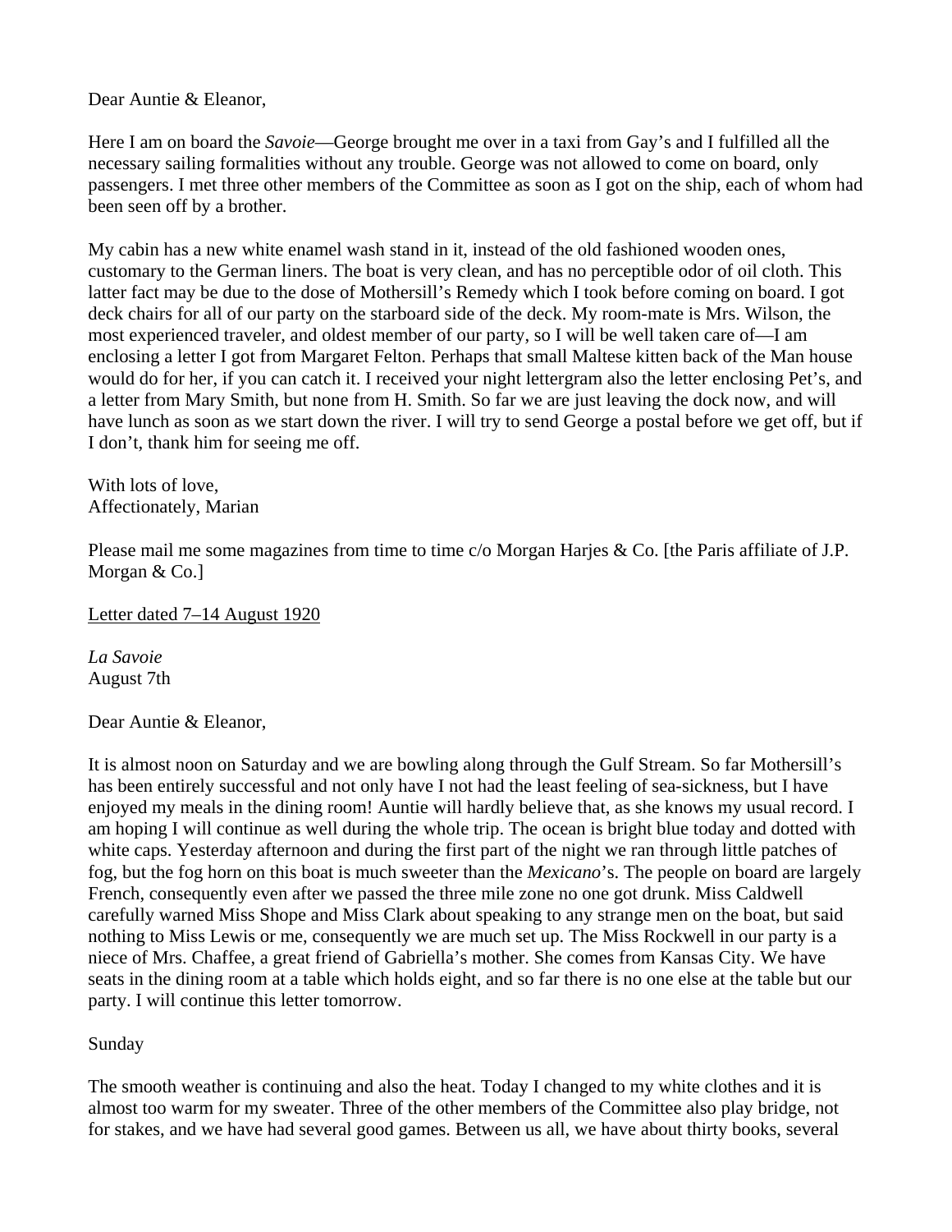Dear Auntie & Eleanor,

Here I am on board the *Savoie*—George brought me over in a taxi from Gay's and I fulfilled all the necessary sailing formalities without any trouble. George was not allowed to come on board, only passengers. I met three other members of the Committee as soon as I got on the ship, each of whom had been seen off by a brother.

My cabin has a new white enamel wash stand in it, instead of the old fashioned wooden ones, customary to the German liners. The boat is very clean, and has no perceptible odor of oil cloth. This latter fact may be due to the dose of Mothersill's Remedy which I took before coming on board. I got deck chairs for all of our party on the starboard side of the deck. My room-mate is Mrs. Wilson, the most experienced traveler, and oldest member of our party, so I will be well taken care of—I am enclosing a letter I got from Margaret Felton. Perhaps that small Maltese kitten back of the Man house would do for her, if you can catch it. I received your night lettergram also the letter enclosing Pet's, and a letter from Mary Smith, but none from H. Smith. So far we are just leaving the dock now, and will have lunch as soon as we start down the river. I will try to send George a postal before we get off, but if I don't, thank him for seeing me off.

With lots of love,
Affectionately, Marian

Please mail me some magazines from time to time c/o Morgan Harjes & Co. [the Paris affiliate of J.P. Morgan & Co.]

<u>Letter dated 7–14 August 1920</u>

*La Savoie*
August 7th

Dear Auntie & Eleanor,

It is almost noon on Saturday and we are bowling along through the Gulf Stream. So far Mothersill's has been entirely successful and not only have I not had the least feeling of sea-sickness, but I have enjoyed my meals in the dining room! Auntie will hardly believe that, as she knows my usual record. I am hoping I will continue as well during the whole trip. The ocean is bright blue today and dotted with white caps. Yesterday afternoon and during the first part of the night we ran through little patches of fog, but the fog horn on this boat is much sweeter than the *Mexicano*'s. The people on board are largely French, consequently even after we passed the three mile zone no one got drunk. Miss Caldwell carefully warned Miss Shope and Miss Clark about speaking to any strange men on the boat, but said nothing to Miss Lewis or me, consequently we are much set up. The Miss Rockwell in our party is a niece of Mrs. Chaffee, a great friend of Gabriella's mother. She comes from Kansas City. We have seats in the dining room at a table which holds eight, and so far there is no one else at the table but our party. I will continue this letter tomorrow.

Sunday

The smooth weather is continuing and also the heat. Today I changed to my white clothes and it is almost too warm for my sweater. Three of the other members of the Committee also play bridge, not for stakes, and we have had several good games. Between us all, we have about thirty books, several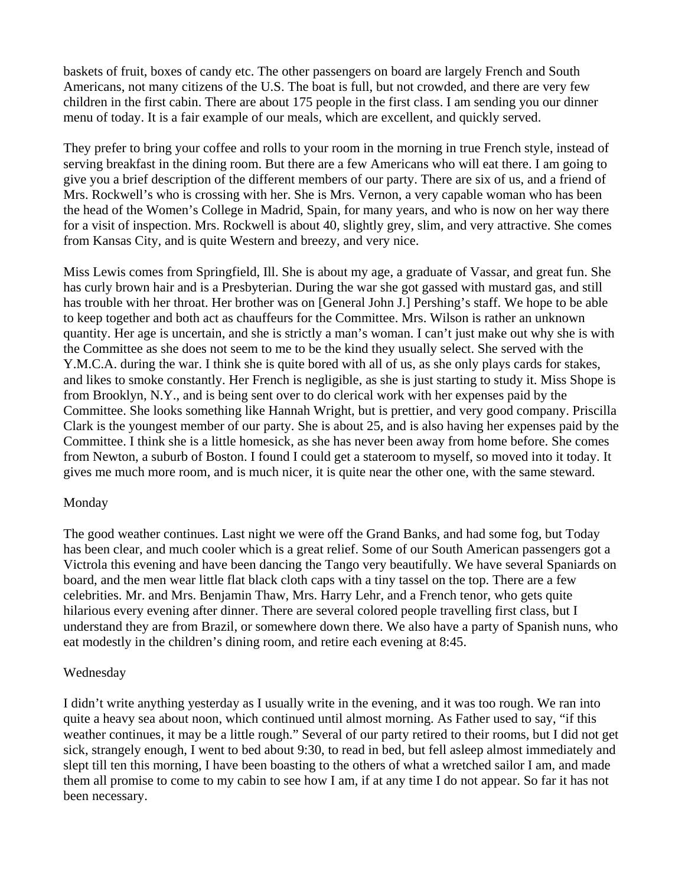baskets of fruit, boxes of candy etc. The other passengers on board are largely French and South Americans, not many citizens of the U.S. The boat is full, but not crowded, and there are very few children in the first cabin. There are about 175 people in the first class. I am sending you our dinner menu of today. It is a fair example of our meals, which are excellent, and quickly served.

They prefer to bring your coffee and rolls to your room in the morning in true French style, instead of serving breakfast in the dining room. But there are a few Americans who will eat there. I am going to give you a brief description of the different members of our party. There are six of us, and a friend of Mrs. Rockwell's who is crossing with her. She is Mrs. Vernon, a very capable woman who has been the head of the Women's College in Madrid, Spain, for many years, and who is now on her way there for a visit of inspection. Mrs. Rockwell is about 40, slightly grey, slim, and very attractive. She comes from Kansas City, and is quite Western and breezy, and very nice.

Miss Lewis comes from Springfield, Ill. She is about my age, a graduate of Vassar, and great fun. She has curly brown hair and is a Presbyterian. During the war she got gassed with mustard gas, and still has trouble with her throat. Her brother was on [General John J.] Pershing's staff. We hope to be able to keep together and both act as chauffeurs for the Committee. Mrs. Wilson is rather an unknown quantity. Her age is uncertain, and she is strictly a man's woman. I can't just make out why she is with the Committee as she does not seem to me to be the kind they usually select. She served with the Y.M.C.A. during the war. I think she is quite bored with all of us, as she only plays cards for stakes, and likes to smoke constantly. Her French is negligible, as she is just starting to study it. Miss Shope is from Brooklyn, N.Y., and is being sent over to do clerical work with her expenses paid by the Committee. She looks something like Hannah Wright, but is prettier, and very good company. Priscilla Clark is the youngest member of our party. She is about 25, and is also having her expenses paid by the Committee. I think she is a little homesick, as she has never been away from home before. She comes from Newton, a suburb of Boston. I found I could get a stateroom to myself, so moved into it today. It gives me much more room, and is much nicer, it is quite near the other one, with the same steward.

Monday

The good weather continues. Last night we were off the Grand Banks, and had some fog, but Today has been clear, and much cooler which is a great relief. Some of our South American passengers got a Victrola this evening and have been dancing the Tango very beautifully. We have several Spaniards on board, and the men wear little flat black cloth caps with a tiny tassel on the top. There are a few celebrities. Mr. and Mrs. Benjamin Thaw, Mrs. Harry Lehr, and a French tenor, who gets quite hilarious every evening after dinner. There are several colored people travelling first class, but I understand they are from Brazil, or somewhere down there. We also have a party of Spanish nuns, who eat modestly in the children's dining room, and retire each evening at 8:45.

Wednesday

I didn't write anything yesterday as I usually write in the evening, and it was too rough. We ran into quite a heavy sea about noon, which continued until almost morning. As Father used to say, "if this weather continues, it may be a little rough." Several of our party retired to their rooms, but I did not get sick, strangely enough, I went to bed about 9:30, to read in bed, but fell asleep almost immediately and slept till ten this morning, I have been boasting to the others of what a wretched sailor I am, and made them all promise to come to my cabin to see how I am, if at any time I do not appear. So far it has not been necessary.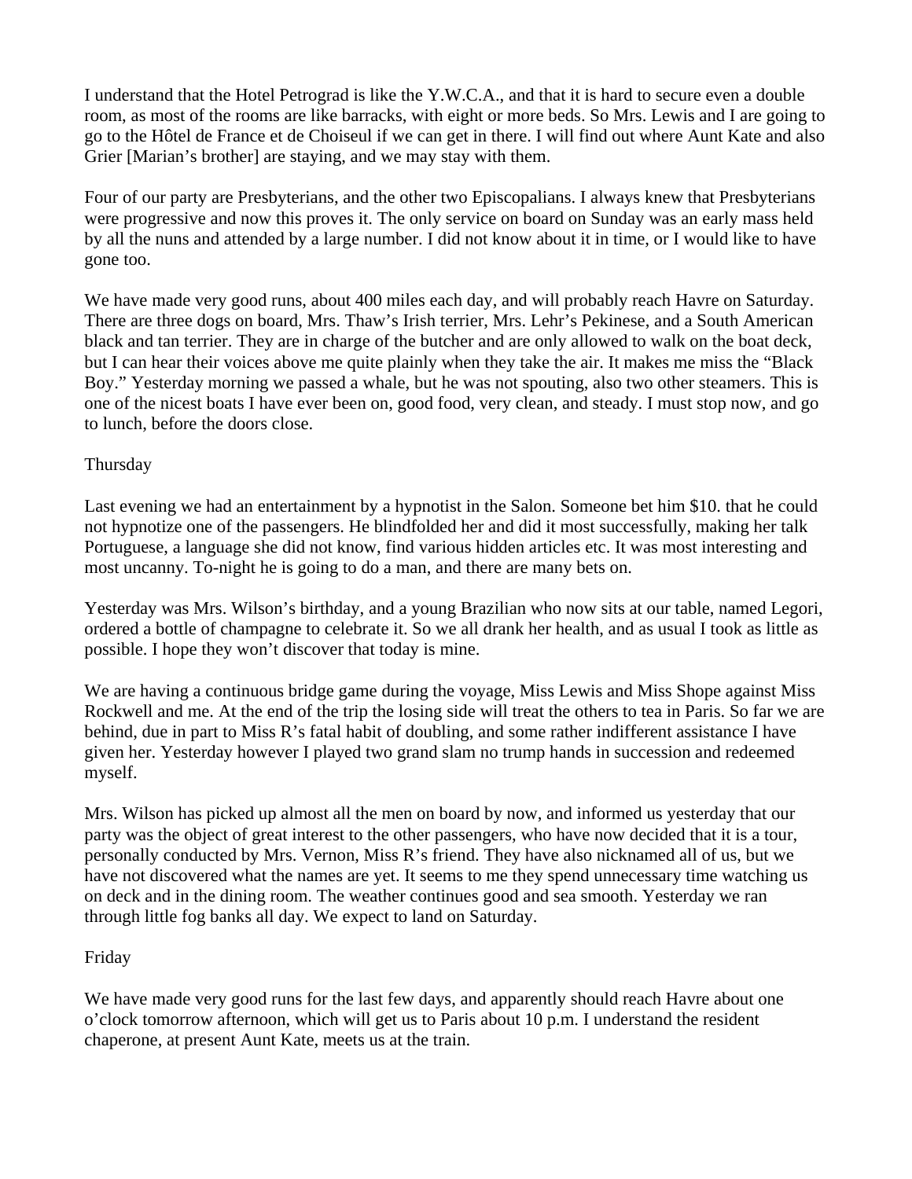I understand that the Hotel Petrograd is like the Y.W.C.A., and that it is hard to secure even a double room, as most of the rooms are like barracks, with eight or more beds. So Mrs. Lewis and I are going to go to the Hôtel de France et de Choiseul if we can get in there. I will find out where Aunt Kate and also Grier [Marian's brother] are staying, and we may stay with them.

Four of our party are Presbyterians, and the other two Episcopalians. I always knew that Presbyterians were progressive and now this proves it. The only service on board on Sunday was an early mass held by all the nuns and attended by a large number. I did not know about it in time, or I would like to have gone too.

We have made very good runs, about 400 miles each day, and will probably reach Havre on Saturday. There are three dogs on board, Mrs. Thaw's Irish terrier, Mrs. Lehr's Pekinese, and a South American black and tan terrier. They are in charge of the butcher and are only allowed to walk on the boat deck, but I can hear their voices above me quite plainly when they take the air. It makes me miss the "Black Boy." Yesterday morning we passed a whale, but he was not spouting, also two other steamers. This is one of the nicest boats I have ever been on, good food, very clean, and steady. I must stop now, and go to lunch, before the doors close.

Thursday

Last evening we had an entertainment by a hypnotist in the Salon. Someone bet him $10. that he could not hypnotize one of the passengers. He blindfolded her and did it most successfully, making her talk Portuguese, a language she did not know, find various hidden articles etc. It was most interesting and most uncanny. To-night he is going to do a man, and there are many bets on.

Yesterday was Mrs. Wilson's birthday, and a young Brazilian who now sits at our table, named Legori, ordered a bottle of champagne to celebrate it. So we all drank her health, and as usual I took as little as possible. I hope they won't discover that today is mine.

We are having a continuous bridge game during the voyage, Miss Lewis and Miss Shope against Miss Rockwell and me. At the end of the trip the losing side will treat the others to tea in Paris. So far we are behind, due in part to Miss R's fatal habit of doubling, and some rather indifferent assistance I have given her. Yesterday however I played two grand slam no trump hands in succession and redeemed myself.

Mrs. Wilson has picked up almost all the men on board by now, and informed us yesterday that our party was the object of great interest to the other passengers, who have now decided that it is a tour, personally conducted by Mrs. Vernon, Miss R's friend. They have also nicknamed all of us, but we have not discovered what the names are yet. It seems to me they spend unnecessary time watching us on deck and in the dining room. The weather continues good and sea smooth. Yesterday we ran through little fog banks all day. We expect to land on Saturday.

Friday

We have made very good runs for the last few days, and apparently should reach Havre about one o'clock tomorrow afternoon, which will get us to Paris about 10 p.m. I understand the resident chaperone, at present Aunt Kate, meets us at the train.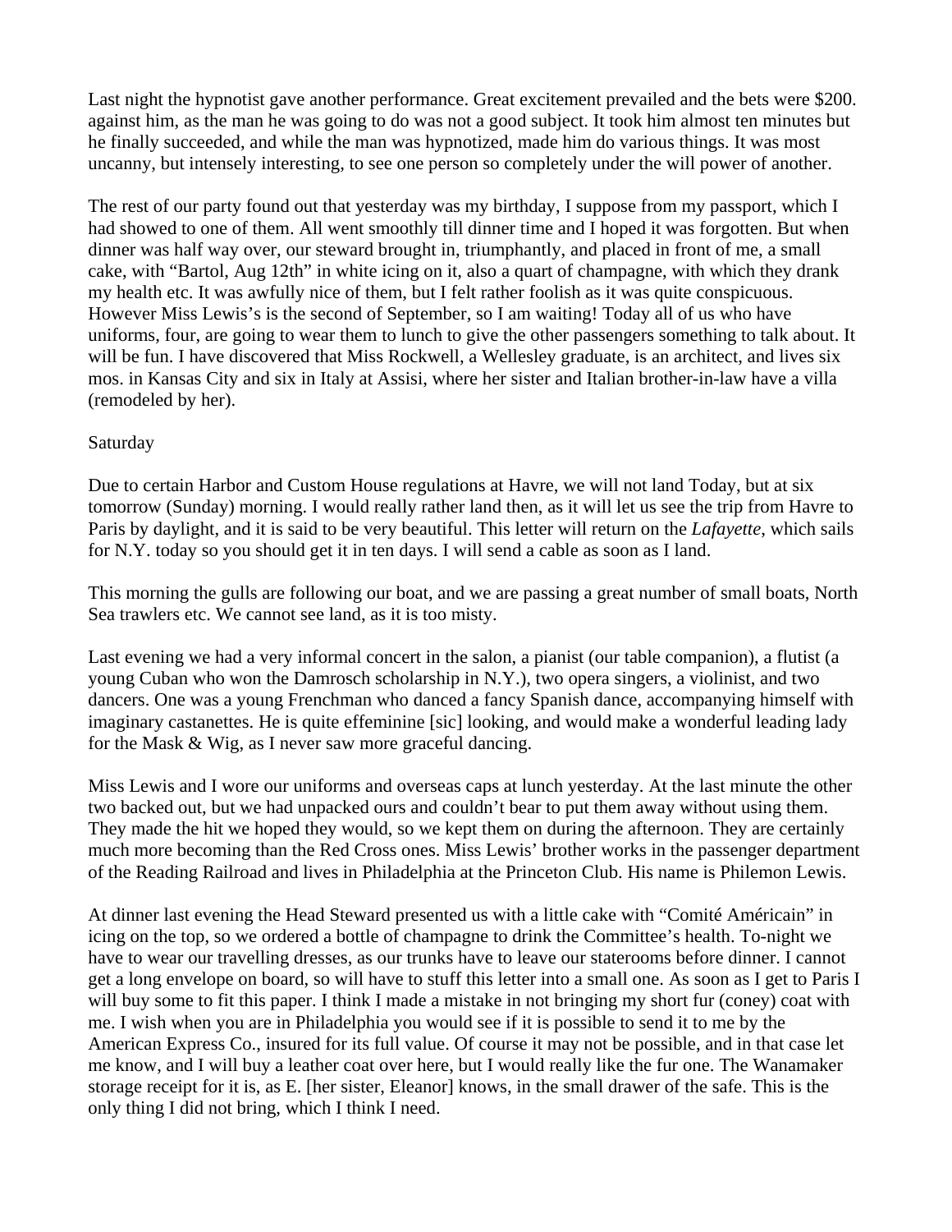Last night the hypnotist gave another performance. Great excitement prevailed and the bets were $200. against him, as the man he was going to do was not a good subject. It took him almost ten minutes but he finally succeeded, and while the man was hypnotized, made him do various things. It was most uncanny, but intensely interesting, to see one person so completely under the will power of another.

The rest of our party found out that yesterday was my birthday, I suppose from my passport, which I had showed to one of them. All went smoothly till dinner time and I hoped it was forgotten. But when dinner was half way over, our steward brought in, triumphantly, and placed in front of me, a small cake, with "Bartol, Aug 12th" in white icing on it, also a quart of champagne, with which they drank my health etc. It was awfully nice of them, but I felt rather foolish as it was quite conspicuous. However Miss Lewis's is the second of September, so I am waiting! Today all of us who have uniforms, four, are going to wear them to lunch to give the other passengers something to talk about. It will be fun. I have discovered that Miss Rockwell, a Wellesley graduate, is an architect, and lives six mos. in Kansas City and six in Italy at Assisi, where her sister and Italian brother-in-law have a villa (remodeled by her).

Saturday

Due to certain Harbor and Custom House regulations at Havre, we will not land Today, but at six tomorrow (Sunday) morning. I would really rather land then, as it will let us see the trip from Havre to Paris by daylight, and it is said to be very beautiful. This letter will return on the *Lafayette*, which sails for N.Y. today so you should get it in ten days. I will send a cable as soon as I land.

This morning the gulls are following our boat, and we are passing a great number of small boats, North Sea trawlers etc. We cannot see land, as it is too misty.

Last evening we had a very informal concert in the salon, a pianist (our table companion), a flutist (a young Cuban who won the Damrosch scholarship in N.Y.), two opera singers, a violinist, and two dancers. One was a young Frenchman who danced a fancy Spanish dance, accompanying himself with imaginary castanettes. He is quite effeminine [sic] looking, and would make a wonderful leading lady for the Mask & Wig, as I never saw more graceful dancing.

Miss Lewis and I wore our uniforms and overseas caps at lunch yesterday. At the last minute the other two backed out, but we had unpacked ours and couldn't bear to put them away without using them. They made the hit we hoped they would, so we kept them on during the afternoon. They are certainly much more becoming than the Red Cross ones. Miss Lewis' brother works in the passenger department of the Reading Railroad and lives in Philadelphia at the Princeton Club. His name is Philemon Lewis.

At dinner last evening the Head Steward presented us with a little cake with "Comité Américain" in icing on the top, so we ordered a bottle of champagne to drink the Committee's health. To-night we have to wear our travelling dresses, as our trunks have to leave our staterooms before dinner. I cannot get a long envelope on board, so will have to stuff this letter into a small one. As soon as I get to Paris I will buy some to fit this paper. I think I made a mistake in not bringing my short fur (coney) coat with me. I wish when you are in Philadelphia you would see if it is possible to send it to me by the American Express Co., insured for its full value. Of course it may not be possible, and in that case let me know, and I will buy a leather coat over here, but I would really like the fur one. The Wanamaker storage receipt for it is, as E. [her sister, Eleanor] knows, in the small drawer of the safe. This is the only thing I did not bring, which I think I need.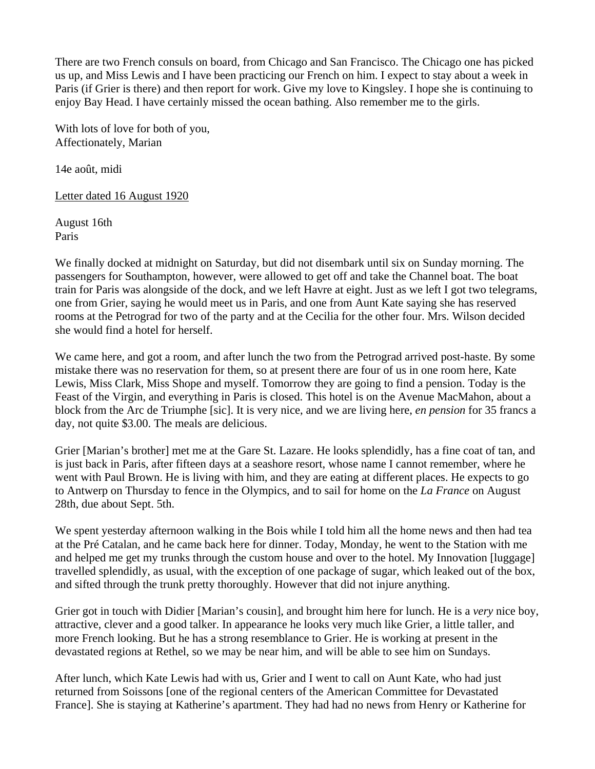There are two French consuls on board, from Chicago and San Francisco. The Chicago one has picked us up, and Miss Lewis and I have been practicing our French on him. I expect to stay about a week in Paris (if Grier is there) and then report for work. Give my love to Kingsley. I hope she is continuing to enjoy Bay Head. I have certainly missed the ocean bathing. Also remember me to the girls.

With lots of love for both of you,
Affectionately, Marian

14e août, midi

<u>Letter dated 16 August 1920</u>

August 16th
Paris

We finally docked at midnight on Saturday, but did not disembark until six on Sunday morning. The passengers for Southampton, however, were allowed to get off and take the Channel boat. The boat train for Paris was alongside of the dock, and we left Havre at eight. Just as we left I got two telegrams, one from Grier, saying he would meet us in Paris, and one from Aunt Kate saying she has reserved rooms at the Petrograd for two of the party and at the Cecilia for the other four. Mrs. Wilson decided she would find a hotel for herself.

We came here, and got a room, and after lunch the two from the Petrograd arrived post-haste. By some mistake there was no reservation for them, so at present there are four of us in one room here, Kate Lewis, Miss Clark, Miss Shope and myself. Tomorrow they are going to find a pension. Today is the Feast of the Virgin, and everything in Paris is closed. This hotel is on the Avenue MacMahon, about a block from the Arc de Triumphe [sic]. It is very nice, and we are living here, *en pension* for 35 francs a day, not quite $3.00. The meals are delicious.

Grier [Marian's brother] met me at the Gare St. Lazare. He looks splendidly, has a fine coat of tan, and is just back in Paris, after fifteen days at a seashore resort, whose name I cannot remember, where he went with Paul Brown. He is living with him, and they are eating at different places. He expects to go to Antwerp on Thursday to fence in the Olympics, and to sail for home on the *La France* on August 28th, due about Sept. 5th.

We spent yesterday afternoon walking in the Bois while I told him all the home news and then had tea at the Pré Catalan, and he came back here for dinner. Today, Monday, he went to the Station with me and helped me get my trunks through the custom house and over to the hotel. My Innovation [luggage] travelled splendidly, as usual, with the exception of one package of sugar, which leaked out of the box, and sifted through the trunk pretty thoroughly. However that did not injure anything.

Grier got in touch with Didier [Marian's cousin], and brought him here for lunch. He is a *very* nice boy, attractive, clever and a good talker. In appearance he looks very much like Grier, a little taller, and more French looking. But he has a strong resemblance to Grier. He is working at present in the devastated regions at Rethel, so we may be near him, and will be able to see him on Sundays.

After lunch, which Kate Lewis had with us, Grier and I went to call on Aunt Kate, who had just returned from Soissons [one of the regional centers of the American Committee for Devastated France]. She is staying at Katherine's apartment. They had had no news from Henry or Katherine for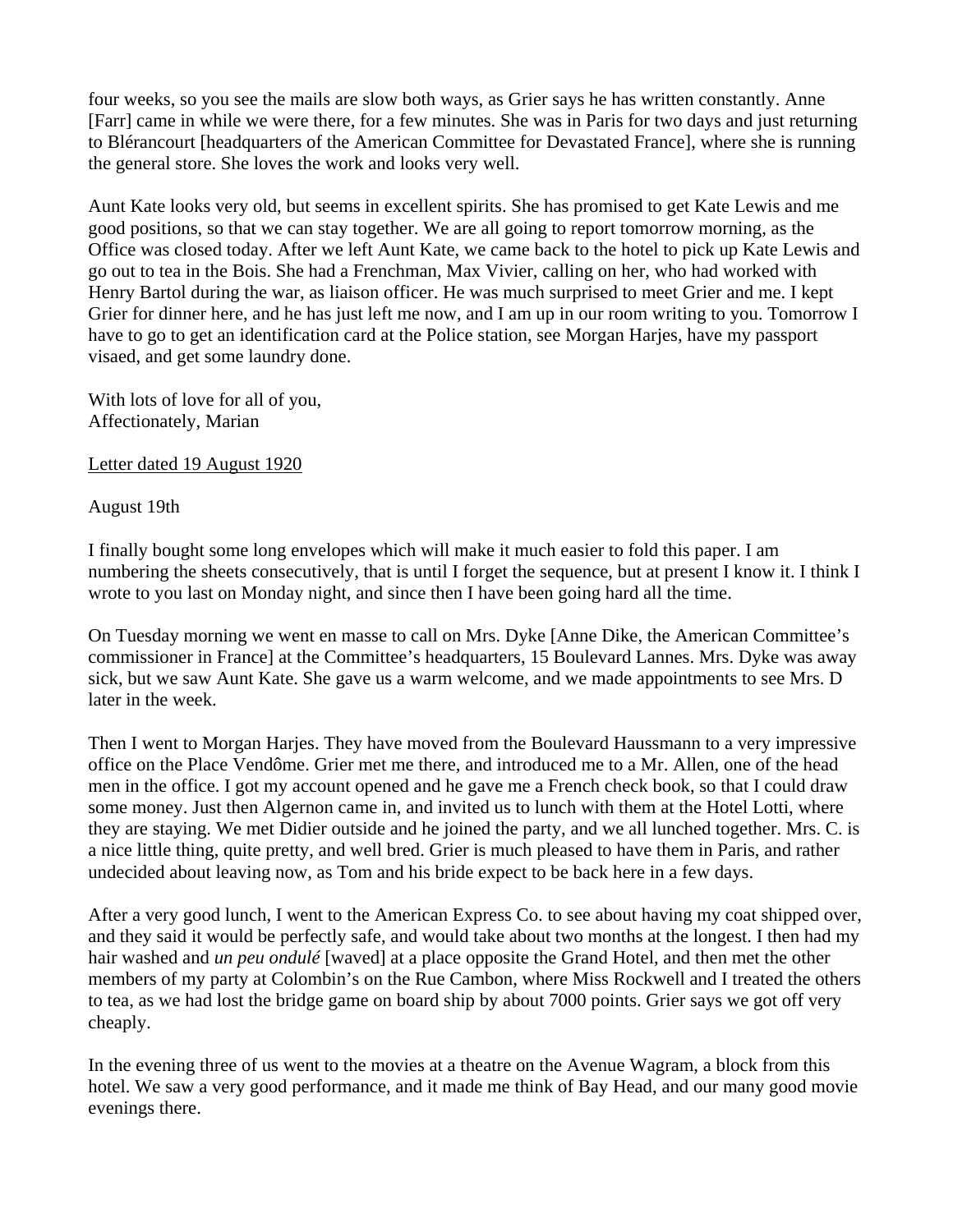four weeks, so you see the mails are slow both ways, as Grier says he has written constantly. Anne [Farr] came in while we were there, for a few minutes. She was in Paris for two days and just returning to Blérancourt [headquarters of the American Committee for Devastated France], where she is running the general store. She loves the work and looks very well.

Aunt Kate looks very old, but seems in excellent spirits. She has promised to get Kate Lewis and me good positions, so that we can stay together. We are all going to report tomorrow morning, as the Office was closed today. After we left Aunt Kate, we came back to the hotel to pick up Kate Lewis and go out to tea in the Bois. She had a Frenchman, Max Vivier, calling on her, who had worked with Henry Bartol during the war, as liaison officer. He was much surprised to meet Grier and me. I kept Grier for dinner here, and he has just left me now, and I am up in our room writing to you. Tomorrow I have to go to get an identification card at the Police station, see Morgan Harjes, have my passport visaed, and get some laundry done.

With lots of love for all of you,
Affectionately, Marian

<u>Letter dated 19 August 1920</u>

August 19th

I finally bought some long envelopes which will make it much easier to fold this paper. I am numbering the sheets consecutively, that is until I forget the sequence, but at present I know it. I think I wrote to you last on Monday night, and since then I have been going hard all the time.

On Tuesday morning we went en masse to call on Mrs. Dyke [Anne Dike, the American Committee's commissioner in France] at the Committee's headquarters, 15 Boulevard Lannes. Mrs. Dyke was away sick, but we saw Aunt Kate. She gave us a warm welcome, and we made appointments to see Mrs. D later in the week.

Then I went to Morgan Harjes. They have moved from the Boulevard Haussmann to a very impressive office on the Place Vendôme. Grier met me there, and introduced me to a Mr. Allen, one of the head men in the office. I got my account opened and he gave me a French check book, so that I could draw some money. Just then Algernon came in, and invited us to lunch with them at the Hotel Lotti, where they are staying. We met Didier outside and he joined the party, and we all lunched together. Mrs. C. is a nice little thing, quite pretty, and well bred. Grier is much pleased to have them in Paris, and rather undecided about leaving now, as Tom and his bride expect to be back here in a few days.

After a very good lunch, I went to the American Express Co. to see about having my coat shipped over, and they said it would be perfectly safe, and would take about two months at the longest. I then had my hair washed and *un peu ondulé* [waved] at a place opposite the Grand Hotel, and then met the other members of my party at Colombin's on the Rue Cambon, where Miss Rockwell and I treated the others to tea, as we had lost the bridge game on board ship by about 7000 points. Grier says we got off very cheaply.

In the evening three of us went to the movies at a theatre on the Avenue Wagram, a block from this hotel. We saw a very good performance, and it made me think of Bay Head, and our many good movie evenings there.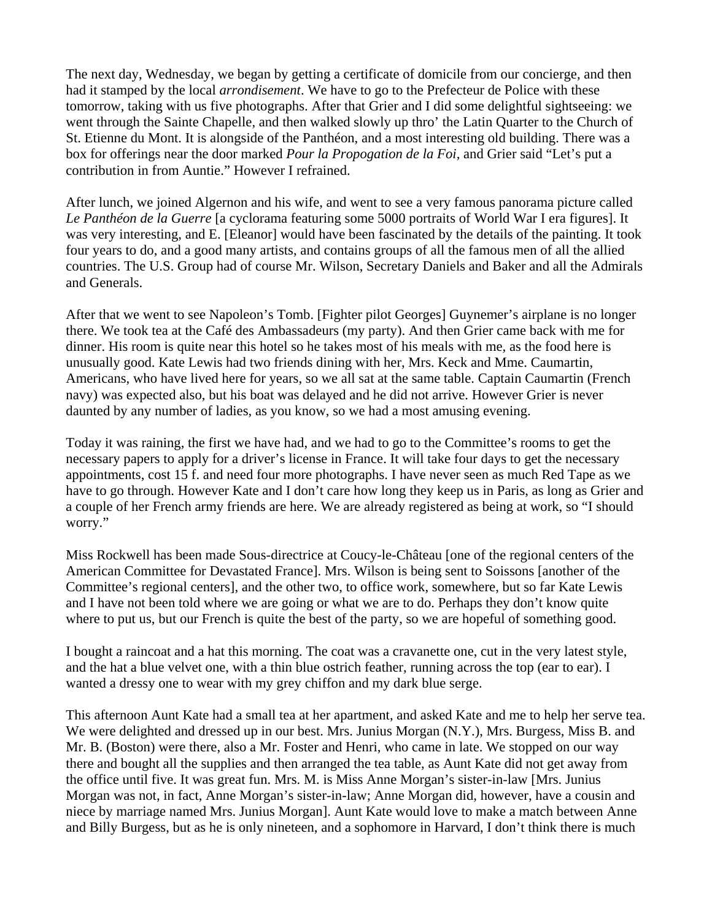The next day, Wednesday, we began by getting a certificate of domicile from our concierge, and then had it stamped by the local *arrondisement*. We have to go to the Prefecteur de Police with these tomorrow, taking with us five photographs. After that Grier and I did some delightful sightseeing: we went through the Sainte Chapelle, and then walked slowly up thro' the Latin Quarter to the Church of St. Etienne du Mont. It is alongside of the Panthéon, and a most interesting old building. There was a box for offerings near the door marked *Pour la Propogation de la Foi*, and Grier said "Let's put a contribution in from Auntie." However I refrained.

After lunch, we joined Algernon and his wife, and went to see a very famous panorama picture called *Le Panthéon de la Guerre* [a cyclorama featuring some 5000 portraits of World War I era figures]. It was very interesting, and E. [Eleanor] would have been fascinated by the details of the painting. It took four years to do, and a good many artists, and contains groups of all the famous men of all the allied countries. The U.S. Group had of course Mr. Wilson, Secretary Daniels and Baker and all the Admirals and Generals.

After that we went to see Napoleon's Tomb. [Fighter pilot Georges] Guynemer's airplane is no longer there. We took tea at the Café des Ambassadeurs (my party). And then Grier came back with me for dinner. His room is quite near this hotel so he takes most of his meals with me, as the food here is unusually good. Kate Lewis had two friends dining with her, Mrs. Keck and Mme. Caumartin, Americans, who have lived here for years, so we all sat at the same table. Captain Caumartin (French navy) was expected also, but his boat was delayed and he did not arrive. However Grier is never daunted by any number of ladies, as you know, so we had a most amusing evening.

Today it was raining, the first we have had, and we had to go to the Committee's rooms to get the necessary papers to apply for a driver's license in France. It will take four days to get the necessary appointments, cost 15 f. and need four more photographs. I have never seen as much Red Tape as we have to go through. However Kate and I don't care how long they keep us in Paris, as long as Grier and a couple of her French army friends are here. We are already registered as being at work, so "I should worry."

Miss Rockwell has been made Sous-directrice at Coucy-le-Château [one of the regional centers of the American Committee for Devastated France]. Mrs. Wilson is being sent to Soissons [another of the Committee's regional centers], and the other two, to office work, somewhere, but so far Kate Lewis and I have not been told where we are going or what we are to do. Perhaps they don't know quite where to put us, but our French is quite the best of the party, so we are hopeful of something good.

I bought a raincoat and a hat this morning. The coat was a cravanette one, cut in the very latest style, and the hat a blue velvet one, with a thin blue ostrich feather, running across the top (ear to ear). I wanted a dressy one to wear with my grey chiffon and my dark blue serge.

This afternoon Aunt Kate had a small tea at her apartment, and asked Kate and me to help her serve tea. We were delighted and dressed up in our best. Mrs. Junius Morgan (N.Y.), Mrs. Burgess, Miss B. and Mr. B. (Boston) were there, also a Mr. Foster and Henri, who came in late. We stopped on our way there and bought all the supplies and then arranged the tea table, as Aunt Kate did not get away from the office until five. It was great fun. Mrs. M. is Miss Anne Morgan's sister-in-law [Mrs. Junius Morgan was not, in fact, Anne Morgan's sister-in-law; Anne Morgan did, however, have a cousin and niece by marriage named Mrs. Junius Morgan]. Aunt Kate would love to make a match between Anne and Billy Burgess, but as he is only nineteen, and a sophomore in Harvard, I don't think there is much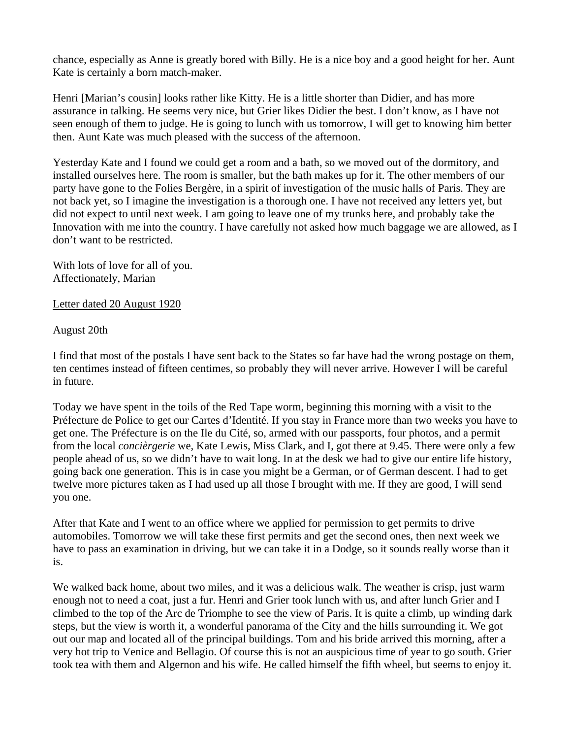chance, especially as Anne is greatly bored with Billy. He is a nice boy and a good height for her. Aunt Kate is certainly a born match-maker.

Henri [Marian's cousin] looks rather like Kitty. He is a little shorter than Didier, and has more assurance in talking. He seems very nice, but Grier likes Didier the best. I don't know, as I have not seen enough of them to judge. He is going to lunch with us tomorrow, I will get to knowing him better then. Aunt Kate was much pleased with the success of the afternoon.

Yesterday Kate and I found we could get a room and a bath, so we moved out of the dormitory, and installed ourselves here. The room is smaller, but the bath makes up for it. The other members of our party have gone to the Folies Bergère, in a spirit of investigation of the music halls of Paris. They are not back yet, so I imagine the investigation is a thorough one. I have not received any letters yet, but did not expect to until next week. I am going to leave one of my trunks here, and probably take the Innovation with me into the country. I have carefully not asked how much baggage we are allowed, as I don't want to be restricted.

With lots of love for all of you.
Affectionately, Marian

<u>Letter dated 20 August 1920</u>

August 20th

I find that most of the postals I have sent back to the States so far have had the wrong postage on them, ten centimes instead of fifteen centimes, so probably they will never arrive. However I will be careful in future.

Today we have spent in the toils of the Red Tape worm, beginning this morning with a visit to the Préfecture de Police to get our Cartes d'Identité. If you stay in France more than two weeks you have to get one. The Préfecture is on the Ile du Cité, so, armed with our passports, four photos, and a permit from the local *concièrgerie* we, Kate Lewis, Miss Clark, and I, got there at 9.45. There were only a few people ahead of us, so we didn't have to wait long. In at the desk we had to give our entire life history, going back one generation. This is in case you might be a German, or of German descent. I had to get twelve more pictures taken as I had used up all those I brought with me. If they are good, I will send you one.

After that Kate and I went to an office where we applied for permission to get permits to drive automobiles. Tomorrow we will take these first permits and get the second ones, then next week we have to pass an examination in driving, but we can take it in a Dodge, so it sounds really worse than it is.

We walked back home, about two miles, and it was a delicious walk. The weather is crisp, just warm enough not to need a coat, just a fur. Henri and Grier took lunch with us, and after lunch Grier and I climbed to the top of the Arc de Triomphe to see the view of Paris. It is quite a climb, up winding dark steps, but the view is worth it, a wonderful panorama of the City and the hills surrounding it. We got out our map and located all of the principal buildings. Tom and his bride arrived this morning, after a very hot trip to Venice and Bellagio. Of course this is not an auspicious time of year to go south. Grier took tea with them and Algernon and his wife. He called himself the fifth wheel, but seems to enjoy it.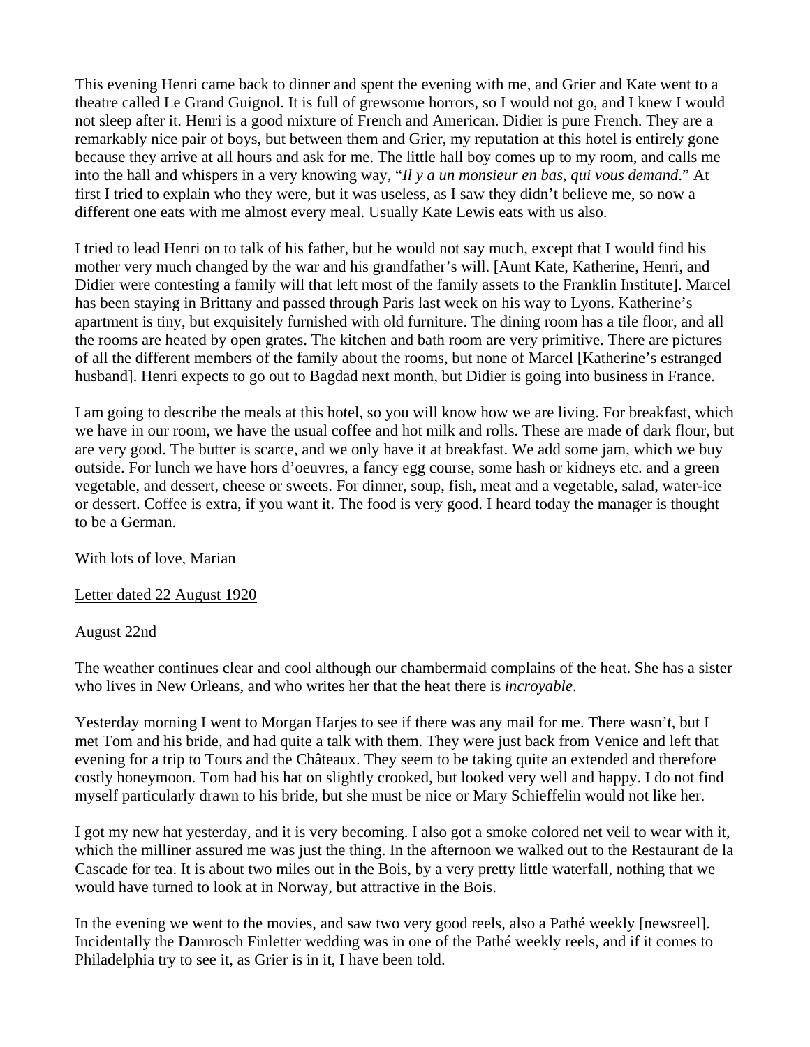This evening Henri came back to dinner and spent the evening with me, and Grier and Kate went to a theatre called Le Grand Guignol. It is full of grewsome horrors, so I would not go, and I knew I would not sleep after it. Henri is a good mixture of French and American. Didier is pure French. They are a remarkably nice pair of boys, but between them and Grier, my reputation at this hotel is entirely gone because they arrive at all hours and ask for me. The little hall boy comes up to my room, and calls me into the hall and whispers in a very knowing way, "*Il y a un monsieur en bas, qui vous demand*." At first I tried to explain who they were, but it was useless, as I saw they didn't believe me, so now a different one eats with me almost every meal. Usually Kate Lewis eats with us also.

I tried to lead Henri on to talk of his father, but he would not say much, except that I would find his mother very much changed by the war and his grandfather's will. [Aunt Kate, Katherine, Henri, and Didier were contesting a family will that left most of the family assets to the Franklin Institute]. Marcel has been staying in Brittany and passed through Paris last week on his way to Lyons. Katherine's apartment is tiny, but exquisitely furnished with old furniture. The dining room has a tile floor, and all the rooms are heated by open grates. The kitchen and bath room are very primitive. There are pictures of all the different members of the family about the rooms, but none of Marcel [Katherine's estranged husband]. Henri expects to go out to Bagdad next month, but Didier is going into business in France.

I am going to describe the meals at this hotel, so you will know how we are living. For breakfast, which we have in our room, we have the usual coffee and hot milk and rolls. These are made of dark flour, but are very good. The butter is scarce, and we only have it at breakfast. We add some jam, which we buy outside. For lunch we have hors d'oeuvres, a fancy egg course, some hash or kidneys etc. and a green vegetable, and dessert, cheese or sweets. For dinner, soup, fish, meat and a vegetable, salad, water-ice or dessert. Coffee is extra, if you want it. The food is very good. I heard today the manager is thought to be a German.

With lots of love, Marian

<u>Letter dated 22 August 1920</u>

August 22nd

The weather continues clear and cool although our chambermaid complains of the heat. She has a sister who lives in New Orleans, and who writes her that the heat there is *incroyable*.

Yesterday morning I went to Morgan Harjes to see if there was any mail for me. There wasn't, but I met Tom and his bride, and had quite a talk with them. They were just back from Venice and left that evening for a trip to Tours and the Châteaux. They seem to be taking quite an extended and therefore costly honeymoon. Tom had his hat on slightly crooked, but looked very well and happy. I do not find myself particularly drawn to his bride, but she must be nice or Mary Schieffelin would not like her.

I got my new hat yesterday, and it is very becoming. I also got a smoke colored net veil to wear with it, which the milliner assured me was just the thing. In the afternoon we walked out to the Restaurant de la Cascade for tea. It is about two miles out in the Bois, by a very pretty little waterfall, nothing that we would have turned to look at in Norway, but attractive in the Bois.

In the evening we went to the movies, and saw two very good reels, also a Pathé weekly [newsreel]. Incidentally the Damrosch Finletter wedding was in one of the Pathé weekly reels, and if it comes to Philadelphia try to see it, as Grier is in it, I have been told.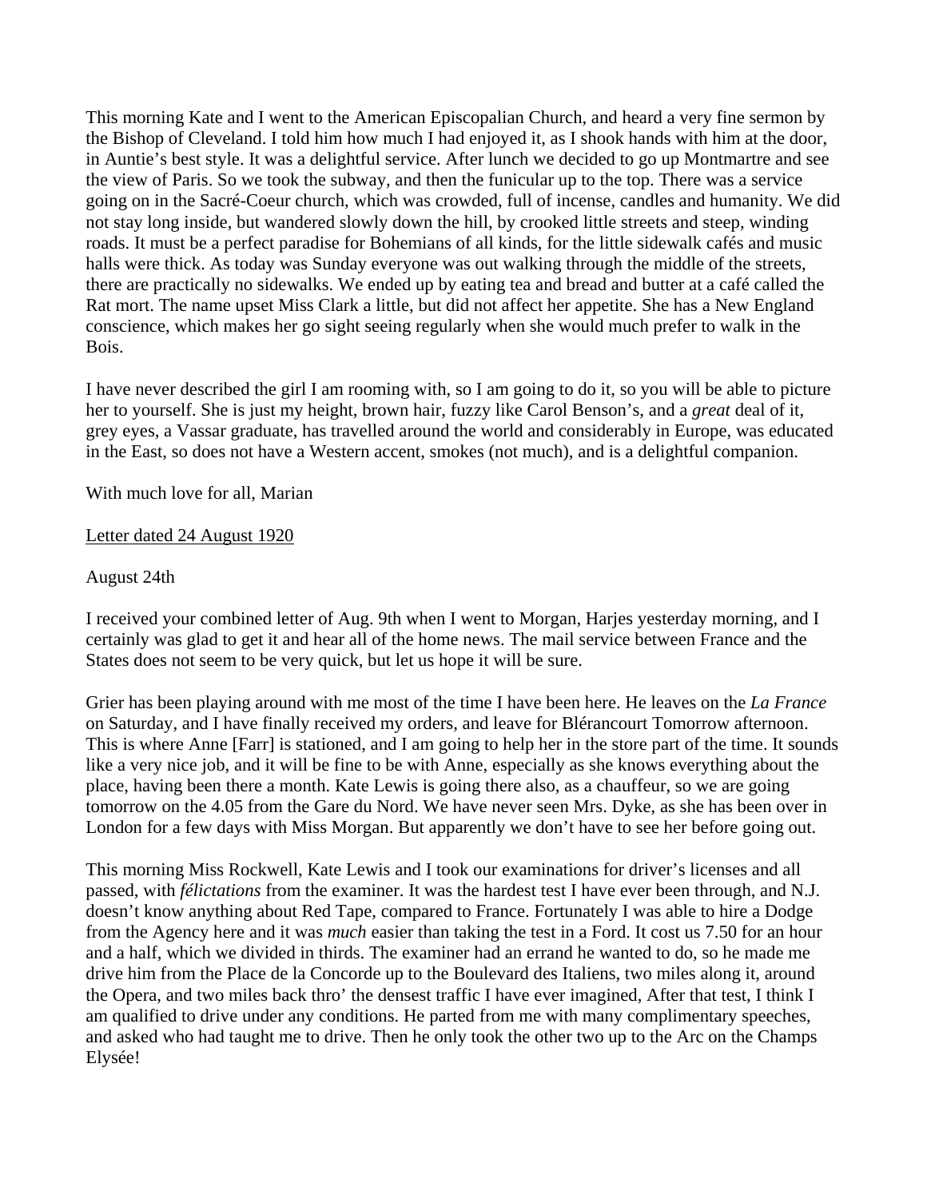This morning Kate and I went to the American Episcopalian Church, and heard a very fine sermon by the Bishop of Cleveland. I told him how much I had enjoyed it, as I shook hands with him at the door, in Auntie's best style. It was a delightful service. After lunch we decided to go up Montmartre and see the view of Paris. So we took the subway, and then the funicular up to the top. There was a service going on in the Sacré-Coeur church, which was crowded, full of incense, candles and humanity. We did not stay long inside, but wandered slowly down the hill, by crooked little streets and steep, winding roads. It must be a perfect paradise for Bohemians of all kinds, for the little sidewalk cafés and music halls were thick. As today was Sunday everyone was out walking through the middle of the streets, there are practically no sidewalks. We ended up by eating tea and bread and butter at a café called the Rat mort. The name upset Miss Clark a little, but did not affect her appetite. She has a New England conscience, which makes her go sight seeing regularly when she would much prefer to walk in the Bois.

I have never described the girl I am rooming with, so I am going to do it, so you will be able to picture her to yourself. She is just my height, brown hair, fuzzy like Carol Benson's, and a *great* deal of it, grey eyes, a Vassar graduate, has travelled around the world and considerably in Europe, was educated in the East, so does not have a Western accent, smokes (not much), and is a delightful companion.

With much love for all, Marian

<u>Letter dated 24 August 1920</u>

August 24th

I received your combined letter of Aug. 9th when I went to Morgan, Harjes yesterday morning, and I certainly was glad to get it and hear all of the home news. The mail service between France and the States does not seem to be very quick, but let us hope it will be sure.

Grier has been playing around with me most of the time I have been here. He leaves on the *La France* on Saturday, and I have finally received my orders, and leave for Blérancourt Tomorrow afternoon. This is where Anne [Farr] is stationed, and I am going to help her in the store part of the time. It sounds like a very nice job, and it will be fine to be with Anne, especially as she knows everything about the place, having been there a month. Kate Lewis is going there also, as a chauffeur, so we are going tomorrow on the 4.05 from the Gare du Nord. We have never seen Mrs. Dyke, as she has been over in London for a few days with Miss Morgan. But apparently we don't have to see her before going out.

This morning Miss Rockwell, Kate Lewis and I took our examinations for driver's licenses and all passed, with *félictations* from the examiner. It was the hardest test I have ever been through, and N.J. doesn't know anything about Red Tape, compared to France. Fortunately I was able to hire a Dodge from the Agency here and it was *much* easier than taking the test in a Ford. It cost us 7.50 for an hour and a half, which we divided in thirds. The examiner had an errand he wanted to do, so he made me drive him from the Place de la Concorde up to the Boulevard des Italiens, two miles along it, around the Opera, and two miles back thro' the densest traffic I have ever imagined, After that test, I think I am qualified to drive under any conditions. He parted from me with many complimentary speeches, and asked who had taught me to drive. Then he only took the other two up to the Arc on the Champs Elysée!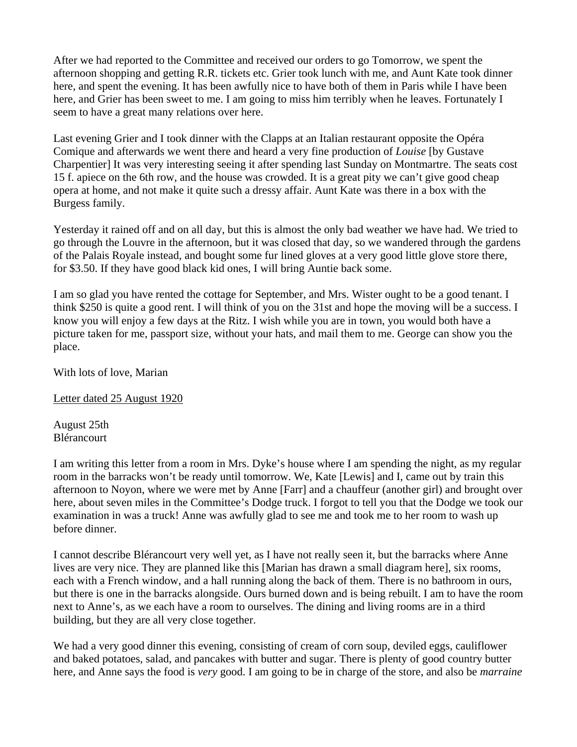After we had reported to the Committee and received our orders to go Tomorrow, we spent the afternoon shopping and getting R.R. tickets etc. Grier took lunch with me, and Aunt Kate took dinner here, and spent the evening. It has been awfully nice to have both of them in Paris while I have been here, and Grier has been sweet to me. I am going to miss him terribly when he leaves. Fortunately I seem to have a great many relations over here.

Last evening Grier and I took dinner with the Clapps at an Italian restaurant opposite the Opéra Comique and afterwards we went there and heard a very fine production of *Louise* [by Gustave Charpentier] It was very interesting seeing it after spending last Sunday on Montmartre. The seats cost 15 f. apiece on the 6th row, and the house was crowded. It is a great pity we can't give good cheap opera at home, and not make it quite such a dressy affair. Aunt Kate was there in a box with the Burgess family.

Yesterday it rained off and on all day, but this is almost the only bad weather we have had. We tried to go through the Louvre in the afternoon, but it was closed that day, so we wandered through the gardens of the Palais Royale instead, and bought some fur lined gloves at a very good little glove store there, for $3.50. If they have good black kid ones, I will bring Auntie back some.

I am so glad you have rented the cottage for September, and Mrs. Wister ought to be a good tenant. I think $250 is quite a good rent. I will think of you on the 31st and hope the moving will be a success. I know you will enjoy a few days at the Ritz. I wish while you are in town, you would both have a picture taken for me, passport size, without your hats, and mail them to me. George can show you the place.

With lots of love, Marian

<u>Letter dated 25 August 1920</u>

August 25th
Blérancourt

I am writing this letter from a room in Mrs. Dyke's house where I am spending the night, as my regular room in the barracks won't be ready until tomorrow. We, Kate [Lewis] and I, came out by train this afternoon to Noyon, where we were met by Anne [Farr] and a chauffeur (another girl) and brought over here, about seven miles in the Committee's Dodge truck. I forgot to tell you that the Dodge we took our examination in was a truck! Anne was awfully glad to see me and took me to her room to wash up before dinner.

I cannot describe Blérancourt very well yet, as I have not really seen it, but the barracks where Anne lives are very nice. They are planned like this [Marian has drawn a small diagram here], six rooms, each with a French window, and a hall running along the back of them. There is no bathroom in ours, but there is one in the barracks alongside. Ours burned down and is being rebuilt. I am to have the room next to Anne's, as we each have a room to ourselves. The dining and living rooms are in a third building, but they are all very close together.

We had a very good dinner this evening, consisting of cream of corn soup, deviled eggs, cauliflower and baked potatoes, salad, and pancakes with butter and sugar. There is plenty of good country butter here, and Anne says the food is *very* good. I am going to be in charge of the store, and also be *marraine*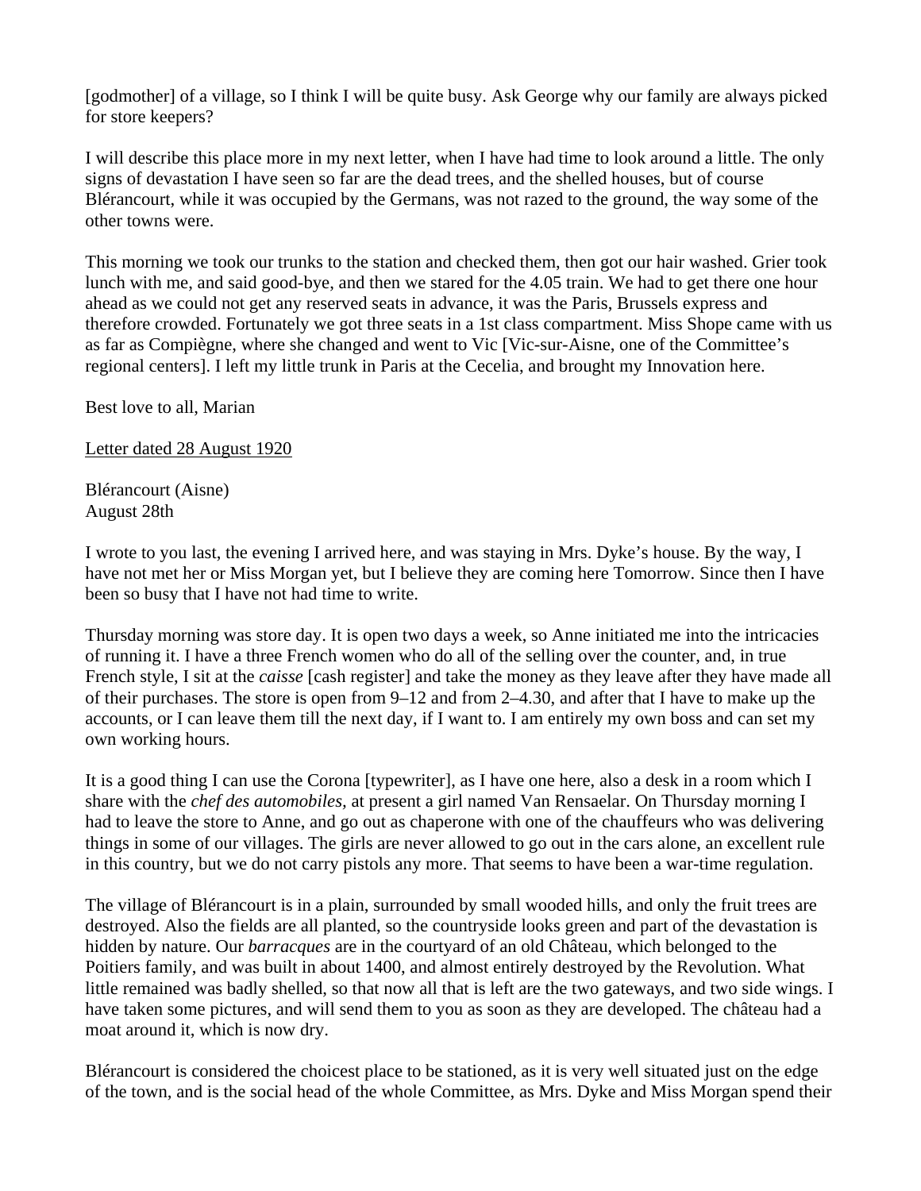[godmother] of a village, so I think I will be quite busy. Ask George why our family are always picked for store keepers?

I will describe this place more in my next letter, when I have had time to look around a little. The only signs of devastation I have seen so far are the dead trees, and the shelled houses, but of course Blérancourt, while it was occupied by the Germans, was not razed to the ground, the way some of the other towns were.

This morning we took our trunks to the station and checked them, then got our hair washed. Grier took lunch with me, and said good-bye, and then we stared for the 4.05 train. We had to get there one hour ahead as we could not get any reserved seats in advance, it was the Paris, Brussels express and therefore crowded. Fortunately we got three seats in a 1st class compartment. Miss Shope came with us as far as Compiègne, where she changed and went to Vic [Vic-sur-Aisne, one of the Committee's regional centers]. I left my little trunk in Paris at the Cecelia, and brought my Innovation here.

Best love to all, Marian

<u>Letter dated 28 August 1920</u>

Blérancourt (Aisne)
August 28th

I wrote to you last, the evening I arrived here, and was staying in Mrs. Dyke's house. By the way, I have not met her or Miss Morgan yet, but I believe they are coming here Tomorrow. Since then I have been so busy that I have not had time to write.

Thursday morning was store day. It is open two days a week, so Anne initiated me into the intricacies of running it. I have a three French women who do all of the selling over the counter, and, in true French style, I sit at the *caisse* [cash register] and take the money as they leave after they have made all of their purchases. The store is open from 9–12 and from 2–4.30, and after that I have to make up the accounts, or I can leave them till the next day, if I want to. I am entirely my own boss and can set my own working hours.

It is a good thing I can use the Corona [typewriter], as I have one here, also a desk in a room which I share with the *chef des automobiles,* at present a girl named Van Rensaelar. On Thursday morning I had to leave the store to Anne, and go out as chaperone with one of the chauffeurs who was delivering things in some of our villages. The girls are never allowed to go out in the cars alone, an excellent rule in this country, but we do not carry pistols any more. That seems to have been a war-time regulation.

The village of Blérancourt is in a plain, surrounded by small wooded hills, and only the fruit trees are destroyed. Also the fields are all planted, so the countryside looks green and part of the devastation is hidden by nature. Our *barracques* are in the courtyard of an old Château, which belonged to the Poitiers family, and was built in about 1400, and almost entirely destroyed by the Revolution. What little remained was badly shelled, so that now all that is left are the two gateways, and two side wings. I have taken some pictures, and will send them to you as soon as they are developed. The château had a moat around it, which is now dry.

Blérancourt is considered the choicest place to be stationed, as it is very well situated just on the edge of the town, and is the social head of the whole Committee, as Mrs. Dyke and Miss Morgan spend their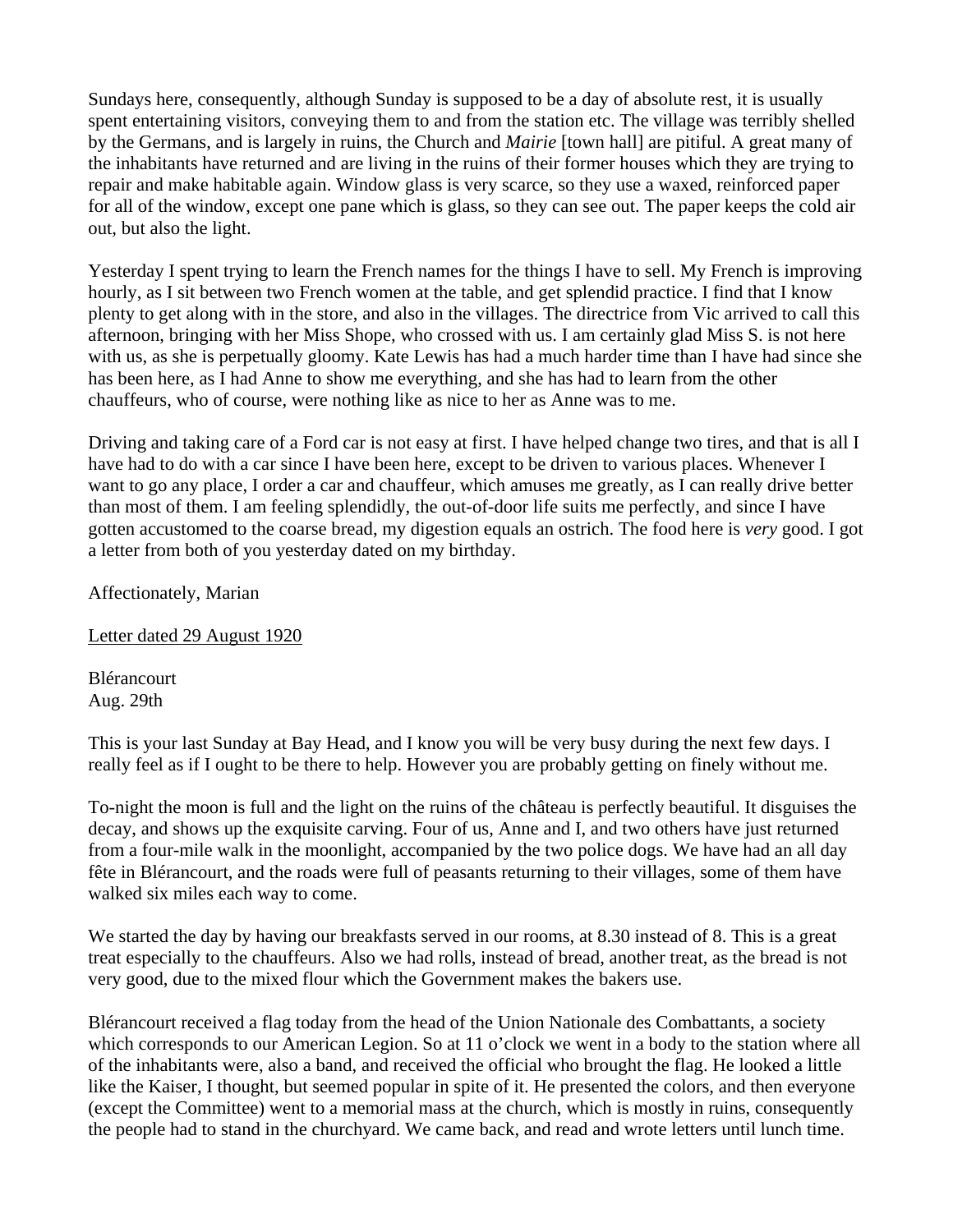Sundays here, consequently, although Sunday is supposed to be a day of absolute rest, it is usually spent entertaining visitors, conveying them to and from the station etc. The village was terribly shelled by the Germans, and is largely in ruins, the Church and *Mairie* [town hall] are pitiful. A great many of the inhabitants have returned and are living in the ruins of their former houses which they are trying to repair and make habitable again. Window glass is very scarce, so they use a waxed, reinforced paper for all of the window, except one pane which is glass, so they can see out. The paper keeps the cold air out, but also the light.

Yesterday I spent trying to learn the French names for the things I have to sell. My French is improving hourly, as I sit between two French women at the table, and get splendid practice. I find that I know plenty to get along with in the store, and also in the villages. The directrice from Vic arrived to call this afternoon, bringing with her Miss Shope, who crossed with us. I am certainly glad Miss S. is not here with us, as she is perpetually gloomy. Kate Lewis has had a much harder time than I have had since she has been here, as I had Anne to show me everything, and she has had to learn from the other chauffeurs, who of course, were nothing like as nice to her as Anne was to me.

Driving and taking care of a Ford car is not easy at first. I have helped change two tires, and that is all I have had to do with a car since I have been here, except to be driven to various places. Whenever I want to go any place, I order a car and chauffeur, which amuses me greatly, as I can really drive better than most of them. I am feeling splendidly, the out-of-door life suits me perfectly, and since I have gotten accustomed to the coarse bread, my digestion equals an ostrich. The food here is *very* good. I got a letter from both of you yesterday dated on my birthday.

Affectionately, Marian

<u>Letter dated 29 August 1920</u>

Blérancourt
Aug. 29th

This is your last Sunday at Bay Head, and I know you will be very busy during the next few days. I really feel as if I ought to be there to help. However you are probably getting on finely without me.

To-night the moon is full and the light on the ruins of the château is perfectly beautiful. It disguises the decay, and shows up the exquisite carving. Four of us, Anne and I, and two others have just returned from a four-mile walk in the moonlight, accompanied by the two police dogs. We have had an all day fête in Blérancourt, and the roads were full of peasants returning to their villages, some of them have walked six miles each way to come.

We started the day by having our breakfasts served in our rooms, at 8.30 instead of 8. This is a great treat especially to the chauffeurs. Also we had rolls, instead of bread, another treat, as the bread is not very good, due to the mixed flour which the Government makes the bakers use.

Blérancourt received a flag today from the head of the Union Nationale des Combattants, a society which corresponds to our American Legion. So at 11 o'clock we went in a body to the station where all of the inhabitants were, also a band, and received the official who brought the flag. He looked a little like the Kaiser, I thought, but seemed popular in spite of it. He presented the colors, and then everyone (except the Committee) went to a memorial mass at the church, which is mostly in ruins, consequently the people had to stand in the churchyard. We came back, and read and wrote letters until lunch time.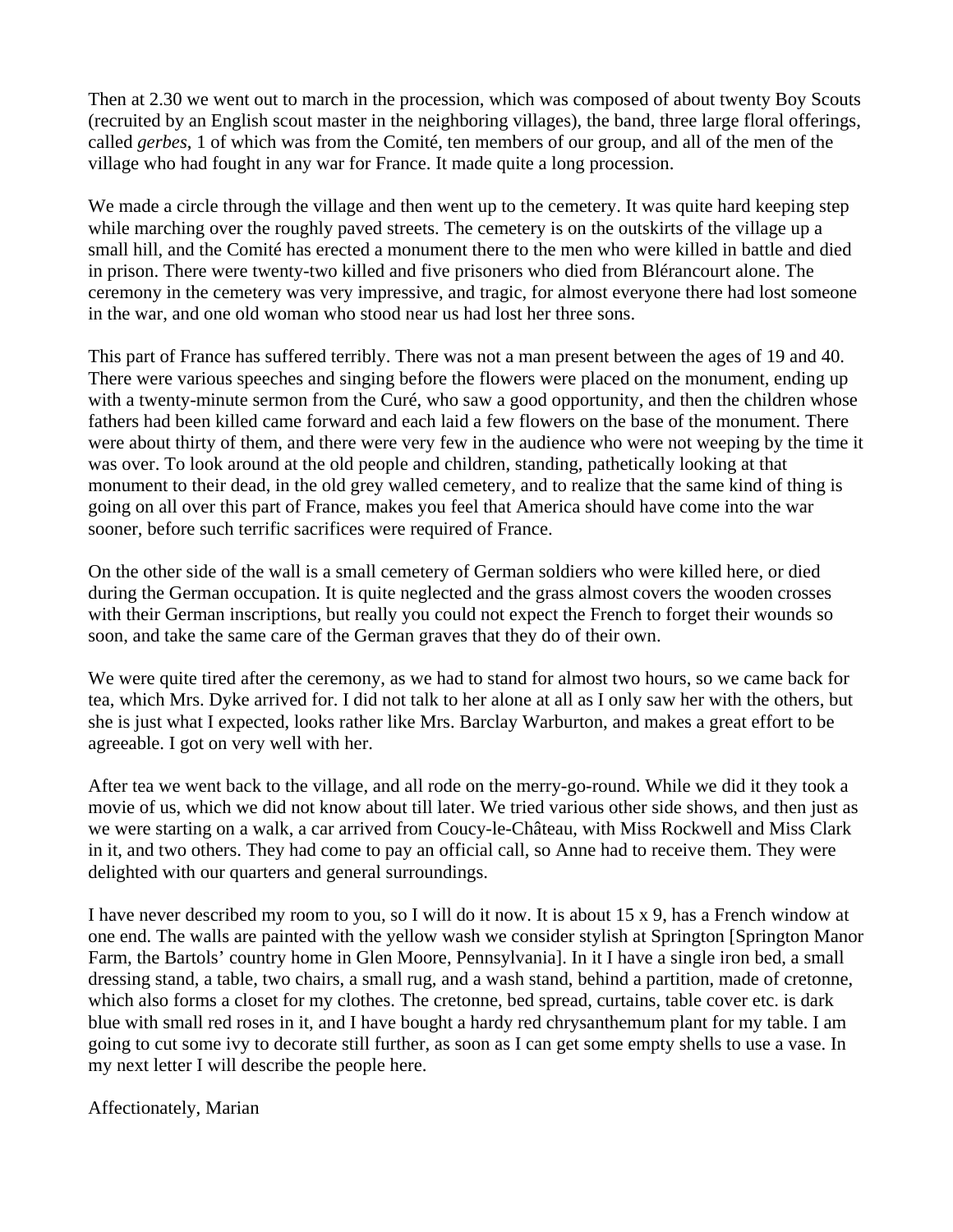Then at 2.30 we went out to march in the procession, which was composed of about twenty Boy Scouts (recruited by an English scout master in the neighboring villages), the band, three large floral offerings, called *gerbes*, 1 of which was from the Comité, ten members of our group, and all of the men of the village who had fought in any war for France. It made quite a long procession.

We made a circle through the village and then went up to the cemetery. It was quite hard keeping step while marching over the roughly paved streets. The cemetery is on the outskirts of the village up a small hill, and the Comité has erected a monument there to the men who were killed in battle and died in prison. There were twenty-two killed and five prisoners who died from Blérancourt alone. The ceremony in the cemetery was very impressive, and tragic, for almost everyone there had lost someone in the war, and one old woman who stood near us had lost her three sons.

This part of France has suffered terribly. There was not a man present between the ages of 19 and 40. There were various speeches and singing before the flowers were placed on the monument, ending up with a twenty-minute sermon from the Curé, who saw a good opportunity, and then the children whose fathers had been killed came forward and each laid a few flowers on the base of the monument. There were about thirty of them, and there were very few in the audience who were not weeping by the time it was over. To look around at the old people and children, standing, pathetically looking at that monument to their dead, in the old grey walled cemetery, and to realize that the same kind of thing is going on all over this part of France, makes you feel that America should have come into the war sooner, before such terrific sacrifices were required of France.

On the other side of the wall is a small cemetery of German soldiers who were killed here, or died during the German occupation. It is quite neglected and the grass almost covers the wooden crosses with their German inscriptions, but really you could not expect the French to forget their wounds so soon, and take the same care of the German graves that they do of their own.

We were quite tired after the ceremony, as we had to stand for almost two hours, so we came back for tea, which Mrs. Dyke arrived for. I did not talk to her alone at all as I only saw her with the others, but she is just what I expected, looks rather like Mrs. Barclay Warburton, and makes a great effort to be agreeable. I got on very well with her.

After tea we went back to the village, and all rode on the merry-go-round. While we did it they took a movie of us, which we did not know about till later. We tried various other side shows, and then just as we were starting on a walk, a car arrived from Coucy-le-Château, with Miss Rockwell and Miss Clark in it, and two others. They had come to pay an official call, so Anne had to receive them. They were delighted with our quarters and general surroundings.

I have never described my room to you, so I will do it now. It is about 15 x 9, has a French window at one end. The walls are painted with the yellow wash we consider stylish at Springton [Springton Manor Farm, the Bartols' country home in Glen Moore, Pennsylvania]. In it I have a single iron bed, a small dressing stand, a table, two chairs, a small rug, and a wash stand, behind a partition, made of cretonne, which also forms a closet for my clothes. The cretonne, bed spread, curtains, table cover etc. is dark blue with small red roses in it, and I have bought a hardy red chrysanthemum plant for my table. I am going to cut some ivy to decorate still further, as soon as I can get some empty shells to use a vase. In my next letter I will describe the people here.

Affectionately, Marian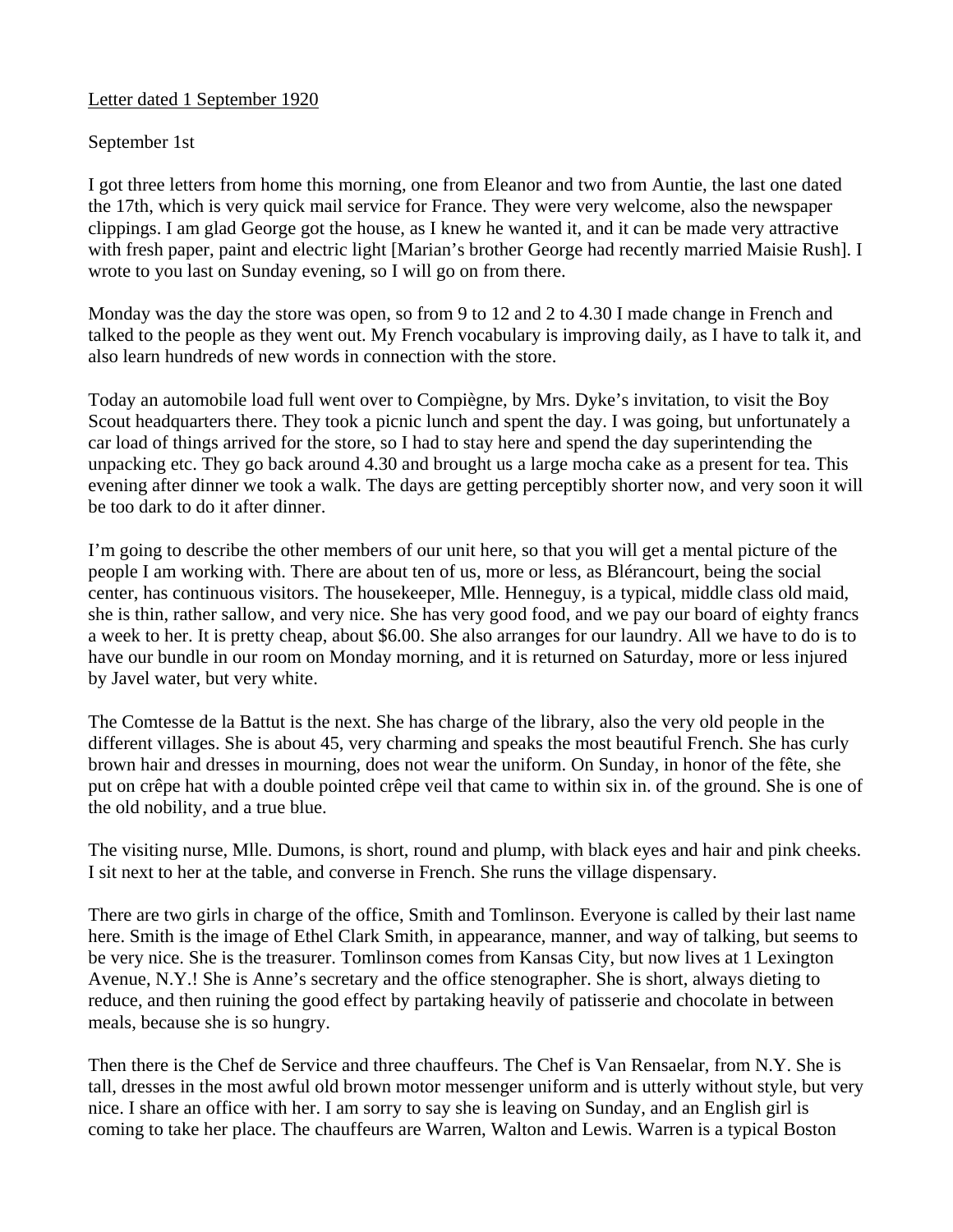<u>Letter dated 1 September 1920</u>

September 1st

I got three letters from home this morning, one from Eleanor and two from Auntie, the last one dated the 17th, which is very quick mail service for France. They were very welcome, also the newspaper clippings. I am glad George got the house, as I knew he wanted it, and it can be made very attractive with fresh paper, paint and electric light [Marian's brother George had recently married Maisie Rush]. I wrote to you last on Sunday evening, so I will go on from there.

Monday was the day the store was open, so from 9 to 12 and 2 to 4.30 I made change in French and talked to the people as they went out. My French vocabulary is improving daily, as I have to talk it, and also learn hundreds of new words in connection with the store.

Today an automobile load full went over to Compiègne, by Mrs. Dyke's invitation, to visit the Boy Scout headquarters there. They took a picnic lunch and spent the day. I was going, but unfortunately a car load of things arrived for the store, so I had to stay here and spend the day superintending the unpacking etc. They go back around 4.30 and brought us a large mocha cake as a present for tea. This evening after dinner we took a walk. The days are getting perceptibly shorter now, and very soon it will be too dark to do it after dinner.

I'm going to describe the other members of our unit here, so that you will get a mental picture of the people I am working with. There are about ten of us, more or less, as Blérancourt, being the social center, has continuous visitors. The housekeeper, Mlle. Henneguy, is a typical, middle class old maid, she is thin, rather sallow, and very nice. She has very good food, and we pay our board of eighty francs a week to her. It is pretty cheap, about $6.00. She also arranges for our laundry. All we have to do is to have our bundle in our room on Monday morning, and it is returned on Saturday, more or less injured by Javel water, but very white.

The Comtesse de la Battut is the next. She has charge of the library, also the very old people in the different villages. She is about 45, very charming and speaks the most beautiful French. She has curly brown hair and dresses in mourning, does not wear the uniform. On Sunday, in honor of the fête, she put on crêpe hat with a double pointed crêpe veil that came to within six in. of the ground. She is one of the old nobility, and a true blue.

The visiting nurse, Mlle. Dumons, is short, round and plump, with black eyes and hair and pink cheeks. I sit next to her at the table, and converse in French. She runs the village dispensary.

There are two girls in charge of the office, Smith and Tomlinson. Everyone is called by their last name here. Smith is the image of Ethel Clark Smith, in appearance, manner, and way of talking, but seems to be very nice. She is the treasurer. Tomlinson comes from Kansas City, but now lives at 1 Lexington Avenue, N.Y.! She is Anne's secretary and the office stenographer. She is short, always dieting to reduce, and then ruining the good effect by partaking heavily of patisserie and chocolate in between meals, because she is so hungry.

Then there is the Chef de Service and three chauffeurs. The Chef is Van Rensaelar, from N.Y. She is tall, dresses in the most awful old brown motor messenger uniform and is utterly without style, but very nice. I share an office with her. I am sorry to say she is leaving on Sunday, and an English girl is coming to take her place. The chauffeurs are Warren, Walton and Lewis. Warren is a typical Boston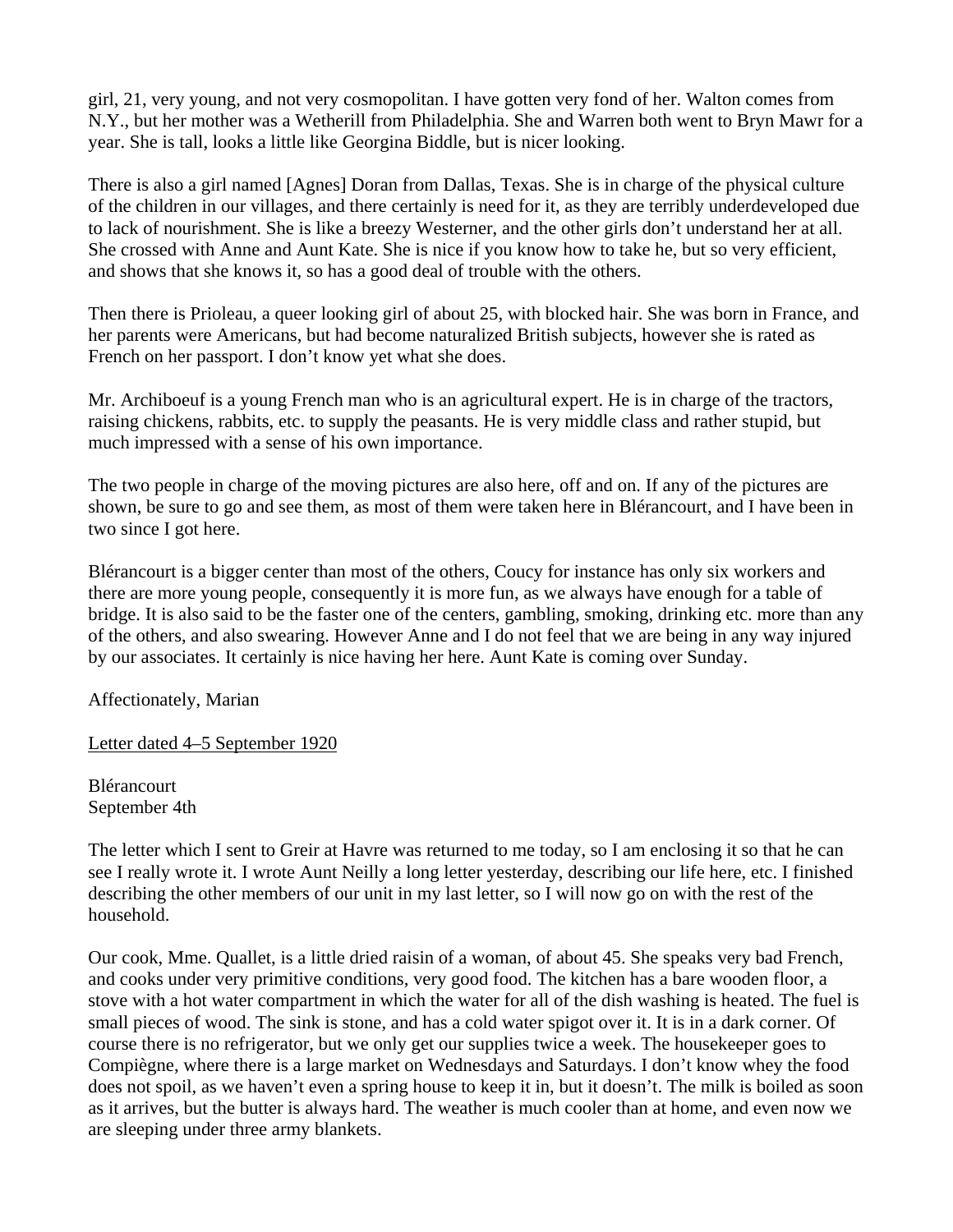girl, 21, very young, and not very cosmopolitan. I have gotten very fond of her. Walton comes from N.Y., but her mother was a Wetherill from Philadelphia. She and Warren both went to Bryn Mawr for a year. She is tall, looks a little like Georgina Biddle, but is nicer looking.

There is also a girl named [Agnes] Doran from Dallas, Texas. She is in charge of the physical culture of the children in our villages, and there certainly is need for it, as they are terribly underdeveloped due to lack of nourishment. She is like a breezy Westerner, and the other girls don't understand her at all. She crossed with Anne and Aunt Kate. She is nice if you know how to take he, but so very efficient, and shows that she knows it, so has a good deal of trouble with the others.

Then there is Prioleau, a queer looking girl of about 25, with blocked hair. She was born in France, and her parents were Americans, but had become naturalized British subjects, however she is rated as French on her passport. I don't know yet what she does.

Mr. Archiboeuf is a young French man who is an agricultural expert. He is in charge of the tractors, raising chickens, rabbits, etc. to supply the peasants. He is very middle class and rather stupid, but much impressed with a sense of his own importance.

The two people in charge of the moving pictures are also here, off and on. If any of the pictures are shown, be sure to go and see them, as most of them were taken here in Blérancourt, and I have been in two since I got here.

Blérancourt is a bigger center than most of the others, Coucy for instance has only six workers and there are more young people, consequently it is more fun, as we always have enough for a table of bridge. It is also said to be the faster one of the centers, gambling, smoking, drinking etc. more than any of the others, and also swearing. However Anne and I do not feel that we are being in any way injured by our associates. It certainly is nice having her here. Aunt Kate is coming over Sunday.

Affectionately, Marian

<u>Letter dated 4–5 September 1920</u>

Blérancourt
September 4th

The letter which I sent to Greir at Havre was returned to me today, so I am enclosing it so that he can see I really wrote it. I wrote Aunt Neilly a long letter yesterday, describing our life here, etc. I finished describing the other members of our unit in my last letter, so I will now go on with the rest of the household.

Our cook, Mme. Quallet, is a little dried raisin of a woman, of about 45. She speaks very bad French, and cooks under very primitive conditions, very good food. The kitchen has a bare wooden floor, a stove with a hot water compartment in which the water for all of the dish washing is heated. The fuel is small pieces of wood. The sink is stone, and has a cold water spigot over it. It is in a dark corner. Of course there is no refrigerator, but we only get our supplies twice a week. The housekeeper goes to Compiègne, where there is a large market on Wednesdays and Saturdays. I don't know whey the food does not spoil, as we haven't even a spring house to keep it in, but it doesn't. The milk is boiled as soon as it arrives, but the butter is always hard. The weather is much cooler than at home, and even now we are sleeping under three army blankets.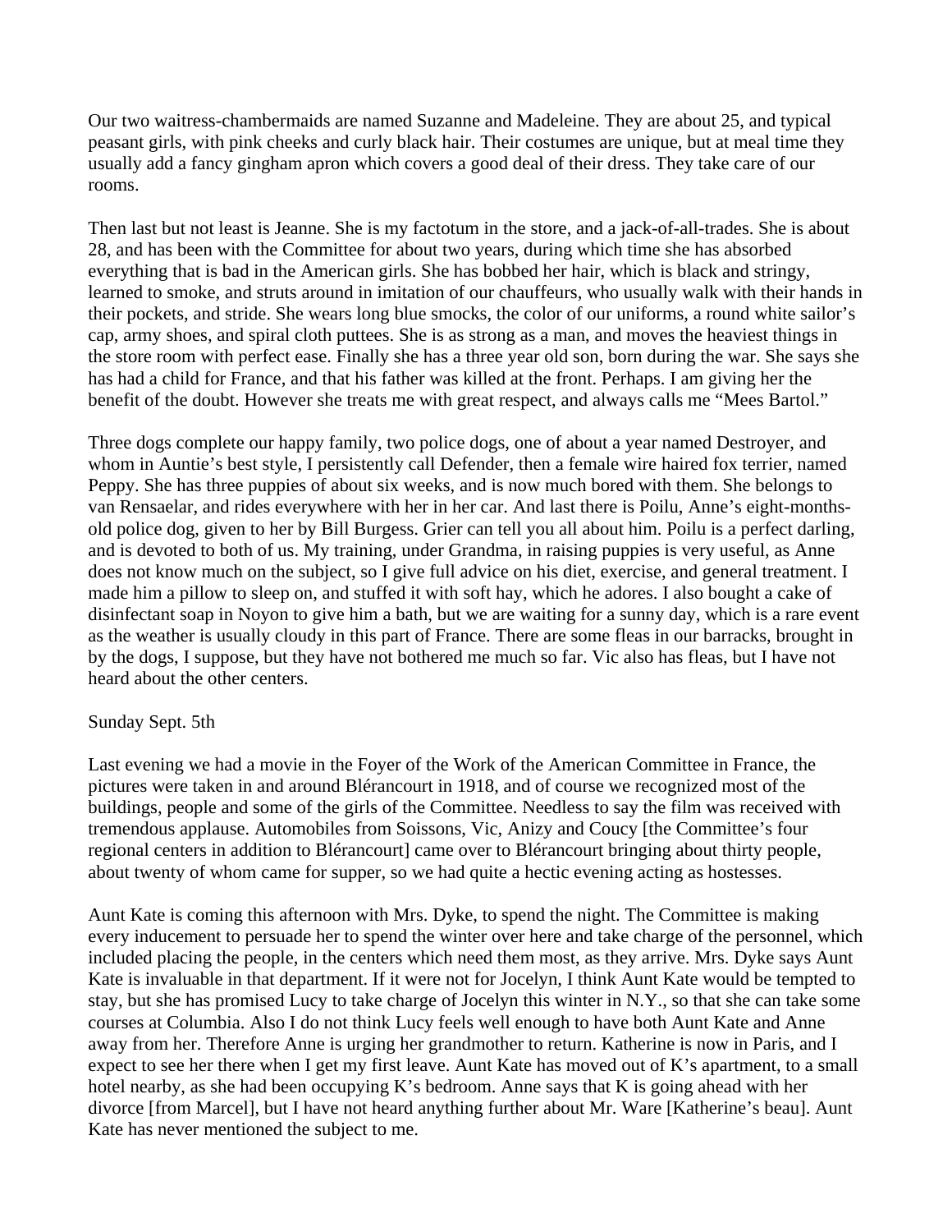Our two waitress-chambermaids are named Suzanne and Madeleine. They are about 25, and typical peasant girls, with pink cheeks and curly black hair. Their costumes are unique, but at meal time they usually add a fancy gingham apron which covers a good deal of their dress. They take care of our rooms.

Then last but not least is Jeanne. She is my factotum in the store, and a jack-of-all-trades. She is about 28, and has been with the Committee for about two years, during which time she has absorbed everything that is bad in the American girls. She has bobbed her hair, which is black and stringy, learned to smoke, and struts around in imitation of our chauffeurs, who usually walk with their hands in their pockets, and stride. She wears long blue smocks, the color of our uniforms, a round white sailor's cap, army shoes, and spiral cloth puttees. She is as strong as a man, and moves the heaviest things in the store room with perfect ease. Finally she has a three year old son, born during the war. She says she has had a child for France, and that his father was killed at the front. Perhaps. I am giving her the benefit of the doubt. However she treats me with great respect, and always calls me "Mees Bartol."

Three dogs complete our happy family, two police dogs, one of about a year named Destroyer, and whom in Auntie's best style, I persistently call Defender, then a female wire haired fox terrier, named Peppy. She has three puppies of about six weeks, and is now much bored with them. She belongs to van Rensaelar, and rides everywhere with her in her car. And last there is Poilu, Anne's eight-months-old police dog, given to her by Bill Burgess. Grier can tell you all about him. Poilu is a perfect darling, and is devoted to both of us. My training, under Grandma, in raising puppies is very useful, as Anne does not know much on the subject, so I give full advice on his diet, exercise, and general treatment. I made him a pillow to sleep on, and stuffed it with soft hay, which he adores. I also bought a cake of disinfectant soap in Noyon to give him a bath, but we are waiting for a sunny day, which is a rare event as the weather is usually cloudy in this part of France. There are some fleas in our barracks, brought in by the dogs, I suppose, but they have not bothered me much so far. Vic also has fleas, but I have not heard about the other centers.

Sunday Sept. 5th

Last evening we had a movie in the Foyer of the Work of the American Committee in France, the pictures were taken in and around Blérancourt in 1918, and of course we recognized most of the buildings, people and some of the girls of the Committee. Needless to say the film was received with tremendous applause. Automobiles from Soissons, Vic, Anizy and Coucy [the Committee's four regional centers in addition to Blérancourt] came over to Blérancourt bringing about thirty people, about twenty of whom came for supper, so we had quite a hectic evening acting as hostesses.

Aunt Kate is coming this afternoon with Mrs. Dyke, to spend the night. The Committee is making every inducement to persuade her to spend the winter over here and take charge of the personnel, which included placing the people, in the centers which need them most, as they arrive. Mrs. Dyke says Aunt Kate is invaluable in that department. If it were not for Jocelyn, I think Aunt Kate would be tempted to stay, but she has promised Lucy to take charge of Jocelyn this winter in N.Y., so that she can take some courses at Columbia. Also I do not think Lucy feels well enough to have both Aunt Kate and Anne away from her. Therefore Anne is urging her grandmother to return. Katherine is now in Paris, and I expect to see her there when I get my first leave. Aunt Kate has moved out of K's apartment, to a small hotel nearby, as she had been occupying K's bedroom. Anne says that K is going ahead with her divorce [from Marcel], but I have not heard anything further about Mr. Ware [Katherine's beau]. Aunt Kate has never mentioned the subject to me.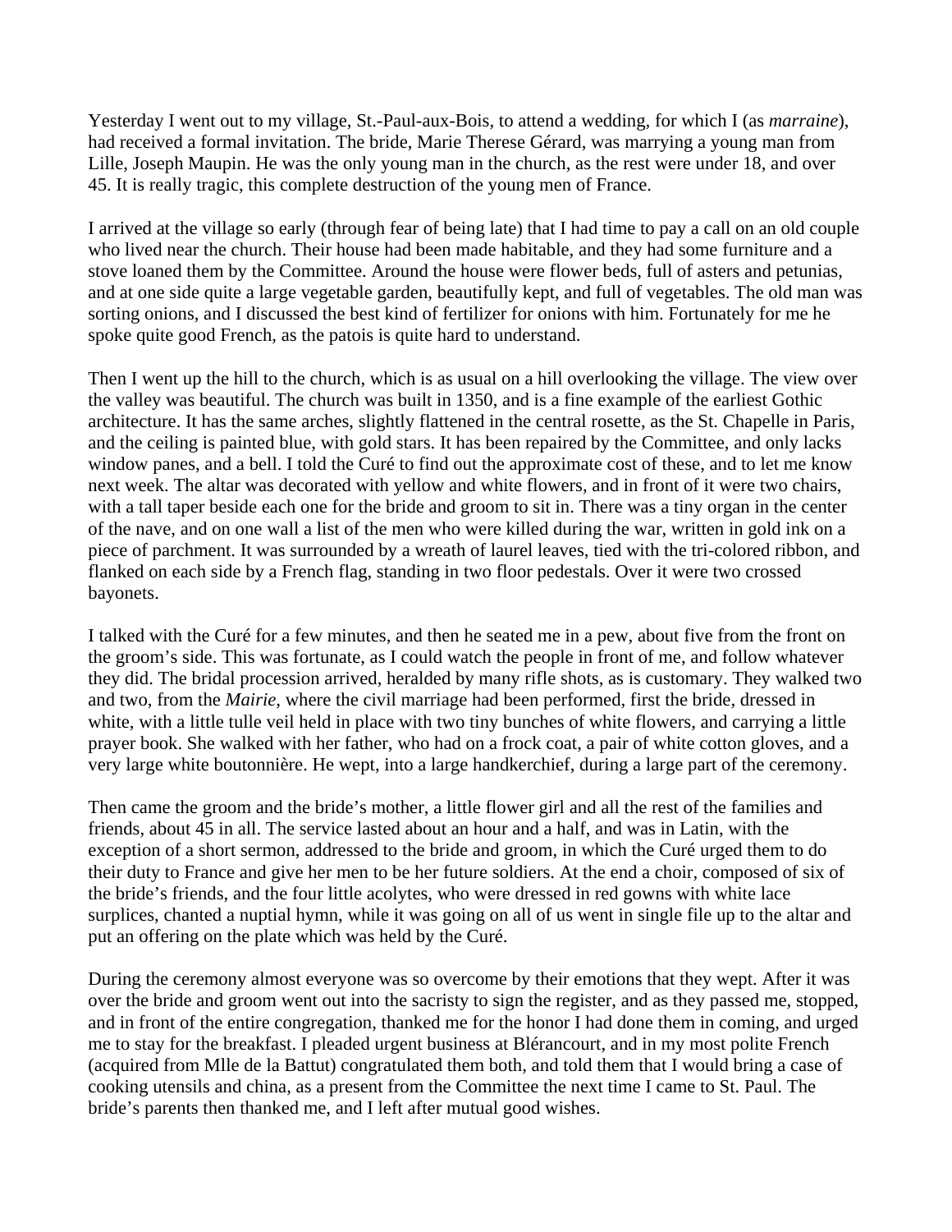Yesterday I went out to my village, St.-Paul-aux-Bois, to attend a wedding, for which I (as *marraine*), had received a formal invitation. The bride, Marie Therese Gérard, was marrying a young man from Lille, Joseph Maupin. He was the only young man in the church, as the rest were under 18, and over 45. It is really tragic, this complete destruction of the young men of France.

I arrived at the village so early (through fear of being late) that I had time to pay a call on an old couple who lived near the church. Their house had been made habitable, and they had some furniture and a stove loaned them by the Committee. Around the house were flower beds, full of asters and petunias, and at one side quite a large vegetable garden, beautifully kept, and full of vegetables. The old man was sorting onions, and I discussed the best kind of fertilizer for onions with him. Fortunately for me he spoke quite good French, as the patois is quite hard to understand.

Then I went up the hill to the church, which is as usual on a hill overlooking the village. The view over the valley was beautiful. The church was built in 1350, and is a fine example of the earliest Gothic architecture. It has the same arches, slightly flattened in the central rosette, as the St. Chapelle in Paris, and the ceiling is painted blue, with gold stars. It has been repaired by the Committee, and only lacks window panes, and a bell. I told the Curé to find out the approximate cost of these, and to let me know next week. The altar was decorated with yellow and white flowers, and in front of it were two chairs, with a tall taper beside each one for the bride and groom to sit in. There was a tiny organ in the center of the nave, and on one wall a list of the men who were killed during the war, written in gold ink on a piece of parchment. It was surrounded by a wreath of laurel leaves, tied with the tri-colored ribbon, and flanked on each side by a French flag, standing in two floor pedestals. Over it were two crossed bayonets.

I talked with the Curé for a few minutes, and then he seated me in a pew, about five from the front on the groom's side. This was fortunate, as I could watch the people in front of me, and follow whatever they did. The bridal procession arrived, heralded by many rifle shots, as is customary. They walked two and two, from the *Mairie*, where the civil marriage had been performed, first the bride, dressed in white, with a little tulle veil held in place with two tiny bunches of white flowers, and carrying a little prayer book. She walked with her father, who had on a frock coat, a pair of white cotton gloves, and a very large white boutonnière. He wept, into a large handkerchief, during a large part of the ceremony.

Then came the groom and the bride's mother, a little flower girl and all the rest of the families and friends, about 45 in all. The service lasted about an hour and a half, and was in Latin, with the exception of a short sermon, addressed to the bride and groom, in which the Curé urged them to do their duty to France and give her men to be her future soldiers. At the end a choir, composed of six of the bride's friends, and the four little acolytes, who were dressed in red gowns with white lace surplices, chanted a nuptial hymn, while it was going on all of us went in single file up to the altar and put an offering on the plate which was held by the Curé.

During the ceremony almost everyone was so overcome by their emotions that they wept. After it was over the bride and groom went out into the sacristy to sign the register, and as they passed me, stopped, and in front of the entire congregation, thanked me for the honor I had done them in coming, and urged me to stay for the breakfast. I pleaded urgent business at Blérancourt, and in my most polite French (acquired from Mlle de la Battut) congratulated them both, and told them that I would bring a case of cooking utensils and china, as a present from the Committee the next time I came to St. Paul. The bride's parents then thanked me, and I left after mutual good wishes.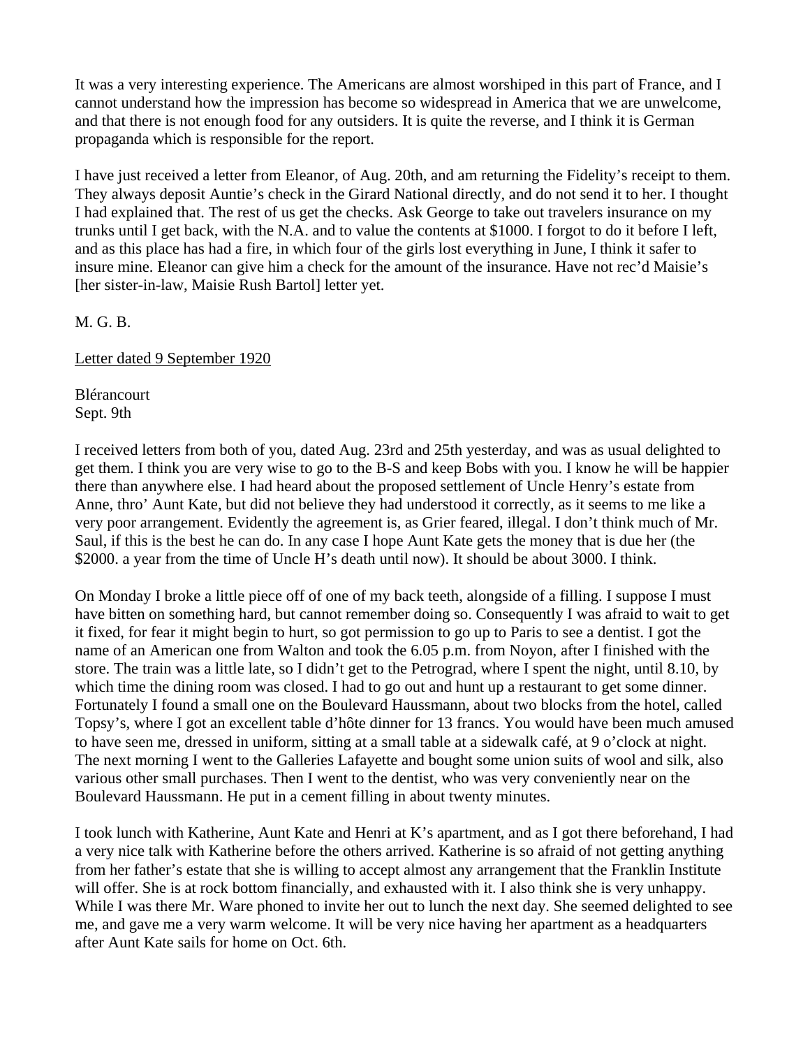It was a very interesting experience. The Americans are almost worshiped in this part of France, and I cannot understand how the impression has become so widespread in America that we are unwelcome, and that there is not enough food for any outsiders. It is quite the reverse, and I think it is German propaganda which is responsible for the report.

I have just received a letter from Eleanor, of Aug. 20th, and am returning the Fidelity's receipt to them. They always deposit Auntie's check in the Girard National directly, and do not send it to her. I thought I had explained that. The rest of us get the checks. Ask George to take out travelers insurance on my trunks until I get back, with the N.A. and to value the contents at $1000. I forgot to do it before I left, and as this place has had a fire, in which four of the girls lost everything in June, I think it safer to insure mine. Eleanor can give him a check for the amount of the insurance. Have not rec'd Maisie's [her sister-in-law, Maisie Rush Bartol] letter yet.

M. G. B.

<u>Letter dated 9 September 1920</u>

Blérancourt
Sept. 9th

I received letters from both of you, dated Aug. 23rd and 25th yesterday, and was as usual delighted to get them. I think you are very wise to go to the B-S and keep Bobs with you. I know he will be happier there than anywhere else. I had heard about the proposed settlement of Uncle Henry's estate from Anne, thro' Aunt Kate, but did not believe they had understood it correctly, as it seems to me like a very poor arrangement. Evidently the agreement is, as Grier feared, illegal. I don't think much of Mr. Saul, if this is the best he can do. In any case I hope Aunt Kate gets the money that is due her (the $2000. a year from the time of Uncle H's death until now). It should be about 3000. I think.

On Monday I broke a little piece off of one of my back teeth, alongside of a filling. I suppose I must have bitten on something hard, but cannot remember doing so. Consequently I was afraid to wait to get it fixed, for fear it might begin to hurt, so got permission to go up to Paris to see a dentist. I got the name of an American one from Walton and took the 6.05 p.m. from Noyon, after I finished with the store. The train was a little late, so I didn't get to the Petrograd, where I spent the night, until 8.10, by which time the dining room was closed. I had to go out and hunt up a restaurant to get some dinner. Fortunately I found a small one on the Boulevard Haussmann, about two blocks from the hotel, called Topsy's, where I got an excellent table d'hôte dinner for 13 francs. You would have been much amused to have seen me, dressed in uniform, sitting at a small table at a sidewalk café, at 9 o'clock at night. The next morning I went to the Galleries Lafayette and bought some union suits of wool and silk, also various other small purchases. Then I went to the dentist, who was very conveniently near on the Boulevard Haussmann. He put in a cement filling in about twenty minutes.

I took lunch with Katherine, Aunt Kate and Henri at K's apartment, and as I got there beforehand, I had a very nice talk with Katherine before the others arrived. Katherine is so afraid of not getting anything from her father's estate that she is willing to accept almost any arrangement that the Franklin Institute will offer. She is at rock bottom financially, and exhausted with it. I also think she is very unhappy. While I was there Mr. Ware phoned to invite her out to lunch the next day. She seemed delighted to see me, and gave me a very warm welcome. It will be very nice having her apartment as a headquarters after Aunt Kate sails for home on Oct. 6th.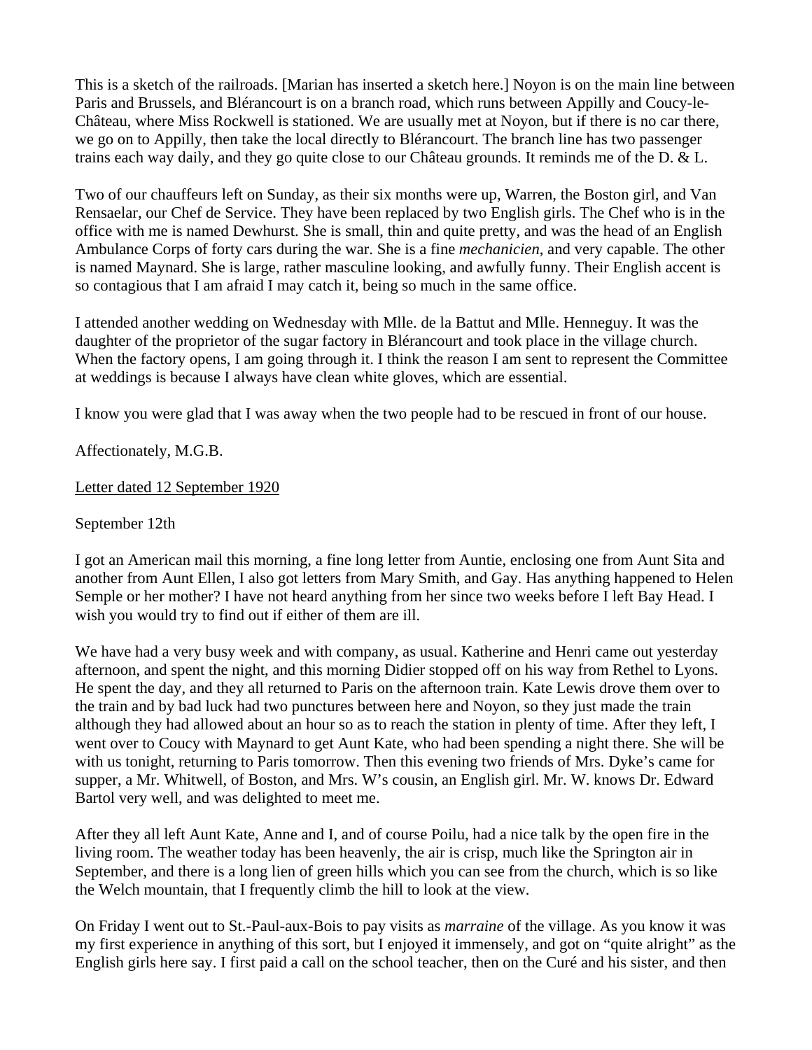This is a sketch of the railroads. [Marian has inserted a sketch here.] Noyon is on the main line between Paris and Brussels, and Blérancourt is on a branch road, which runs between Appilly and Coucy-le-Château, where Miss Rockwell is stationed. We are usually met at Noyon, but if there is no car there, we go on to Appilly, then take the local directly to Blérancourt. The branch line has two passenger trains each way daily, and they go quite close to our Château grounds. It reminds me of the D. & L.

Two of our chauffeurs left on Sunday, as their six months were up, Warren, the Boston girl, and Van Rensaelar, our Chef de Service. They have been replaced by two English girls. The Chef who is in the office with me is named Dewhurst. She is small, thin and quite pretty, and was the head of an English Ambulance Corps of forty cars during the war. She is a fine *mechanicien*, and very capable. The other is named Maynard. She is large, rather masculine looking, and awfully funny. Their English accent is so contagious that I am afraid I may catch it, being so much in the same office.

I attended another wedding on Wednesday with Mlle. de la Battut and Mlle. Henneguy. It was the daughter of the proprietor of the sugar factory in Blérancourt and took place in the village church. When the factory opens, I am going through it. I think the reason I am sent to represent the Committee at weddings is because I always have clean white gloves, which are essential.

I know you were glad that I was away when the two people had to be rescued in front of our house.

Affectionately, M.G.B.

<u>Letter dated 12 September 1920</u>

September 12th

I got an American mail this morning, a fine long letter from Auntie, enclosing one from Aunt Sita and another from Aunt Ellen, I also got letters from Mary Smith, and Gay. Has anything happened to Helen Semple or her mother? I have not heard anything from her since two weeks before I left Bay Head. I wish you would try to find out if either of them are ill.

We have had a very busy week and with company, as usual. Katherine and Henri came out yesterday afternoon, and spent the night, and this morning Didier stopped off on his way from Rethel to Lyons. He spent the day, and they all returned to Paris on the afternoon train. Kate Lewis drove them over to the train and by bad luck had two punctures between here and Noyon, so they just made the train although they had allowed about an hour so as to reach the station in plenty of time. After they left, I went over to Coucy with Maynard to get Aunt Kate, who had been spending a night there. She will be with us tonight, returning to Paris tomorrow. Then this evening two friends of Mrs. Dyke's came for supper, a Mr. Whitwell, of Boston, and Mrs. W's cousin, an English girl. Mr. W. knows Dr. Edward Bartol very well, and was delighted to meet me.

After they all left Aunt Kate, Anne and I, and of course Poilu, had a nice talk by the open fire in the living room. The weather today has been heavenly, the air is crisp, much like the Springton air in September, and there is a long lien of green hills which you can see from the church, which is so like the Welch mountain, that I frequently climb the hill to look at the view.

On Friday I went out to St.-Paul-aux-Bois to pay visits as *marraine* of the village. As you know it was my first experience in anything of this sort, but I enjoyed it immensely, and got on "quite alright" as the English girls here say. I first paid a call on the school teacher, then on the Curé and his sister, and then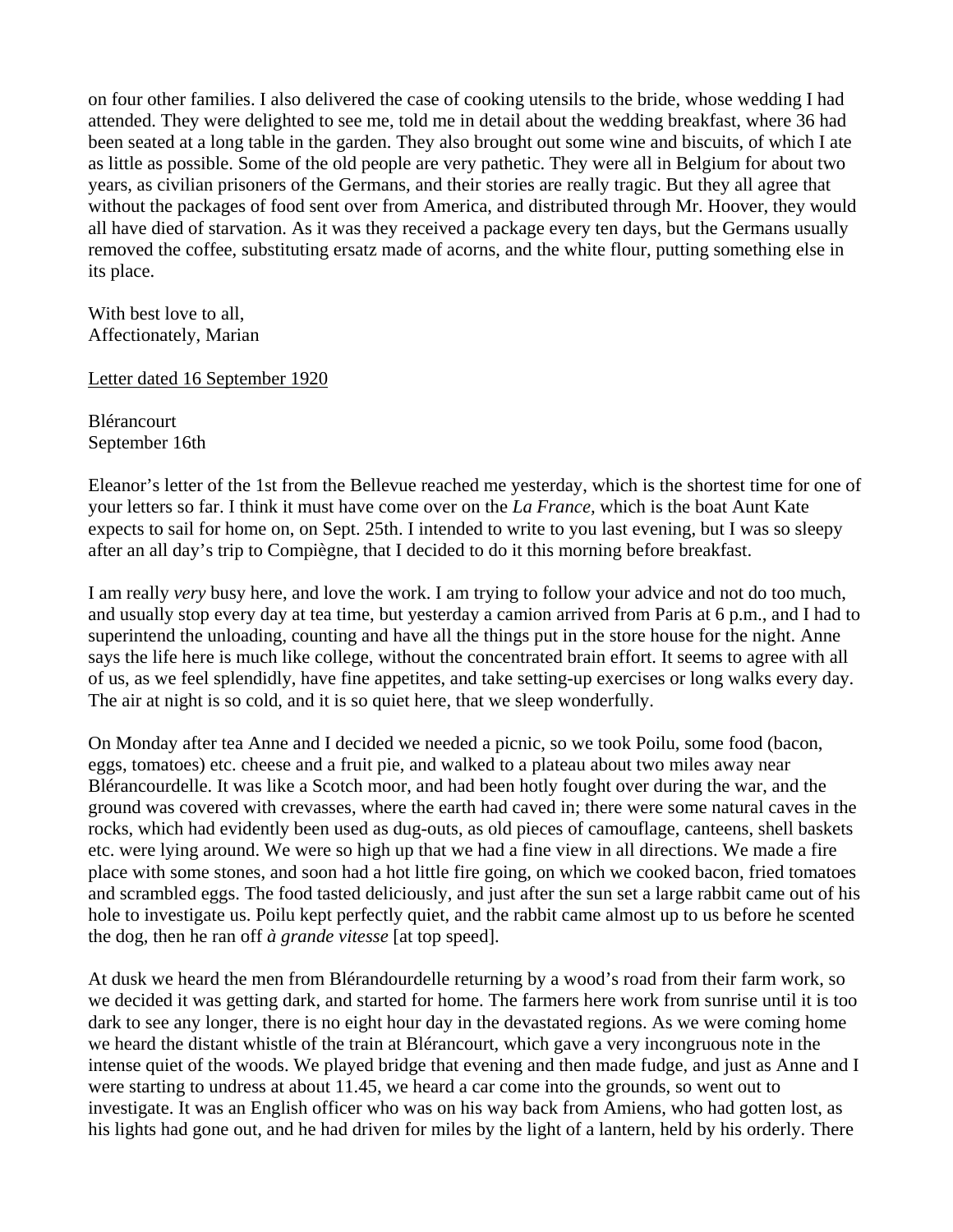on four other families. I also delivered the case of cooking utensils to the bride, whose wedding I had attended. They were delighted to see me, told me in detail about the wedding breakfast, where 36 had been seated at a long table in the garden. They also brought out some wine and biscuits, of which I ate as little as possible. Some of the old people are very pathetic. They were all in Belgium for about two years, as civilian prisoners of the Germans, and their stories are really tragic. But they all agree that without the packages of food sent over from America, and distributed through Mr. Hoover, they would all have died of starvation. As it was they received a package every ten days, but the Germans usually removed the coffee, substituting ersatz made of acorns, and the white flour, putting something else in its place.

With best love to all,
Affectionately, Marian

<u>Letter dated 16 September 1920</u>

Blérancourt
September 16th

Eleanor's letter of the 1st from the Bellevue reached me yesterday, which is the shortest time for one of your letters so far. I think it must have come over on the *La France,* which is the boat Aunt Kate expects to sail for home on, on Sept. 25th. I intended to write to you last evening, but I was so sleepy after an all day's trip to Compiègne, that I decided to do it this morning before breakfast.

I am really *very* busy here, and love the work. I am trying to follow your advice and not do too much, and usually stop every day at tea time, but yesterday a camion arrived from Paris at 6 p.m., and I had to superintend the unloading, counting and have all the things put in the store house for the night. Anne says the life here is much like college, without the concentrated brain effort. It seems to agree with all of us, as we feel splendidly, have fine appetites, and take setting-up exercises or long walks every day. The air at night is so cold, and it is so quiet here, that we sleep wonderfully.

On Monday after tea Anne and I decided we needed a picnic, so we took Poilu, some food (bacon, eggs, tomatoes) etc. cheese and a fruit pie, and walked to a plateau about two miles away near Blérancourdelle. It was like a Scotch moor, and had been hotly fought over during the war, and the ground was covered with crevasses, where the earth had caved in; there were some natural caves in the rocks, which had evidently been used as dug-outs, as old pieces of camouflage, canteens, shell baskets etc. were lying around. We were so high up that we had a fine view in all directions. We made a fire place with some stones, and soon had a hot little fire going, on which we cooked bacon, fried tomatoes and scrambled eggs. The food tasted deliciously, and just after the sun set a large rabbit came out of his hole to investigate us. Poilu kept perfectly quiet, and the rabbit came almost up to us before he scented the dog, then he ran off *à grande vitesse* [at top speed].

At dusk we heard the men from Blérandourdelle returning by a wood's road from their farm work, so we decided it was getting dark, and started for home. The farmers here work from sunrise until it is too dark to see any longer, there is no eight hour day in the devastated regions. As we were coming home we heard the distant whistle of the train at Blérancourt, which gave a very incongruous note in the intense quiet of the woods. We played bridge that evening and then made fudge, and just as Anne and I were starting to undress at about 11.45, we heard a car come into the grounds, so went out to investigate. It was an English officer who was on his way back from Amiens, who had gotten lost, as his lights had gone out, and he had driven for miles by the light of a lantern, held by his orderly. There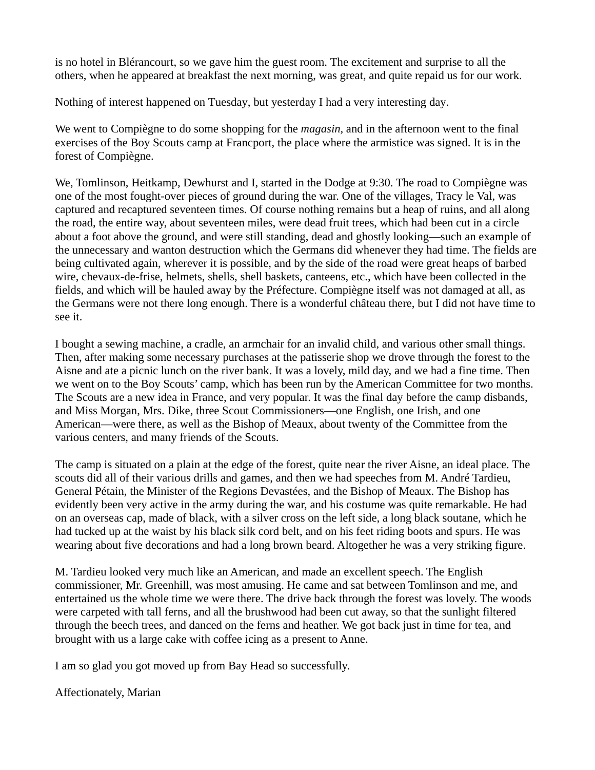is no hotel in Blérancourt, so we gave him the guest room. The excitement and surprise to all the others, when he appeared at breakfast the next morning, was great, and quite repaid us for our work.

Nothing of interest happened on Tuesday, but yesterday I had a very interesting day.

We went to Compiègne to do some shopping for the *magasin*, and in the afternoon went to the final exercises of the Boy Scouts camp at Francport, the place where the armistice was signed. It is in the forest of Compiègne.

We, Tomlinson, Heitkamp, Dewhurst and I, started in the Dodge at 9:30. The road to Compiègne was one of the most fought-over pieces of ground during the war. One of the villages, Tracy le Val, was captured and recaptured seventeen times. Of course nothing remains but a heap of ruins, and all along the road, the entire way, about seventeen miles, were dead fruit trees, which had been cut in a circle about a foot above the ground, and were still standing, dead and ghostly looking—such an example of the unnecessary and wanton destruction which the Germans did whenever they had time. The fields are being cultivated again, wherever it is possible, and by the side of the road were great heaps of barbed wire, chevaux-de-frise, helmets, shells, shell baskets, canteens, etc., which have been collected in the fields, and which will be hauled away by the Préfecture. Compiègne itself was not damaged at all, as the Germans were not there long enough. There is a wonderful château there, but I did not have time to see it.

I bought a sewing machine, a cradle, an armchair for an invalid child, and various other small things. Then, after making some necessary purchases at the patisserie shop we drove through the forest to the Aisne and ate a picnic lunch on the river bank. It was a lovely, mild day, and we had a fine time. Then we went on to the Boy Scouts' camp, which has been run by the American Committee for two months. The Scouts are a new idea in France, and very popular. It was the final day before the camp disbands, and Miss Morgan, Mrs. Dike, three Scout Commissioners—one English, one Irish, and one American—were there, as well as the Bishop of Meaux, about twenty of the Committee from the various centers, and many friends of the Scouts.

The camp is situated on a plain at the edge of the forest, quite near the river Aisne, an ideal place. The scouts did all of their various drills and games, and then we had speeches from M. André Tardieu, General Pétain, the Minister of the Regions Devastées, and the Bishop of Meaux. The Bishop has evidently been very active in the army during the war, and his costume was quite remarkable. He had on an overseas cap, made of black, with a silver cross on the left side, a long black soutane, which he had tucked up at the waist by his black silk cord belt, and on his feet riding boots and spurs. He was wearing about five decorations and had a long brown beard. Altogether he was a very striking figure.

M. Tardieu looked very much like an American, and made an excellent speech. The English commissioner, Mr. Greenhill, was most amusing. He came and sat between Tomlinson and me, and entertained us the whole time we were there. The drive back through the forest was lovely. The woods were carpeted with tall ferns, and all the brushwood had been cut away, so that the sunlight filtered through the beech trees, and danced on the ferns and heather. We got back just in time for tea, and brought with us a large cake with coffee icing as a present to Anne.

I am so glad you got moved up from Bay Head so successfully.

Affectionately, Marian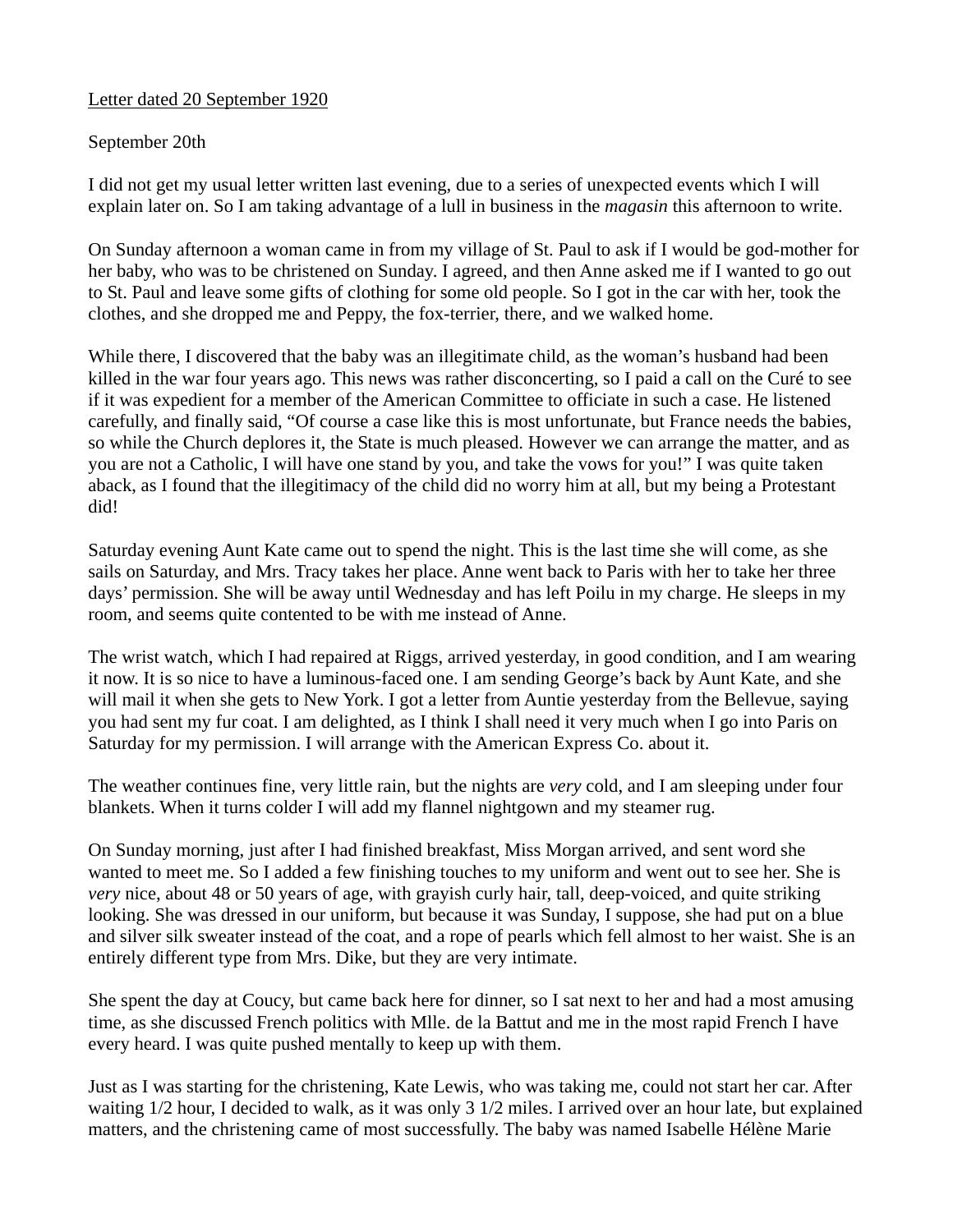Letter dated 20 September 1920

September 20th

I did not get my usual letter written last evening, due to a series of unexpected events which I will explain later on. So I am taking advantage of a lull in business in the *magasin* this afternoon to write.

On Sunday afternoon a woman came in from my village of St. Paul to ask if I would be god-mother for her baby, who was to be christened on Sunday. I agreed, and then Anne asked me if I wanted to go out to St. Paul and leave some gifts of clothing for some old people. So I got in the car with her, took the clothes, and she dropped me and Peppy, the fox-terrier, there, and we walked home.

While there, I discovered that the baby was an illegitimate child, as the woman's husband had been killed in the war four years ago. This news was rather disconcerting, so I paid a call on the Curé to see if it was expedient for a member of the American Committee to officiate in such a case. He listened carefully, and finally said, "Of course a case like this is most unfortunate, but France needs the babies, so while the Church deplores it, the State is much pleased. However we can arrange the matter, and as you are not a Catholic, I will have one stand by you, and take the vows for you!" I was quite taken aback, as I found that the illegitimacy of the child did no worry him at all, but my being a Protestant did!

Saturday evening Aunt Kate came out to spend the night. This is the last time she will come, as she sails on Saturday, and Mrs. Tracy takes her place. Anne went back to Paris with her to take her three days' permission. She will be away until Wednesday and has left Poilu in my charge. He sleeps in my room, and seems quite contented to be with me instead of Anne.

The wrist watch, which I had repaired at Riggs, arrived yesterday, in good condition, and I am wearing it now. It is so nice to have a luminous-faced one. I am sending George's back by Aunt Kate, and she will mail it when she gets to New York. I got a letter from Auntie yesterday from the Bellevue, saying you had sent my fur coat. I am delighted, as I think I shall need it very much when I go into Paris on Saturday for my permission. I will arrange with the American Express Co. about it.

The weather continues fine, very little rain, but the nights are *very* cold, and I am sleeping under four blankets. When it turns colder I will add my flannel nightgown and my steamer rug.

On Sunday morning, just after I had finished breakfast, Miss Morgan arrived, and sent word she wanted to meet me. So I added a few finishing touches to my uniform and went out to see her. She is *very* nice, about 48 or 50 years of age, with grayish curly hair, tall, deep-voiced, and quite striking looking. She was dressed in our uniform, but because it was Sunday, I suppose, she had put on a blue and silver silk sweater instead of the coat, and a rope of pearls which fell almost to her waist. She is an entirely different type from Mrs. Dike, but they are very intimate.

She spent the day at Coucy, but came back here for dinner, so I sat next to her and had a most amusing time, as she discussed French politics with Mlle. de la Battut and me in the most rapid French I have every heard. I was quite pushed mentally to keep up with them.

Just as I was starting for the christening, Kate Lewis, who was taking me, could not start her car. After waiting 1/2 hour, I decided to walk, as it was only 3 1/2 miles. I arrived over an hour late, but explained matters, and the christening came of most successfully. The baby was named Isabelle Hélène Marie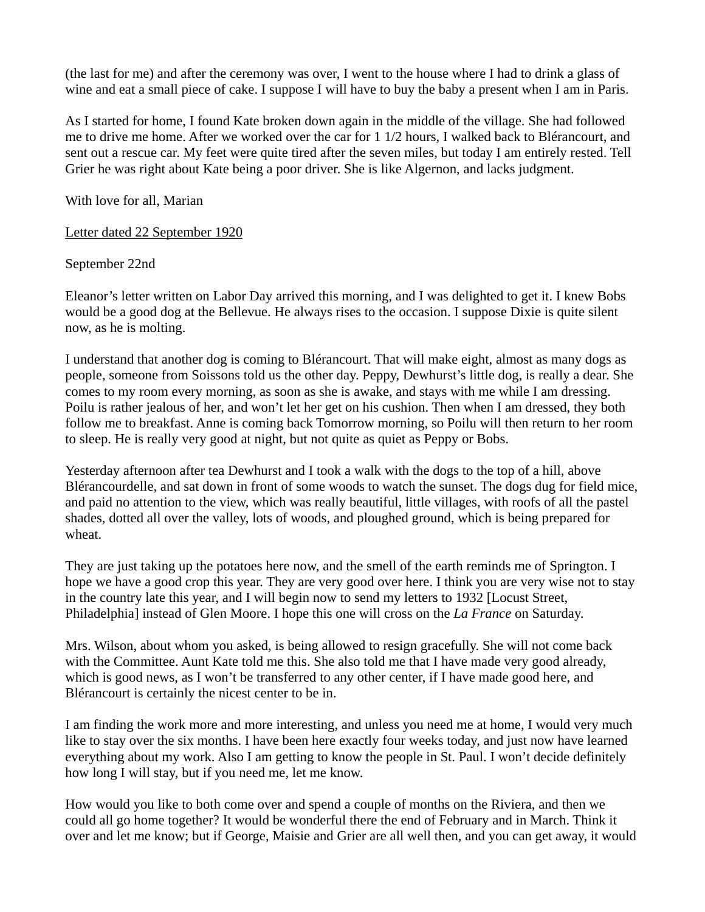(the last for me) and after the ceremony was over, I went to the house where I had to drink a glass of wine and eat a small piece of cake. I suppose I will have to buy the baby a present when I am in Paris.

As I started for home, I found Kate broken down again in the middle of the village. She had followed me to drive me home. After we worked over the car for 1 1/2 hours, I walked back to Blérancourt, and sent out a rescue car. My feet were quite tired after the seven miles, but today I am entirely rested. Tell Grier he was right about Kate being a poor driver. She is like Algernon, and lacks judgment.

With love for all, Marian

<u>Letter dated 22 September 1920</u>

September 22nd

Eleanor’s letter written on Labor Day arrived this morning, and I was delighted to get it. I knew Bobs would be a good dog at the Bellevue. He always rises to the occasion. I suppose Dixie is quite silent now, as he is molting.

I understand that another dog is coming to Blérancourt. That will make eight, almost as many dogs as people, someone from Soissons told us the other day. Peppy, Dewhurst’s little dog, is really a dear. She comes to my room every morning, as soon as she is awake, and stays with me while I am dressing. Poilu is rather jealous of her, and won’t let her get on his cushion. Then when I am dressed, they both follow me to breakfast. Anne is coming back Tomorrow morning, so Poilu will then return to her room to sleep. He is really very good at night, but not quite as quiet as Peppy or Bobs.

Yesterday afternoon after tea Dewhurst and I took a walk with the dogs to the top of a hill, above Blérancourdelle, and sat down in front of some woods to watch the sunset. The dogs dug for field mice, and paid no attention to the view, which was really beautiful, little villages, with roofs of all the pastel shades, dotted all over the valley, lots of woods, and ploughed ground, which is being prepared for wheat.

They are just taking up the potatoes here now, and the smell of the earth reminds me of Springton. I hope we have a good crop this year. They are very good over here. I think you are very wise not to stay in the country late this year, and I will begin now to send my letters to 1932 [Locust Street, Philadelphia] instead of Glen Moore. I hope this one will cross on the *La France* on Saturday.

Mrs. Wilson, about whom you asked, is being allowed to resign gracefully. She will not come back with the Committee. Aunt Kate told me this. She also told me that I have made very good already, which is good news, as I won’t be transferred to any other center, if I have made good here, and Blérancourt is certainly the nicest center to be in.

I am finding the work more and more interesting, and unless you need me at home, I would very much like to stay over the six months. I have been here exactly four weeks today, and just now have learned everything about my work. Also I am getting to know the people in St. Paul. I won’t decide definitely how long I will stay, but if you need me, let me know.

How would you like to both come over and spend a couple of months on the Riviera, and then we could all go home together? It would be wonderful there the end of February and in March. Think it over and let me know; but if George, Maisie and Grier are all well then, and you can get away, it would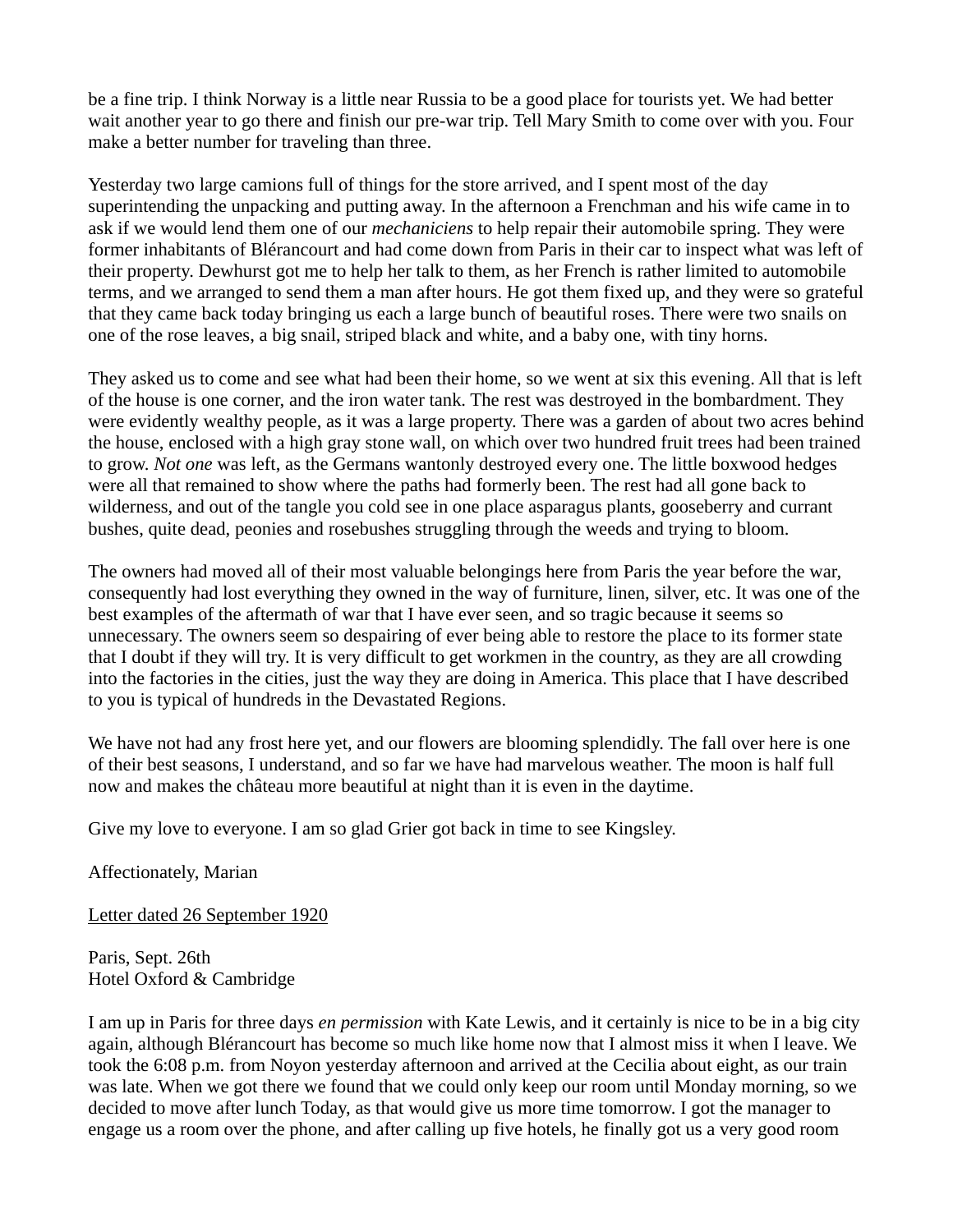be a fine trip. I think Norway is a little near Russia to be a good place for tourists yet. We had better wait another year to go there and finish our pre-war trip. Tell Mary Smith to come over with you. Four make a better number for traveling than three.

Yesterday two large camions full of things for the store arrived, and I spent most of the day superintending the unpacking and putting away. In the afternoon a Frenchman and his wife came in to ask if we would lend them one of our *mechaniciens* to help repair their automobile spring. They were former inhabitants of Blérancourt and had come down from Paris in their car to inspect what was left of their property. Dewhurst got me to help her talk to them, as her French is rather limited to automobile terms, and we arranged to send them a man after hours. He got them fixed up, and they were so grateful that they came back today bringing us each a large bunch of beautiful roses. There were two snails on one of the rose leaves, a big snail, striped black and white, and a baby one, with tiny horns.

They asked us to come and see what had been their home, so we went at six this evening. All that is left of the house is one corner, and the iron water tank. The rest was destroyed in the bombardment. They were evidently wealthy people, as it was a large property. There was a garden of about two acres behind the house, enclosed with a high gray stone wall, on which over two hundred fruit trees had been trained to grow. *Not one* was left, as the Germans wantonly destroyed every one. The little boxwood hedges were all that remained to show where the paths had formerly been. The rest had all gone back to wilderness, and out of the tangle you cold see in one place asparagus plants, gooseberry and currant bushes, quite dead, peonies and rosebushes struggling through the weeds and trying to bloom.

The owners had moved all of their most valuable belongings here from Paris the year before the war, consequently had lost everything they owned in the way of furniture, linen, silver, etc. It was one of the best examples of the aftermath of war that I have ever seen, and so tragic because it seems so unnecessary. The owners seem so despairing of ever being able to restore the place to its former state that I doubt if they will try. It is very difficult to get workmen in the country, as they are all crowding into the factories in the cities, just the way they are doing in America. This place that I have described to you is typical of hundreds in the Devastated Regions.

We have not had any frost here yet, and our flowers are blooming splendidly. The fall over here is one of their best seasons, I understand, and so far we have had marvelous weather. The moon is half full now and makes the château more beautiful at night than it is even in the daytime.

Give my love to everyone. I am so glad Grier got back in time to see Kingsley.

Affectionately, Marian

<u>Letter dated 26 September 1920</u>

Paris, Sept. 26th
Hotel Oxford & Cambridge

I am up in Paris for three days *en permission* with Kate Lewis, and it certainly is nice to be in a big city again, although Blérancourt has become so much like home now that I almost miss it when I leave. We took the 6:08 p.m. from Noyon yesterday afternoon and arrived at the Cecilia about eight, as our train was late. When we got there we found that we could only keep our room until Monday morning, so we decided to move after lunch Today, as that would give us more time tomorrow. I got the manager to engage us a room over the phone, and after calling up five hotels, he finally got us a very good room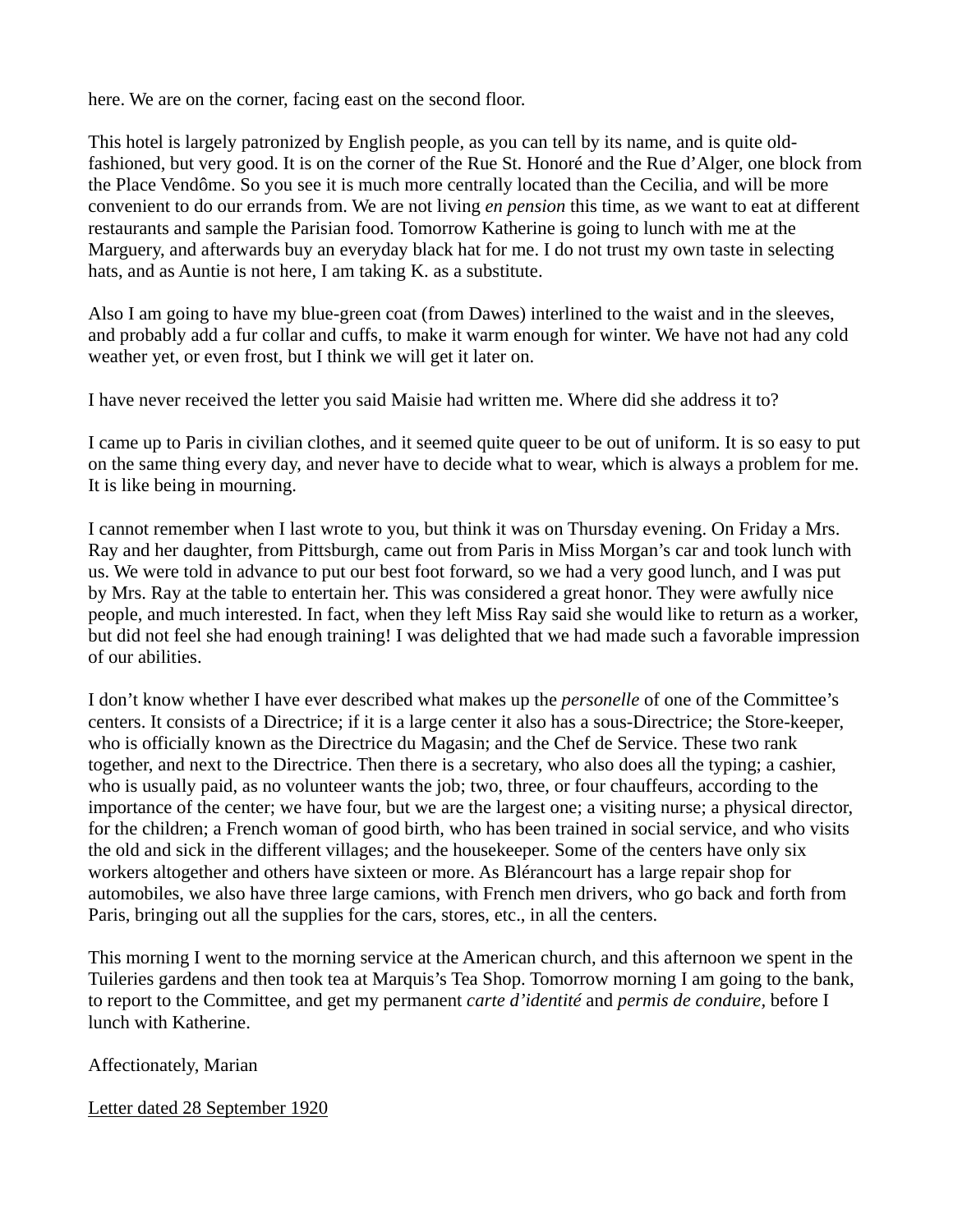here. We are on the corner, facing east on the second floor.

This hotel is largely patronized by English people, as you can tell by its name, and is quite old-fashioned, but very good. It is on the corner of the Rue St. Honoré and the Rue d'Alger, one block from the Place Vendôme. So you see it is much more centrally located than the Cecilia, and will be more convenient to do our errands from. We are not living *en pension* this time, as we want to eat at different restaurants and sample the Parisian food. Tomorrow Katherine is going to lunch with me at the Marguery, and afterwards buy an everyday black hat for me. I do not trust my own taste in selecting hats, and as Auntie is not here, I am taking K. as a substitute.

Also I am going to have my blue-green coat (from Dawes) interlined to the waist and in the sleeves, and probably add a fur collar and cuffs, to make it warm enough for winter. We have not had any cold weather yet, or even frost, but I think we will get it later on.

I have never received the letter you said Maisie had written me. Where did she address it to?

I came up to Paris in civilian clothes, and it seemed quite queer to be out of uniform. It is so easy to put on the same thing every day, and never have to decide what to wear, which is always a problem for me. It is like being in mourning.

I cannot remember when I last wrote to you, but think it was on Thursday evening. On Friday a Mrs. Ray and her daughter, from Pittsburgh, came out from Paris in Miss Morgan's car and took lunch with us. We were told in advance to put our best foot forward, so we had a very good lunch, and I was put by Mrs. Ray at the table to entertain her. This was considered a great honor. They were awfully nice people, and much interested. In fact, when they left Miss Ray said she would like to return as a worker, but did not feel she had enough training! I was delighted that we had made such a favorable impression of our abilities.

I don't know whether I have ever described what makes up the *personelle* of one of the Committee's centers. It consists of a Directrice; if it is a large center it also has a sous-Directrice; the Store-keeper, who is officially known as the Directrice du Magasin; and the Chef de Service. These two rank together, and next to the Directrice. Then there is a secretary, who also does all the typing; a cashier, who is usually paid, as no volunteer wants the job; two, three, or four chauffeurs, according to the importance of the center; we have four, but we are the largest one; a visiting nurse; a physical director, for the children; a French woman of good birth, who has been trained in social service, and who visits the old and sick in the different villages; and the housekeeper. Some of the centers have only six workers altogether and others have sixteen or more. As Blérancourt has a large repair shop for automobiles, we also have three large camions, with French men drivers, who go back and forth from Paris, bringing out all the supplies for the cars, stores, etc., in all the centers.

This morning I went to the morning service at the American church, and this afternoon we spent in the Tuileries gardens and then took tea at Marquis's Tea Shop. Tomorrow morning I am going to the bank, to report to the Committee, and get my permanent *carte d'identité* and *permis de conduire,* before I lunch with Katherine.

Affectionately, Marian

<u>Letter dated 28 September 1920</u>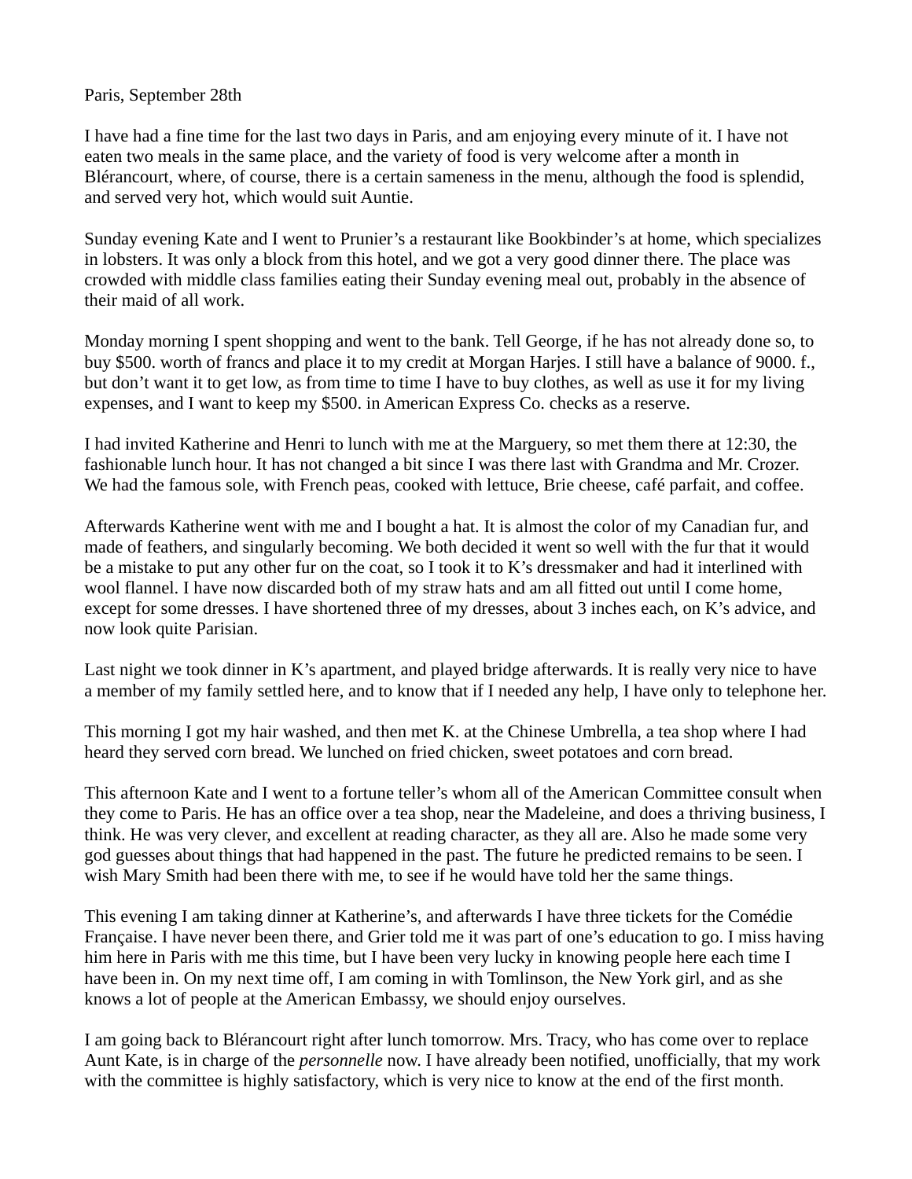Paris, September 28th

I have had a fine time for the last two days in Paris, and am enjoying every minute of it. I have not eaten two meals in the same place, and the variety of food is very welcome after a month in Blérancourt, where, of course, there is a certain sameness in the menu, although the food is splendid, and served very hot, which would suit Auntie.

Sunday evening Kate and I went to Prunier’s a restaurant like Bookbinder’s at home, which specializes in lobsters. It was only a block from this hotel, and we got a very good dinner there. The place was crowded with middle class families eating their Sunday evening meal out, probably in the absence of their maid of all work.

Monday morning I spent shopping and went to the bank. Tell George, if he has not already done so, to buy $500. worth of francs and place it to my credit at Morgan Harjes. I still have a balance of 9000. f., but don’t want it to get low, as from time to time I have to buy clothes, as well as use it for my living expenses, and I want to keep my $500. in American Express Co. checks as a reserve.

I had invited Katherine and Henri to lunch with me at the Marguery, so met them there at 12:30, the fashionable lunch hour. It has not changed a bit since I was there last with Grandma and Mr. Crozer. We had the famous sole, with French peas, cooked with lettuce, Brie cheese, café parfait, and coffee.

Afterwards Katherine went with me and I bought a hat. It is almost the color of my Canadian fur, and made of feathers, and singularly becoming. We both decided it went so well with the fur that it would be a mistake to put any other fur on the coat, so I took it to K’s dressmaker and had it interlined with wool flannel. I have now discarded both of my straw hats and am all fitted out until I come home, except for some dresses. I have shortened three of my dresses, about 3 inches each, on K’s advice, and now look quite Parisian.

Last night we took dinner in K’s apartment, and played bridge afterwards. It is really very nice to have a member of my family settled here, and to know that if I needed any help, I have only to telephone her.

This morning I got my hair washed, and then met K. at the Chinese Umbrella, a tea shop where I had heard they served corn bread. We lunched on fried chicken, sweet potatoes and corn bread.

This afternoon Kate and I went to a fortune teller’s whom all of the American Committee consult when they come to Paris. He has an office over a tea shop, near the Madeleine, and does a thriving business, I think. He was very clever, and excellent at reading character, as they all are. Also he made some very god guesses about things that had happened in the past. The future he predicted remains to be seen. I wish Mary Smith had been there with me, to see if he would have told her the same things.

This evening I am taking dinner at Katherine’s, and afterwards I have three tickets for the Comédie Française. I have never been there, and Grier told me it was part of one’s education to go. I miss having him here in Paris with me this time, but I have been very lucky in knowing people here each time I have been in. On my next time off, I am coming in with Tomlinson, the New York girl, and as she knows a lot of people at the American Embassy, we should enjoy ourselves.

I am going back to Blérancourt right after lunch tomorrow. Mrs. Tracy, who has come over to replace Aunt Kate, is in charge of the *personnelle* now. I have already been notified, unofficially, that my work with the committee is highly satisfactory, which is very nice to know at the end of the first month.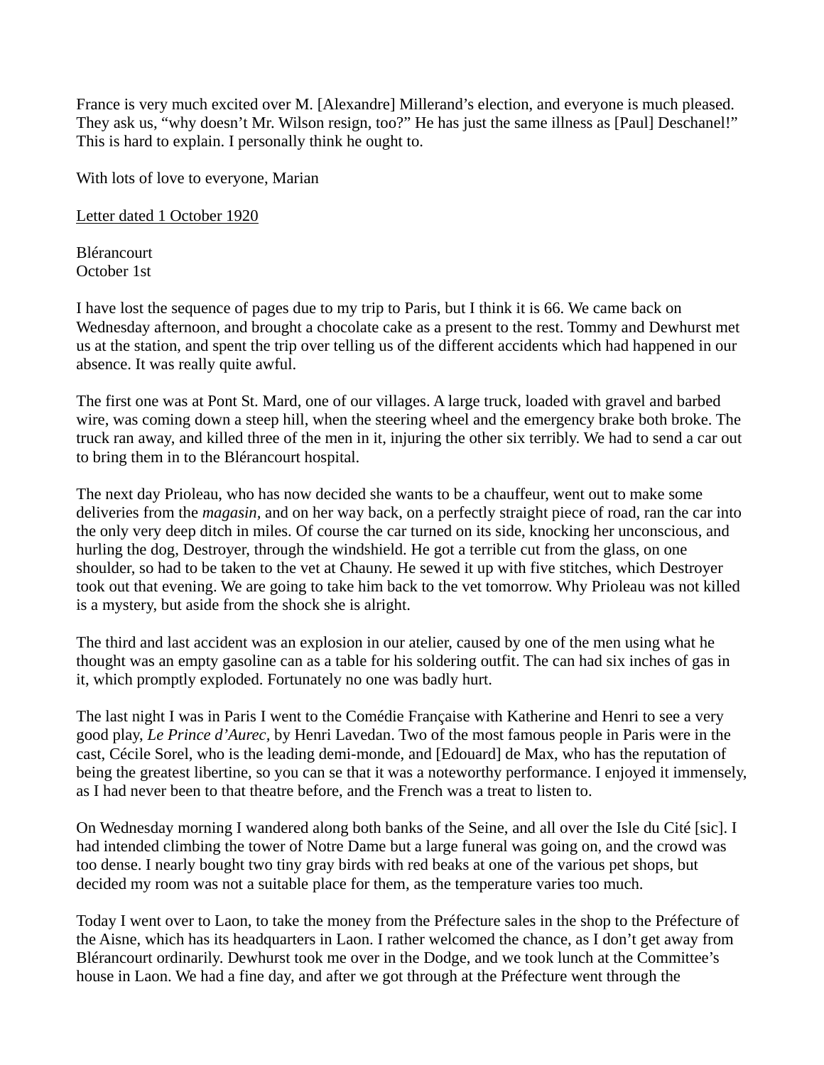France is very much excited over M. [Alexandre] Millerand's election, and everyone is much pleased. They ask us, "why doesn't Mr. Wilson resign, too?" He has just the same illness as [Paul] Deschanel!" This is hard to explain. I personally think he ought to.

With lots of love to everyone, Marian

Letter dated 1 October 1920

Blérancourt
October 1st

I have lost the sequence of pages due to my trip to Paris, but I think it is 66. We came back on Wednesday afternoon, and brought a chocolate cake as a present to the rest. Tommy and Dewhurst met us at the station, and spent the trip over telling us of the different accidents which had happened in our absence. It was really quite awful.

The first one was at Pont St. Mard, one of our villages. A large truck, loaded with gravel and barbed wire, was coming down a steep hill, when the steering wheel and the emergency brake both broke. The truck ran away, and killed three of the men in it, injuring the other six terribly. We had to send a car out to bring them in to the Blérancourt hospital.

The next day Prioleau, who has now decided she wants to be a chauffeur, went out to make some deliveries from the *magasin*, and on her way back, on a perfectly straight piece of road, ran the car into the only very deep ditch in miles. Of course the car turned on its side, knocking her unconscious, and hurling the dog, Destroyer, through the windshield. He got a terrible cut from the glass, on one shoulder, so had to be taken to the vet at Chauny. He sewed it up with five stitches, which Destroyer took out that evening. We are going to take him back to the vet tomorrow. Why Prioleau was not killed is a mystery, but aside from the shock she is alright.

The third and last accident was an explosion in our atelier, caused by one of the men using what he thought was an empty gasoline can as a table for his soldering outfit. The can had six inches of gas in it, which promptly exploded. Fortunately no one was badly hurt.

The last night I was in Paris I went to the Comédie Française with Katherine and Henri to see a very good play, *Le Prince d'Aurec*, by Henri Lavedan. Two of the most famous people in Paris were in the cast, Cécile Sorel, who is the leading demi-monde, and [Edouard] de Max, who has the reputation of being the greatest libertine, so you can se that it was a noteworthy performance. I enjoyed it immensely, as I had never been to that theatre before, and the French was a treat to listen to.

On Wednesday morning I wandered along both banks of the Seine, and all over the Isle du Cité [sic]. I had intended climbing the tower of Notre Dame but a large funeral was going on, and the crowd was too dense. I nearly bought two tiny gray birds with red beaks at one of the various pet shops, but decided my room was not a suitable place for them, as the temperature varies too much.

Today I went over to Laon, to take the money from the Préfecture sales in the shop to the Préfecture of the Aisne, which has its headquarters in Laon. I rather welcomed the chance, as I don't get away from Blérancourt ordinarily. Dewhurst took me over in the Dodge, and we took lunch at the Committee's house in Laon. We had a fine day, and after we got through at the Préfecture went through the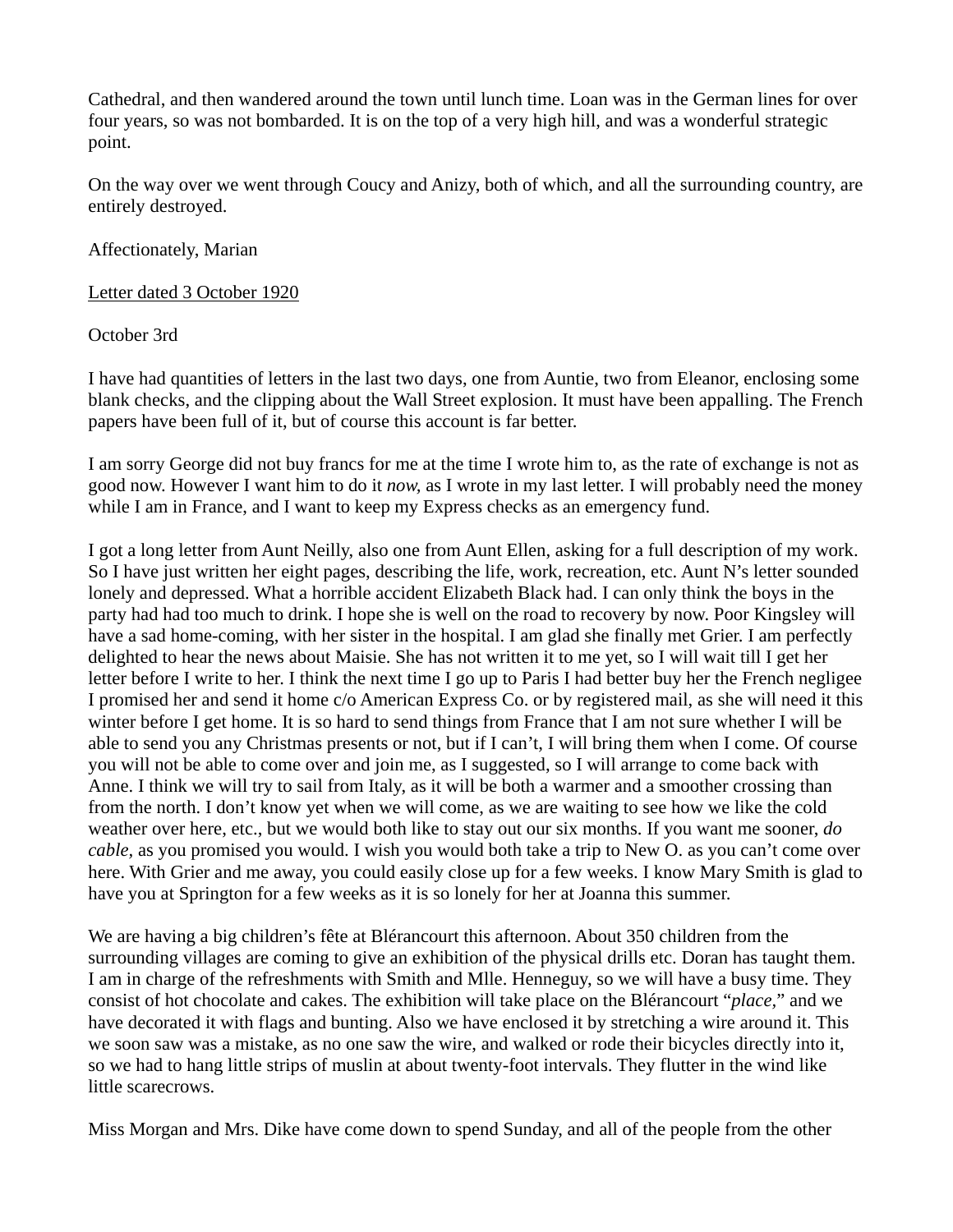Cathedral, and then wandered around the town until lunch time. Loan was in the German lines for over four years, so was not bombarded. It is on the top of a very high hill, and was a wonderful strategic point.

On the way over we went through Coucy and Anizy, both of which, and all the surrounding country, are entirely destroyed.

Affectionately, Marian

<u>Letter dated 3 October 1920</u>

October 3rd

I have had quantities of letters in the last two days, one from Auntie, two from Eleanor, enclosing some blank checks, and the clipping about the Wall Street explosion. It must have been appalling. The French papers have been full of it, but of course this account is far better.

I am sorry George did not buy francs for me at the time I wrote him to, as the rate of exchange is not as good now. However I want him to do it *now,* as I wrote in my last letter. I will probably need the money while I am in France, and I want to keep my Express checks as an emergency fund.

I got a long letter from Aunt Neilly, also one from Aunt Ellen, asking for a full description of my work. So I have just written her eight pages, describing the life, work, recreation, etc. Aunt N's letter sounded lonely and depressed. What a horrible accident Elizabeth Black had. I can only think the boys in the party had had too much to drink. I hope she is well on the road to recovery by now. Poor Kingsley will have a sad home-coming, with her sister in the hospital. I am glad she finally met Grier. I am perfectly delighted to hear the news about Maisie. She has not written it to me yet, so I will wait till I get her letter before I write to her. I think the next time I go up to Paris I had better buy her the French negligee I promised her and send it home c/o American Express Co. or by registered mail, as she will need it this winter before I get home. It is so hard to send things from France that I am not sure whether I will be able to send you any Christmas presents or not, but if I can't, I will bring them when I come. Of course you will not be able to come over and join me, as I suggested, so I will arrange to come back with Anne. I think we will try to sail from Italy, as it will be both a warmer and a smoother crossing than from the north. I don't know yet when we will come, as we are waiting to see how we like the cold weather over here, etc., but we would both like to stay out our six months. If you want me sooner, *do cable,* as you promised you would. I wish you would both take a trip to New O. as you can't come over here. With Grier and me away, you could easily close up for a few weeks. I know Mary Smith is glad to have you at Springton for a few weeks as it is so lonely for her at Joanna this summer.

We are having a big children's fête at Blérancourt this afternoon. About 350 children from the surrounding villages are coming to give an exhibition of the physical drills etc. Doran has taught them. I am in charge of the refreshments with Smith and Mlle. Henneguy, so we will have a busy time. They consist of hot chocolate and cakes. The exhibition will take place on the Blérancourt "*place,*" and we have decorated it with flags and bunting. Also we have enclosed it by stretching a wire around it. This we soon saw was a mistake, as no one saw the wire, and walked or rode their bicycles directly into it, so we had to hang little strips of muslin at about twenty-foot intervals. They flutter in the wind like little scarecrows.

Miss Morgan and Mrs. Dike have come down to spend Sunday, and all of the people from the other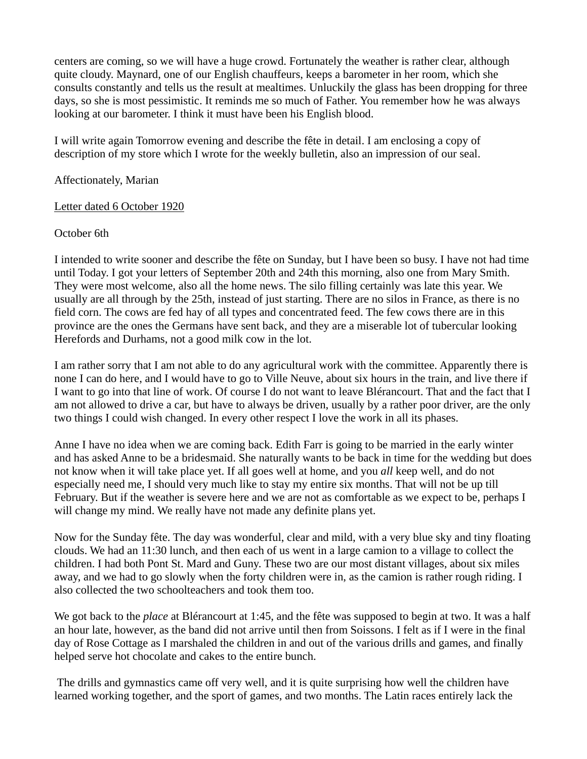centers are coming, so we will have a huge crowd. Fortunately the weather is rather clear, although quite cloudy. Maynard, one of our English chauffeurs, keeps a barometer in her room, which she consults constantly and tells us the result at mealtimes. Unluckily the glass has been dropping for three days, so she is most pessimistic. It reminds me so much of Father. You remember how he was always looking at our barometer. I think it must have been his English blood.

I will write again Tomorrow evening and describe the fête in detail. I am enclosing a copy of description of my store which I wrote for the weekly bulletin, also an impression of our seal.

Affectionately, Marian

<u>Letter dated 6 October 1920</u>

October 6th

I intended to write sooner and describe the fête on Sunday, but I have been so busy. I have not had time until Today. I got your letters of September 20th and 24th this morning, also one from Mary Smith. They were most welcome, also all the home news. The silo filling certainly was late this year. We usually are all through by the 25th, instead of just starting. There are no silos in France, as there is no field corn. The cows are fed hay of all types and concentrated feed. The few cows there are in this province are the ones the Germans have sent back, and they are a miserable lot of tubercular looking Herefords and Durhams, not a good milk cow in the lot.

I am rather sorry that I am not able to do any agricultural work with the committee. Apparently there is none I can do here, and I would have to go to Ville Neuve, about six hours in the train, and live there if I want to go into that line of work. Of course I do not want to leave Blérancourt. That and the fact that I am not allowed to drive a car, but have to always be driven, usually by a rather poor driver, are the only two things I could wish changed. In every other respect I love the work in all its phases.

Anne I have no idea when we are coming back. Edith Farr is going to be married in the early winter and has asked Anne to be a bridesmaid. She naturally wants to be back in time for the wedding but does not know when it will take place yet. If all goes well at home, and you *all* keep well, and do not especially need me, I should very much like to stay my entire six months. That will not be up till February. But if the weather is severe here and we are not as comfortable as we expect to be, perhaps I will change my mind. We really have not made any definite plans yet.

Now for the Sunday fête. The day was wonderful, clear and mild, with a very blue sky and tiny floating clouds. We had an 11:30 lunch, and then each of us went in a large camion to a village to collect the children. I had both Pont St. Mard and Guny. These two are our most distant villages, about six miles away, and we had to go slowly when the forty children were in, as the camion is rather rough riding. I also collected the two schoolteachers and took them too.

We got back to the *place* at Blérancourt at 1:45, and the fête was supposed to begin at two. It was a half an hour late, however, as the band did not arrive until then from Soissons. I felt as if I were in the final day of Rose Cottage as I marshaled the children in and out of the various drills and games, and finally helped serve hot chocolate and cakes to the entire bunch.

The drills and gymnastics came off very well, and it is quite surprising how well the children have learned working together, and the sport of games, and two months. The Latin races entirely lack the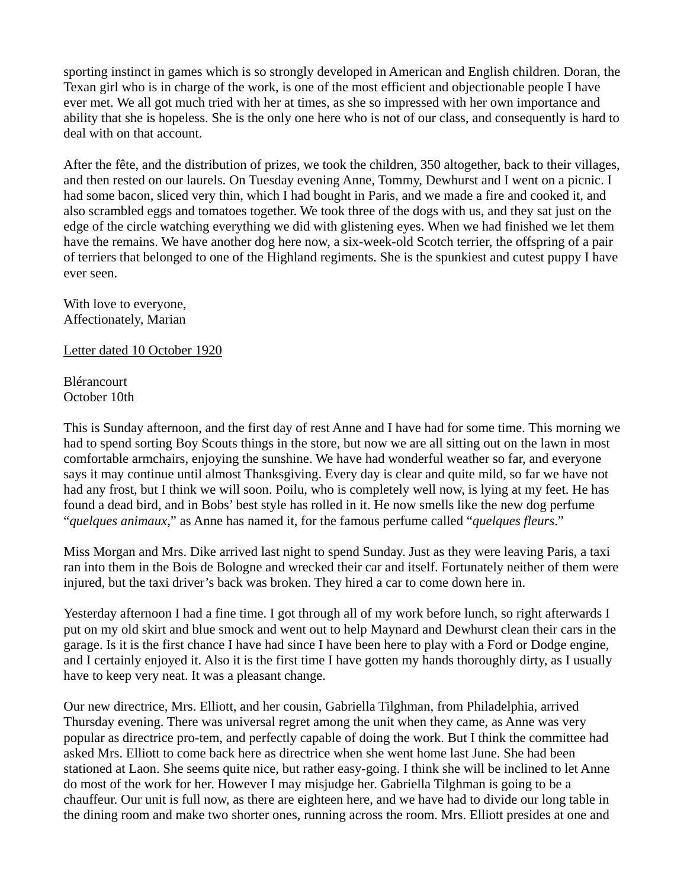sporting instinct in games which is so strongly developed in American and English children. Doran, the Texan girl who is in charge of the work, is one of the most efficient and objectionable people I have ever met. We all got much tried with her at times, as she so impressed with her own importance and ability that she is hopeless. She is the only one here who is not of our class, and consequently is hard to deal with on that account.

After the fête, and the distribution of prizes, we took the children, 350 altogether, back to their villages, and then rested on our laurels. On Tuesday evening Anne, Tommy, Dewhurst and I went on a picnic. I had some bacon, sliced very thin, which I had bought in Paris, and we made a fire and cooked it, and also scrambled eggs and tomatoes together. We took three of the dogs with us, and they sat just on the edge of the circle watching everything we did with glistening eyes. When we had finished we let them have the remains. We have another dog here now, a six-week-old Scotch terrier, the offspring of a pair of terriers that belonged to one of the Highland regiments. She is the spunkiest and cutest puppy I have ever seen.

With love to everyone,
Affectionately, Marian

<u>Letter dated 10 October 1920</u>

Blérancourt
October 10th

This is Sunday afternoon, and the first day of rest Anne and I have had for some time. This morning we had to spend sorting Boy Scouts things in the store, but now we are all sitting out on the lawn in most comfortable armchairs, enjoying the sunshine. We have had wonderful weather so far, and everyone says it may continue until almost Thanksgiving. Every day is clear and quite mild, so far we have not had any frost, but I think we will soon. Poilu, who is completely well now, is lying at my feet. He has found a dead bird, and in Bobs' best style has rolled in it. He now smells like the new dog perfume "*quelques animaux*," as Anne has named it, for the famous perfume called "*quelques fleurs*."

Miss Morgan and Mrs. Dike arrived last night to spend Sunday. Just as they were leaving Paris, a taxi ran into them in the Bois de Bologne and wrecked their car and itself. Fortunately neither of them were injured, but the taxi driver's back was broken. They hired a car to come down here in.

Yesterday afternoon I had a fine time. I got through all of my work before lunch, so right afterwards I put on my old skirt and blue smock and went out to help Maynard and Dewhurst clean their cars in the garage. Is it is the first chance I have had since I have been here to play with a Ford or Dodge engine, and I certainly enjoyed it. Also it is the first time I have gotten my hands thoroughly dirty, as I usually have to keep very neat. It was a pleasant change.

Our new directrice, Mrs. Elliott, and her cousin, Gabriella Tilghman, from Philadelphia, arrived Thursday evening. There was universal regret among the unit when they came, as Anne was very popular as directrice pro-tem, and perfectly capable of doing the work. But I think the committee had asked Mrs. Elliott to come back here as directrice when she went home last June. She had been stationed at Laon. She seems quite nice, but rather easy-going. I think she will be inclined to let Anne do most of the work for her. However I may misjudge her. Gabriella Tilghman is going to be a chauffeur. Our unit is full now, as there are eighteen here, and we have had to divide our long table in the dining room and make two shorter ones, running across the room. Mrs. Elliott presides at one and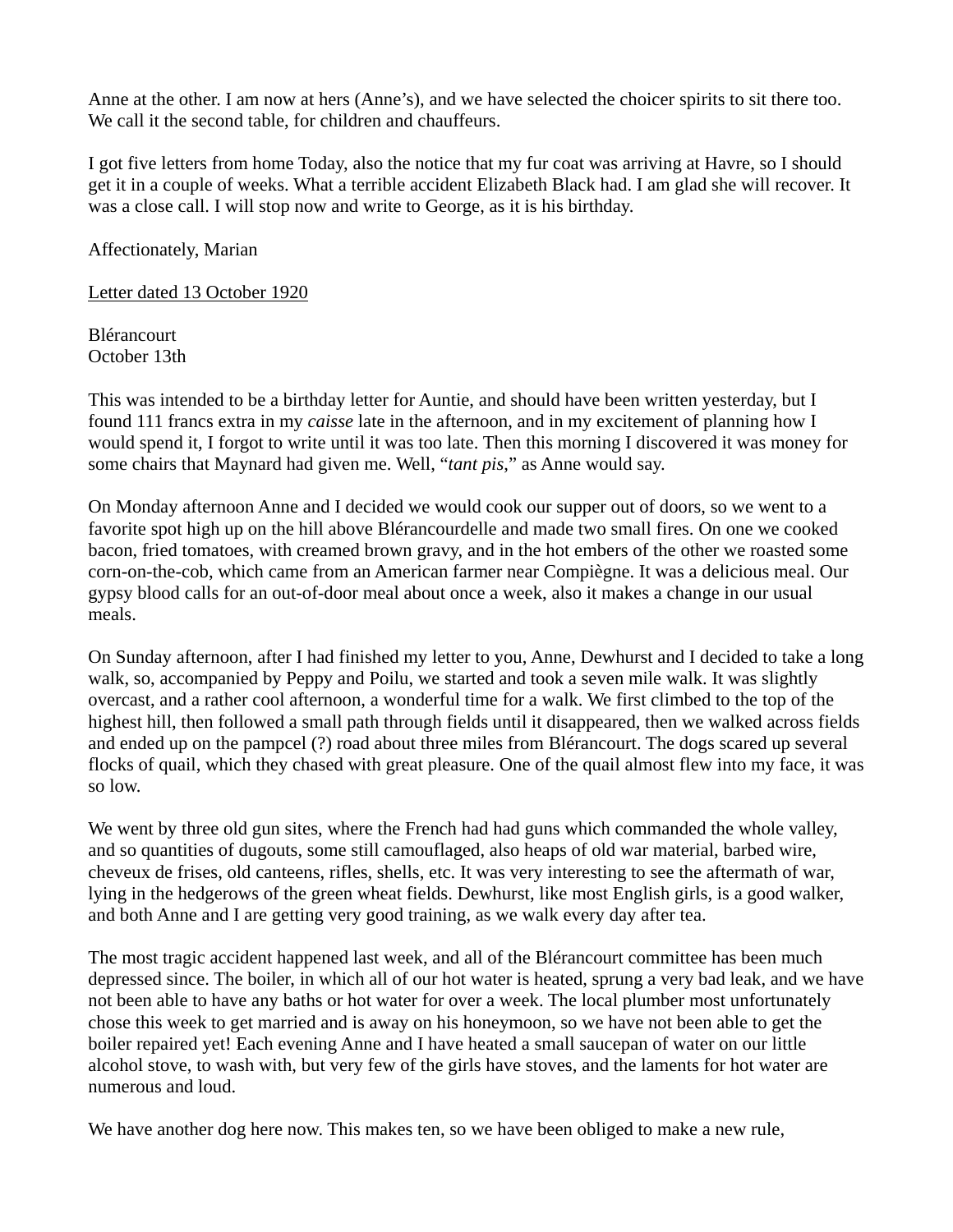Anne at the other. I am now at hers (Anne's), and we have selected the choicer spirits to sit there too. We call it the second table, for children and chauffeurs.

I got five letters from home Today, also the notice that my fur coat was arriving at Havre, so I should get it in a couple of weeks. What a terrible accident Elizabeth Black had. I am glad she will recover. It was a close call. I will stop now and write to George, as it is his birthday.

Affectionately, Marian

<u>Letter dated 13 October 1920</u>

Blérancourt
October 13th

This was intended to be a birthday letter for Auntie, and should have been written yesterday, but I found 111 francs extra in my *caisse* late in the afternoon, and in my excitement of planning how I would spend it, I forgot to write until it was too late. Then this morning I discovered it was money for some chairs that Maynard had given me. Well, "*tant pis*," as Anne would say.

On Monday afternoon Anne and I decided we would cook our supper out of doors, so we went to a favorite spot high up on the hill above Blérancourdelle and made two small fires. On one we cooked bacon, fried tomatoes, with creamed brown gravy, and in the hot embers of the other we roasted some corn-on-the-cob, which came from an American farmer near Compiègne. It was a delicious meal. Our gypsy blood calls for an out-of-door meal about once a week, also it makes a change in our usual meals.

On Sunday afternoon, after I had finished my letter to you, Anne, Dewhurst and I decided to take a long walk, so, accompanied by Peppy and Poilu, we started and took a seven mile walk. It was slightly overcast, and a rather cool afternoon, a wonderful time for a walk. We first climbed to the top of the highest hill, then followed a small path through fields until it disappeared, then we walked across fields and ended up on the pampcel (?) road about three miles from Blérancourt. The dogs scared up several flocks of quail, which they chased with great pleasure. One of the quail almost flew into my face, it was so low.

We went by three old gun sites, where the French had had guns which commanded the whole valley, and so quantities of dugouts, some still camouflaged, also heaps of old war material, barbed wire, cheveux de frises, old canteens, rifles, shells, etc. It was very interesting to see the aftermath of war, lying in the hedgerows of the green wheat fields. Dewhurst, like most English girls, is a good walker, and both Anne and I are getting very good training, as we walk every day after tea.

The most tragic accident happened last week, and all of the Blérancourt committee has been much depressed since. The boiler, in which all of our hot water is heated, sprung a very bad leak, and we have not been able to have any baths or hot water for over a week. The local plumber most unfortunately chose this week to get married and is away on his honeymoon, so we have not been able to get the boiler repaired yet! Each evening Anne and I have heated a small saucepan of water on our little alcohol stove, to wash with, but very few of the girls have stoves, and the laments for hot water are numerous and loud.

We have another dog here now. This makes ten, so we have been obliged to make a new rule,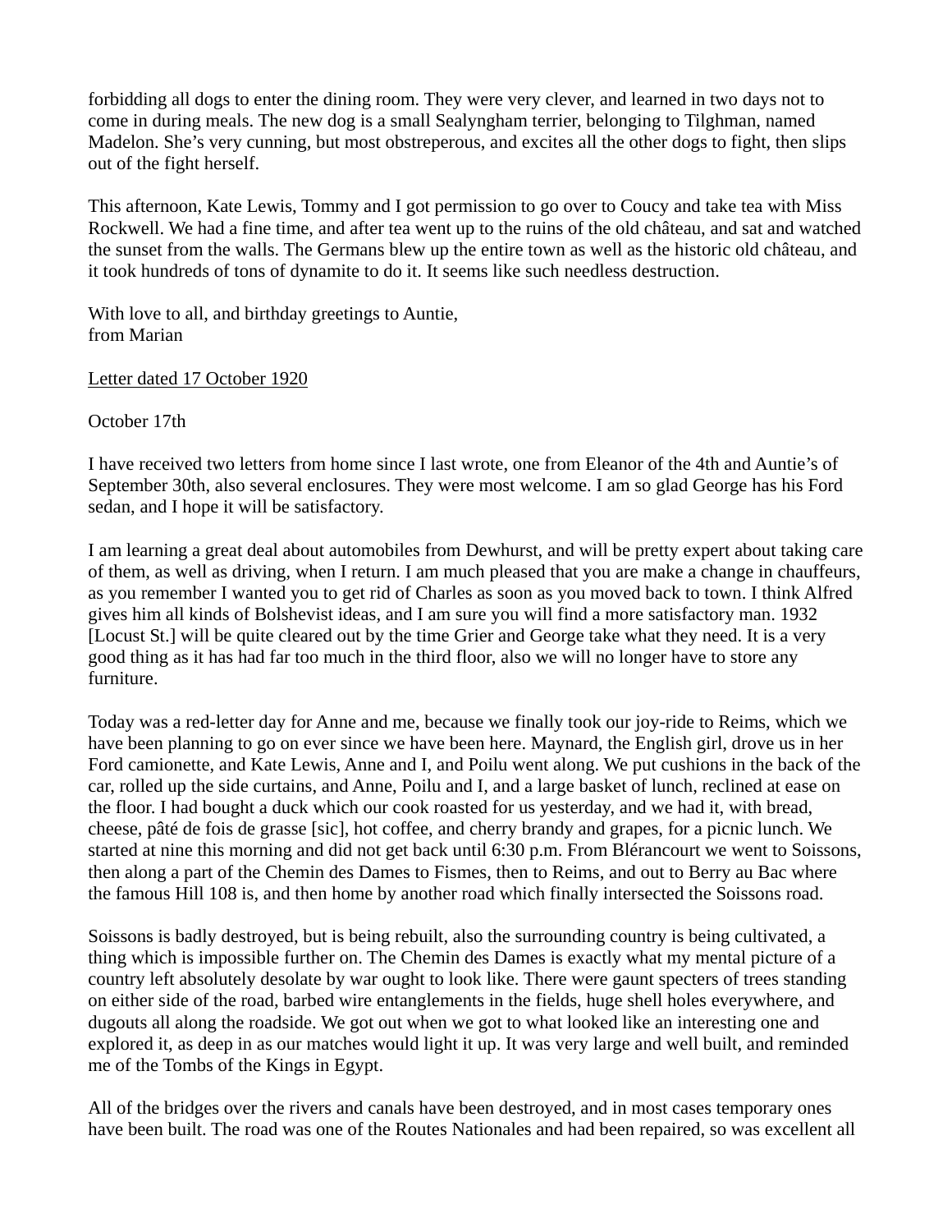forbidding all dogs to enter the dining room. They were very clever, and learned in two days not to come in during meals. The new dog is a small Sealyngham terrier, belonging to Tilghman, named Madelon. She's very cunning, but most obstreperous, and excites all the other dogs to fight, then slips out of the fight herself.

This afternoon, Kate Lewis, Tommy and I got permission to go over to Coucy and take tea with Miss Rockwell. We had a fine time, and after tea went up to the ruins of the old château, and sat and watched the sunset from the walls. The Germans blew up the entire town as well as the historic old château, and it took hundreds of tons of dynamite to do it. It seems like such needless destruction.

With love to all, and birthday greetings to Auntie,
from Marian

<u>Letter dated 17 October 1920</u>

October 17th

I have received two letters from home since I last wrote, one from Eleanor of the 4th and Auntie's of September 30th, also several enclosures. They were most welcome. I am so glad George has his Ford sedan, and I hope it will be satisfactory.

I am learning a great deal about automobiles from Dewhurst, and will be pretty expert about taking care of them, as well as driving, when I return. I am much pleased that you are make a change in chauffeurs, as you remember I wanted you to get rid of Charles as soon as you moved back to town. I think Alfred gives him all kinds of Bolshevist ideas, and I am sure you will find a more satisfactory man. 1932 [Locust St.] will be quite cleared out by the time Grier and George take what they need. It is a very good thing as it has had far too much in the third floor, also we will no longer have to store any furniture.

Today was a red-letter day for Anne and me, because we finally took our joy-ride to Reims, which we have been planning to go on ever since we have been here. Maynard, the English girl, drove us in her Ford camionette, and Kate Lewis, Anne and I, and Poilu went along. We put cushions in the back of the car, rolled up the side curtains, and Anne, Poilu and I, and a large basket of lunch, reclined at ease on the floor. I had bought a duck which our cook roasted for us yesterday, and we had it, with bread, cheese, pâté de fois de grasse [sic], hot coffee, and cherry brandy and grapes, for a picnic lunch. We started at nine this morning and did not get back until 6:30 p.m. From Blérancourt we went to Soissons, then along a part of the Chemin des Dames to Fismes, then to Reims, and out to Berry au Bac where the famous Hill 108 is, and then home by another road which finally intersected the Soissons road.

Soissons is badly destroyed, but is being rebuilt, also the surrounding country is being cultivated, a thing which is impossible further on. The Chemin des Dames is exactly what my mental picture of a country left absolutely desolate by war ought to look like. There were gaunt specters of trees standing on either side of the road, barbed wire entanglements in the fields, huge shell holes everywhere, and dugouts all along the roadside. We got out when we got to what looked like an interesting one and explored it, as deep in as our matches would light it up. It was very large and well built, and reminded me of the Tombs of the Kings in Egypt.

All of the bridges over the rivers and canals have been destroyed, and in most cases temporary ones have been built. The road was one of the Routes Nationales and had been repaired, so was excellent all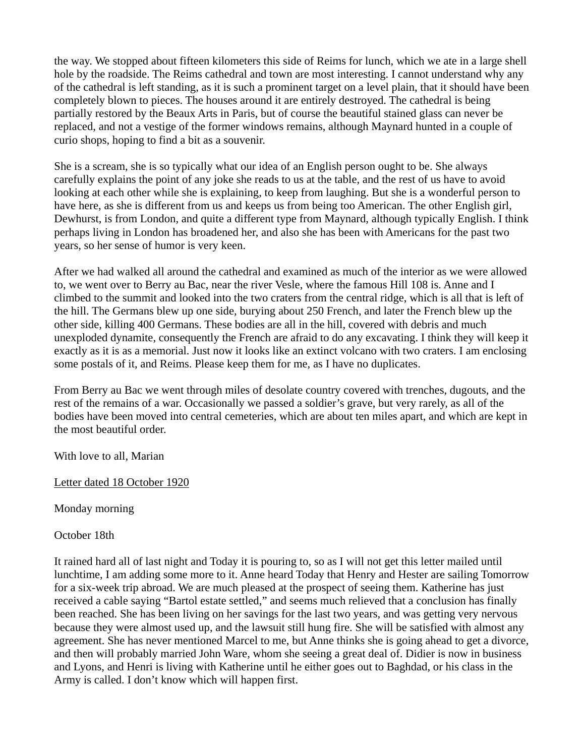the way. We stopped about fifteen kilometers this side of Reims for lunch, which we ate in a large shell hole by the roadside. The Reims cathedral and town are most interesting. I cannot understand why any of the cathedral is left standing, as it is such a prominent target on a level plain, that it should have been completely blown to pieces. The houses around it are entirely destroyed. The cathedral is being partially restored by the Beaux Arts in Paris, but of course the beautiful stained glass can never be replaced, and not a vestige of the former windows remains, although Maynard hunted in a couple of curio shops, hoping to find a bit as a souvenir.

She is a scream, she is so typically what our idea of an English person ought to be. She always carefully explains the point of any joke she reads to us at the table, and the rest of us have to avoid looking at each other while she is explaining, to keep from laughing. But she is a wonderful person to have here, as she is different from us and keeps us from being too American. The other English girl, Dewhurst, is from London, and quite a different type from Maynard, although typically English. I think perhaps living in London has broadened her, and also she has been with Americans for the past two years, so her sense of humor is very keen.

After we had walked all around the cathedral and examined as much of the interior as we were allowed to, we went over to Berry au Bac, near the river Vesle, where the famous Hill 108 is. Anne and I climbed to the summit and looked into the two craters from the central ridge, which is all that is left of the hill. The Germans blew up one side, burying about 250 French, and later the French blew up the other side, killing 400 Germans. These bodies are all in the hill, covered with debris and much unexploded dynamite, consequently the French are afraid to do any excavating. I think they will keep it exactly as it is as a memorial. Just now it looks like an extinct volcano with two craters. I am enclosing some postals of it, and Reims. Please keep them for me, as I have no duplicates.

From Berry au Bac we went through miles of desolate country covered with trenches, dugouts, and the rest of the remains of a war. Occasionally we passed a soldier's grave, but very rarely, as all of the bodies have been moved into central cemeteries, which are about ten miles apart, and which are kept in the most beautiful order.

With love to all, Marian

<u>Letter dated 18 October 1920</u>

Monday morning

October 18th

It rained hard all of last night and Today it is pouring to, so as I will not get this letter mailed until lunchtime, I am adding some more to it. Anne heard Today that Henry and Hester are sailing Tomorrow for a six-week trip abroad. We are much pleased at the prospect of seeing them. Katherine has just received a cable saying "Bartol estate settled," and seems much relieved that a conclusion has finally been reached. She has been living on her savings for the last two years, and was getting very nervous because they were almost used up, and the lawsuit still hung fire. She will be satisfied with almost any agreement. She has never mentioned Marcel to me, but Anne thinks she is going ahead to get a divorce, and then will probably married John Ware, whom she seeing a great deal of. Didier is now in business and Lyons, and Henri is living with Katherine until he either goes out to Baghdad, or his class in the Army is called. I don't know which will happen first.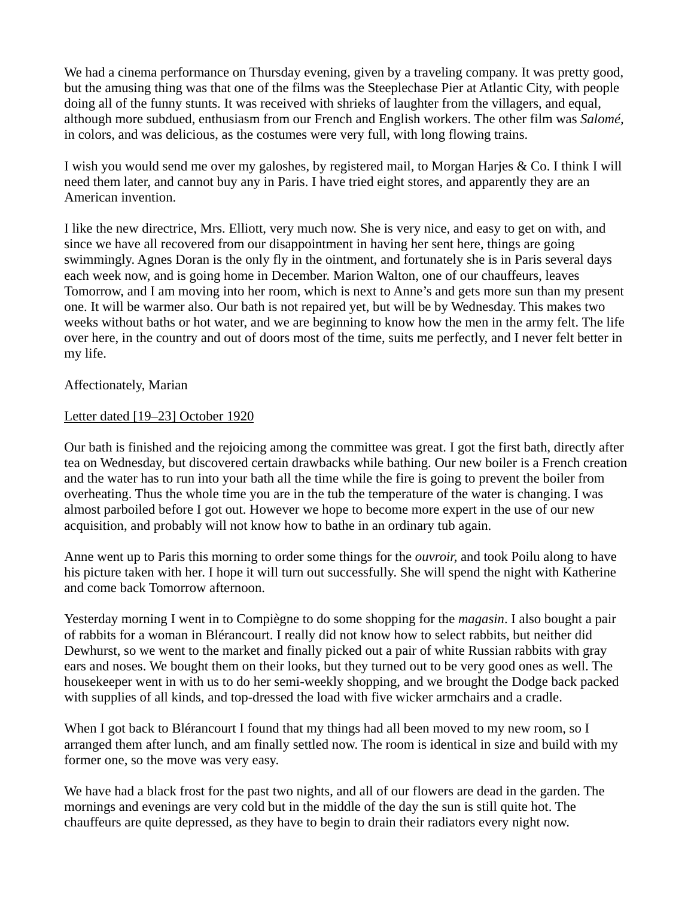We had a cinema performance on Thursday evening, given by a traveling company. It was pretty good, but the amusing thing was that one of the films was the Steeplechase Pier at Atlantic City, with people doing all of the funny stunts. It was received with shrieks of laughter from the villagers, and equal, although more subdued, enthusiasm from our French and English workers. The other film was *Salomé*, in colors, and was delicious, as the costumes were very full, with long flowing trains.

I wish you would send me over my galoshes, by registered mail, to Morgan Harjes & Co. I think I will need them later, and cannot buy any in Paris. I have tried eight stores, and apparently they are an American invention.

I like the new directrice, Mrs. Elliott, very much now. She is very nice, and easy to get on with, and since we have all recovered from our disappointment in having her sent here, things are going swimmingly. Agnes Doran is the only fly in the ointment, and fortunately she is in Paris several days each week now, and is going home in December. Marion Walton, one of our chauffeurs, leaves Tomorrow, and I am moving into her room, which is next to Anne's and gets more sun than my present one. It will be warmer also. Our bath is not repaired yet, but will be by Wednesday. This makes two weeks without baths or hot water, and we are beginning to know how the men in the army felt. The life over here, in the country and out of doors most of the time, suits me perfectly, and I never felt better in my life.

Affectionately, Marian

<u>Letter dated [19–23] October 1920</u>

Our bath is finished and the rejoicing among the committee was great. I got the first bath, directly after tea on Wednesday, but discovered certain drawbacks while bathing. Our new boiler is a French creation and the water has to run into your bath all the time while the fire is going to prevent the boiler from overheating. Thus the whole time you are in the tub the temperature of the water is changing. I was almost parboiled before I got out. However we hope to become more expert in the use of our new acquisition, and probably will not know how to bathe in an ordinary tub again.

Anne went up to Paris this morning to order some things for the *ouvroir,* and took Poilu along to have his picture taken with her. I hope it will turn out successfully. She will spend the night with Katherine and come back Tomorrow afternoon.

Yesterday morning I went in to Compiègne to do some shopping for the *magasin*. I also bought a pair of rabbits for a woman in Blérancourt. I really did not know how to select rabbits, but neither did Dewhurst, so we went to the market and finally picked out a pair of white Russian rabbits with gray ears and noses. We bought them on their looks, but they turned out to be very good ones as well. The housekeeper went in with us to do her semi-weekly shopping, and we brought the Dodge back packed with supplies of all kinds, and top-dressed the load with five wicker armchairs and a cradle.

When I got back to Blérancourt I found that my things had all been moved to my new room, so I arranged them after lunch, and am finally settled now. The room is identical in size and build with my former one, so the move was very easy.

We have had a black frost for the past two nights, and all of our flowers are dead in the garden. The mornings and evenings are very cold but in the middle of the day the sun is still quite hot. The chauffeurs are quite depressed, as they have to begin to drain their radiators every night now.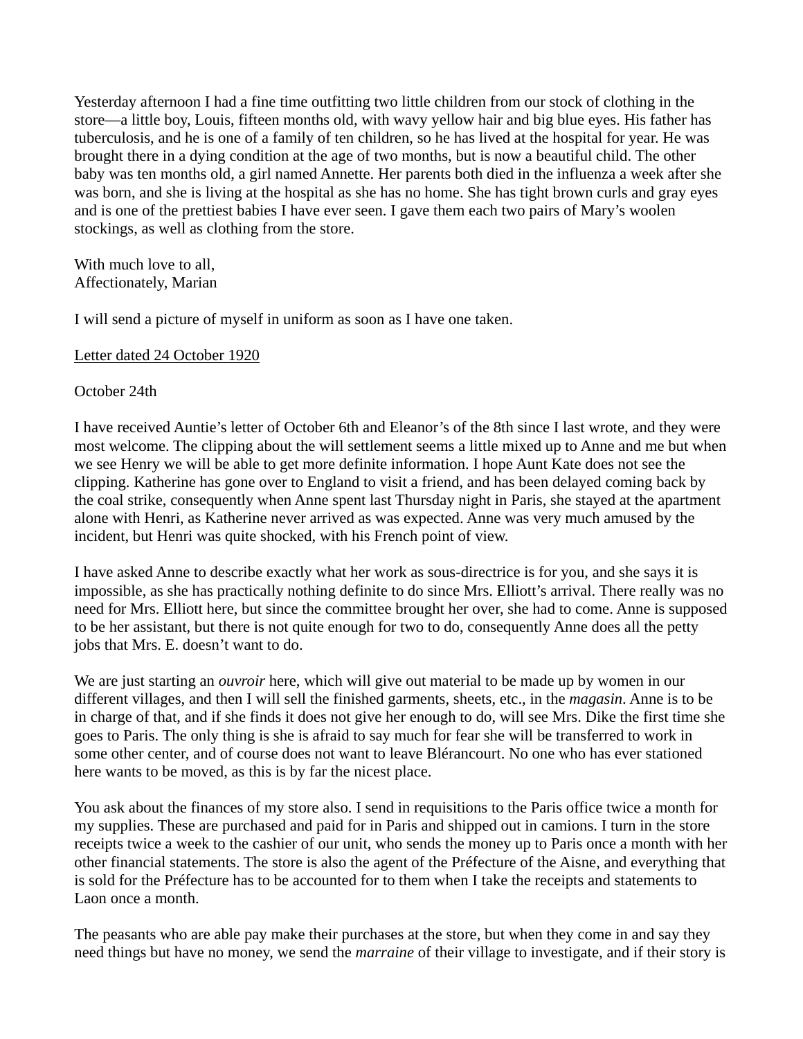Yesterday afternoon I had a fine time outfitting two little children from our stock of clothing in the store—a little boy, Louis, fifteen months old, with wavy yellow hair and big blue eyes. His father has tuberculosis, and he is one of a family of ten children, so he has lived at the hospital for year. He was brought there in a dying condition at the age of two months, but is now a beautiful child. The other baby was ten months old, a girl named Annette. Her parents both died in the influenza a week after she was born, and she is living at the hospital as she has no home. She has tight brown curls and gray eyes and is one of the prettiest babies I have ever seen. I gave them each two pairs of Mary's woolen stockings, as well as clothing from the store.

With much love to all,
Affectionately, Marian

I will send a picture of myself in uniform as soon as I have one taken.

<u>Letter dated 24 October 1920</u>

October 24th

I have received Auntie's letter of October 6th and Eleanor's of the 8th since I last wrote, and they were most welcome. The clipping about the will settlement seems a little mixed up to Anne and me but when we see Henry we will be able to get more definite information. I hope Aunt Kate does not see the clipping. Katherine has gone over to England to visit a friend, and has been delayed coming back by the coal strike, consequently when Anne spent last Thursday night in Paris, she stayed at the apartment alone with Henri, as Katherine never arrived as was expected. Anne was very much amused by the incident, but Henri was quite shocked, with his French point of view.

I have asked Anne to describe exactly what her work as sous-directrice is for you, and she says it is impossible, as she has practically nothing definite to do since Mrs. Elliott's arrival. There really was no need for Mrs. Elliott here, but since the committee brought her over, she had to come. Anne is supposed to be her assistant, but there is not quite enough for two to do, consequently Anne does all the petty jobs that Mrs. E. doesn't want to do.

We are just starting an *ouvroir* here, which will give out material to be made up by women in our different villages, and then I will sell the finished garments, sheets, etc., in the *magasin*. Anne is to be in charge of that, and if she finds it does not give her enough to do, will see Mrs. Dike the first time she goes to Paris. The only thing is she is afraid to say much for fear she will be transferred to work in some other center, and of course does not want to leave Blérancourt. No one who has ever stationed here wants to be moved, as this is by far the nicest place.

You ask about the finances of my store also. I send in requisitions to the Paris office twice a month for my supplies. These are purchased and paid for in Paris and shipped out in camions. I turn in the store receipts twice a week to the cashier of our unit, who sends the money up to Paris once a month with her other financial statements. The store is also the agent of the Préfecture of the Aisne, and everything that is sold for the Préfecture has to be accounted for to them when I take the receipts and statements to Laon once a month.

The peasants who are able pay make their purchases at the store, but when they come in and say they need things but have no money, we send the *marraine* of their village to investigate, and if their story is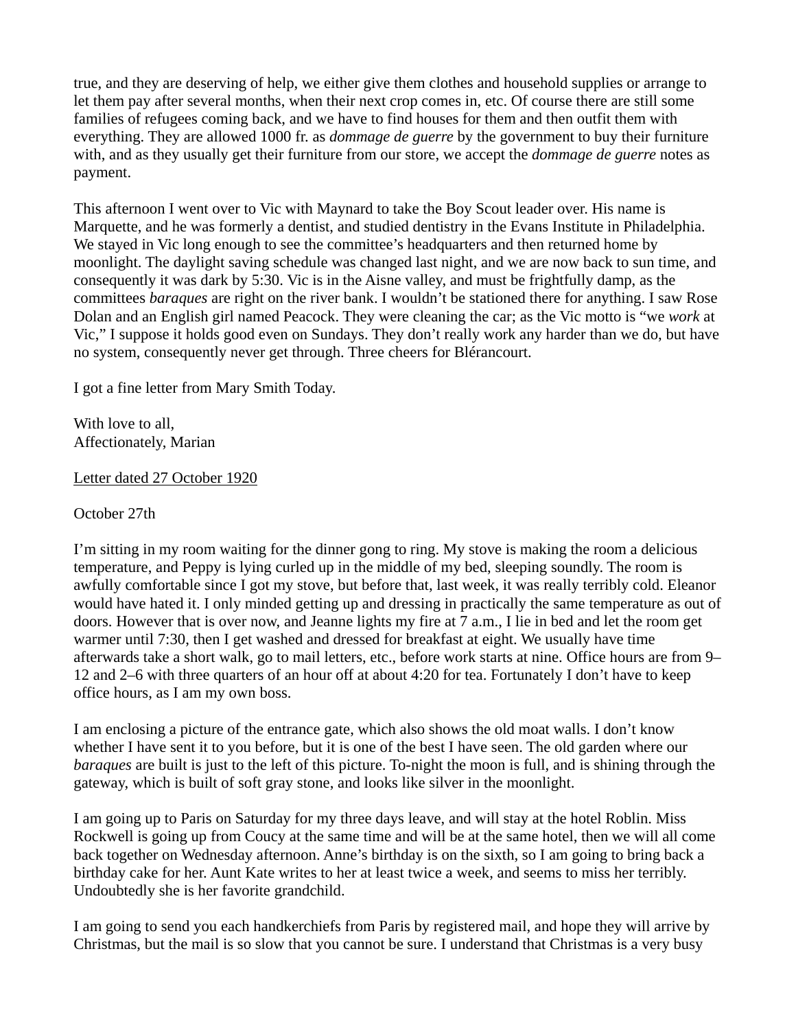true, and they are deserving of help, we either give them clothes and household supplies or arrange to let them pay after several months, when their next crop comes in, etc. Of course there are still some families of refugees coming back, and we have to find houses for them and then outfit them with everything. They are allowed 1000 fr. as *dommage de guerre* by the government to buy their furniture with, and as they usually get their furniture from our store, we accept the *dommage de guerre* notes as payment.

This afternoon I went over to Vic with Maynard to take the Boy Scout leader over. His name is Marquette, and he was formerly a dentist, and studied dentistry in the Evans Institute in Philadelphia. We stayed in Vic long enough to see the committee's headquarters and then returned home by moonlight. The daylight saving schedule was changed last night, and we are now back to sun time, and consequently it was dark by 5:30. Vic is in the Aisne valley, and must be frightfully damp, as the committees *baraques* are right on the river bank. I wouldn't be stationed there for anything. I saw Rose Dolan and an English girl named Peacock. They were cleaning the car; as the Vic motto is "we *work* at Vic," I suppose it holds good even on Sundays. They don't really work any harder than we do, but have no system, consequently never get through. Three cheers for Blérancourt.

I got a fine letter from Mary Smith Today.

With love to all,  
Affectionately, Marian

<u>Letter dated 27 October 1920</u>

October 27th

I'm sitting in my room waiting for the dinner gong to ring. My stove is making the room a delicious temperature, and Peppy is lying curled up in the middle of my bed, sleeping soundly. The room is awfully comfortable since I got my stove, but before that, last week, it was really terribly cold. Eleanor would have hated it. I only minded getting up and dressing in practically the same temperature as out of doors. However that is over now, and Jeanne lights my fire at 7 a.m., I lie in bed and let the room get warmer until 7:30, then I get washed and dressed for breakfast at eight. We usually have time afterwards take a short walk, go to mail letters, etc., before work starts at nine. Office hours are from 9–12 and 2–6 with three quarters of an hour off at about 4:20 for tea. Fortunately I don't have to keep office hours, as I am my own boss.

I am enclosing a picture of the entrance gate, which also shows the old moat walls. I don't know whether I have sent it to you before, but it is one of the best I have seen. The old garden where our *baraques* are built is just to the left of this picture. To-night the moon is full, and is shining through the gateway, which is built of soft gray stone, and looks like silver in the moonlight.

I am going up to Paris on Saturday for my three days leave, and will stay at the hotel Roblin. Miss Rockwell is going up from Coucy at the same time and will be at the same hotel, then we will all come back together on Wednesday afternoon. Anne's birthday is on the sixth, so I am going to bring back a birthday cake for her. Aunt Kate writes to her at least twice a week, and seems to miss her terribly. Undoubtedly she is her favorite grandchild.

I am going to send you each handkerchiefs from Paris by registered mail, and hope they will arrive by Christmas, but the mail is so slow that you cannot be sure. I understand that Christmas is a very busy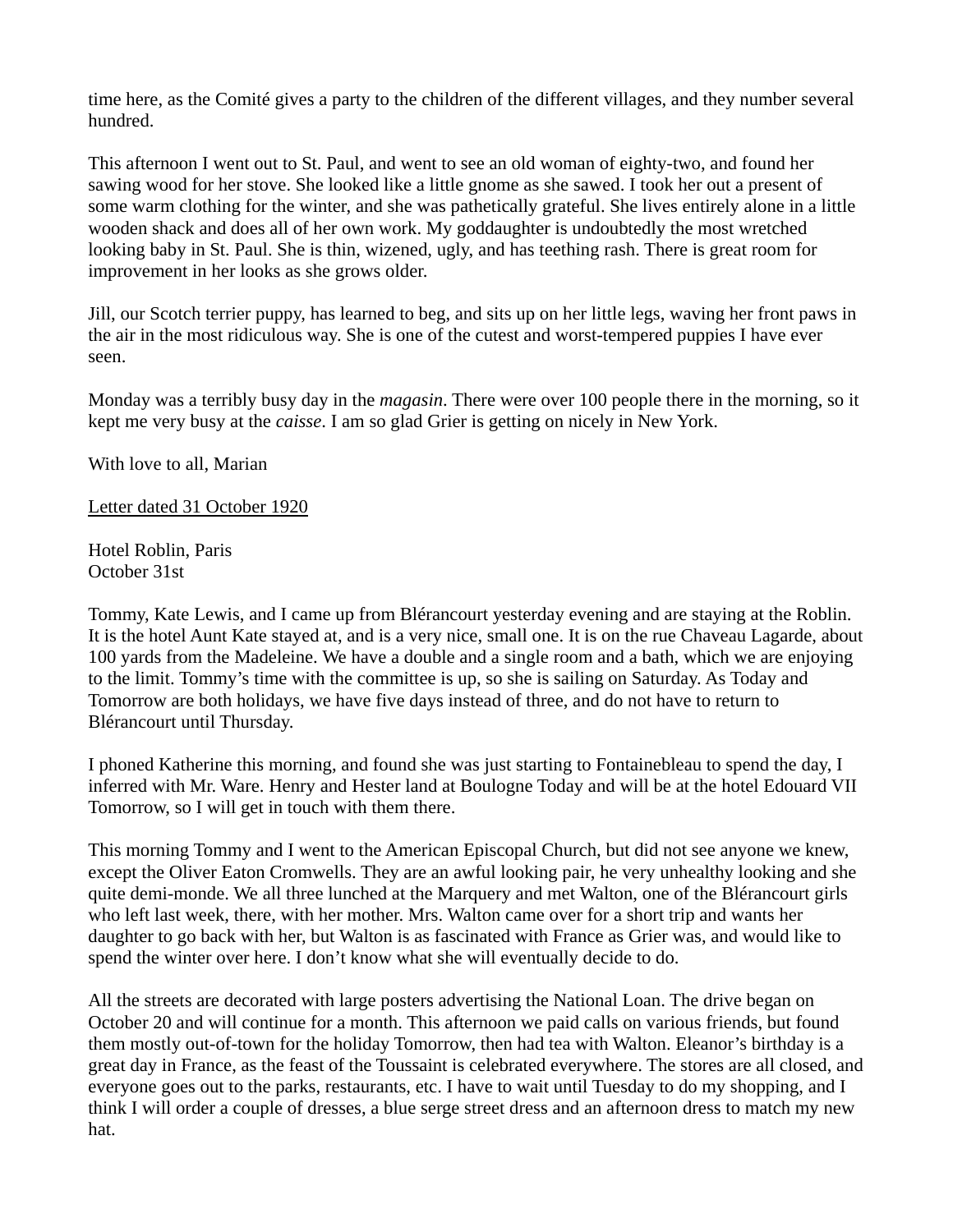time here, as the Comité gives a party to the children of the different villages, and they number several hundred.

This afternoon I went out to St. Paul, and went to see an old woman of eighty-two, and found her sawing wood for her stove. She looked like a little gnome as she sawed. I took her out a present of some warm clothing for the winter, and she was pathetically grateful. She lives entirely alone in a little wooden shack and does all of her own work. My goddaughter is undoubtedly the most wretched looking baby in St. Paul. She is thin, wizened, ugly, and has teething rash. There is great room for improvement in her looks as she grows older.

Jill, our Scotch terrier puppy, has learned to beg, and sits up on her little legs, waving her front paws in the air in the most ridiculous way. She is one of the cutest and worst-tempered puppies I have ever seen.

Monday was a terribly busy day in the *magasin*. There were over 100 people there in the morning, so it kept me very busy at the *caisse*. I am so glad Grier is getting on nicely in New York.

With love to all, Marian

<u>Letter dated 31 October 1920</u>

Hotel Roblin, Paris
October 31st

Tommy, Kate Lewis, and I came up from Blérancourt yesterday evening and are staying at the Roblin. It is the hotel Aunt Kate stayed at, and is a very nice, small one. It is on the rue Chaveau Lagarde, about 100 yards from the Madeleine. We have a double and a single room and a bath, which we are enjoying to the limit. Tommy's time with the committee is up, so she is sailing on Saturday. As Today and Tomorrow are both holidays, we have five days instead of three, and do not have to return to Blérancourt until Thursday.

I phoned Katherine this morning, and found she was just starting to Fontainebleau to spend the day, I inferred with Mr. Ware. Henry and Hester land at Boulogne Today and will be at the hotel Edouard VII Tomorrow, so I will get in touch with them there.

This morning Tommy and I went to the American Episcopal Church, but did not see anyone we knew, except the Oliver Eaton Cromwells. They are an awful looking pair, he very unhealthy looking and she quite demi-monde. We all three lunched at the Marquery and met Walton, one of the Blérancourt girls who left last week, there, with her mother. Mrs. Walton came over for a short trip and wants her daughter to go back with her, but Walton is as fascinated with France as Grier was, and would like to spend the winter over here. I don't know what she will eventually decide to do.

All the streets are decorated with large posters advertising the National Loan. The drive began on October 20 and will continue for a month. This afternoon we paid calls on various friends, but found them mostly out-of-town for the holiday Tomorrow, then had tea with Walton. Eleanor's birthday is a great day in France, as the feast of the Toussaint is celebrated everywhere. The stores are all closed, and everyone goes out to the parks, restaurants, etc. I have to wait until Tuesday to do my shopping, and I think I will order a couple of dresses, a blue serge street dress and an afternoon dress to match my new hat.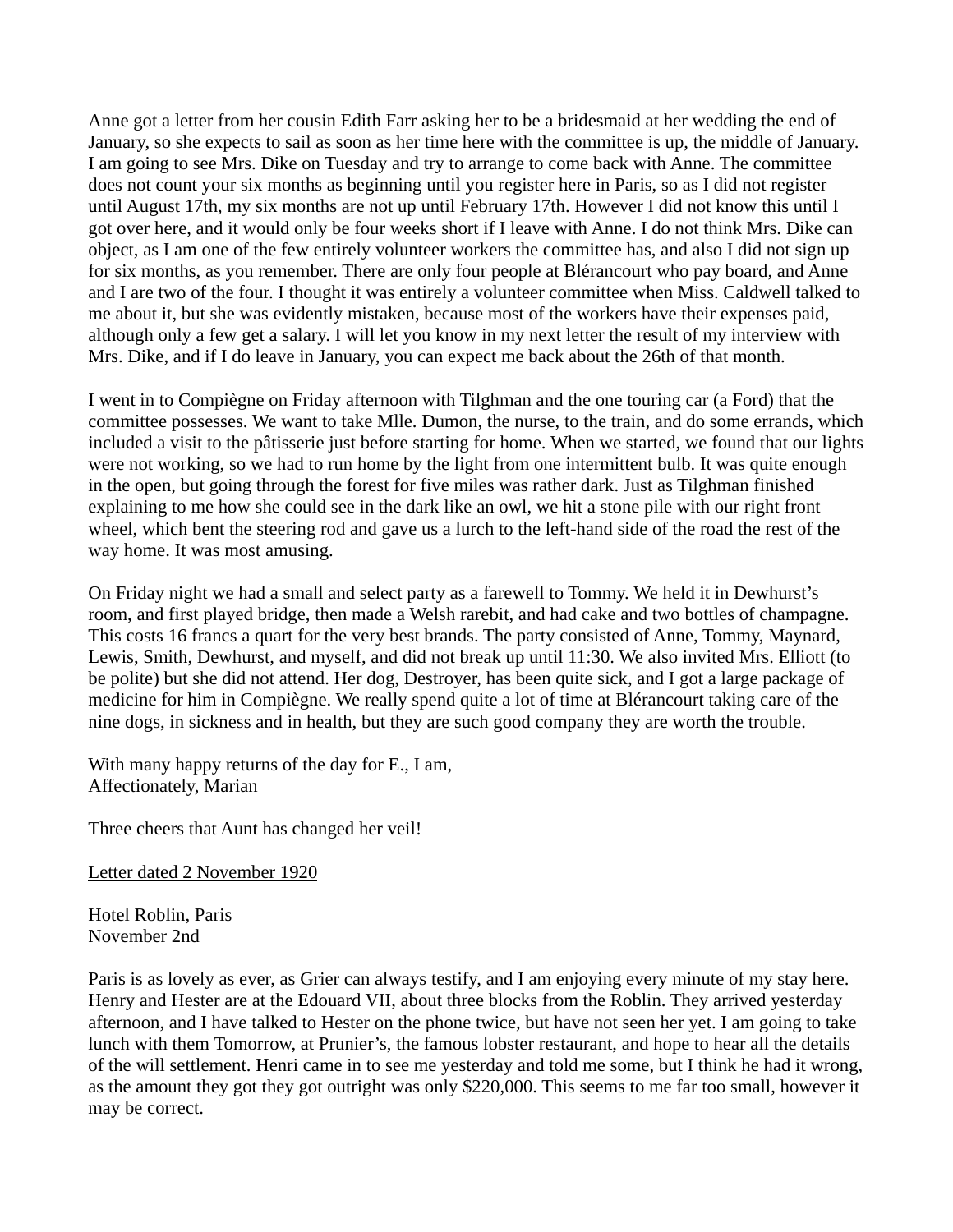Anne got a letter from her cousin Edith Farr asking her to be a bridesmaid at her wedding the end of January, so she expects to sail as soon as her time here with the committee is up, the middle of January. I am going to see Mrs. Dike on Tuesday and try to arrange to come back with Anne. The committee does not count your six months as beginning until you register here in Paris, so as I did not register until August 17th, my six months are not up until February 17th. However I did not know this until I got over here, and it would only be four weeks short if I leave with Anne. I do not think Mrs. Dike can object, as I am one of the few entirely volunteer workers the committee has, and also I did not sign up for six months, as you remember. There are only four people at Blérancourt who pay board, and Anne and I are two of the four. I thought it was entirely a volunteer committee when Miss. Caldwell talked to me about it, but she was evidently mistaken, because most of the workers have their expenses paid, although only a few get a salary. I will let you know in my next letter the result of my interview with Mrs. Dike, and if I do leave in January, you can expect me back about the 26th of that month.

I went in to Compiègne on Friday afternoon with Tilghman and the one touring car (a Ford) that the committee possesses. We want to take Mlle. Dumon, the nurse, to the train, and do some errands, which included a visit to the pâtisserie just before starting for home. When we started, we found that our lights were not working, so we had to run home by the light from one intermittent bulb. It was quite enough in the open, but going through the forest for five miles was rather dark. Just as Tilghman finished explaining to me how she could see in the dark like an owl, we hit a stone pile with our right front wheel, which bent the steering rod and gave us a lurch to the left-hand side of the road the rest of the way home. It was most amusing.

On Friday night we had a small and select party as a farewell to Tommy. We held it in Dewhurst's room, and first played bridge, then made a Welsh rarebit, and had cake and two bottles of champagne. This costs 16 francs a quart for the very best brands. The party consisted of Anne, Tommy, Maynard, Lewis, Smith, Dewhurst, and myself, and did not break up until 11:30. We also invited Mrs. Elliott (to be polite) but she did not attend. Her dog, Destroyer, has been quite sick, and I got a large package of medicine for him in Compiègne. We really spend quite a lot of time at Blérancourt taking care of the nine dogs, in sickness and in health, but they are such good company they are worth the trouble.

With many happy returns of the day for E., I am,  
Affectionately, Marian

Three cheers that Aunt has changed her veil!

<u>Letter dated 2 November 1920</u>

Hotel Roblin, Paris  
November 2nd

Paris is as lovely as ever, as Grier can always testify, and I am enjoying every minute of my stay here. Henry and Hester are at the Edouard VII, about three blocks from the Roblin. They arrived yesterday afternoon, and I have talked to Hester on the phone twice, but have not seen her yet. I am going to take lunch with them Tomorrow, at Prunier's, the famous lobster restaurant, and hope to hear all the details of the will settlement. Henri came in to see me yesterday and told me some, but I think he had it wrong, as the amount they got they got outright was only $220,000. This seems to me far too small, however it may be correct.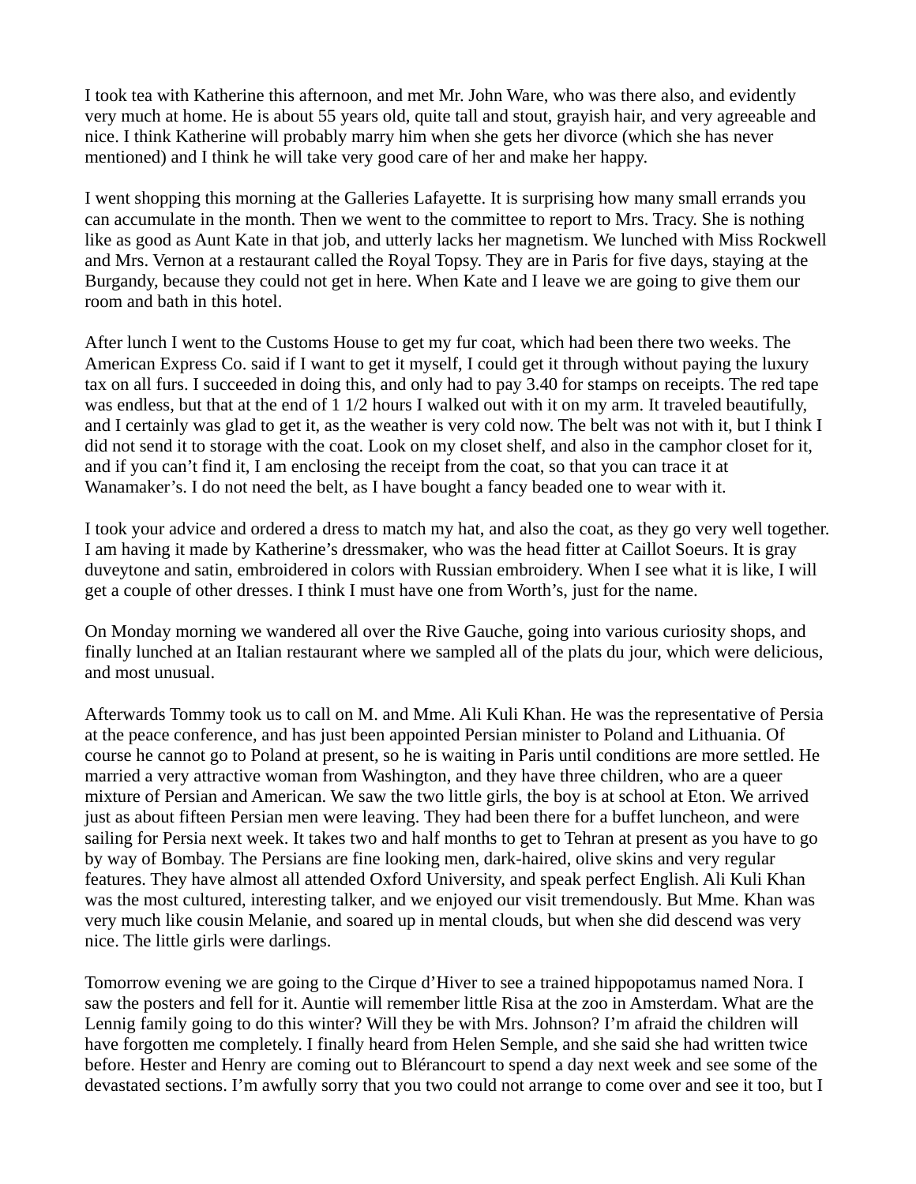I took tea with Katherine this afternoon, and met Mr. John Ware, who was there also, and evidently very much at home. He is about 55 years old, quite tall and stout, grayish hair, and very agreeable and nice. I think Katherine will probably marry him when she gets her divorce (which she has never mentioned) and I think he will take very good care of her and make her happy.

I went shopping this morning at the Galleries Lafayette. It is surprising how many small errands you can accumulate in the month. Then we went to the committee to report to Mrs. Tracy. She is nothing like as good as Aunt Kate in that job, and utterly lacks her magnetism. We lunched with Miss Rockwell and Mrs. Vernon at a restaurant called the Royal Topsy. They are in Paris for five days, staying at the Burgandy, because they could not get in here. When Kate and I leave we are going to give them our room and bath in this hotel.

After lunch I went to the Customs House to get my fur coat, which had been there two weeks. The American Express Co. said if I want to get it myself, I could get it through without paying the luxury tax on all furs. I succeeded in doing this, and only had to pay 3.40 for stamps on receipts. The red tape was endless, but that at the end of 1 1/2 hours I walked out with it on my arm. It traveled beautifully, and I certainly was glad to get it, as the weather is very cold now. The belt was not with it, but I think I did not send it to storage with the coat. Look on my closet shelf, and also in the camphor closet for it, and if you can't find it, I am enclosing the receipt from the coat, so that you can trace it at Wanamaker's. I do not need the belt, as I have bought a fancy beaded one to wear with it.

I took your advice and ordered a dress to match my hat, and also the coat, as they go very well together. I am having it made by Katherine's dressmaker, who was the head fitter at Caillot Soeurs. It is gray duveytone and satin, embroidered in colors with Russian embroidery. When I see what it is like, I will get a couple of other dresses. I think I must have one from Worth's, just for the name.

On Monday morning we wandered all over the Rive Gauche, going into various curiosity shops, and finally lunched at an Italian restaurant where we sampled all of the plats du jour, which were delicious, and most unusual.

Afterwards Tommy took us to call on M. and Mme. Ali Kuli Khan. He was the representative of Persia at the peace conference, and has just been appointed Persian minister to Poland and Lithuania. Of course he cannot go to Poland at present, so he is waiting in Paris until conditions are more settled. He married a very attractive woman from Washington, and they have three children, who are a queer mixture of Persian and American. We saw the two little girls, the boy is at school at Eton. We arrived just as about fifteen Persian men were leaving. They had been there for a buffet luncheon, and were sailing for Persia next week. It takes two and half months to get to Tehran at present as you have to go by way of Bombay. The Persians are fine looking men, dark-haired, olive skins and very regular features. They have almost all attended Oxford University, and speak perfect English. Ali Kuli Khan was the most cultured, interesting talker, and we enjoyed our visit tremendously. But Mme. Khan was very much like cousin Melanie, and soared up in mental clouds, but when she did descend was very nice. The little girls were darlings.

Tomorrow evening we are going to the Cirque d'Hiver to see a trained hippopotamus named Nora. I saw the posters and fell for it. Auntie will remember little Risa at the zoo in Amsterdam. What are the Lennig family going to do this winter? Will they be with Mrs. Johnson? I'm afraid the children will have forgotten me completely. I finally heard from Helen Semple, and she said she had written twice before. Hester and Henry are coming out to Blérancourt to spend a day next week and see some of the devastated sections. I'm awfully sorry that you two could not arrange to come over and see it too, but I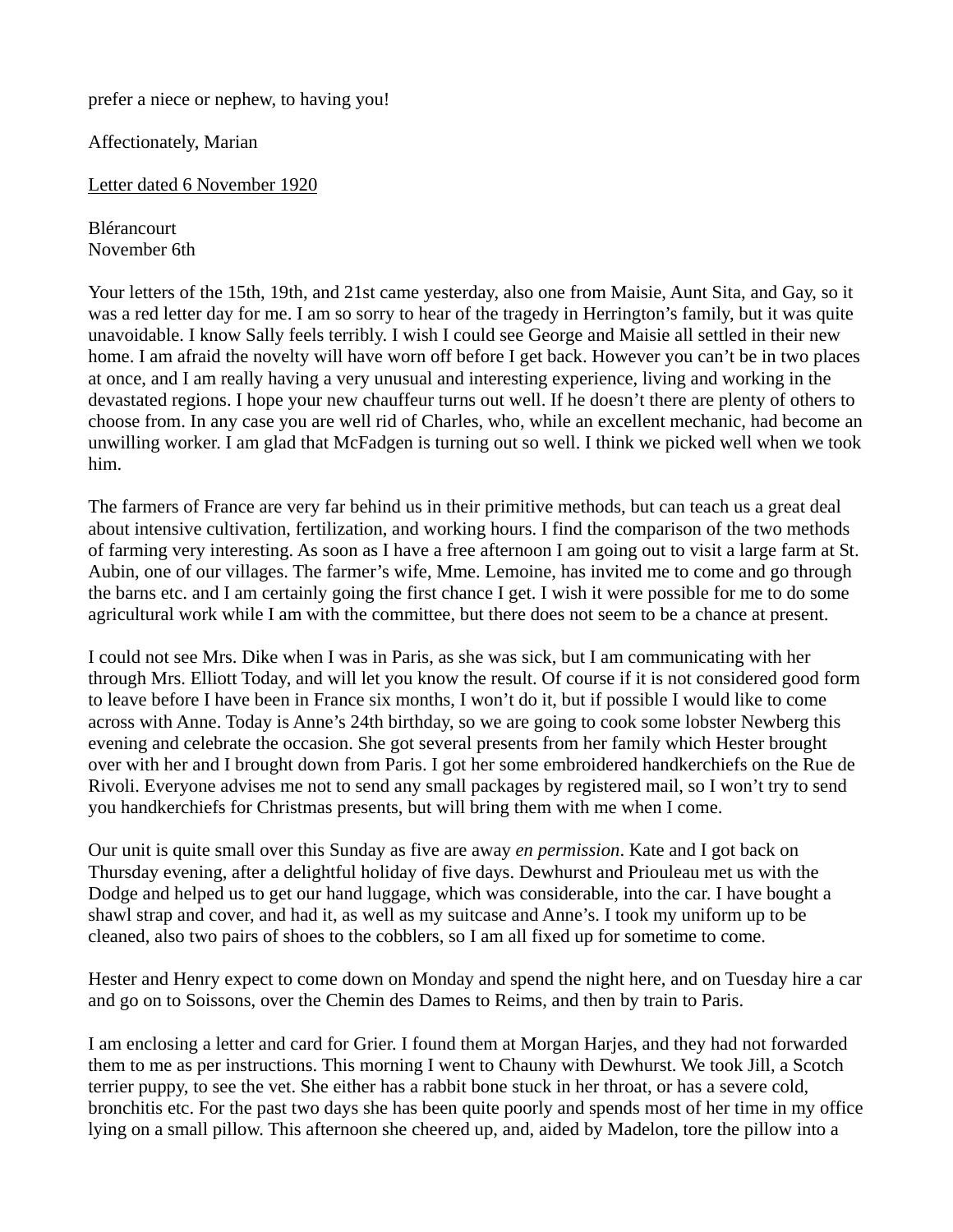prefer a niece or nephew, to having you!

Affectionately, Marian

<u>Letter dated 6 November 1920</u>

Blérancourt
November 6th

Your letters of the 15th, 19th, and 21st came yesterday, also one from Maisie, Aunt Sita, and Gay, so it was a red letter day for me. I am so sorry to hear of the tragedy in Herrington's family, but it was quite unavoidable. I know Sally feels terribly. I wish I could see George and Maisie all settled in their new home. I am afraid the novelty will have worn off before I get back. However you can't be in two places at once, and I am really having a very unusual and interesting experience, living and working in the devastated regions. I hope your new chauffeur turns out well. If he doesn't there are plenty of others to choose from. In any case you are well rid of Charles, who, while an excellent mechanic, had become an unwilling worker. I am glad that McFadgen is turning out so well. I think we picked well when we took him.

The farmers of France are very far behind us in their primitive methods, but can teach us a great deal about intensive cultivation, fertilization, and working hours. I find the comparison of the two methods of farming very interesting. As soon as I have a free afternoon I am going out to visit a large farm at St. Aubin, one of our villages. The farmer's wife, Mme. Lemoine, has invited me to come and go through the barns etc. and I am certainly going the first chance I get. I wish it were possible for me to do some agricultural work while I am with the committee, but there does not seem to be a chance at present.

I could not see Mrs. Dike when I was in Paris, as she was sick, but I am communicating with her through Mrs. Elliott Today, and will let you know the result. Of course if it is not considered good form to leave before I have been in France six months, I won't do it, but if possible I would like to come across with Anne. Today is Anne's 24th birthday, so we are going to cook some lobster Newberg this evening and celebrate the occasion. She got several presents from her family which Hester brought over with her and I brought down from Paris. I got her some embroidered handkerchiefs on the Rue de Rivoli. Everyone advises me not to send any small packages by registered mail, so I won't try to send you handkerchiefs for Christmas presents, but will bring them with me when I come.

Our unit is quite small over this Sunday as five are away *en permission*. Kate and I got back on Thursday evening, after a delightful holiday of five days. Dewhurst and Priouleau met us with the Dodge and helped us to get our hand luggage, which was considerable, into the car. I have bought a shawl strap and cover, and had it, as well as my suitcase and Anne's. I took my uniform up to be cleaned, also two pairs of shoes to the cobblers, so I am all fixed up for sometime to come.

Hester and Henry expect to come down on Monday and spend the night here, and on Tuesday hire a car and go on to Soissons, over the Chemin des Dames to Reims, and then by train to Paris.

I am enclosing a letter and card for Grier. I found them at Morgan Harjes, and they had not forwarded them to me as per instructions. This morning I went to Chauny with Dewhurst. We took Jill, a Scotch terrier puppy, to see the vet. She either has a rabbit bone stuck in her throat, or has a severe cold, bronchitis etc. For the past two days she has been quite poorly and spends most of her time in my office lying on a small pillow. This afternoon she cheered up, and, aided by Madelon, tore the pillow into a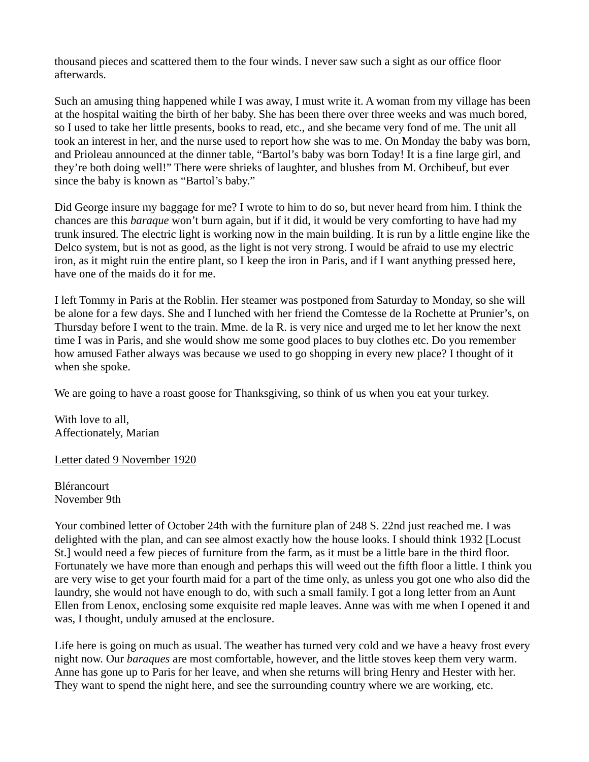thousand pieces and scattered them to the four winds. I never saw such a sight as our office floor afterwards.

Such an amusing thing happened while I was away, I must write it. A woman from my village has been at the hospital waiting the birth of her baby. She has been there over three weeks and was much bored, so I used to take her little presents, books to read, etc., and she became very fond of me. The unit all took an interest in her, and the nurse used to report how she was to me. On Monday the baby was born, and Prioleau announced at the dinner table, "Bartol's baby was born Today! It is a fine large girl, and they're both doing well!" There were shrieks of laughter, and blushes from M. Orchibeuf, but ever since the baby is known as "Bartol's baby."

Did George insure my baggage for me? I wrote to him to do so, but never heard from him. I think the chances are this *baraque* won't burn again, but if it did, it would be very comforting to have had my trunk insured. The electric light is working now in the main building. It is run by a little engine like the Delco system, but is not as good, as the light is not very strong. I would be afraid to use my electric iron, as it might ruin the entire plant, so I keep the iron in Paris, and if I want anything pressed here, have one of the maids do it for me.

I left Tommy in Paris at the Roblin. Her steamer was postponed from Saturday to Monday, so she will be alone for a few days. She and I lunched with her friend the Comtesse de la Rochette at Prunier's, on Thursday before I went to the train. Mme. de la R. is very nice and urged me to let her know the next time I was in Paris, and she would show me some good places to buy clothes etc. Do you remember how amused Father always was because we used to go shopping in every new place? I thought of it when she spoke.

We are going to have a roast goose for Thanksgiving, so think of us when you eat your turkey.

With love to all,
Affectionately, Marian

<u>Letter dated 9 November 1920</u>

Blérancourt
November 9th

Your combined letter of October 24th with the furniture plan of 248 S. 22nd just reached me. I was delighted with the plan, and can see almost exactly how the house looks. I should think 1932 [Locust St.] would need a few pieces of furniture from the farm, as it must be a little bare in the third floor. Fortunately we have more than enough and perhaps this will weed out the fifth floor a little. I think you are very wise to get your fourth maid for a part of the time only, as unless you got one who also did the laundry, she would not have enough to do, with such a small family. I got a long letter from an Aunt Ellen from Lenox, enclosing some exquisite red maple leaves. Anne was with me when I opened it and was, I thought, unduly amused at the enclosure.

Life here is going on much as usual. The weather has turned very cold and we have a heavy frost every night now. Our *baraques* are most comfortable, however, and the little stoves keep them very warm. Anne has gone up to Paris for her leave, and when she returns will bring Henry and Hester with her. They want to spend the night here, and see the surrounding country where we are working, etc.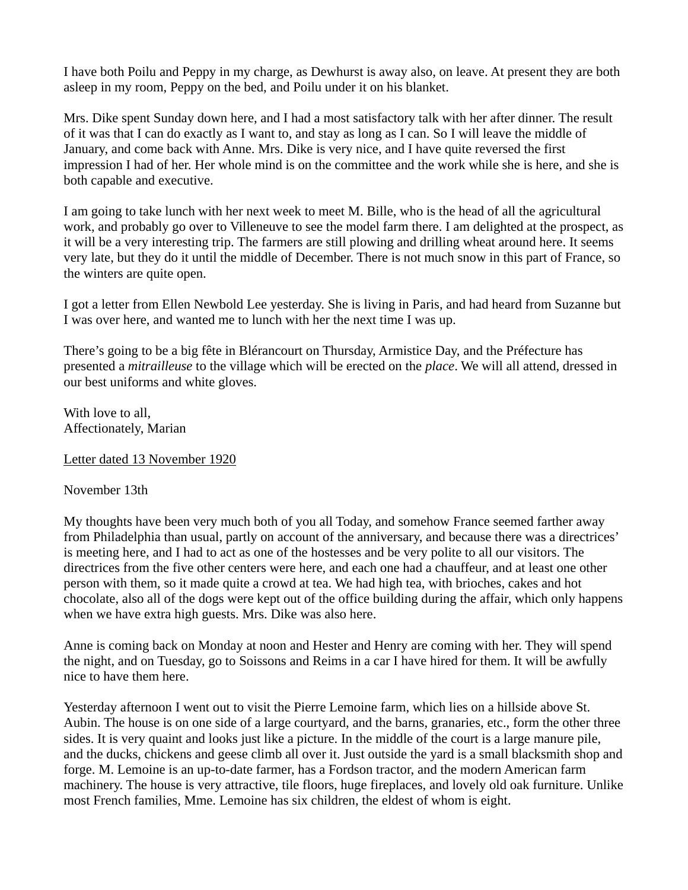I have both Poilu and Peppy in my charge, as Dewhurst is away also, on leave. At present they are both asleep in my room, Peppy on the bed, and Poilu under it on his blanket.

Mrs. Dike spent Sunday down here, and I had a most satisfactory talk with her after dinner. The result of it was that I can do exactly as I want to, and stay as long as I can. So I will leave the middle of January, and come back with Anne. Mrs. Dike is very nice, and I have quite reversed the first impression I had of her. Her whole mind is on the committee and the work while she is here, and she is both capable and executive.

I am going to take lunch with her next week to meet M. Bille, who is the head of all the agricultural work, and probably go over to Villeneuve to see the model farm there. I am delighted at the prospect, as it will be a very interesting trip. The farmers are still plowing and drilling wheat around here. It seems very late, but they do it until the middle of December. There is not much snow in this part of France, so the winters are quite open.

I got a letter from Ellen Newbold Lee yesterday. She is living in Paris, and had heard from Suzanne but I was over here, and wanted me to lunch with her the next time I was up.

There's going to be a big fête in Blérancourt on Thursday, Armistice Day, and the Préfecture has presented a *mitrailleuse* to the village which will be erected on the *place*. We will all attend, dressed in our best uniforms and white gloves.

With love to all,
Affectionately, Marian

<u>Letter dated 13 November 1920</u>

November 13th

My thoughts have been very much both of you all Today, and somehow France seemed farther away from Philadelphia than usual, partly on account of the anniversary, and because there was a directrices' is meeting here, and I had to act as one of the hostesses and be very polite to all our visitors. The directrices from the five other centers were here, and each one had a chauffeur, and at least one other person with them, so it made quite a crowd at tea. We had high tea, with brioches, cakes and hot chocolate, also all of the dogs were kept out of the office building during the affair, which only happens when we have extra high guests. Mrs. Dike was also here.

Anne is coming back on Monday at noon and Hester and Henry are coming with her. They will spend the night, and on Tuesday, go to Soissons and Reims in a car I have hired for them. It will be awfully nice to have them here.

Yesterday afternoon I went out to visit the Pierre Lemoine farm, which lies on a hillside above St. Aubin. The house is on one side of a large courtyard, and the barns, granaries, etc., form the other three sides. It is very quaint and looks just like a picture. In the middle of the court is a large manure pile, and the ducks, chickens and geese climb all over it. Just outside the yard is a small blacksmith shop and forge. M. Lemoine is an up-to-date farmer, has a Fordson tractor, and the modern American farm machinery. The house is very attractive, tile floors, huge fireplaces, and lovely old oak furniture. Unlike most French families, Mme. Lemoine has six children, the eldest of whom is eight.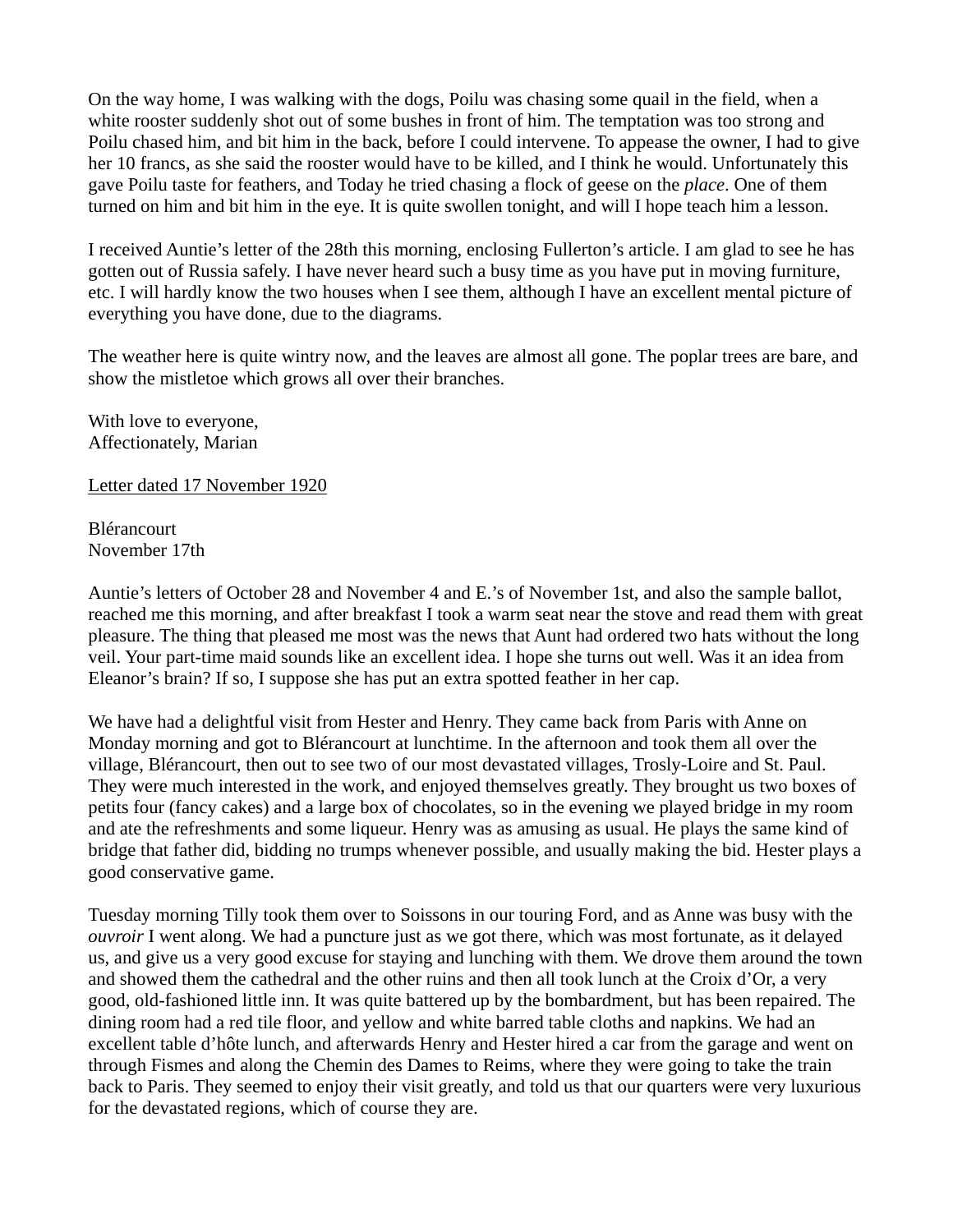On the way home, I was walking with the dogs, Poilu was chasing some quail in the field, when a white rooster suddenly shot out of some bushes in front of him. The temptation was too strong and Poilu chased him, and bit him in the back, before I could intervene. To appease the owner, I had to give her 10 francs, as she said the rooster would have to be killed, and I think he would. Unfortunately this gave Poilu taste for feathers, and Today he tried chasing a flock of geese on the *place*. One of them turned on him and bit him in the eye. It is quite swollen tonight, and will I hope teach him a lesson.

I received Auntie's letter of the 28th this morning, enclosing Fullerton's article. I am glad to see he has gotten out of Russia safely. I have never heard such a busy time as you have put in moving furniture, etc. I will hardly know the two houses when I see them, although I have an excellent mental picture of everything you have done, due to the diagrams.

The weather here is quite wintry now, and the leaves are almost all gone. The poplar trees are bare, and show the mistletoe which grows all over their branches.

With love to everyone,
Affectionately, Marian

<u>Letter dated 17 November 1920</u>

Blérancourt
November 17th

Auntie's letters of October 28 and November 4 and E.'s of November 1st, and also the sample ballot, reached me this morning, and after breakfast I took a warm seat near the stove and read them with great pleasure. The thing that pleased me most was the news that Aunt had ordered two hats without the long veil. Your part-time maid sounds like an excellent idea. I hope she turns out well. Was it an idea from Eleanor's brain? If so, I suppose she has put an extra spotted feather in her cap.

We have had a delightful visit from Hester and Henry. They came back from Paris with Anne on Monday morning and got to Blérancourt at lunchtime. In the afternoon and took them all over the village, Blérancourt, then out to see two of our most devastated villages, Trosly-Loire and St. Paul. They were much interested in the work, and enjoyed themselves greatly. They brought us two boxes of petits four (fancy cakes) and a large box of chocolates, so in the evening we played bridge in my room and ate the refreshments and some liqueur. Henry was as amusing as usual. He plays the same kind of bridge that father did, bidding no trumps whenever possible, and usually making the bid. Hester plays a good conservative game.

Tuesday morning Tilly took them over to Soissons in our touring Ford, and as Anne was busy with the *ouvroir* I went along. We had a puncture just as we got there, which was most fortunate, as it delayed us, and give us a very good excuse for staying and lunching with them. We drove them around the town and showed them the cathedral and the other ruins and then all took lunch at the Croix d'Or, a very good, old-fashioned little inn. It was quite battered up by the bombardment, but has been repaired. The dining room had a red tile floor, and yellow and white barred table cloths and napkins. We had an excellent table d'hôte lunch, and afterwards Henry and Hester hired a car from the garage and went on through Fismes and along the Chemin des Dames to Reims, where they were going to take the train back to Paris. They seemed to enjoy their visit greatly, and told us that our quarters were very luxurious for the devastated regions, which of course they are.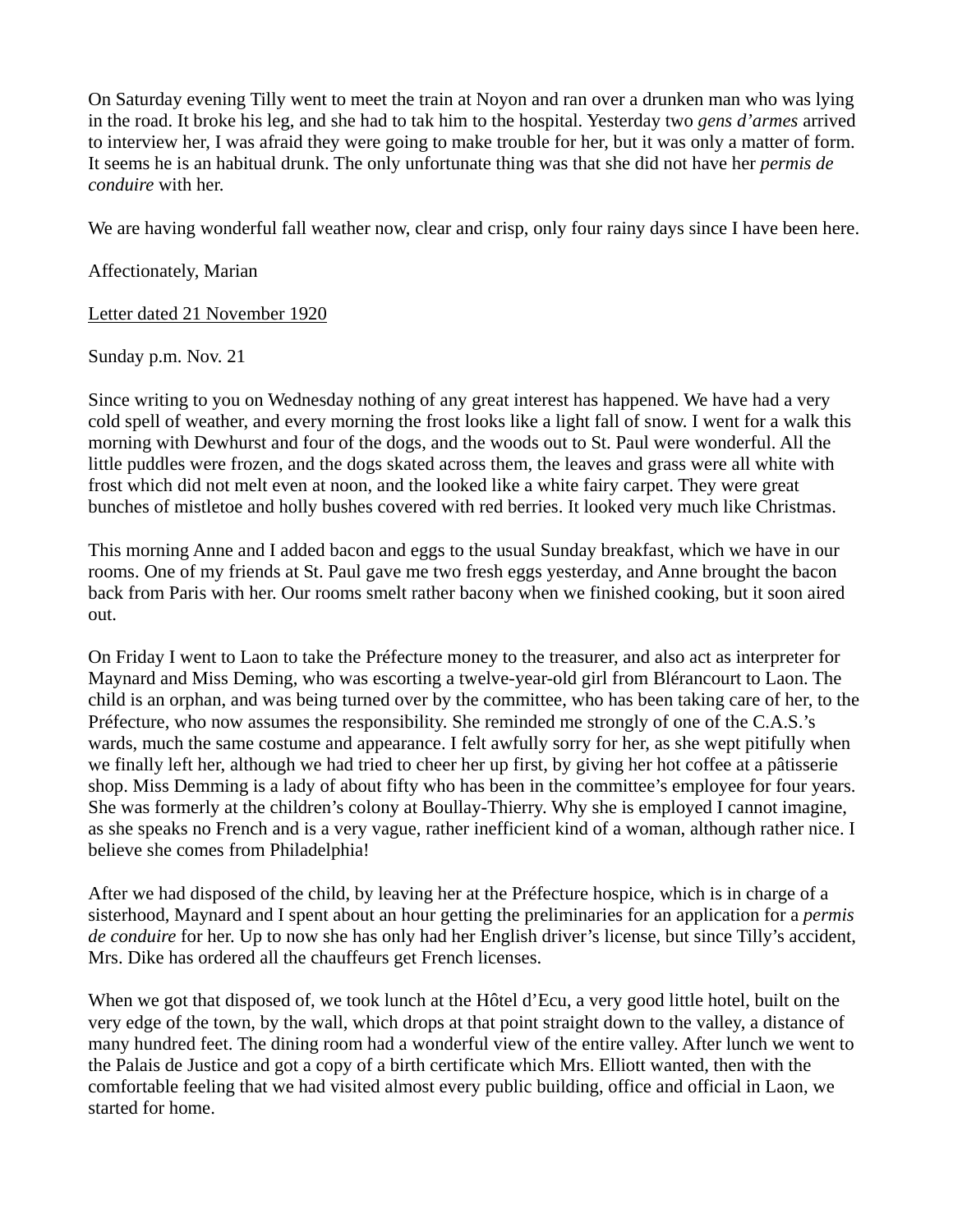On Saturday evening Tilly went to meet the train at Noyon and ran over a drunken man who was lying in the road. It broke his leg, and she had to tak him to the hospital. Yesterday two *gens d'armes* arrived to interview her, I was afraid they were going to make trouble for her, but it was only a matter of form. It seems he is an habitual drunk. The only unfortunate thing was that she did not have her *permis de conduire* with her.

We are having wonderful fall weather now, clear and crisp, only four rainy days since I have been here.

Affectionately, Marian

<u>Letter dated 21 November 1920</u>

Sunday p.m. Nov. 21

Since writing to you on Wednesday nothing of any great interest has happened. We have had a very cold spell of weather, and every morning the frost looks like a light fall of snow. I went for a walk this morning with Dewhurst and four of the dogs, and the woods out to St. Paul were wonderful. All the little puddles were frozen, and the dogs skated across them, the leaves and grass were all white with frost which did not melt even at noon, and the looked like a white fairy carpet. They were great bunches of mistletoe and holly bushes covered with red berries. It looked very much like Christmas.

This morning Anne and I added bacon and eggs to the usual Sunday breakfast, which we have in our rooms. One of my friends at St. Paul gave me two fresh eggs yesterday, and Anne brought the bacon back from Paris with her. Our rooms smelt rather bacony when we finished cooking, but it soon aired out.

On Friday I went to Laon to take the Préfecture money to the treasurer, and also act as interpreter for Maynard and Miss Deming, who was escorting a twelve-year-old girl from Blérancourt to Laon. The child is an orphan, and was being turned over by the committee, who has been taking care of her, to the Préfecture, who now assumes the responsibility. She reminded me strongly of one of the C.A.S.'s wards, much the same costume and appearance. I felt awfully sorry for her, as she wept pitifully when we finally left her, although we had tried to cheer her up first, by giving her hot coffee at a pâtisserie shop. Miss Demming is a lady of about fifty who has been in the committee's employee for four years. She was formerly at the children's colony at Boullay-Thierry. Why she is employed I cannot imagine, as she speaks no French and is a very vague, rather inefficient kind of a woman, although rather nice. I believe she comes from Philadelphia!

After we had disposed of the child, by leaving her at the Préfecture hospice, which is in charge of a sisterhood, Maynard and I spent about an hour getting the preliminaries for an application for a *permis de conduire* for her. Up to now she has only had her English driver's license, but since Tilly's accident, Mrs. Dike has ordered all the chauffeurs get French licenses.

When we got that disposed of, we took lunch at the Hôtel d'Ecu, a very good little hotel, built on the very edge of the town, by the wall, which drops at that point straight down to the valley, a distance of many hundred feet. The dining room had a wonderful view of the entire valley. After lunch we went to the Palais de Justice and got a copy of a birth certificate which Mrs. Elliott wanted, then with the comfortable feeling that we had visited almost every public building, office and official in Laon, we started for home.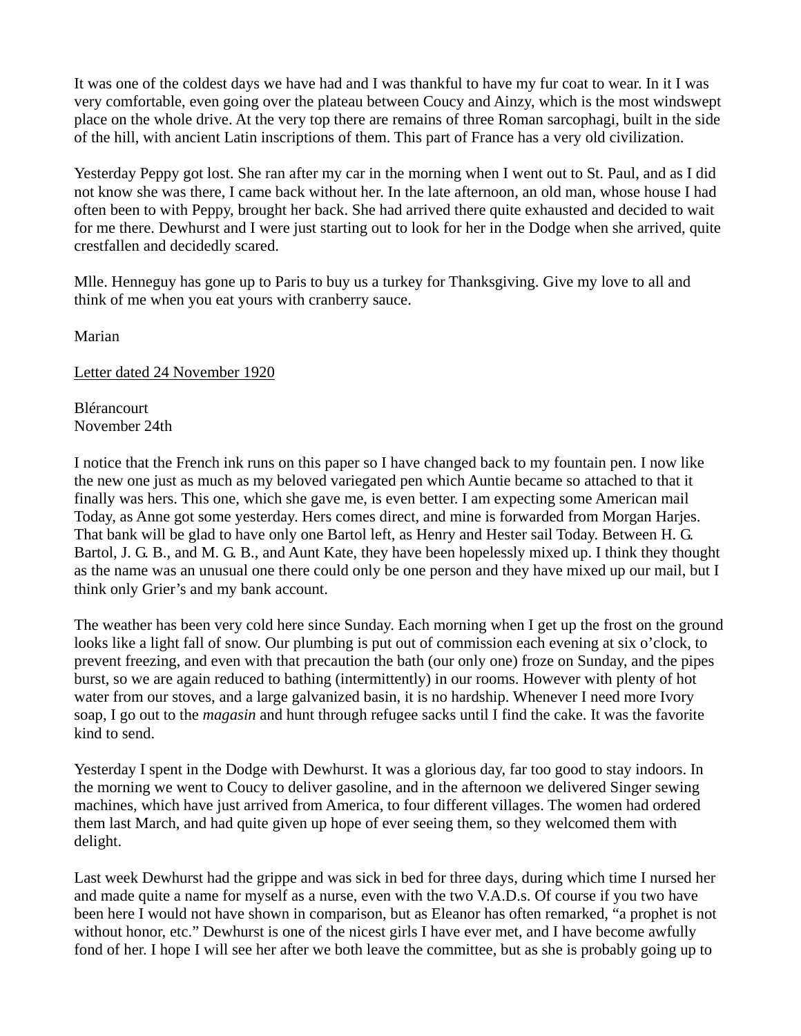It was one of the coldest days we have had and I was thankful to have my fur coat to wear. In it I was very comfortable, even going over the plateau between Coucy and Ainzy, which is the most windswept place on the whole drive. At the very top there are remains of three Roman sarcophagi, built in the side of the hill, with ancient Latin inscriptions of them. This part of France has a very old civilization.

Yesterday Peppy got lost. She ran after my car in the morning when I went out to St. Paul, and as I did not know she was there, I came back without her. In the late afternoon, an old man, whose house I had often been to with Peppy, brought her back. She had arrived there quite exhausted and decided to wait for me there. Dewhurst and I were just starting out to look for her in the Dodge when she arrived, quite crestfallen and decidedly scared.

Mlle. Henneguy has gone up to Paris to buy us a turkey for Thanksgiving. Give my love to all and think of me when you eat yours with cranberry sauce.

Marian

<u>Letter dated 24 November 1920</u>

Blérancourt
November 24th

I notice that the French ink runs on this paper so I have changed back to my fountain pen. I now like the new one just as much as my beloved variegated pen which Auntie became so attached to that it finally was hers. This one, which she gave me, is even better. I am expecting some American mail Today, as Anne got some yesterday. Hers comes direct, and mine is forwarded from Morgan Harjes. That bank will be glad to have only one Bartol left, as Henry and Hester sail Today. Between H. G. Bartol, J. G. B., and M. G. B., and Aunt Kate, they have been hopelessly mixed up. I think they thought as the name was an unusual one there could only be one person and they have mixed up our mail, but I think only Grier's and my bank account.

The weather has been very cold here since Sunday. Each morning when I get up the frost on the ground looks like a light fall of snow. Our plumbing is put out of commission each evening at six o'clock, to prevent freezing, and even with that precaution the bath (our only one) froze on Sunday, and the pipes burst, so we are again reduced to bathing (intermittently) in our rooms. However with plenty of hot water from our stoves, and a large galvanized basin, it is no hardship. Whenever I need more Ivory soap, I go out to the *magasin* and hunt through refugee sacks until I find the cake. It was the favorite kind to send.

Yesterday I spent in the Dodge with Dewhurst. It was a glorious day, far too good to stay indoors. In the morning we went to Coucy to deliver gasoline, and in the afternoon we delivered Singer sewing machines, which have just arrived from America, to four different villages. The women had ordered them last March, and had quite given up hope of ever seeing them, so they welcomed them with delight.

Last week Dewhurst had the grippe and was sick in bed for three days, during which time I nursed her and made quite a name for myself as a nurse, even with the two V.A.D.s. Of course if you two have been here I would not have shown in comparison, but as Eleanor has often remarked, "a prophet is not without honor, etc." Dewhurst is one of the nicest girls I have ever met, and I have become awfully fond of her. I hope I will see her after we both leave the committee, but as she is probably going up to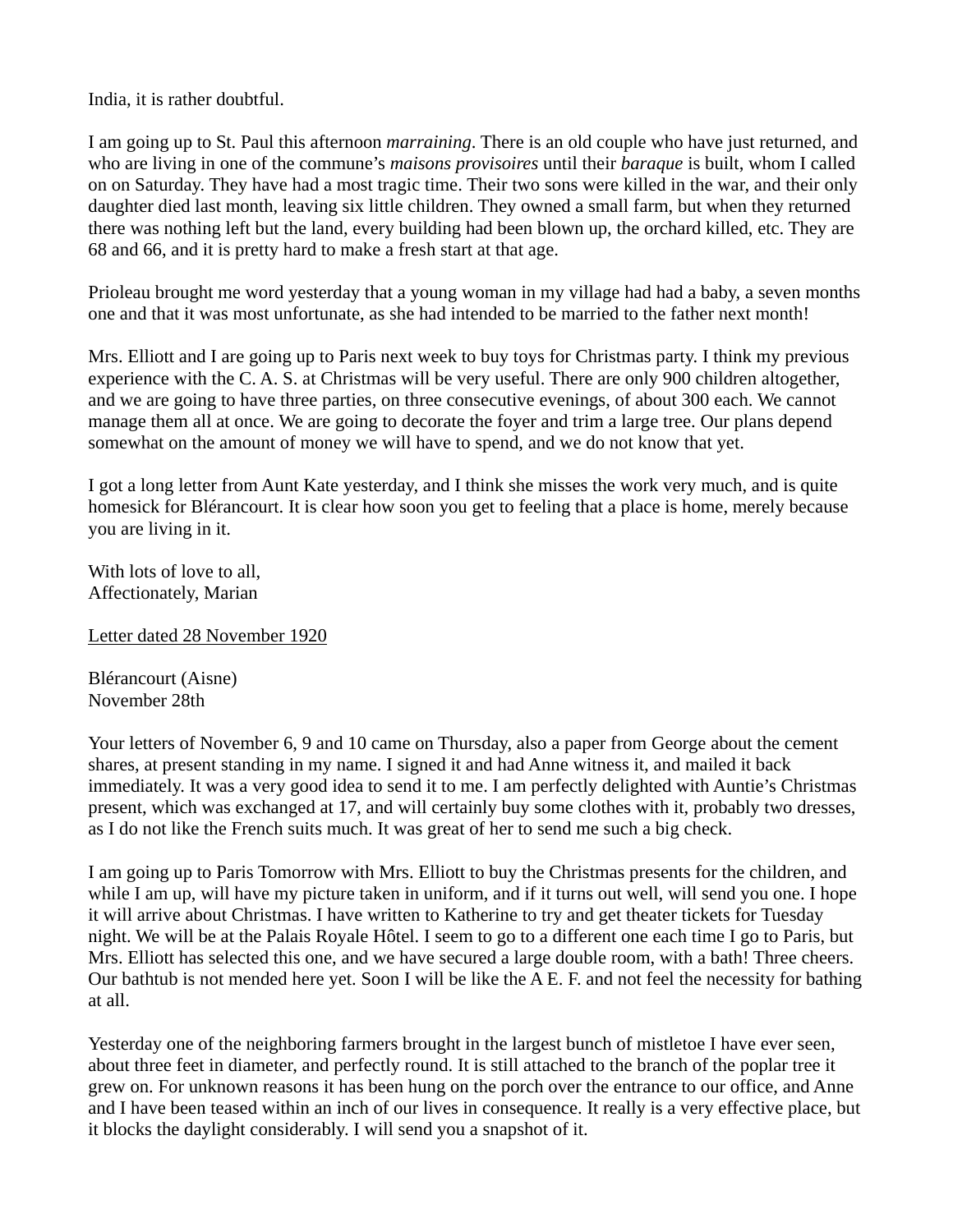India, it is rather doubtful.

I am going up to St. Paul this afternoon *marraining*. There is an old couple who have just returned, and who are living in one of the commune's *maisons provisoires* until their *baraque* is built, whom I called on on Saturday. They have had a most tragic time. Their two sons were killed in the war, and their only daughter died last month, leaving six little children. They owned a small farm, but when they returned there was nothing left but the land, every building had been blown up, the orchard killed, etc. They are 68 and 66, and it is pretty hard to make a fresh start at that age.

Prioleau brought me word yesterday that a young woman in my village had had a baby, a seven months one and that it was most unfortunate, as she had intended to be married to the father next month!

Mrs. Elliott and I are going up to Paris next week to buy toys for Christmas party. I think my previous experience with the C. A. S. at Christmas will be very useful. There are only 900 children altogether, and we are going to have three parties, on three consecutive evenings, of about 300 each. We cannot manage them all at once. We are going to decorate the foyer and trim a large tree. Our plans depend somewhat on the amount of money we will have to spend, and we do not know that yet.

I got a long letter from Aunt Kate yesterday, and I think she misses the work very much, and is quite homesick for Blérancourt. It is clear how soon you get to feeling that a place is home, merely because you are living in it.

With lots of love to all,
Affectionately, Marian

<u>Letter dated 28 November 1920</u>

Blérancourt (Aisne)
November 28th

Your letters of November 6, 9 and 10 came on Thursday, also a paper from George about the cement shares, at present standing in my name. I signed it and had Anne witness it, and mailed it back immediately. It was a very good idea to send it to me. I am perfectly delighted with Auntie's Christmas present, which was exchanged at 17, and will certainly buy some clothes with it, probably two dresses, as I do not like the French suits much. It was great of her to send me such a big check.

I am going up to Paris Tomorrow with Mrs. Elliott to buy the Christmas presents for the children, and while I am up, will have my picture taken in uniform, and if it turns out well, will send you one. I hope it will arrive about Christmas. I have written to Katherine to try and get theater tickets for Tuesday night. We will be at the Palais Royale Hôtel. I seem to go to a different one each time I go to Paris, but Mrs. Elliott has selected this one, and we have secured a large double room, with a bath! Three cheers. Our bathtub is not mended here yet. Soon I will be like the A E. F. and not feel the necessity for bathing at all.

Yesterday one of the neighboring farmers brought in the largest bunch of mistletoe I have ever seen, about three feet in diameter, and perfectly round. It is still attached to the branch of the poplar tree it grew on. For unknown reasons it has been hung on the porch over the entrance to our office, and Anne and I have been teased within an inch of our lives in consequence. It really is a very effective place, but it blocks the daylight considerably. I will send you a snapshot of it.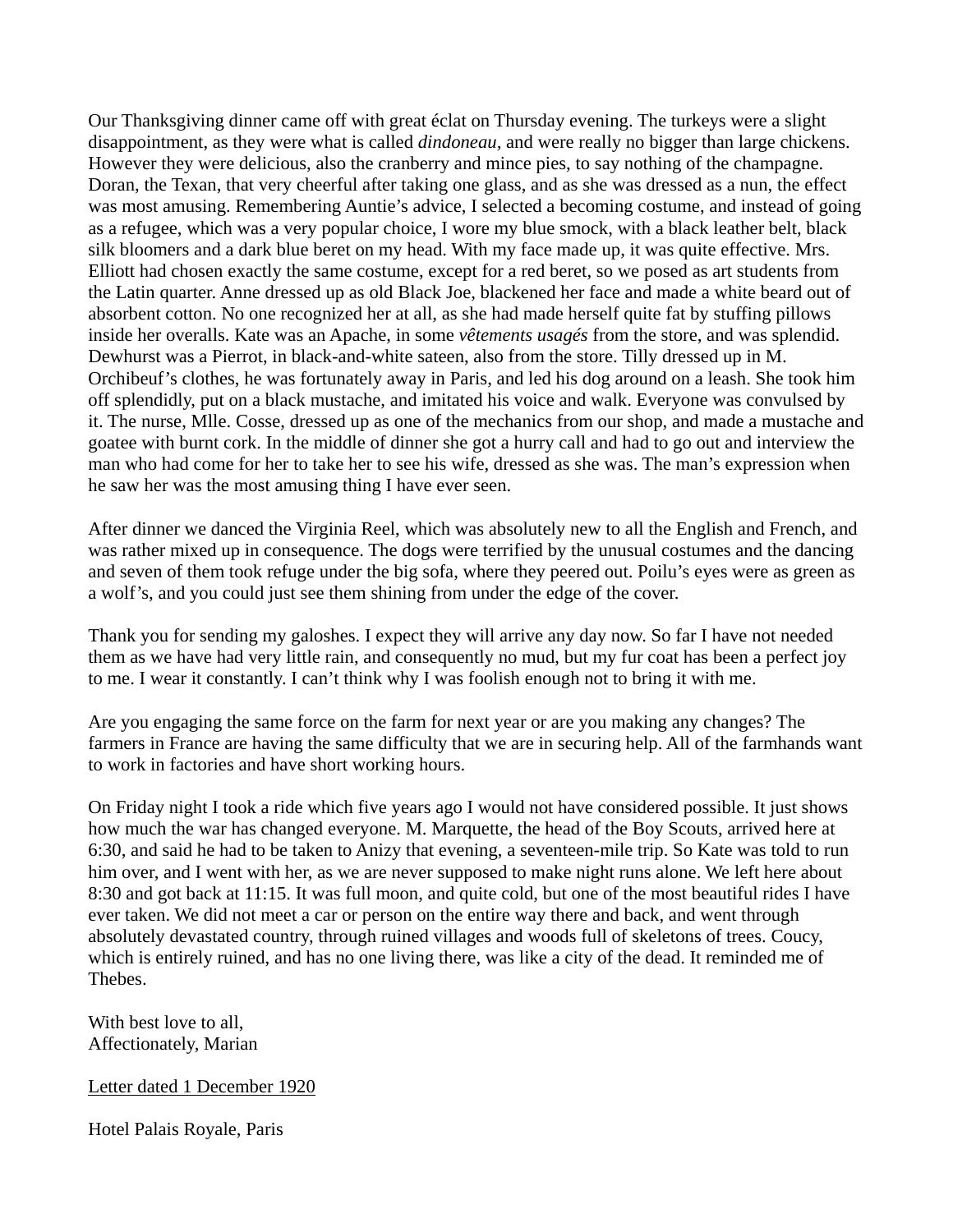Our Thanksgiving dinner came off with great éclat on Thursday evening. The turkeys were a slight disappointment, as they were what is called *dindoneau*, and were really no bigger than large chickens. However they were delicious, also the cranberry and mince pies, to say nothing of the champagne. Doran, the Texan, that very cheerful after taking one glass, and as she was dressed as a nun, the effect was most amusing. Remembering Auntie's advice, I selected a becoming costume, and instead of going as a refugee, which was a very popular choice, I wore my blue smock, with a black leather belt, black silk bloomers and a dark blue beret on my head. With my face made up, it was quite effective. Mrs. Elliott had chosen exactly the same costume, except for a red beret, so we posed as art students from the Latin quarter. Anne dressed up as old Black Joe, blackened her face and made a white beard out of absorbent cotton. No one recognized her at all, as she had made herself quite fat by stuffing pillows inside her overalls. Kate was an Apache, in some *vêtements usagés* from the store, and was splendid. Dewhurst was a Pierrot, in black-and-white sateen, also from the store. Tilly dressed up in M. Orchibeuf's clothes, he was fortunately away in Paris, and led his dog around on a leash. She took him off splendidly, put on a black mustache, and imitated his voice and walk. Everyone was convulsed by it. The nurse, Mlle. Cosse, dressed up as one of the mechanics from our shop, and made a mustache and goatee with burnt cork. In the middle of dinner she got a hurry call and had to go out and interview the man who had come for her to take her to see his wife, dressed as she was. The man's expression when he saw her was the most amusing thing I have ever seen.

After dinner we danced the Virginia Reel, which was absolutely new to all the English and French, and was rather mixed up in consequence. The dogs were terrified by the unusual costumes and the dancing and seven of them took refuge under the big sofa, where they peered out. Poilu's eyes were as green as a wolf's, and you could just see them shining from under the edge of the cover.

Thank you for sending my galoshes. I expect they will arrive any day now. So far I have not needed them as we have had very little rain, and consequently no mud, but my fur coat has been a perfect joy to me. I wear it constantly. I can't think why I was foolish enough not to bring it with me.

Are you engaging the same force on the farm for next year or are you making any changes? The farmers in France are having the same difficulty that we are in securing help. All of the farmhands want to work in factories and have short working hours.

On Friday night I took a ride which five years ago I would not have considered possible. It just shows how much the war has changed everyone. M. Marquette, the head of the Boy Scouts, arrived here at 6:30, and said he had to be taken to Anizy that evening, a seventeen-mile trip. So Kate was told to run him over, and I went with her, as we are never supposed to make night runs alone. We left here about 8:30 and got back at 11:15. It was full moon, and quite cold, but one of the most beautiful rides I have ever taken. We did not meet a car or person on the entire way there and back, and went through absolutely devastated country, through ruined villages and woods full of skeletons of trees. Coucy, which is entirely ruined, and has no one living there, was like a city of the dead. It reminded me of Thebes.

With best love to all,
Affectionately, Marian

<u>Letter dated 1 December 1920</u>

Hotel Palais Royale, Paris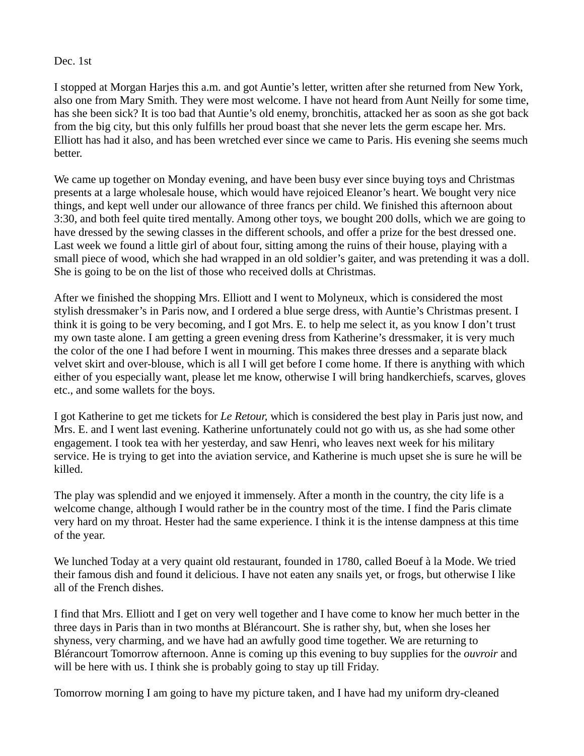Dec. 1st

I stopped at Morgan Harjes this a.m. and got Auntie's letter, written after she returned from New York, also one from Mary Smith. They were most welcome. I have not heard from Aunt Neilly for some time, has she been sick? It is too bad that Auntie's old enemy, bronchitis, attacked her as soon as she got back from the big city, but this only fulfills her proud boast that she never lets the germ escape her. Mrs. Elliott has had it also, and has been wretched ever since we came to Paris. His evening she seems much better.

We came up together on Monday evening, and have been busy ever since buying toys and Christmas presents at a large wholesale house, which would have rejoiced Eleanor's heart. We bought very nice things, and kept well under our allowance of three francs per child. We finished this afternoon about 3:30, and both feel quite tired mentally. Among other toys, we bought 200 dolls, which we are going to have dressed by the sewing classes in the different schools, and offer a prize for the best dressed one. Last week we found a little girl of about four, sitting among the ruins of their house, playing with a small piece of wood, which she had wrapped in an old soldier's gaiter, and was pretending it was a doll. She is going to be on the list of those who received dolls at Christmas.

After we finished the shopping Mrs. Elliott and I went to Molyneux, which is considered the most stylish dressmaker's in Paris now, and I ordered a blue serge dress, with Auntie's Christmas present. I think it is going to be very becoming, and I got Mrs. E. to help me select it, as you know I don't trust my own taste alone. I am getting a green evening dress from Katherine's dressmaker, it is very much the color of the one I had before I went in mourning. This makes three dresses and a separate black velvet skirt and over-blouse, which is all I will get before I come home. If there is anything with which either of you especially want, please let me know, otherwise I will bring handkerchiefs, scarves, gloves etc., and some wallets for the boys.

I got Katherine to get me tickets for *Le Retour*, which is considered the best play in Paris just now, and Mrs. E. and I went last evening. Katherine unfortunately could not go with us, as she had some other engagement. I took tea with her yesterday, and saw Henri, who leaves next week for his military service. He is trying to get into the aviation service, and Katherine is much upset she is sure he will be killed.

The play was splendid and we enjoyed it immensely. After a month in the country, the city life is a welcome change, although I would rather be in the country most of the time. I find the Paris climate very hard on my throat. Hester had the same experience. I think it is the intense dampness at this time of the year.

We lunched Today at a very quaint old restaurant, founded in 1780, called Boeuf à la Mode. We tried their famous dish and found it delicious. I have not eaten any snails yet, or frogs, but otherwise I like all of the French dishes.

I find that Mrs. Elliott and I get on very well together and I have come to know her much better in the three days in Paris than in two months at Blérancourt. She is rather shy, but, when she loses her shyness, very charming, and we have had an awfully good time together. We are returning to Blérancourt Tomorrow afternoon. Anne is coming up this evening to buy supplies for the *ouvroir* and will be here with us. I think she is probably going to stay up till Friday.

Tomorrow morning I am going to have my picture taken, and I have had my uniform dry-cleaned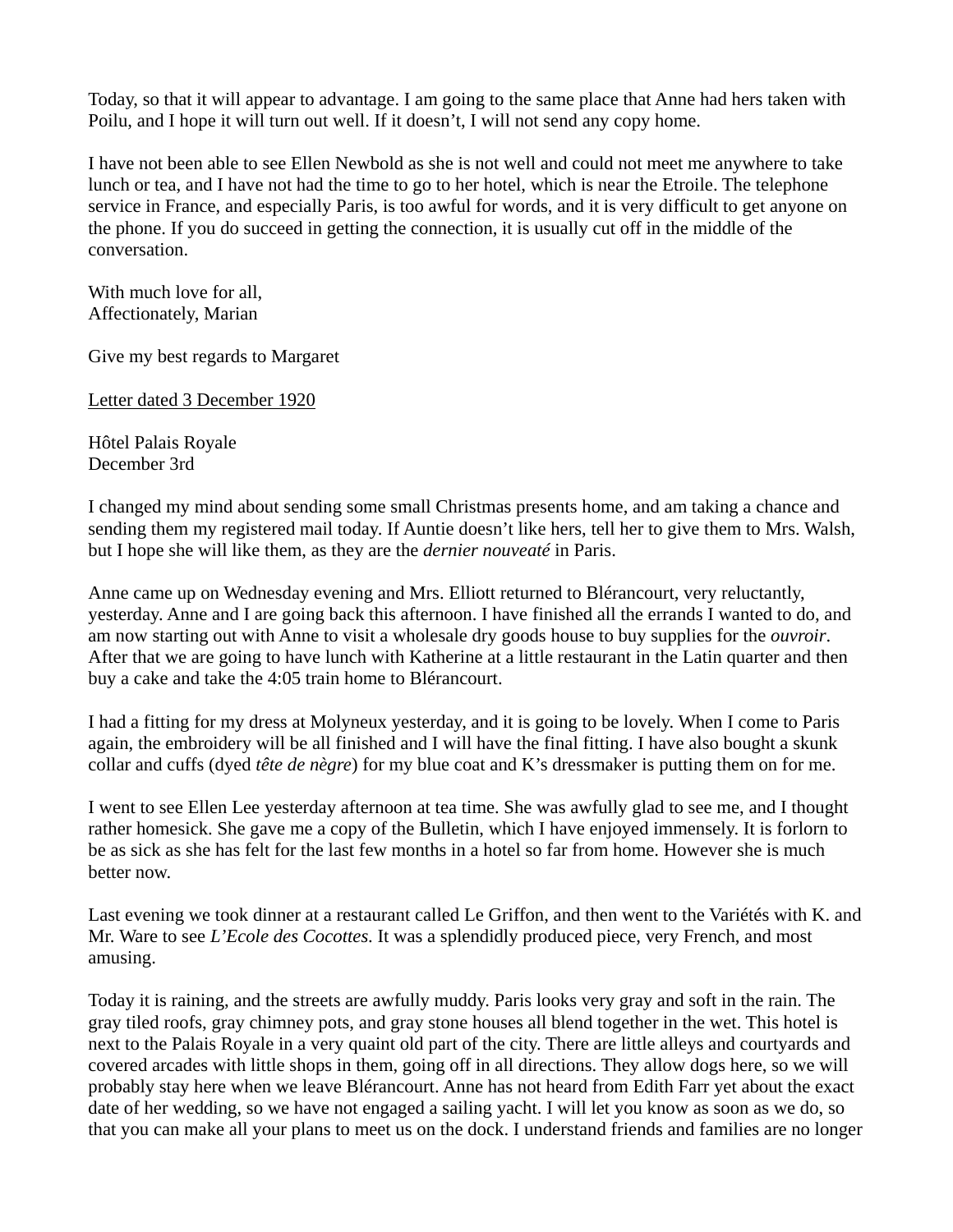Today, so that it will appear to advantage. I am going to the same place that Anne had hers taken with Poilu, and I hope it will turn out well. If it doesn't, I will not send any copy home.

I have not been able to see Ellen Newbold as she is not well and could not meet me anywhere to take lunch or tea, and I have not had the time to go to her hotel, which is near the Etroile. The telephone service in France, and especially Paris, is too awful for words, and it is very difficult to get anyone on the phone. If you do succeed in getting the connection, it is usually cut off in the middle of the conversation.

With much love for all,
Affectionately, Marian

Give my best regards to Margaret

<u>Letter dated 3 December 1920</u>

Hôtel Palais Royale
December 3rd

I changed my mind about sending some small Christmas presents home, and am taking a chance and sending them my registered mail today. If Auntie doesn't like hers, tell her to give them to Mrs. Walsh, but I hope she will like them, as they are the *dernier nouveaté* in Paris.

Anne came up on Wednesday evening and Mrs. Elliott returned to Blérancourt, very reluctantly, yesterday. Anne and I are going back this afternoon. I have finished all the errands I wanted to do, and am now starting out with Anne to visit a wholesale dry goods house to buy supplies for the *ouvroir*. After that we are going to have lunch with Katherine at a little restaurant in the Latin quarter and then buy a cake and take the 4:05 train home to Blérancourt.

I had a fitting for my dress at Molyneux yesterday, and it is going to be lovely. When I come to Paris again, the embroidery will be all finished and I will have the final fitting. I have also bought a skunk collar and cuffs (dyed *tête de nègre*) for my blue coat and K's dressmaker is putting them on for me.

I went to see Ellen Lee yesterday afternoon at tea time. She was awfully glad to see me, and I thought rather homesick. She gave me a copy of the Bulletin, which I have enjoyed immensely. It is forlorn to be as sick as she has felt for the last few months in a hotel so far from home. However she is much better now.

Last evening we took dinner at a restaurant called Le Griffon, and then went to the Variétés with K. and Mr. Ware to see *L'Ecole des Cocottes*. It was a splendidly produced piece, very French, and most amusing.

Today it is raining, and the streets are awfully muddy. Paris looks very gray and soft in the rain. The gray tiled roofs, gray chimney pots, and gray stone houses all blend together in the wet. This hotel is next to the Palais Royale in a very quaint old part of the city. There are little alleys and courtyards and covered arcades with little shops in them, going off in all directions. They allow dogs here, so we will probably stay here when we leave Blérancourt. Anne has not heard from Edith Farr yet about the exact date of her wedding, so we have not engaged a sailing yacht. I will let you know as soon as we do, so that you can make all your plans to meet us on the dock. I understand friends and families are no longer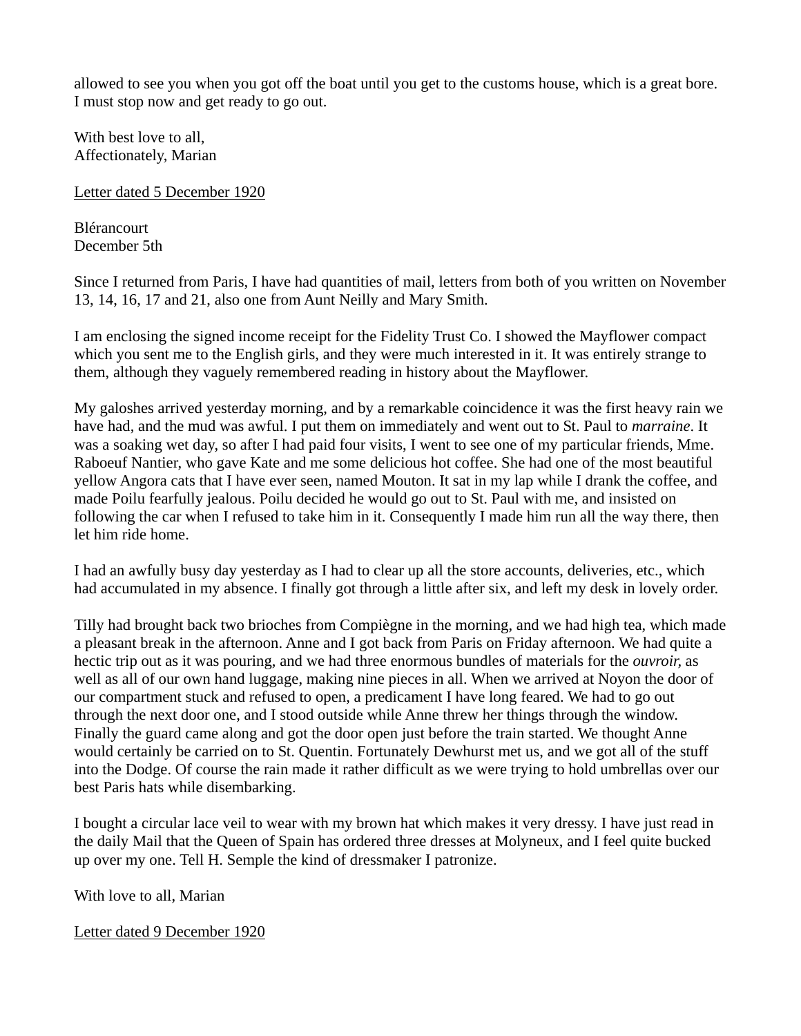allowed to see you when you got off the boat until you get to the customs house, which is a great bore. I must stop now and get ready to go out.

With best love to all,  
Affectionately, Marian

<u>Letter dated 5 December 1920</u>

Blérancourt  
December 5th

Since I returned from Paris, I have had quantities of mail, letters from both of you written on November 13, 14, 16, 17 and 21, also one from Aunt Neilly and Mary Smith.

I am enclosing the signed income receipt for the Fidelity Trust Co. I showed the Mayflower compact which you sent me to the English girls, and they were much interested in it. It was entirely strange to them, although they vaguely remembered reading in history about the Mayflower.

My galoshes arrived yesterday morning, and by a remarkable coincidence it was the first heavy rain we have had, and the mud was awful. I put them on immediately and went out to St. Paul to *marraine*. It was a soaking wet day, so after I had paid four visits, I went to see one of my particular friends, Mme. Raboeuf Nantier, who gave Kate and me some delicious hot coffee. She had one of the most beautiful yellow Angora cats that I have ever seen, named Mouton. It sat in my lap while I drank the coffee, and made Poilu fearfully jealous. Poilu decided he would go out to St. Paul with me, and insisted on following the car when I refused to take him in it. Consequently I made him run all the way there, then let him ride home.

I had an awfully busy day yesterday as I had to clear up all the store accounts, deliveries, etc., which had accumulated in my absence. I finally got through a little after six, and left my desk in lovely order.

Tilly had brought back two brioches from Compiègne in the morning, and we had high tea, which made a pleasant break in the afternoon. Anne and I got back from Paris on Friday afternoon. We had quite a hectic trip out as it was pouring, and we had three enormous bundles of materials for the *ouvroir,* as well as all of our own hand luggage, making nine pieces in all. When we arrived at Noyon the door of our compartment stuck and refused to open, a predicament I have long feared. We had to go out through the next door one, and I stood outside while Anne threw her things through the window. Finally the guard came along and got the door open just before the train started. We thought Anne would certainly be carried on to St. Quentin. Fortunately Dewhurst met us, and we got all of the stuff into the Dodge. Of course the rain made it rather difficult as we were trying to hold umbrellas over our best Paris hats while disembarking.

I bought a circular lace veil to wear with my brown hat which makes it very dressy. I have just read in the daily Mail that the Queen of Spain has ordered three dresses at Molyneux, and I feel quite bucked up over my one. Tell H. Semple the kind of dressmaker I patronize.

With love to all, Marian

<u>Letter dated 9 December 1920</u>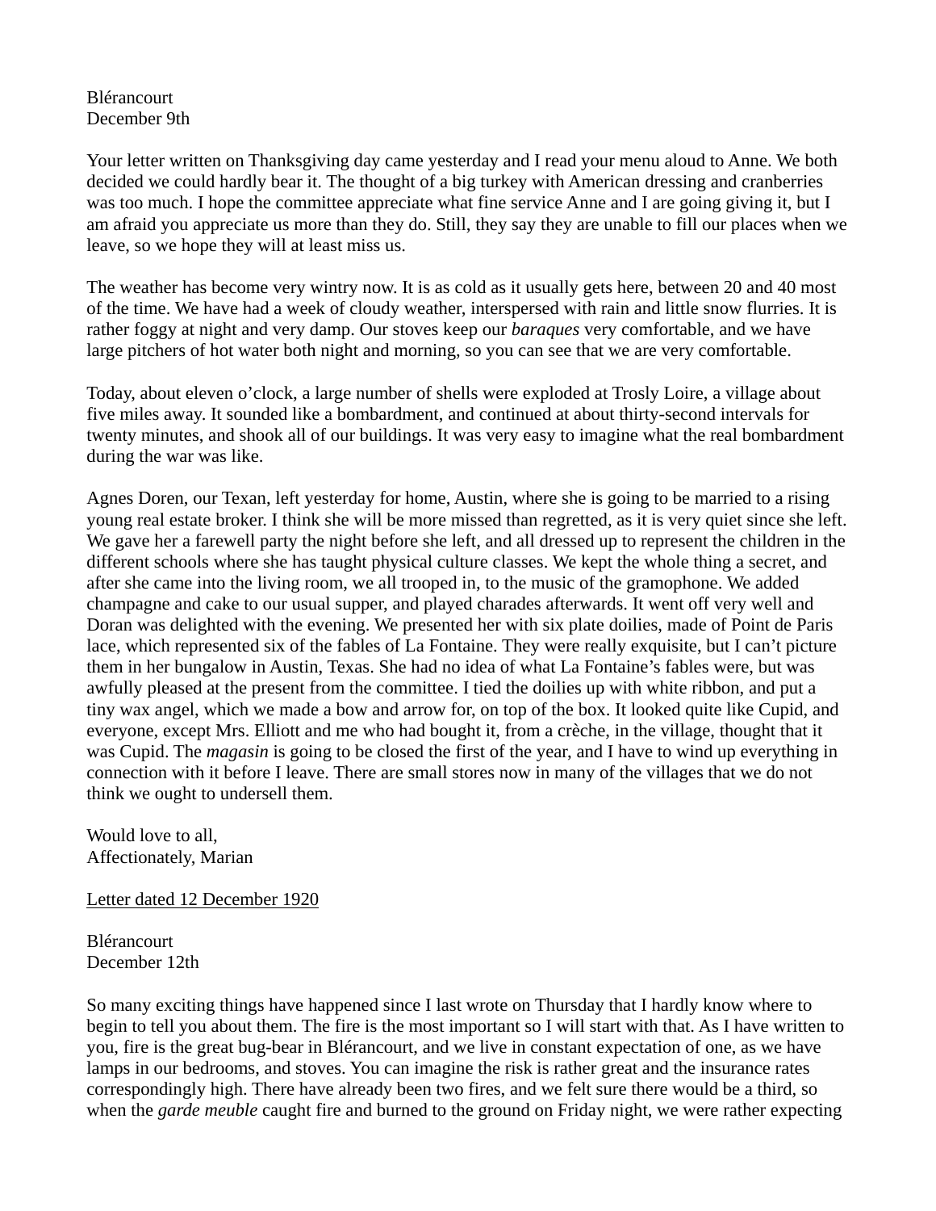Blérancourt
December 9th

Your letter written on Thanksgiving day came yesterday and I read your menu aloud to Anne. We both decided we could hardly bear it. The thought of a big turkey with American dressing and cranberries was too much. I hope the committee appreciate what fine service Anne and I are going giving it, but I am afraid you appreciate us more than they do. Still, they say they are unable to fill our places when we leave, so we hope they will at least miss us.

The weather has become very wintry now. It is as cold as it usually gets here, between 20 and 40 most of the time. We have had a week of cloudy weather, interspersed with rain and little snow flurries. It is rather foggy at night and very damp. Our stoves keep our *baraques* very comfortable, and we have large pitchers of hot water both night and morning, so you can see that we are very comfortable.

Today, about eleven o'clock, a large number of shells were exploded at Trosly Loire, a village about five miles away. It sounded like a bombardment, and continued at about thirty-second intervals for twenty minutes, and shook all of our buildings. It was very easy to imagine what the real bombardment during the war was like.

Agnes Doren, our Texan, left yesterday for home, Austin, where she is going to be married to a rising young real estate broker. I think she will be more missed than regretted, as it is very quiet since she left. We gave her a farewell party the night before she left, and all dressed up to represent the children in the different schools where she has taught physical culture classes. We kept the whole thing a secret, and after she came into the living room, we all trooped in, to the music of the gramophone. We added champagne and cake to our usual supper, and played charades afterwards. It went off very well and Doran was delighted with the evening. We presented her with six plate doilies, made of Point de Paris lace, which represented six of the fables of La Fontaine. They were really exquisite, but I can't picture them in her bungalow in Austin, Texas. She had no idea of what La Fontaine's fables were, but was awfully pleased at the present from the committee. I tied the doilies up with white ribbon, and put a tiny wax angel, which we made a bow and arrow for, on top of the box. It looked quite like Cupid, and everyone, except Mrs. Elliott and me who had bought it, from a crèche, in the village, thought that it was Cupid. The *magasin* is going to be closed the first of the year, and I have to wind up everything in connection with it before I leave. There are small stores now in many of the villages that we do not think we ought to undersell them.

Would love to all,
Affectionately, Marian

<u>Letter dated 12 December 1920</u>

Blérancourt
December 12th

So many exciting things have happened since I last wrote on Thursday that I hardly know where to begin to tell you about them. The fire is the most important so I will start with that. As I have written to you, fire is the great bug-bear in Blérancourt, and we live in constant expectation of one, as we have lamps in our bedrooms, and stoves. You can imagine the risk is rather great and the insurance rates correspondingly high. There have already been two fires, and we felt sure there would be a third, so when the *garde meuble* caught fire and burned to the ground on Friday night, we were rather expecting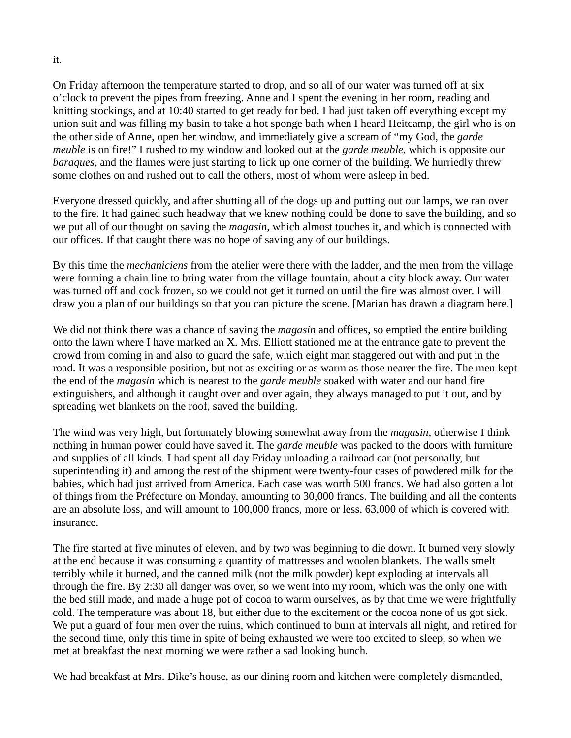it.

On Friday afternoon the temperature started to drop, and so all of our water was turned off at six o'clock to prevent the pipes from freezing. Anne and I spent the evening in her room, reading and knitting stockings, and at 10:40 started to get ready for bed. I had just taken off everything except my union suit and was filling my basin to take a hot sponge bath when I heard Heitcamp, the girl who is on the other side of Anne, open her window, and immediately give a scream of "my God, the *garde meuble* is on fire!" I rushed to my window and looked out at the *garde meuble*, which is opposite our *baraques*, and the flames were just starting to lick up one corner of the building. We hurriedly threw some clothes on and rushed out to call the others, most of whom were asleep in bed.

Everyone dressed quickly, and after shutting all of the dogs up and putting out our lamps, we ran over to the fire. It had gained such headway that we knew nothing could be done to save the building, and so we put all of our thought on saving the *magasin*, which almost touches it, and which is connected with our offices. If that caught there was no hope of saving any of our buildings.

By this time the *mechaniciens* from the atelier were there with the ladder, and the men from the village were forming a chain line to bring water from the village fountain, about a city block away. Our water was turned off and cock frozen, so we could not get it turned on until the fire was almost over. I will draw you a plan of our buildings so that you can picture the scene. [Marian has drawn a diagram here.]

We did not think there was a chance of saving the *magasin* and offices, so emptied the entire building onto the lawn where I have marked an X. Mrs. Elliott stationed me at the entrance gate to prevent the crowd from coming in and also to guard the safe, which eight man staggered out with and put in the road. It was a responsible position, but not as exciting or as warm as those nearer the fire. The men kept the end of the *magasin* which is nearest to the *garde meuble* soaked with water and our hand fire extinguishers, and although it caught over and over again, they always managed to put it out, and by spreading wet blankets on the roof, saved the building.

The wind was very high, but fortunately blowing somewhat away from the *magasin*, otherwise I think nothing in human power could have saved it. The *garde meuble* was packed to the doors with furniture and supplies of all kinds. I had spent all day Friday unloading a railroad car (not personally, but superintending it) and among the rest of the shipment were twenty-four cases of powdered milk for the babies, which had just arrived from America. Each case was worth 500 francs. We had also gotten a lot of things from the Préfecture on Monday, amounting to 30,000 francs. The building and all the contents are an absolute loss, and will amount to 100,000 francs, more or less, 63,000 of which is covered with insurance.

The fire started at five minutes of eleven, and by two was beginning to die down. It burned very slowly at the end because it was consuming a quantity of mattresses and woolen blankets. The walls smelt terribly while it burned, and the canned milk (not the milk powder) kept exploding at intervals all through the fire. By 2:30 all danger was over, so we went into my room, which was the only one with the bed still made, and made a huge pot of cocoa to warm ourselves, as by that time we were frightfully cold. The temperature was about 18, but either due to the excitement or the cocoa none of us got sick. We put a guard of four men over the ruins, which continued to burn at intervals all night, and retired for the second time, only this time in spite of being exhausted we were too excited to sleep, so when we met at breakfast the next morning we were rather a sad looking bunch.

We had breakfast at Mrs. Dike's house, as our dining room and kitchen were completely dismantled,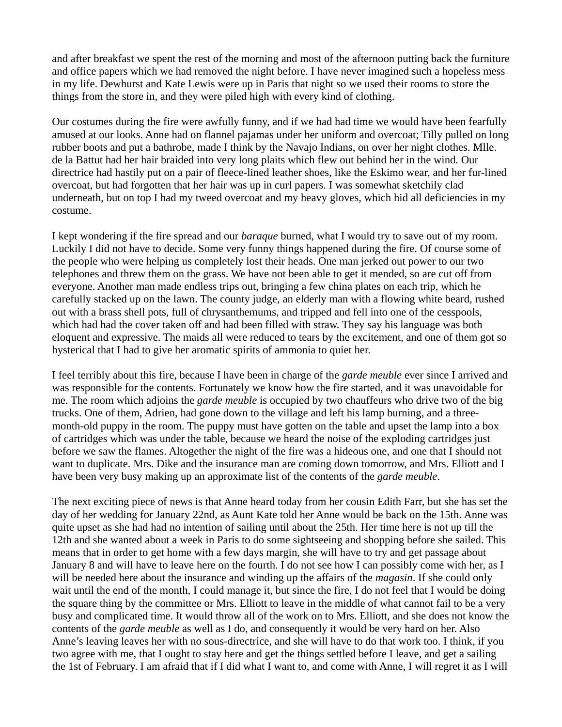and after breakfast we spent the rest of the morning and most of the afternoon putting back the furniture and office papers which we had removed the night before. I have never imagined such a hopeless mess in my life. Dewhurst and Kate Lewis were up in Paris that night so we used their rooms to store the things from the store in, and they were piled high with every kind of clothing.

Our costumes during the fire were awfully funny, and if we had had time we would have been fearfully amused at our looks. Anne had on flannel pajamas under her uniform and overcoat; Tilly pulled on long rubber boots and put a bathrobe, made I think by the Navajo Indians, on over her night clothes. Mlle. de la Battut had her hair braided into very long plaits which flew out behind her in the wind. Our directrice had hastily put on a pair of fleece-lined leather shoes, like the Eskimo wear, and her fur-lined overcoat, but had forgotten that her hair was up in curl papers. I was somewhat sketchily clad underneath, but on top I had my tweed overcoat and my heavy gloves, which hid all deficiencies in my costume.

I kept wondering if the fire spread and our *baraque* burned, what I would try to save out of my room. Luckily I did not have to decide. Some very funny things happened during the fire. Of course some of the people who were helping us completely lost their heads. One man jerked out power to our two telephones and threw them on the grass. We have not been able to get it mended, so are cut off from everyone. Another man made endless trips out, bringing a few china plates on each trip, which he carefully stacked up on the lawn. The county judge, an elderly man with a flowing white beard, rushed out with a brass shell pots, full of chrysanthemums, and tripped and fell into one of the cesspools, which had had the cover taken off and had been filled with straw. They say his language was both eloquent and expressive. The maids all were reduced to tears by the excitement, and one of them got so hysterical that I had to give her aromatic spirits of ammonia to quiet her.

I feel terribly about this fire, because I have been in charge of the *garde meuble* ever since I arrived and was responsible for the contents. Fortunately we know how the fire started, and it was unavoidable for me. The room which adjoins the *garde meuble* is occupied by two chauffeurs who drive two of the big trucks. One of them, Adrien, had gone down to the village and left his lamp burning, and a three-month-old puppy in the room. The puppy must have gotten on the table and upset the lamp into a box of cartridges which was under the table, because we heard the noise of the exploding cartridges just before we saw the flames. Altogether the night of the fire was a hideous one, and one that I should not want to duplicate. Mrs. Dike and the insurance man are coming down tomorrow, and Mrs. Elliott and I have been very busy making up an approximate list of the contents of the *garde meuble*.

The next exciting piece of news is that Anne heard today from her cousin Edith Farr, but she has set the day of her wedding for January 22nd, as Aunt Kate told her Anne would be back on the 15th. Anne was quite upset as she had had no intention of sailing until about the 25th. Her time here is not up till the 12th and she wanted about a week in Paris to do some sightseeing and shopping before she sailed. This means that in order to get home with a few days margin, she will have to try and get passage about January 8 and will have to leave here on the fourth. I do not see how I can possibly come with her, as I will be needed here about the insurance and winding up the affairs of the *magasin*. If she could only wait until the end of the month, I could manage it, but since the fire, I do not feel that I would be doing the square thing by the committee or Mrs. Elliott to leave in the middle of what cannot fail to be a very busy and complicated time. It would throw all of the work on to Mrs. Elliott, and she does not know the contents of the *garde meuble* as well as I do, and consequently it would be very hard on her. Also Anne's leaving leaves her with no sous-directrice, and she will have to do that work too. I think, if you two agree with me, that I ought to stay here and get the things settled before I leave, and get a sailing the 1st of February. I am afraid that if I did what I want to, and come with Anne, I will regret it as I will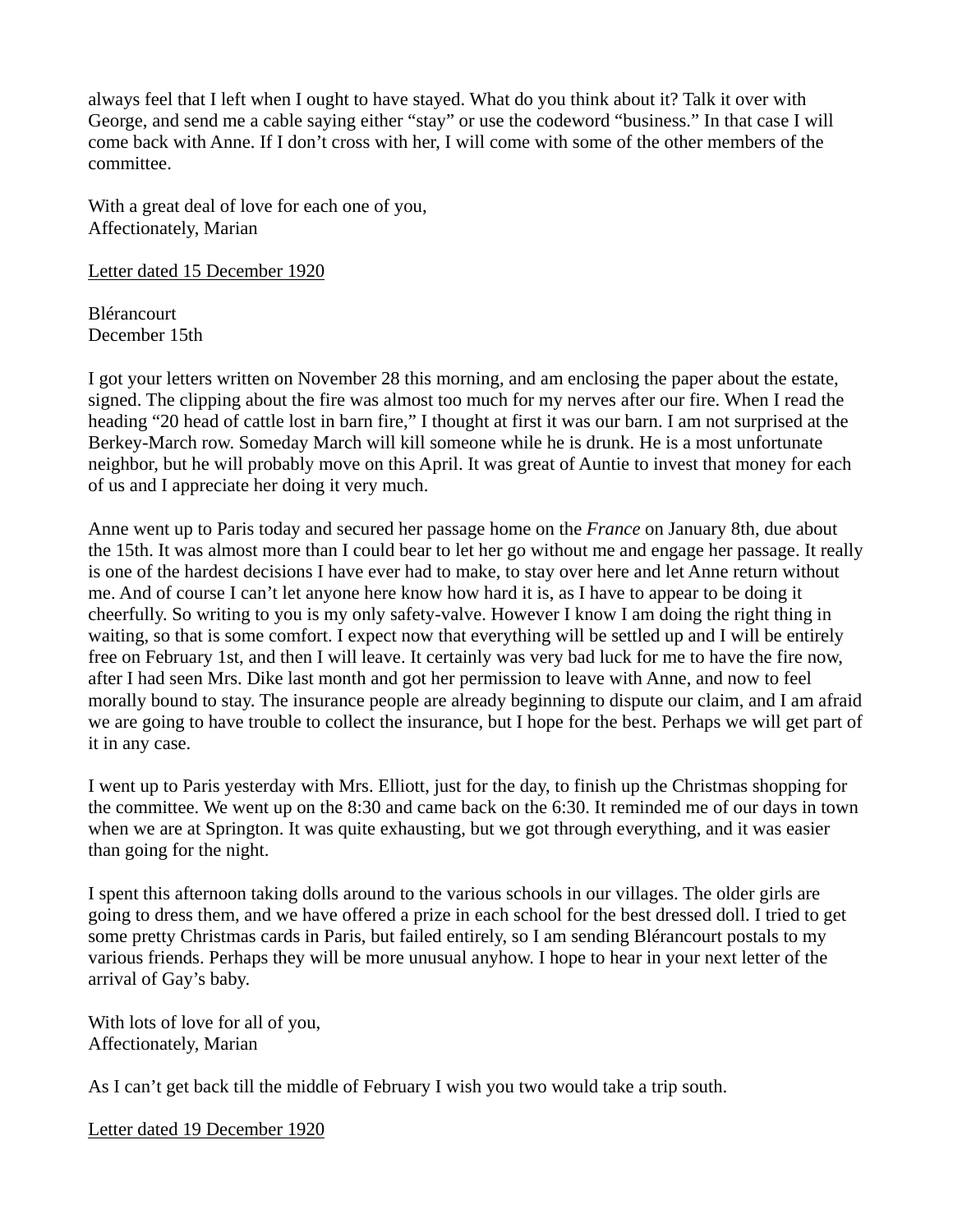always feel that I left when I ought to have stayed. What do you think about it? Talk it over with George, and send me a cable saying either "stay" or use the codeword "business." In that case I will come back with Anne. If I don't cross with her, I will come with some of the other members of the committee.

With a great deal of love for each one of you,
Affectionately, Marian

<u>Letter dated 15 December 1920</u>

Blérancourt
December 15th

I got your letters written on November 28 this morning, and am enclosing the paper about the estate, signed. The clipping about the fire was almost too much for my nerves after our fire. When I read the heading "20 head of cattle lost in barn fire," I thought at first it was our barn. I am not surprised at the Berkey-March row. Someday March will kill someone while he is drunk. He is a most unfortunate neighbor, but he will probably move on this April. It was great of Auntie to invest that money for each of us and I appreciate her doing it very much.

Anne went up to Paris today and secured her passage home on the *France* on January 8th, due about the 15th. It was almost more than I could bear to let her go without me and engage her passage. It really is one of the hardest decisions I have ever had to make, to stay over here and let Anne return without me. And of course I can't let anyone here know how hard it is, as I have to appear to be doing it cheerfully. So writing to you is my only safety-valve. However I know I am doing the right thing in waiting, so that is some comfort. I expect now that everything will be settled up and I will be entirely free on February 1st, and then I will leave. It certainly was very bad luck for me to have the fire now, after I had seen Mrs. Dike last month and got her permission to leave with Anne, and now to feel morally bound to stay. The insurance people are already beginning to dispute our claim, and I am afraid we are going to have trouble to collect the insurance, but I hope for the best. Perhaps we will get part of it in any case.

I went up to Paris yesterday with Mrs. Elliott, just for the day, to finish up the Christmas shopping for the committee. We went up on the 8:30 and came back on the 6:30. It reminded me of our days in town when we are at Springton. It was quite exhausting, but we got through everything, and it was easier than going for the night.

I spent this afternoon taking dolls around to the various schools in our villages. The older girls are going to dress them, and we have offered a prize in each school for the best dressed doll. I tried to get some pretty Christmas cards in Paris, but failed entirely, so I am sending Blérancourt postals to my various friends. Perhaps they will be more unusual anyhow. I hope to hear in your next letter of the arrival of Gay's baby.

With lots of love for all of you,
Affectionately, Marian

As I can't get back till the middle of February I wish you two would take a trip south.

<u>Letter dated 19 December 1920</u>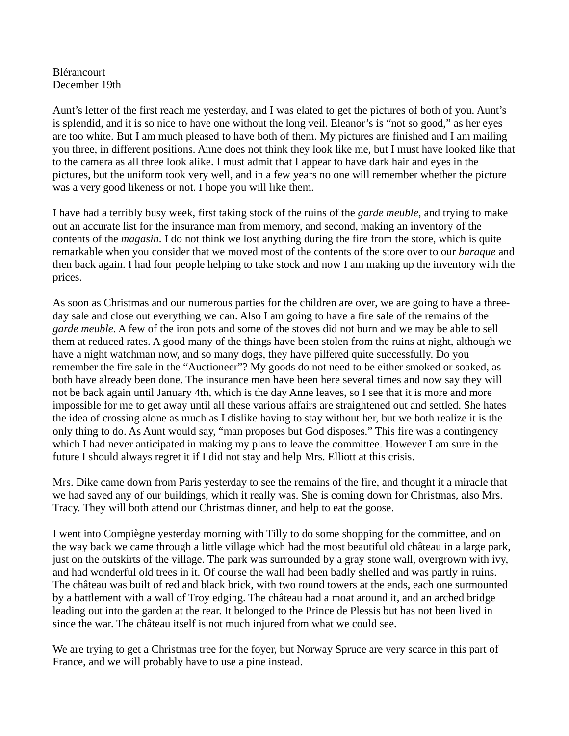Blérancourt
December 19th

Aunt's letter of the first reach me yesterday, and I was elated to get the pictures of both of you. Aunt's is splendid, and it is so nice to have one without the long veil. Eleanor's is "not so good," as her eyes are too white. But I am much pleased to have both of them. My pictures are finished and I am mailing you three, in different positions. Anne does not think they look like me, but I must have looked like that to the camera as all three look alike. I must admit that I appear to have dark hair and eyes in the pictures, but the uniform took very well, and in a few years no one will remember whether the picture was a very good likeness or not. I hope you will like them.

I have had a terribly busy week, first taking stock of the ruins of the *garde meuble*, and trying to make out an accurate list for the insurance man from memory, and second, making an inventory of the contents of the *magasin*. I do not think we lost anything during the fire from the store, which is quite remarkable when you consider that we moved most of the contents of the store over to our *baraque* and then back again. I had four people helping to take stock and now I am making up the inventory with the prices.

As soon as Christmas and our numerous parties for the children are over, we are going to have a three-day sale and close out everything we can. Also I am going to have a fire sale of the remains of the *garde meuble*. A few of the iron pots and some of the stoves did not burn and we may be able to sell them at reduced rates. A good many of the things have been stolen from the ruins at night, although we have a night watchman now, and so many dogs, they have pilfered quite successfully. Do you remember the fire sale in the "Auctioneer"? My goods do not need to be either smoked or soaked, as both have already been done. The insurance men have been here several times and now say they will not be back again until January 4th, which is the day Anne leaves, so I see that it is more and more impossible for me to get away until all these various affairs are straightened out and settled. She hates the idea of crossing alone as much as I dislike having to stay without her, but we both realize it is the only thing to do. As Aunt would say, "man proposes but God disposes." This fire was a contingency which I had never anticipated in making my plans to leave the committee. However I am sure in the future I should always regret it if I did not stay and help Mrs. Elliott at this crisis.

Mrs. Dike came down from Paris yesterday to see the remains of the fire, and thought it a miracle that we had saved any of our buildings, which it really was. She is coming down for Christmas, also Mrs. Tracy. They will both attend our Christmas dinner, and help to eat the goose.

I went into Compiègne yesterday morning with Tilly to do some shopping for the committee, and on the way back we came through a little village which had the most beautiful old château in a large park, just on the outskirts of the village. The park was surrounded by a gray stone wall, overgrown with ivy, and had wonderful old trees in it. Of course the wall had been badly shelled and was partly in ruins. The château was built of red and black brick, with two round towers at the ends, each one surmounted by a battlement with a wall of Troy edging. The château had a moat around it, and an arched bridge leading out into the garden at the rear. It belonged to the Prince de Plessis but has not been lived in since the war. The château itself is not much injured from what we could see.

We are trying to get a Christmas tree for the foyer, but Norway Spruce are very scarce in this part of France, and we will probably have to use a pine instead.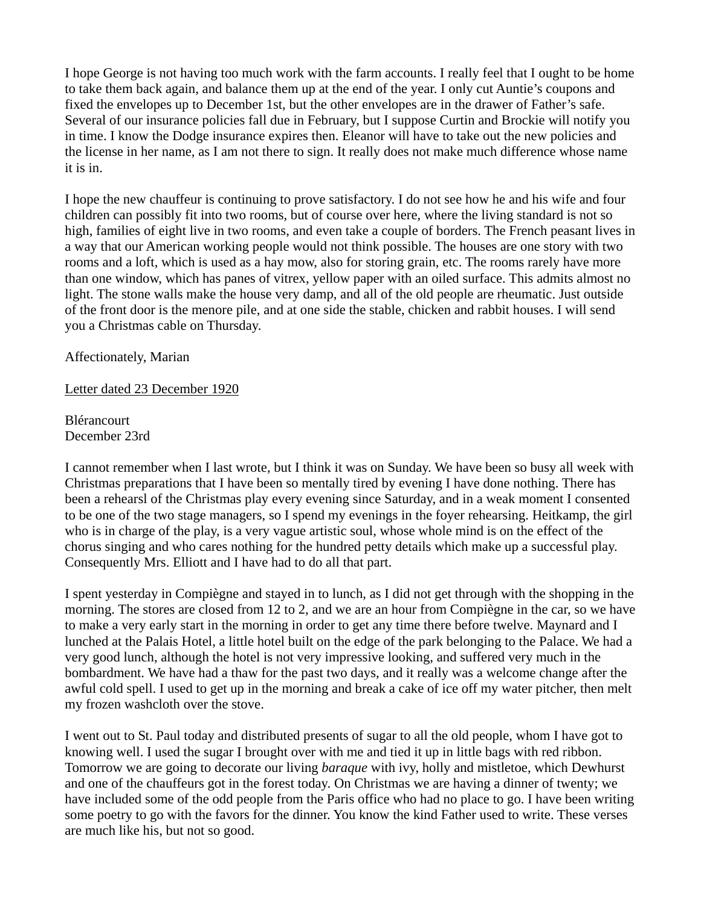I hope George is not having too much work with the farm accounts. I really feel that I ought to be home to take them back again, and balance them up at the end of the year. I only cut Auntie's coupons and fixed the envelopes up to December 1st, but the other envelopes are in the drawer of Father's safe. Several of our insurance policies fall due in February, but I suppose Curtin and Brockie will notify you in time. I know the Dodge insurance expires then. Eleanor will have to take out the new policies and the license in her name, as I am not there to sign. It really does not make much difference whose name it is in.

I hope the new chauffeur is continuing to prove satisfactory. I do not see how he and his wife and four children can possibly fit into two rooms, but of course over here, where the living standard is not so high, families of eight live in two rooms, and even take a couple of borders. The French peasant lives in a way that our American working people would not think possible. The houses are one story with two rooms and a loft, which is used as a hay mow, also for storing grain, etc. The rooms rarely have more than one window, which has panes of vitrex, yellow paper with an oiled surface. This admits almost no light. The stone walls make the house very damp, and all of the old people are rheumatic. Just outside of the front door is the menore pile, and at one side the stable, chicken and rabbit houses. I will send you a Christmas cable on Thursday.

Affectionately, Marian

<u>Letter dated 23 December 1920</u>

Blérancourt
December 23rd

I cannot remember when I last wrote, but I think it was on Sunday. We have been so busy all week with Christmas preparations that I have been so mentally tired by evening I have done nothing. There has been a rehearsl of the Christmas play every evening since Saturday, and in a weak moment I consented to be one of the two stage managers, so I spend my evenings in the foyer rehearsing. Heitkamp, the girl who is in charge of the play, is a very vague artistic soul, whose whole mind is on the effect of the chorus singing and who cares nothing for the hundred petty details which make up a successful play. Consequently Mrs. Elliott and I have had to do all that part.

I spent yesterday in Compiègne and stayed in to lunch, as I did not get through with the shopping in the morning. The stores are closed from 12 to 2, and we are an hour from Compiègne in the car, so we have to make a very early start in the morning in order to get any time there before twelve. Maynard and I lunched at the Palais Hotel, a little hotel built on the edge of the park belonging to the Palace. We had a very good lunch, although the hotel is not very impressive looking, and suffered very much in the bombardment. We have had a thaw for the past two days, and it really was a welcome change after the awful cold spell. I used to get up in the morning and break a cake of ice off my water pitcher, then melt my frozen washcloth over the stove.

I went out to St. Paul today and distributed presents of sugar to all the old people, whom I have got to knowing well. I used the sugar I brought over with me and tied it up in little bags with red ribbon. Tomorrow we are going to decorate our living *baraque* with ivy, holly and mistletoe, which Dewhurst and one of the chauffeurs got in the forest today. On Christmas we are having a dinner of twenty; we have included some of the odd people from the Paris office who had no place to go. I have been writing some poetry to go with the favors for the dinner. You know the kind Father used to write. These verses are much like his, but not so good.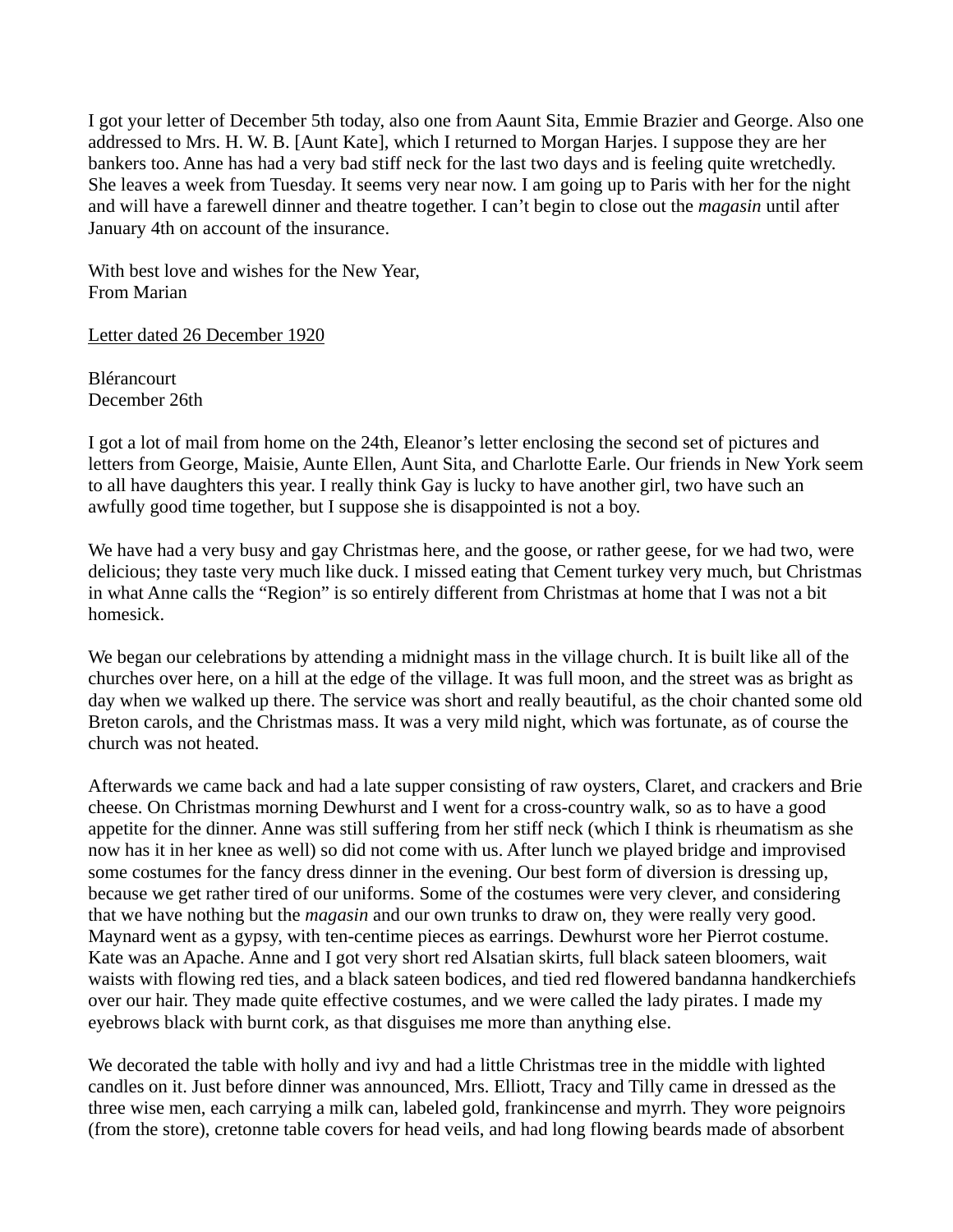I got your letter of December 5th today, also one from Aaunt Sita, Emmie Brazier and George. Also one addressed to Mrs. H. W. B. [Aunt Kate], which I returned to Morgan Harjes. I suppose they are her bankers too. Anne has had a very bad stiff neck for the last two days and is feeling quite wretchedly. She leaves a week from Tuesday. It seems very near now. I am going up to Paris with her for the night and will have a farewell dinner and theatre together. I can't begin to close out the *magasin* until after January 4th on account of the insurance.

With best love and wishes for the New Year,
From Marian

<u>Letter dated 26 December 1920</u>

Blérancourt
December 26th

I got a lot of mail from home on the 24th, Eleanor's letter enclosing the second set of pictures and letters from George, Maisie, Aunte Ellen, Aunt Sita, and Charlotte Earle. Our friends in New York seem to all have daughters this year. I really think Gay is lucky to have another girl, two have such an awfully good time together, but I suppose she is disappointed is not a boy.

We have had a very busy and gay Christmas here, and the goose, or rather geese, for we had two, were delicious; they taste very much like duck. I missed eating that Cement turkey very much, but Christmas in what Anne calls the "Region" is so entirely different from Christmas at home that I was not a bit homesick.

We began our celebrations by attending a midnight mass in the village church. It is built like all of the churches over here, on a hill at the edge of the village. It was full moon, and the street was as bright as day when we walked up there. The service was short and really beautiful, as the choir chanted some old Breton carols, and the Christmas mass. It was a very mild night, which was fortunate, as of course the church was not heated.

Afterwards we came back and had a late supper consisting of raw oysters, Claret, and crackers and Brie cheese. On Christmas morning Dewhurst and I went for a cross-country walk, so as to have a good appetite for the dinner. Anne was still suffering from her stiff neck (which I think is rheumatism as she now has it in her knee as well) so did not come with us. After lunch we played bridge and improvised some costumes for the fancy dress dinner in the evening. Our best form of diversion is dressing up, because we get rather tired of our uniforms. Some of the costumes were very clever, and considering that we have nothing but the *magasin* and our own trunks to draw on, they were really very good. Maynard went as a gypsy, with ten-centime pieces as earrings. Dewhurst wore her Pierrot costume. Kate was an Apache. Anne and I got very short red Alsatian skirts, full black sateen bloomers, wait waists with flowing red ties, and a black sateen bodices, and tied red flowered bandanna handkerchiefs over our hair. They made quite effective costumes, and we were called the lady pirates. I made my eyebrows black with burnt cork, as that disguises me more than anything else.

We decorated the table with holly and ivy and had a little Christmas tree in the middle with lighted candles on it. Just before dinner was announced, Mrs. Elliott, Tracy and Tilly came in dressed as the three wise men, each carrying a milk can, labeled gold, frankincense and myrrh. They wore peignoirs (from the store), cretonne table covers for head veils, and had long flowing beards made of absorbent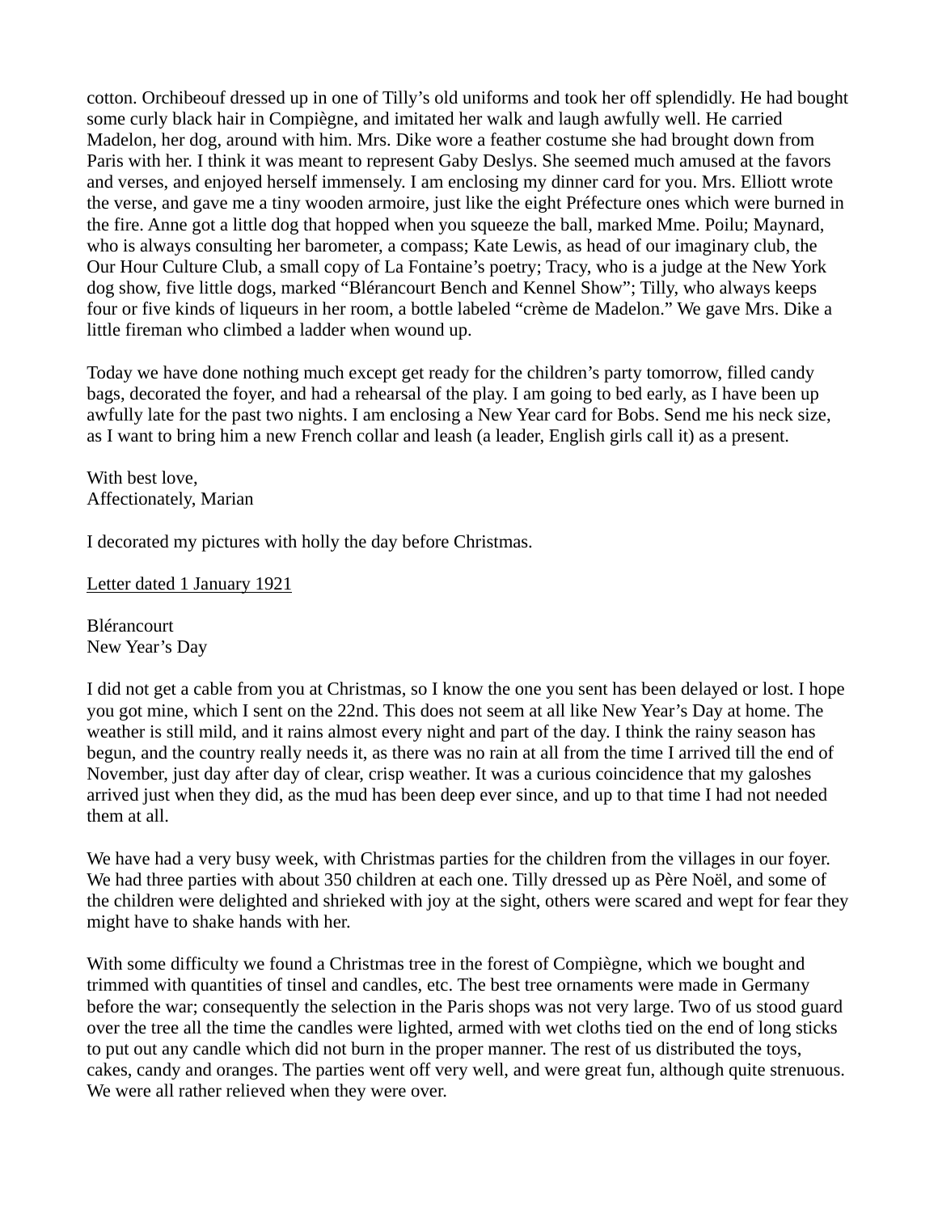cotton. Orchibeouf dressed up in one of Tilly’s old uniforms and took her off splendidly. He had bought some curly black hair in Compiègne, and imitated her walk and laugh awfully well. He carried Madelon, her dog, around with him. Mrs. Dike wore a feather costume she had brought down from Paris with her. I think it was meant to represent Gaby Deslys. She seemed much amused at the favors and verses, and enjoyed herself immensely. I am enclosing my dinner card for you. Mrs. Elliott wrote the verse, and gave me a tiny wooden armoire, just like the eight Préfecture ones which were burned in the fire. Anne got a little dog that hopped when you squeeze the ball, marked Mme. Poilu; Maynard, who is always consulting her barometer, a compass; Kate Lewis, as head of our imaginary club, the Our Hour Culture Club, a small copy of La Fontaine’s poetry; Tracy, who is a judge at the New York dog show, five little dogs, marked “Blérancourt Bench and Kennel Show”; Tilly, who always keeps four or five kinds of liqueurs in her room, a bottle labeled “crème de Madelon.” We gave Mrs. Dike a little fireman who climbed a ladder when wound up.

Today we have done nothing much except get ready for the children’s party tomorrow, filled candy bags, decorated the foyer, and had a rehearsal of the play. I am going to bed early, as I have been up awfully late for the past two nights. I am enclosing a New Year card for Bobs. Send me his neck size, as I want to bring him a new French collar and leash (a leader, English girls call it) as a present.

With best love,
Affectionately, Marian

I decorated my pictures with holly the day before Christmas.

<u>Letter dated 1 January 1921</u>

Blérancourt
New Year’s Day

I did not get a cable from you at Christmas, so I know the one you sent has been delayed or lost. I hope you got mine, which I sent on the 22nd. This does not seem at all like New Year’s Day at home. The weather is still mild, and it rains almost every night and part of the day. I think the rainy season has begun, and the country really needs it, as there was no rain at all from the time I arrived till the end of November, just day after day of clear, crisp weather. It was a curious coincidence that my galoshes arrived just when they did, as the mud has been deep ever since, and up to that time I had not needed them at all.

We have had a very busy week, with Christmas parties for the children from the villages in our foyer. We had three parties with about 350 children at each one. Tilly dressed up as Père Noël, and some of the children were delighted and shrieked with joy at the sight, others were scared and wept for fear they might have to shake hands with her.

With some difficulty we found a Christmas tree in the forest of Compiègne, which we bought and trimmed with quantities of tinsel and candles, etc. The best tree ornaments were made in Germany before the war; consequently the selection in the Paris shops was not very large. Two of us stood guard over the tree all the time the candles were lighted, armed with wet cloths tied on the end of long sticks to put out any candle which did not burn in the proper manner. The rest of us distributed the toys, cakes, candy and oranges. The parties went off very well, and were great fun, although quite strenuous. We were all rather relieved when they were over.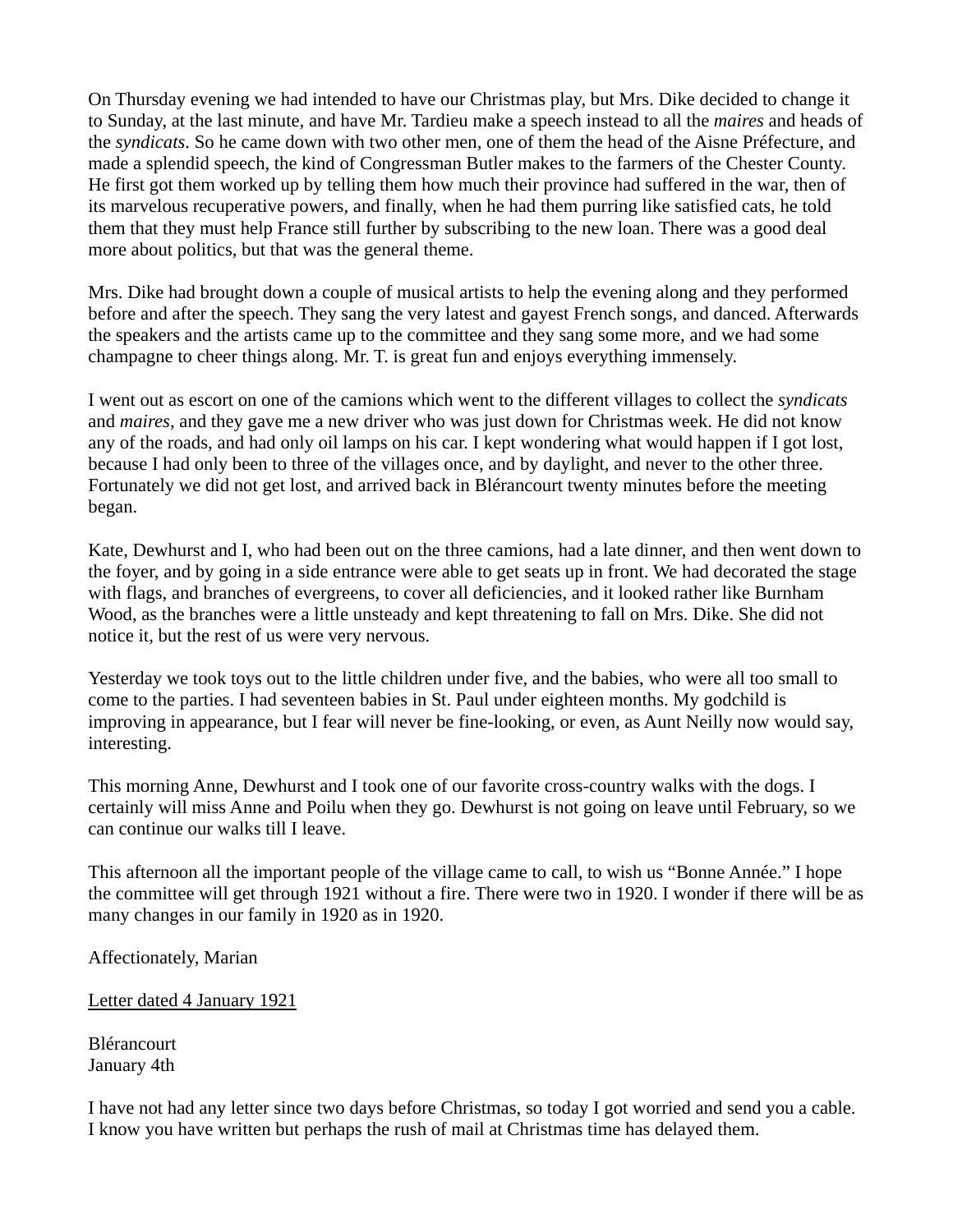On Thursday evening we had intended to have our Christmas play, but Mrs. Dike decided to change it to Sunday, at the last minute, and have Mr. Tardieu make a speech instead to all the *maires* and heads of the *syndicats*. So he came down with two other men, one of them the head of the Aisne Préfecture, and made a splendid speech, the kind of Congressman Butler makes to the farmers of the Chester County. He first got them worked up by telling them how much their province had suffered in the war, then of its marvelous recuperative powers, and finally, when he had them purring like satisfied cats, he told them that they must help France still further by subscribing to the new loan. There was a good deal more about politics, but that was the general theme.

Mrs. Dike had brought down a couple of musical artists to help the evening along and they performed before and after the speech. They sang the very latest and gayest French songs, and danced. Afterwards the speakers and the artists came up to the committee and they sang some more, and we had some champagne to cheer things along. Mr. T. is great fun and enjoys everything immensely.

I went out as escort on one of the camions which went to the different villages to collect the *syndicats* and *maires*, and they gave me a new driver who was just down for Christmas week. He did not know any of the roads, and had only oil lamps on his car. I kept wondering what would happen if I got lost, because I had only been to three of the villages once, and by daylight, and never to the other three. Fortunately we did not get lost, and arrived back in Blérancourt twenty minutes before the meeting began.

Kate, Dewhurst and I, who had been out on the three camions, had a late dinner, and then went down to the foyer, and by going in a side entrance were able to get seats up in front. We had decorated the stage with flags, and branches of evergreens, to cover all deficiencies, and it looked rather like Burnham Wood, as the branches were a little unsteady and kept threatening to fall on Mrs. Dike. She did not notice it, but the rest of us were very nervous.

Yesterday we took toys out to the little children under five, and the babies, who were all too small to come to the parties. I had seventeen babies in St. Paul under eighteen months. My godchild is improving in appearance, but I fear will never be fine-looking, or even, as Aunt Neilly now would say, interesting.

This morning Anne, Dewhurst and I took one of our favorite cross-country walks with the dogs. I certainly will miss Anne and Poilu when they go. Dewhurst is not going on leave until February, so we can continue our walks till I leave.

This afternoon all the important people of the village came to call, to wish us "Bonne Année." I hope the committee will get through 1921 without a fire. There were two in 1920. I wonder if there will be as many changes in our family in 1920 as in 1920.

Affectionately, Marian

<u>Letter dated 4 January 1921</u>

Blérancourt  
January 4th

I have not had any letter since two days before Christmas, so today I got worried and send you a cable. I know you have written but perhaps the rush of mail at Christmas time has delayed them.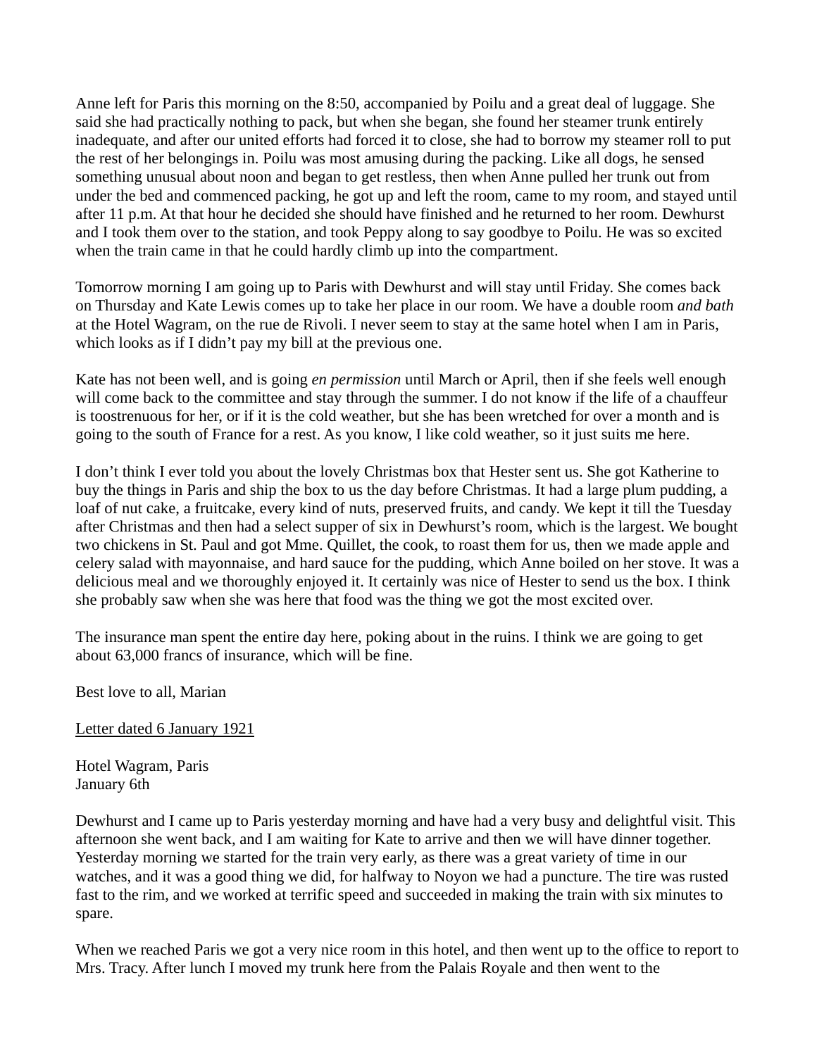Anne left for Paris this morning on the 8:50, accompanied by Poilu and a great deal of luggage. She said she had practically nothing to pack, but when she began, she found her steamer trunk entirely inadequate, and after our united efforts had forced it to close, she had to borrow my steamer roll to put the rest of her belongings in. Poilu was most amusing during the packing. Like all dogs, he sensed something unusual about noon and began to get restless, then when Anne pulled her trunk out from under the bed and commenced packing, he got up and left the room, came to my room, and stayed until after 11 p.m. At that hour he decided she should have finished and he returned to her room. Dewhurst and I took them over to the station, and took Peppy along to say goodbye to Poilu. He was so excited when the train came in that he could hardly climb up into the compartment.

Tomorrow morning I am going up to Paris with Dewhurst and will stay until Friday. She comes back on Thursday and Kate Lewis comes up to take her place in our room. We have a double room *and bath* at the Hotel Wagram, on the rue de Rivoli. I never seem to stay at the same hotel when I am in Paris, which looks as if I didn't pay my bill at the previous one.

Kate has not been well, and is going *en permission* until March or April, then if she feels well enough will come back to the committee and stay through the summer. I do not know if the life of a chauffeur is toostrenuous for her, or if it is the cold weather, but she has been wretched for over a month and is going to the south of France for a rest. As you know, I like cold weather, so it just suits me here.

I don't think I ever told you about the lovely Christmas box that Hester sent us. She got Katherine to buy the things in Paris and ship the box to us the day before Christmas. It had a large plum pudding, a loaf of nut cake, a fruitcake, every kind of nuts, preserved fruits, and candy. We kept it till the Tuesday after Christmas and then had a select supper of six in Dewhurst's room, which is the largest. We bought two chickens in St. Paul and got Mme. Quillet, the cook, to roast them for us, then we made apple and celery salad with mayonnaise, and hard sauce for the pudding, which Anne boiled on her stove. It was a delicious meal and we thoroughly enjoyed it. It certainly was nice of Hester to send us the box. I think she probably saw when she was here that food was the thing we got the most excited over.

The insurance man spent the entire day here, poking about in the ruins. I think we are going to get about 63,000 francs of insurance, which will be fine.

Best love to all, Marian

<u>Letter dated 6 January 1921</u>

Hotel Wagram, Paris
January 6th

Dewhurst and I came up to Paris yesterday morning and have had a very busy and delightful visit. This afternoon she went back, and I am waiting for Kate to arrive and then we will have dinner together. Yesterday morning we started for the train very early, as there was a great variety of time in our watches, and it was a good thing we did, for halfway to Noyon we had a puncture. The tire was rusted fast to the rim, and we worked at terrific speed and succeeded in making the train with six minutes to spare.

When we reached Paris we got a very nice room in this hotel, and then went up to the office to report to Mrs. Tracy. After lunch I moved my trunk here from the Palais Royale and then went to the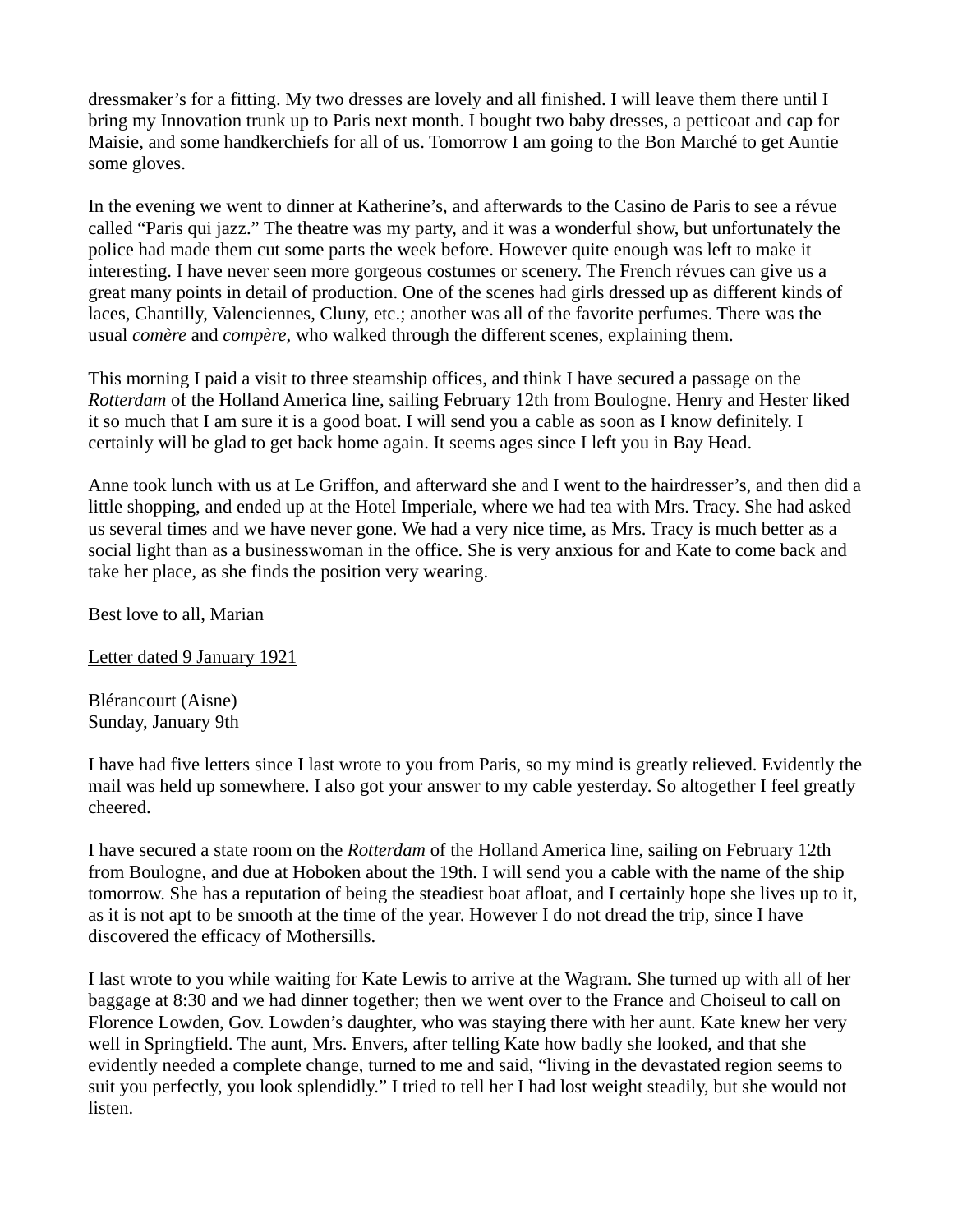dressmaker's for a fitting. My two dresses are lovely and all finished. I will leave them there until I bring my Innovation trunk up to Paris next month. I bought two baby dresses, a petticoat and cap for Maisie, and some handkerchiefs for all of us. Tomorrow I am going to the Bon Marché to get Auntie some gloves.

In the evening we went to dinner at Katherine's, and afterwards to the Casino de Paris to see a révue called "Paris qui jazz." The theatre was my party, and it was a wonderful show, but unfortunately the police had made them cut some parts the week before. However quite enough was left to make it interesting. I have never seen more gorgeous costumes or scenery. The French révues can give us a great many points in detail of production. One of the scenes had girls dressed up as different kinds of laces, Chantilly, Valenciennes, Cluny, etc.; another was all of the favorite perfumes. There was the usual *comère* and *compère*, who walked through the different scenes, explaining them.

This morning I paid a visit to three steamship offices, and think I have secured a passage on the *Rotterdam* of the Holland America line, sailing February 12th from Boulogne. Henry and Hester liked it so much that I am sure it is a good boat. I will send you a cable as soon as I know definitely. I certainly will be glad to get back home again. It seems ages since I left you in Bay Head.

Anne took lunch with us at Le Griffon, and afterward she and I went to the hairdresser's, and then did a little shopping, and ended up at the Hotel Imperiale, where we had tea with Mrs. Tracy. She had asked us several times and we have never gone. We had a very nice time, as Mrs. Tracy is much better as a social light than as a businesswoman in the office. She is very anxious for and Kate to come back and take her place, as she finds the position very wearing.

Best love to all, Marian

<u>Letter dated 9 January 1921</u>

Blérancourt (Aisne)
Sunday, January 9th

I have had five letters since I last wrote to you from Paris, so my mind is greatly relieved. Evidently the mail was held up somewhere. I also got your answer to my cable yesterday. So altogether I feel greatly cheered.

I have secured a state room on the *Rotterdam* of the Holland America line, sailing on February 12th from Boulogne, and due at Hoboken about the 19th. I will send you a cable with the name of the ship tomorrow. She has a reputation of being the steadiest boat afloat, and I certainly hope she lives up to it, as it is not apt to be smooth at the time of the year. However I do not dread the trip, since I have discovered the efficacy of Mothersills.

I last wrote to you while waiting for Kate Lewis to arrive at the Wagram. She turned up with all of her baggage at 8:30 and we had dinner together; then we went over to the France and Choiseul to call on Florence Lowden, Gov. Lowden's daughter, who was staying there with her aunt. Kate knew her very well in Springfield. The aunt, Mrs. Envers, after telling Kate how badly she looked, and that she evidently needed a complete change, turned to me and said, "living in the devastated region seems to suit you perfectly, you look splendidly." I tried to tell her I had lost weight steadily, but she would not listen.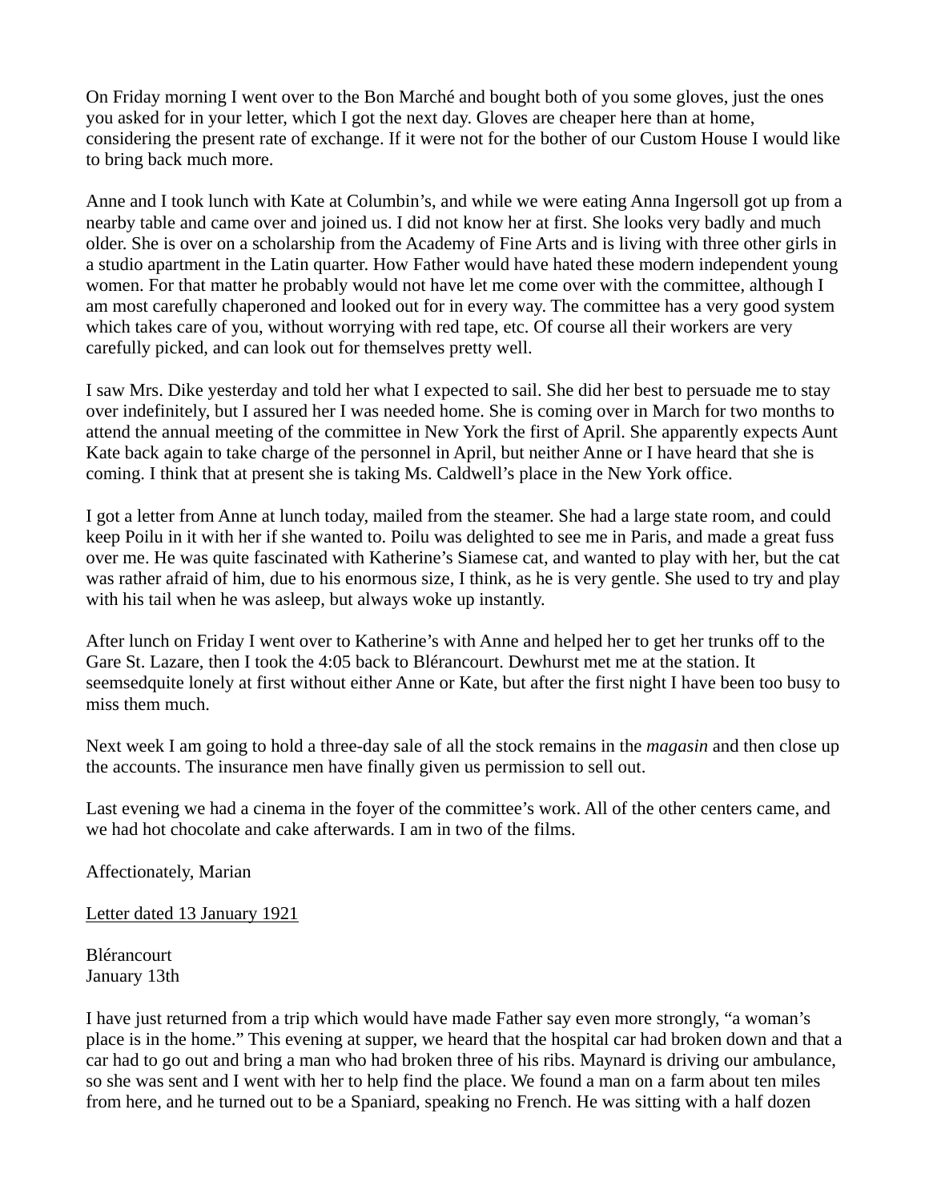On Friday morning I went over to the Bon Marché and bought both of you some gloves, just the ones you asked for in your letter, which I got the next day. Gloves are cheaper here than at home, considering the present rate of exchange. If it were not for the bother of our Custom House I would like to bring back much more.

Anne and I took lunch with Kate at Columbin's, and while we were eating Anna Ingersoll got up from a nearby table and came over and joined us. I did not know her at first. She looks very badly and much older. She is over on a scholarship from the Academy of Fine Arts and is living with three other girls in a studio apartment in the Latin quarter. How Father would have hated these modern independent young women. For that matter he probably would not have let me come over with the committee, although I am most carefully chaperoned and looked out for in every way. The committee has a very good system which takes care of you, without worrying with red tape, etc. Of course all their workers are very carefully picked, and can look out for themselves pretty well.

I saw Mrs. Dike yesterday and told her what I expected to sail. She did her best to persuade me to stay over indefinitely, but I assured her I was needed home. She is coming over in March for two months to attend the annual meeting of the committee in New York the first of April. She apparently expects Aunt Kate back again to take charge of the personnel in April, but neither Anne or I have heard that she is coming. I think that at present she is taking Ms. Caldwell's place in the New York office.

I got a letter from Anne at lunch today, mailed from the steamer. She had a large state room, and could keep Poilu in it with her if she wanted to. Poilu was delighted to see me in Paris, and made a great fuss over me. He was quite fascinated with Katherine's Siamese cat, and wanted to play with her, but the cat was rather afraid of him, due to his enormous size, I think, as he is very gentle. She used to try and play with his tail when he was asleep, but always woke up instantly.

After lunch on Friday I went over to Katherine's with Anne and helped her to get her trunks off to the Gare St. Lazare, then I took the 4:05 back to Blérancourt. Dewhurst met me at the station. It seemsedquite lonely at first without either Anne or Kate, but after the first night I have been too busy to miss them much.

Next week I am going to hold a three-day sale of all the stock remains in the *magasin* and then close up the accounts. The insurance men have finally given us permission to sell out.

Last evening we had a cinema in the foyer of the committee's work. All of the other centers came, and we had hot chocolate and cake afterwards. I am in two of the films.

Affectionately, Marian

<u>Letter dated 13 January 1921</u>

Blérancourt
January 13th

I have just returned from a trip which would have made Father say even more strongly, "a woman's place is in the home." This evening at supper, we heard that the hospital car had broken down and that a car had to go out and bring a man who had broken three of his ribs. Maynard is driving our ambulance, so she was sent and I went with her to help find the place. We found a man on a farm about ten miles from here, and he turned out to be a Spaniard, speaking no French. He was sitting with a half dozen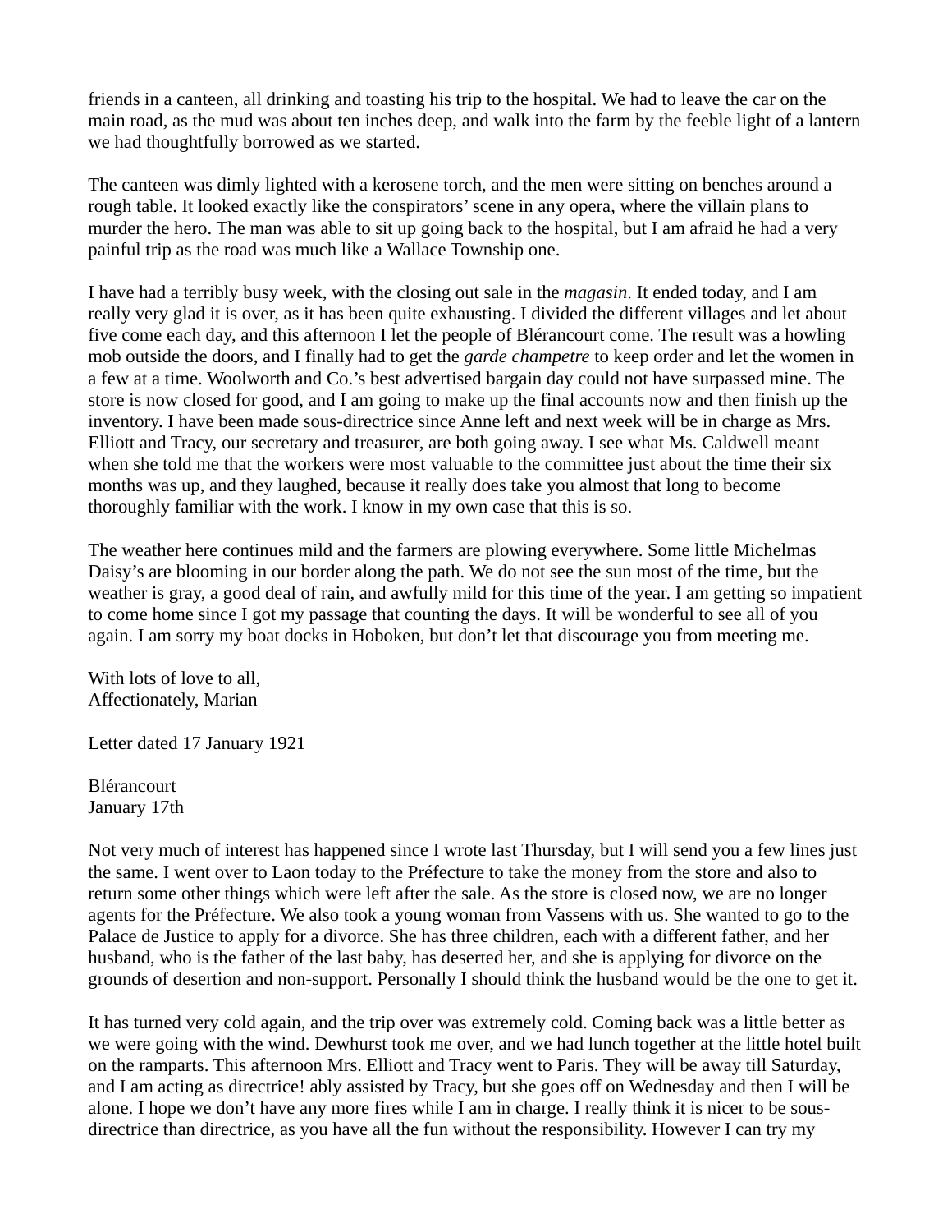friends in a canteen, all drinking and toasting his trip to the hospital. We had to leave the car on the main road, as the mud was about ten inches deep, and walk into the farm by the feeble light of a lantern we had thoughtfully borrowed as we started.

The canteen was dimly lighted with a kerosene torch, and the men were sitting on benches around a rough table. It looked exactly like the conspirators' scene in any opera, where the villain plans to murder the hero. The man was able to sit up going back to the hospital, but I am afraid he had a very painful trip as the road was much like a Wallace Township one.

I have had a terribly busy week, with the closing out sale in the *magasin*. It ended today, and I am really very glad it is over, as it has been quite exhausting. I divided the different villages and let about five come each day, and this afternoon I let the people of Blérancourt come. The result was a howling mob outside the doors, and I finally had to get the *garde champetre* to keep order and let the women in a few at a time. Woolworth and Co.'s best advertised bargain day could not have surpassed mine. The store is now closed for good, and I am going to make up the final accounts now and then finish up the inventory. I have been made sous-directrice since Anne left and next week will be in charge as Mrs. Elliott and Tracy, our secretary and treasurer, are both going away. I see what Ms. Caldwell meant when she told me that the workers were most valuable to the committee just about the time their six months was up, and they laughed, because it really does take you almost that long to become thoroughly familiar with the work. I know in my own case that this is so.

The weather here continues mild and the farmers are plowing everywhere. Some little Michelmas Daisy's are blooming in our border along the path. We do not see the sun most of the time, but the weather is gray, a good deal of rain, and awfully mild for this time of the year. I am getting so impatient to come home since I got my passage that counting the days. It will be wonderful to see all of you again. I am sorry my boat docks in Hoboken, but don't let that discourage you from meeting me.

With lots of love to all,
Affectionately, Marian

<u>Letter dated 17 January 1921</u>

Blérancourt
January 17th

Not very much of interest has happened since I wrote last Thursday, but I will send you a few lines just the same. I went over to Laon today to the Préfecture to take the money from the store and also to return some other things which were left after the sale. As the store is closed now, we are no longer agents for the Préfecture. We also took a young woman from Vassens with us. She wanted to go to the Palace de Justice to apply for a divorce. She has three children, each with a different father, and her husband, who is the father of the last baby, has deserted her, and she is applying for divorce on the grounds of desertion and non-support. Personally I should think the husband would be the one to get it.

It has turned very cold again, and the trip over was extremely cold. Coming back was a little better as we were going with the wind. Dewhurst took me over, and we had lunch together at the little hotel built on the ramparts. This afternoon Mrs. Elliott and Tracy went to Paris. They will be away till Saturday, and I am acting as directrice! ably assisted by Tracy, but she goes off on Wednesday and then I will be alone. I hope we don't have any more fires while I am in charge. I really think it is nicer to be sous-directrice than directrice, as you have all the fun without the responsibility. However I can try my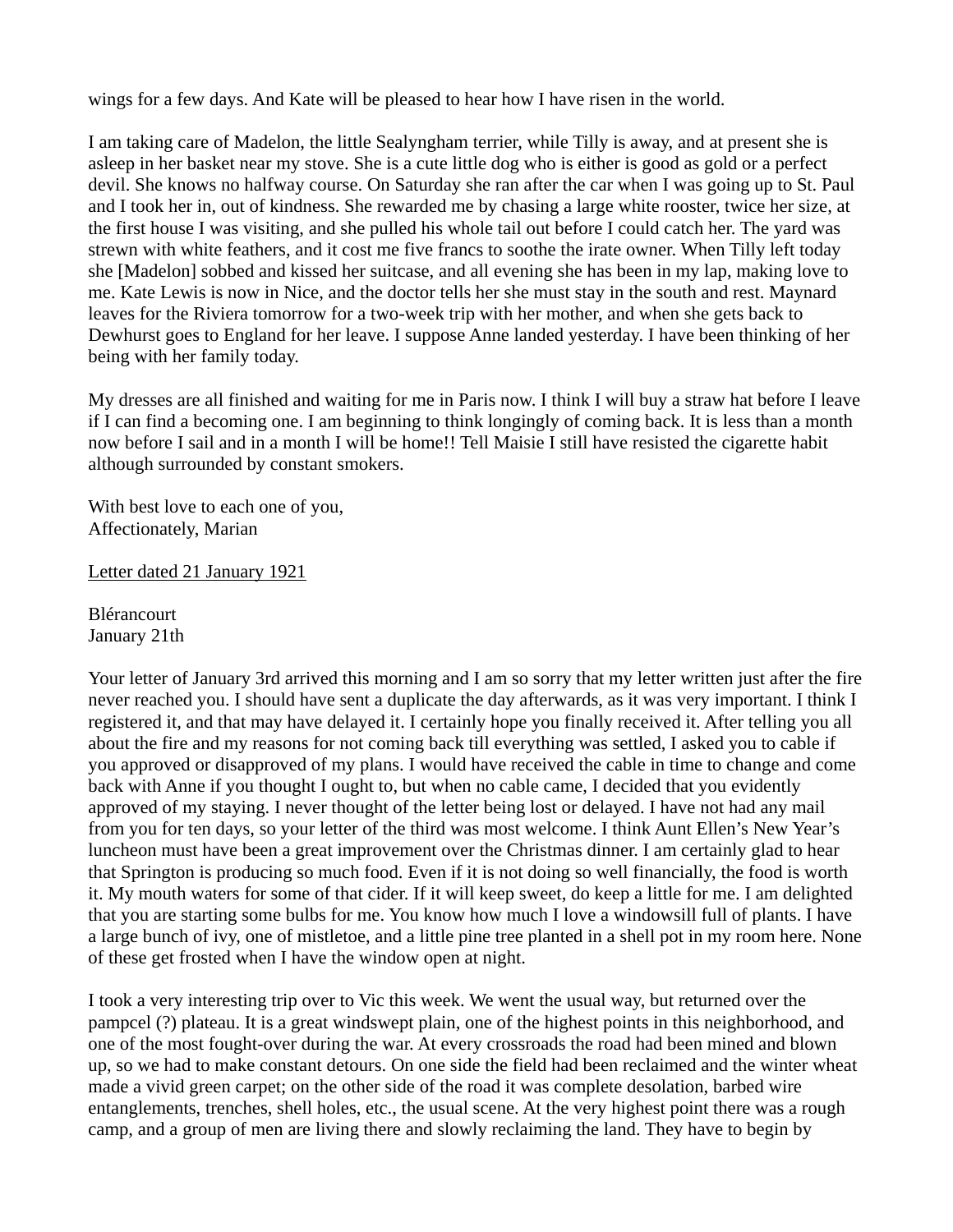wings for a few days. And Kate will be pleased to hear how I have risen in the world.

I am taking care of Madelon, the little Sealyngham terrier, while Tilly is away, and at present she is asleep in her basket near my stove. She is a cute little dog who is either is good as gold or a perfect devil. She knows no halfway course. On Saturday she ran after the car when I was going up to St. Paul and I took her in, out of kindness. She rewarded me by chasing a large white rooster, twice her size, at the first house I was visiting, and she pulled his whole tail out before I could catch her. The yard was strewn with white feathers, and it cost me five francs to soothe the irate owner. When Tilly left today she [Madelon] sobbed and kissed her suitcase, and all evening she has been in my lap, making love to me. Kate Lewis is now in Nice, and the doctor tells her she must stay in the south and rest. Maynard leaves for the Riviera tomorrow for a two-week trip with her mother, and when she gets back to Dewhurst goes to England for her leave. I suppose Anne landed yesterday. I have been thinking of her being with her family today.

My dresses are all finished and waiting for me in Paris now. I think I will buy a straw hat before I leave if I can find a becoming one. I am beginning to think longingly of coming back. It is less than a month now before I sail and in a month I will be home!! Tell Maisie I still have resisted the cigarette habit although surrounded by constant smokers.

With best love to each one of you,  
Affectionately, Marian

<u>Letter dated 21 January 1921</u>

Blérancourt  
January 21th

Your letter of January 3rd arrived this morning and I am so sorry that my letter written just after the fire never reached you. I should have sent a duplicate the day afterwards, as it was very important. I think I registered it, and that may have delayed it. I certainly hope you finally received it. After telling you all about the fire and my reasons for not coming back till everything was settled, I asked you to cable if you approved or disapproved of my plans. I would have received the cable in time to change and come back with Anne if you thought I ought to, but when no cable came, I decided that you evidently approved of my staying. I never thought of the letter being lost or delayed. I have not had any mail from you for ten days, so your letter of the third was most welcome. I think Aunt Ellen's New Year's luncheon must have been a great improvement over the Christmas dinner. I am certainly glad to hear that Springton is producing so much food. Even if it is not doing so well financially, the food is worth it. My mouth waters for some of that cider. If it will keep sweet, do keep a little for me. I am delighted that you are starting some bulbs for me. You know how much I love a windowsill full of plants. I have a large bunch of ivy, one of mistletoe, and a little pine tree planted in a shell pot in my room here. None of these get frosted when I have the window open at night.

I took a very interesting trip over to Vic this week. We went the usual way, but returned over the pampcel (?) plateau. It is a great windswept plain, one of the highest points in this neighborhood, and one of the most fought-over during the war. At every crossroads the road had been mined and blown up, so we had to make constant detours. On one side the field had been reclaimed and the winter wheat made a vivid green carpet; on the other side of the road it was complete desolation, barbed wire entanglements, trenches, shell holes, etc., the usual scene. At the very highest point there was a rough camp, and a group of men are living there and slowly reclaiming the land. They have to begin by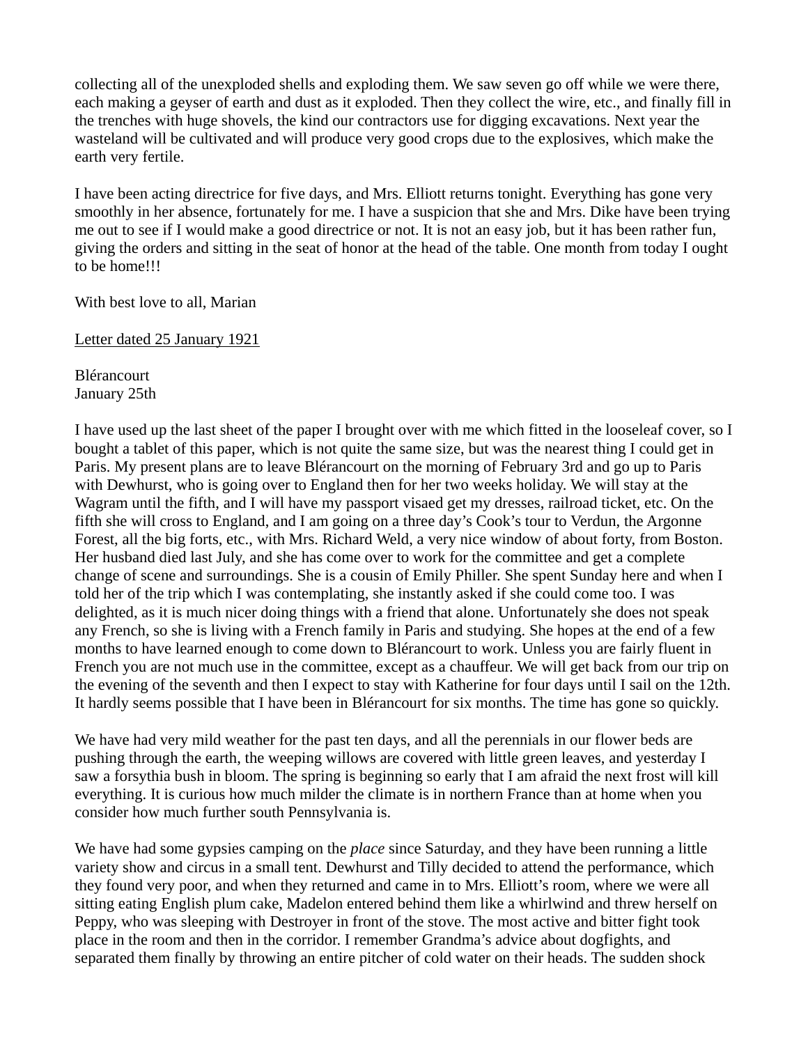collecting all of the unexploded shells and exploding them. We saw seven go off while we were there, each making a geyser of earth and dust as it exploded. Then they collect the wire, etc., and finally fill in the trenches with huge shovels, the kind our contractors use for digging excavations. Next year the wasteland will be cultivated and will produce very good crops due to the explosives, which make the earth very fertile.

I have been acting directrice for five days, and Mrs. Elliott returns tonight. Everything has gone very smoothly in her absence, fortunately for me. I have a suspicion that she and Mrs. Dike have been trying me out to see if I would make a good directrice or not. It is not an easy job, but it has been rather fun, giving the orders and sitting in the seat of honor at the head of the table. One month from today I ought to be home!!!

With best love to all, Marian

<u>Letter dated 25 January 1921</u>

Blérancourt  
January 25th

I have used up the last sheet of the paper I brought over with me which fitted in the looseleaf cover, so I bought a tablet of this paper, which is not quite the same size, but was the nearest thing I could get in Paris. My present plans are to leave Blérancourt on the morning of February 3rd and go up to Paris with Dewhurst, who is going over to England then for her two weeks holiday. We will stay at the Wagram until the fifth, and I will have my passport visaed get my dresses, railroad ticket, etc. On the fifth she will cross to England, and I am going on a three day's Cook's tour to Verdun, the Argonne Forest, all the big forts, etc., with Mrs. Richard Weld, a very nice window of about forty, from Boston. Her husband died last July, and she has come over to work for the committee and get a complete change of scene and surroundings. She is a cousin of Emily Philler. She spent Sunday here and when I told her of the trip which I was contemplating, she instantly asked if she could come too. I was delighted, as it is much nicer doing things with a friend that alone. Unfortunately she does not speak any French, so she is living with a French family in Paris and studying. She hopes at the end of a few months to have learned enough to come down to Blérancourt to work. Unless you are fairly fluent in French you are not much use in the committee, except as a chauffeur. We will get back from our trip on the evening of the seventh and then I expect to stay with Katherine for four days until I sail on the 12th. It hardly seems possible that I have been in Blérancourt for six months. The time has gone so quickly.

We have had very mild weather for the past ten days, and all the perennials in our flower beds are pushing through the earth, the weeping willows are covered with little green leaves, and yesterday I saw a forsythia bush in bloom. The spring is beginning so early that I am afraid the next frost will kill everything. It is curious how much milder the climate is in northern France than at home when you consider how much further south Pennsylvania is.

We have had some gypsies camping on the *place* since Saturday, and they have been running a little variety show and circus in a small tent. Dewhurst and Tilly decided to attend the performance, which they found very poor, and when they returned and came in to Mrs. Elliott's room, where we were all sitting eating English plum cake, Madelon entered behind them like a whirlwind and threw herself on Peppy, who was sleeping with Destroyer in front of the stove. The most active and bitter fight took place in the room and then in the corridor. I remember Grandma's advice about dogfights, and separated them finally by throwing an entire pitcher of cold water on their heads. The sudden shock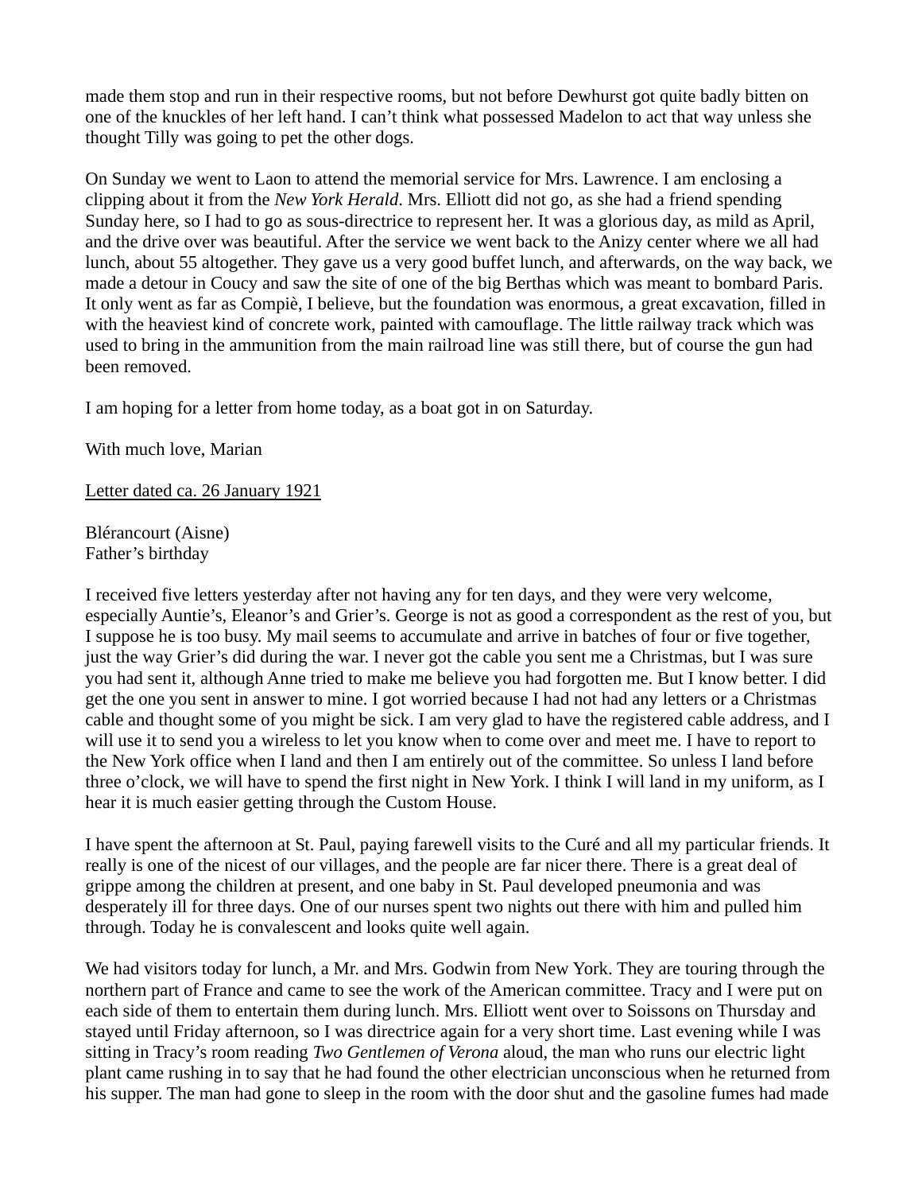made them stop and run in their respective rooms, but not before Dewhurst got quite badly bitten on one of the knuckles of her left hand. I can't think what possessed Madelon to act that way unless she thought Tilly was going to pet the other dogs.

On Sunday we went to Laon to attend the memorial service for Mrs. Lawrence. I am enclosing a clipping about it from the *New York Herald*. Mrs. Elliott did not go, as she had a friend spending Sunday here, so I had to go as sous-directrice to represent her. It was a glorious day, as mild as April, and the drive over was beautiful. After the service we went back to the Anizy center where we all had lunch, about 55 altogether. They gave us a very good buffet lunch, and afterwards, on the way back, we made a detour in Coucy and saw the site of one of the big Berthas which was meant to bombard Paris. It only went as far as Compiè, I believe, but the foundation was enormous, a great excavation, filled in with the heaviest kind of concrete work, painted with camouflage. The little railway track which was used to bring in the ammunition from the main railroad line was still there, but of course the gun had been removed.

I am hoping for a letter from home today, as a boat got in on Saturday.

With much love, Marian

<u>Letter dated ca. 26 January 1921</u>

Blérancourt (Aisne)
Father's birthday

I received five letters yesterday after not having any for ten days, and they were very welcome, especially Auntie's, Eleanor's and Grier's. George is not as good a correspondent as the rest of you, but I suppose he is too busy. My mail seems to accumulate and arrive in batches of four or five together, just the way Grier's did during the war. I never got the cable you sent me a Christmas, but I was sure you had sent it, although Anne tried to make me believe you had forgotten me. But I know better. I did get the one you sent in answer to mine. I got worried because I had not had any letters or a Christmas cable and thought some of you might be sick. I am very glad to have the registered cable address, and I will use it to send you a wireless to let you know when to come over and meet me. I have to report to the New York office when I land and then I am entirely out of the committee. So unless I land before three o'clock, we will have to spend the first night in New York. I think I will land in my uniform, as I hear it is much easier getting through the Custom House.

I have spent the afternoon at St. Paul, paying farewell visits to the Curé and all my particular friends. It really is one of the nicest of our villages, and the people are far nicer there. There is a great deal of grippe among the children at present, and one baby in St. Paul developed pneumonia and was desperately ill for three days. One of our nurses spent two nights out there with him and pulled him through. Today he is convalescent and looks quite well again.

We had visitors today for lunch, a Mr. and Mrs. Godwin from New York. They are touring through the northern part of France and came to see the work of the American committee. Tracy and I were put on each side of them to entertain them during lunch. Mrs. Elliott went over to Soissons on Thursday and stayed until Friday afternoon, so I was directrice again for a very short time. Last evening while I was sitting in Tracy's room reading *Two Gentlemen of Verona* aloud, the man who runs our electric light plant came rushing in to say that he had found the other electrician unconscious when he returned from his supper. The man had gone to sleep in the room with the door shut and the gasoline fumes had made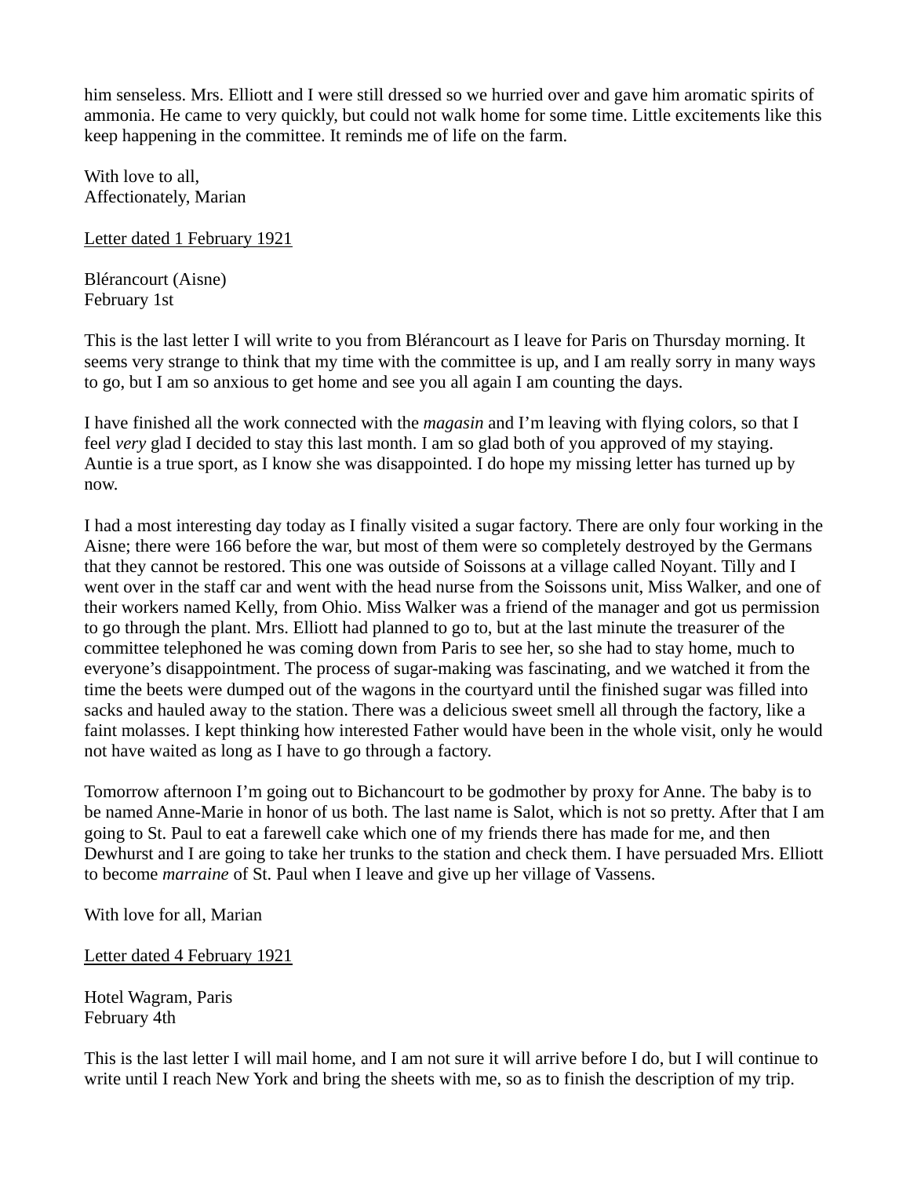him senseless. Mrs. Elliott and I were still dressed so we hurried over and gave him aromatic spirits of ammonia. He came to very quickly, but could not walk home for some time. Little excitements like this keep happening in the committee. It reminds me of life on the farm.

With love to all,
Affectionately, Marian

<u>Letter dated 1 February 1921</u>

Blérancourt (Aisne)
February 1st

This is the last letter I will write to you from Blérancourt as I leave for Paris on Thursday morning. It seems very strange to think that my time with the committee is up, and I am really sorry in many ways to go, but I am so anxious to get home and see you all again I am counting the days.

I have finished all the work connected with the *magasin* and I'm leaving with flying colors, so that I feel *very* glad I decided to stay this last month. I am so glad both of you approved of my staying. Auntie is a true sport, as I know she was disappointed. I do hope my missing letter has turned up by now.

I had a most interesting day today as I finally visited a sugar factory. There are only four working in the Aisne; there were 166 before the war, but most of them were so completely destroyed by the Germans that they cannot be restored. This one was outside of Soissons at a village called Noyant. Tilly and I went over in the staff car and went with the head nurse from the Soissons unit, Miss Walker, and one of their workers named Kelly, from Ohio. Miss Walker was a friend of the manager and got us permission to go through the plant. Mrs. Elliott had planned to go to, but at the last minute the treasurer of the committee telephoned he was coming down from Paris to see her, so she had to stay home, much to everyone's disappointment. The process of sugar-making was fascinating, and we watched it from the time the beets were dumped out of the wagons in the courtyard until the finished sugar was filled into sacks and hauled away to the station. There was a delicious sweet smell all through the factory, like a faint molasses. I kept thinking how interested Father would have been in the whole visit, only he would not have waited as long as I have to go through a factory.

Tomorrow afternoon I'm going out to Bichancourt to be godmother by proxy for Anne. The baby is to be named Anne-Marie in honor of us both. The last name is Salot, which is not so pretty. After that I am going to St. Paul to eat a farewell cake which one of my friends there has made for me, and then Dewhurst and I are going to take her trunks to the station and check them. I have persuaded Mrs. Elliott to become *marraine* of St. Paul when I leave and give up her village of Vassens.

With love for all, Marian

<u>Letter dated 4 February 1921</u>

Hotel Wagram, Paris
February 4th

This is the last letter I will mail home, and I am not sure it will arrive before I do, but I will continue to write until I reach New York and bring the sheets with me, so as to finish the description of my trip.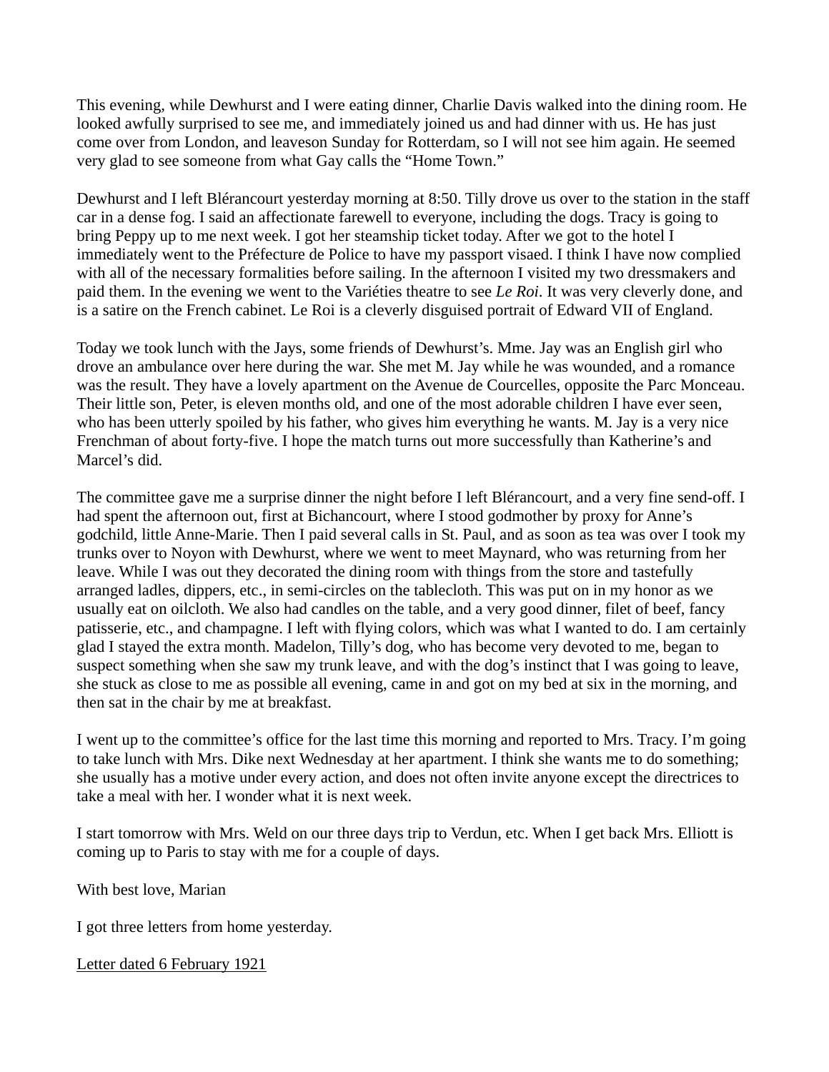This evening, while Dewhurst and I were eating dinner, Charlie Davis walked into the dining room. He looked awfully surprised to see me, and immediately joined us and had dinner with us. He has just come over from London, and leaveson Sunday for Rotterdam, so I will not see him again. He seemed very glad to see someone from what Gay calls the "Home Town."

Dewhurst and I left Blérancourt yesterday morning at 8:50. Tilly drove us over to the station in the staff car in a dense fog. I said an affectionate farewell to everyone, including the dogs. Tracy is going to bring Peppy up to me next week. I got her steamship ticket today. After we got to the hotel I immediately went to the Préfecture de Police to have my passport visaed. I think I have now complied with all of the necessary formalities before sailing. In the afternoon I visited my two dressmakers and paid them. In the evening we went to the Variéties theatre to see *Le Roi*. It was very cleverly done, and is a satire on the French cabinet. Le Roi is a cleverly disguised portrait of Edward VII of England.

Today we took lunch with the Jays, some friends of Dewhurst's. Mme. Jay was an English girl who drove an ambulance over here during the war. She met M. Jay while he was wounded, and a romance was the result. They have a lovely apartment on the Avenue de Courcelles, opposite the Parc Monceau. Their little son, Peter, is eleven months old, and one of the most adorable children I have ever seen, who has been utterly spoiled by his father, who gives him everything he wants. M. Jay is a very nice Frenchman of about forty-five. I hope the match turns out more successfully than Katherine's and Marcel's did.

The committee gave me a surprise dinner the night before I left Blérancourt, and a very fine send-off. I had spent the afternoon out, first at Bichancourt, where I stood godmother by proxy for Anne's godchild, little Anne-Marie. Then I paid several calls in St. Paul, and as soon as tea was over I took my trunks over to Noyon with Dewhurst, where we went to meet Maynard, who was returning from her leave. While I was out they decorated the dining room with things from the store and tastefully arranged ladles, dippers, etc., in semi-circles on the tablecloth. This was put on in my honor as we usually eat on oilcloth. We also had candles on the table, and a very good dinner, filet of beef, fancy patisserie, etc., and champagne. I left with flying colors, which was what I wanted to do. I am certainly glad I stayed the extra month. Madelon, Tilly's dog, who has become very devoted to me, began to suspect something when she saw my trunk leave, and with the dog's instinct that I was going to leave, she stuck as close to me as possible all evening, came in and got on my bed at six in the morning, and then sat in the chair by me at breakfast.

I went up to the committee's office for the last time this morning and reported to Mrs. Tracy. I'm going to take lunch with Mrs. Dike next Wednesday at her apartment. I think she wants me to do something; she usually has a motive under every action, and does not often invite anyone except the directrices to take a meal with her. I wonder what it is next week.

I start tomorrow with Mrs. Weld on our three days trip to Verdun, etc. When I get back Mrs. Elliott is coming up to Paris to stay with me for a couple of days.

With best love, Marian

I got three letters from home yesterday.

<u>Letter dated 6 February 1921</u>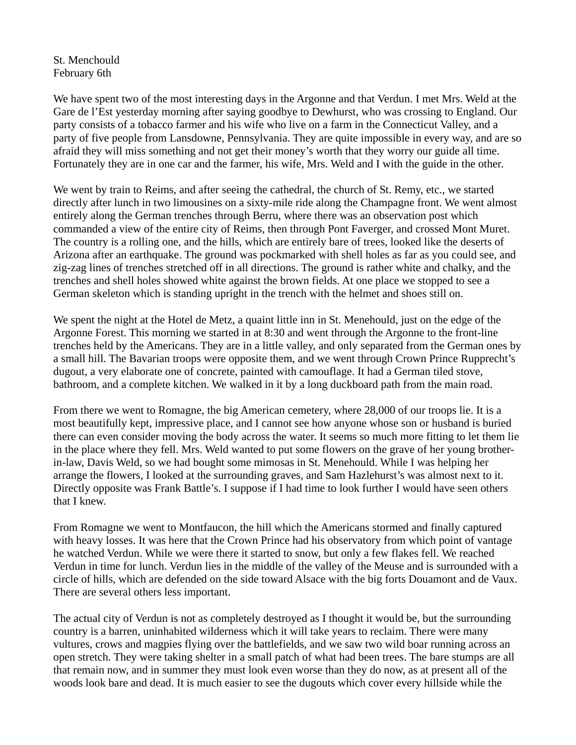St. Menchould
February 6th

We have spent two of the most interesting days in the Argonne and that Verdun. I met Mrs. Weld at the Gare de l'Est yesterday morning after saying goodbye to Dewhurst, who was crossing to England. Our party consists of a tobacco farmer and his wife who live on a farm in the Connecticut Valley, and a party of five people from Lansdowne, Pennsylvania. They are quite impossible in every way, and are so afraid they will miss something and not get their money's worth that they worry our guide all time. Fortunately they are in one car and the farmer, his wife, Mrs. Weld and I with the guide in the other.

We went by train to Reims, and after seeing the cathedral, the church of St. Remy, etc., we started directly after lunch in two limousines on a sixty-mile ride along the Champagne front. We went almost entirely along the German trenches through Berru, where there was an observation post which commanded a view of the entire city of Reims, then through Pont Faverger, and crossed Mont Muret. The country is a rolling one, and the hills, which are entirely bare of trees, looked like the deserts of Arizona after an earthquake. The ground was pockmarked with shell holes as far as you could see, and zig-zag lines of trenches stretched off in all directions. The ground is rather white and chalky, and the trenches and shell holes showed white against the brown fields. At one place we stopped to see a German skeleton which is standing upright in the trench with the helmet and shoes still on.

We spent the night at the Hotel de Metz, a quaint little inn in St. Menehould, just on the edge of the Argonne Forest. This morning we started in at 8:30 and went through the Argonne to the front-line trenches held by the Americans. They are in a little valley, and only separated from the German ones by a small hill. The Bavarian troops were opposite them, and we went through Crown Prince Rupprecht's dugout, a very elaborate one of concrete, painted with camouflage. It had a German tiled stove, bathroom, and a complete kitchen. We walked in it by a long duckboard path from the main road.

From there we went to Romagne, the big American cemetery, where 28,000 of our troops lie. It is a most beautifully kept, impressive place, and I cannot see how anyone whose son or husband is buried there can even consider moving the body across the water. It seems so much more fitting to let them lie in the place where they fell. Mrs. Weld wanted to put some flowers on the grave of her young brother-in-law, Davis Weld, so we had bought some mimosas in St. Menehould. While I was helping her arrange the flowers, I looked at the surrounding graves, and Sam Hazlehurst's was almost next to it. Directly opposite was Frank Battle's. I suppose if I had time to look further I would have seen others that I knew.

From Romagne we went to Montfaucon, the hill which the Americans stormed and finally captured with heavy losses. It was here that the Crown Prince had his observatory from which point of vantage he watched Verdun. While we were there it started to snow, but only a few flakes fell. We reached Verdun in time for lunch. Verdun lies in the middle of the valley of the Meuse and is surrounded with a circle of hills, which are defended on the side toward Alsace with the big forts Douamont and de Vaux. There are several others less important.

The actual city of Verdun is not as completely destroyed as I thought it would be, but the surrounding country is a barren, uninhabited wilderness which it will take years to reclaim. There were many vultures, crows and magpies flying over the battlefields, and we saw two wild boar running across an open stretch. They were taking shelter in a small patch of what had been trees. The bare stumps are all that remain now, and in summer they must look even worse than they do now, as at present all of the woods look bare and dead. It is much easier to see the dugouts which cover every hillside while the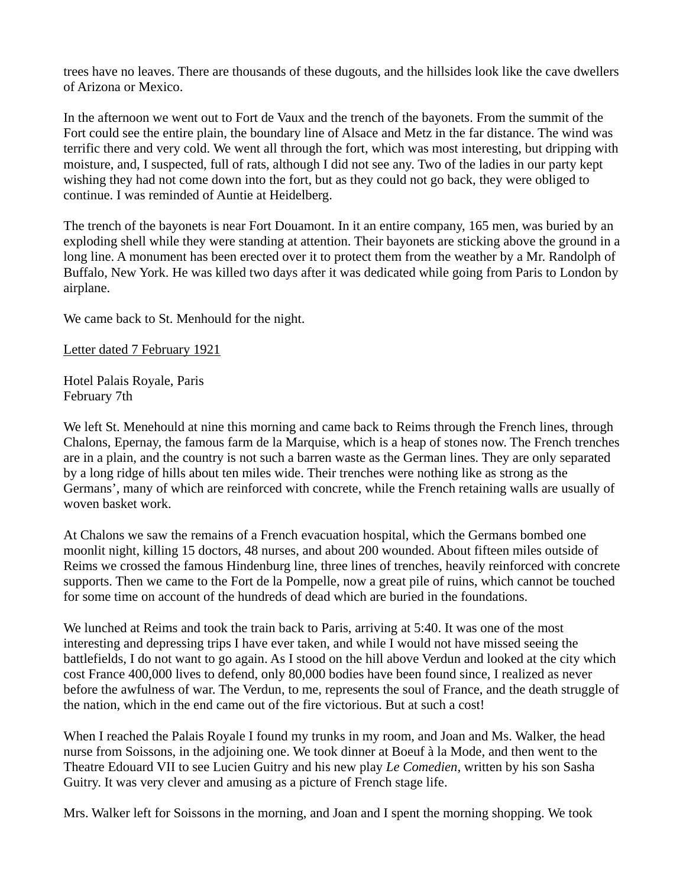trees have no leaves. There are thousands of these dugouts, and the hillsides look like the cave dwellers of Arizona or Mexico.

In the afternoon we went out to Fort de Vaux and the trench of the bayonets. From the summit of the Fort could see the entire plain, the boundary line of Alsace and Metz in the far distance. The wind was terrific there and very cold. We went all through the fort, which was most interesting, but dripping with moisture, and, I suspected, full of rats, although I did not see any. Two of the ladies in our party kept wishing they had not come down into the fort, but as they could not go back, they were obliged to continue. I was reminded of Auntie at Heidelberg.

The trench of the bayonets is near Fort Douamont. In it an entire company, 165 men, was buried by an exploding shell while they were standing at attention. Their bayonets are sticking above the ground in a long line. A monument has been erected over it to protect them from the weather by a Mr. Randolph of Buffalo, New York. He was killed two days after it was dedicated while going from Paris to London by airplane.

We came back to St. Menhould for the night.

<u>Letter dated 7 February 1921</u>

Hotel Palais Royale, Paris
February 7th

We left St. Menehould at nine this morning and came back to Reims through the French lines, through Chalons, Epernay, the famous farm de la Marquise, which is a heap of stones now. The French trenches are in a plain, and the country is not such a barren waste as the German lines. They are only separated by a long ridge of hills about ten miles wide. Their trenches were nothing like as strong as the Germans', many of which are reinforced with concrete, while the French retaining walls are usually of woven basket work.

At Chalons we saw the remains of a French evacuation hospital, which the Germans bombed one moonlit night, killing 15 doctors, 48 nurses, and about 200 wounded. About fifteen miles outside of Reims we crossed the famous Hindenburg line, three lines of trenches, heavily reinforced with concrete supports. Then we came to the Fort de la Pompelle, now a great pile of ruins, which cannot be touched for some time on account of the hundreds of dead which are buried in the foundations.

We lunched at Reims and took the train back to Paris, arriving at 5:40. It was one of the most interesting and depressing trips I have ever taken, and while I would not have missed seeing the battlefields, I do not want to go again. As I stood on the hill above Verdun and looked at the city which cost France 400,000 lives to defend, only 80,000 bodies have been found since, I realized as never before the awfulness of war. The Verdun, to me, represents the soul of France, and the death struggle of the nation, which in the end came out of the fire victorious. But at such a cost!

When I reached the Palais Royale I found my trunks in my room, and Joan and Ms. Walker, the head nurse from Soissons, in the adjoining one. We took dinner at Boeuf à la Mode, and then went to the Theatre Edouard VII to see Lucien Guitry and his new play *Le Comedien*, written by his son Sasha Guitry. It was very clever and amusing as a picture of French stage life.

Mrs. Walker left for Soissons in the morning, and Joan and I spent the morning shopping. We took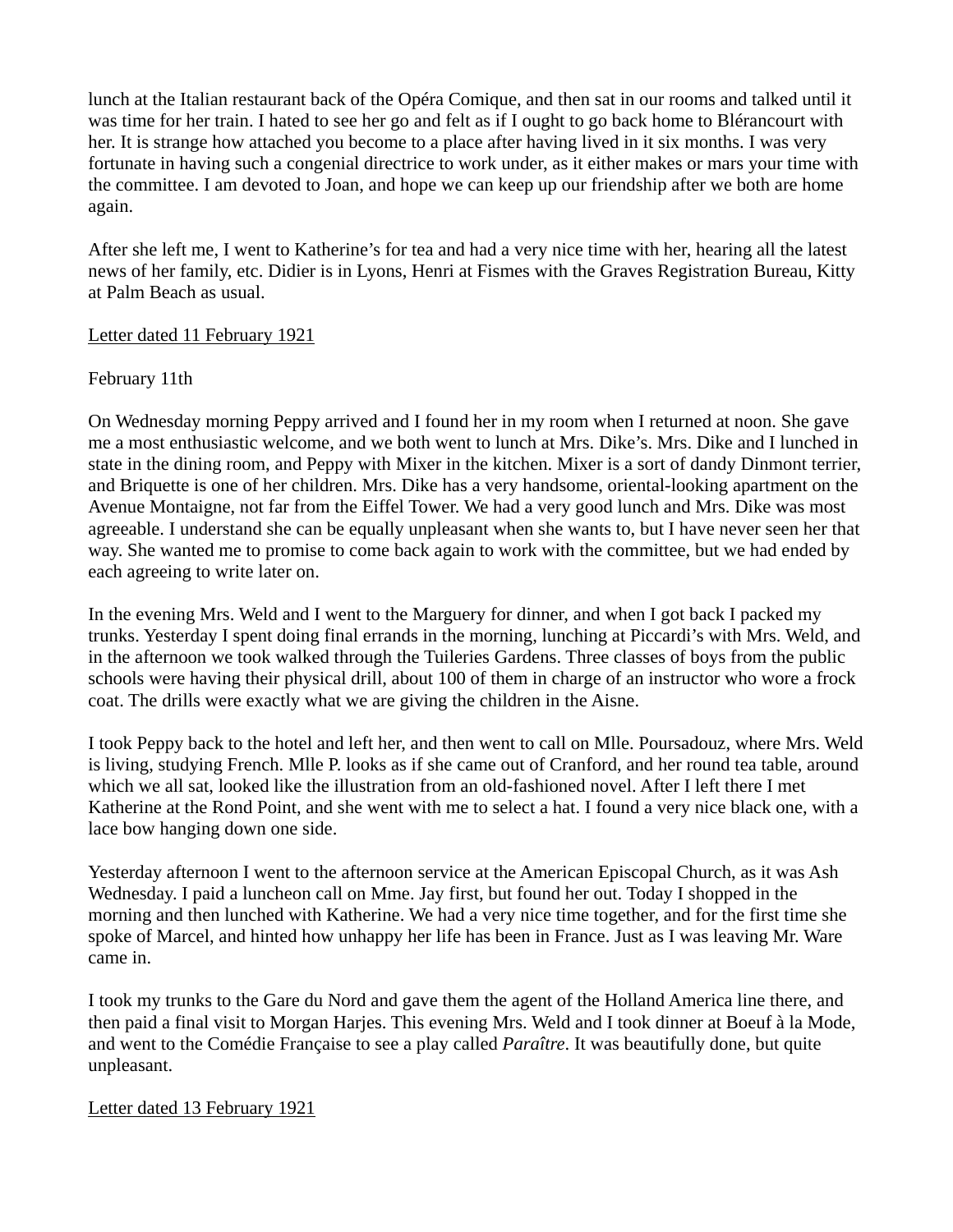lunch at the Italian restaurant back of the Opéra Comique, and then sat in our rooms and talked until it was time for her train. I hated to see her go and felt as if I ought to go back home to Blérancourt with her. It is strange how attached you become to a place after having lived in it six months. I was very fortunate in having such a congenial directrice to work under, as it either makes or mars your time with the committee. I am devoted to Joan, and hope we can keep up our friendship after we both are home again.

After she left me, I went to Katherine's for tea and had a very nice time with her, hearing all the latest news of her family, etc. Didier is in Lyons, Henri at Fismes with the Graves Registration Bureau, Kitty at Palm Beach as usual.

<u>Letter dated 11 February 1921</u>

February 11th

On Wednesday morning Peppy arrived and I found her in my room when I returned at noon. She gave me a most enthusiastic welcome, and we both went to lunch at Mrs. Dike's. Mrs. Dike and I lunched in state in the dining room, and Peppy with Mixer in the kitchen. Mixer is a sort of dandy Dinmont terrier, and Briquette is one of her children. Mrs. Dike has a very handsome, oriental-looking apartment on the Avenue Montaigne, not far from the Eiffel Tower. We had a very good lunch and Mrs. Dike was most agreeable. I understand she can be equally unpleasant when she wants to, but I have never seen her that way. She wanted me to promise to come back again to work with the committee, but we had ended by each agreeing to write later on.

In the evening Mrs. Weld and I went to the Marguery for dinner, and when I got back I packed my trunks. Yesterday I spent doing final errands in the morning, lunching at Piccardi's with Mrs. Weld, and in the afternoon we took walked through the Tuileries Gardens. Three classes of boys from the public schools were having their physical drill, about 100 of them in charge of an instructor who wore a frock coat. The drills were exactly what we are giving the children in the Aisne.

I took Peppy back to the hotel and left her, and then went to call on Mlle. Poursadouz, where Mrs. Weld is living, studying French. Mlle P. looks as if she came out of Cranford, and her round tea table, around which we all sat, looked like the illustration from an old-fashioned novel. After I left there I met Katherine at the Rond Point, and she went with me to select a hat. I found a very nice black one, with a lace bow hanging down one side.

Yesterday afternoon I went to the afternoon service at the American Episcopal Church, as it was Ash Wednesday. I paid a luncheon call on Mme. Jay first, but found her out. Today I shopped in the morning and then lunched with Katherine. We had a very nice time together, and for the first time she spoke of Marcel, and hinted how unhappy her life has been in France. Just as I was leaving Mr. Ware came in.

I took my trunks to the Gare du Nord and gave them the agent of the Holland America line there, and then paid a final visit to Morgan Harjes. This evening Mrs. Weld and I took dinner at Boeuf à la Mode, and went to the Comédie Française to see a play called *Paraître*. It was beautifully done, but quite unpleasant.

<u>Letter dated 13 February 1921</u>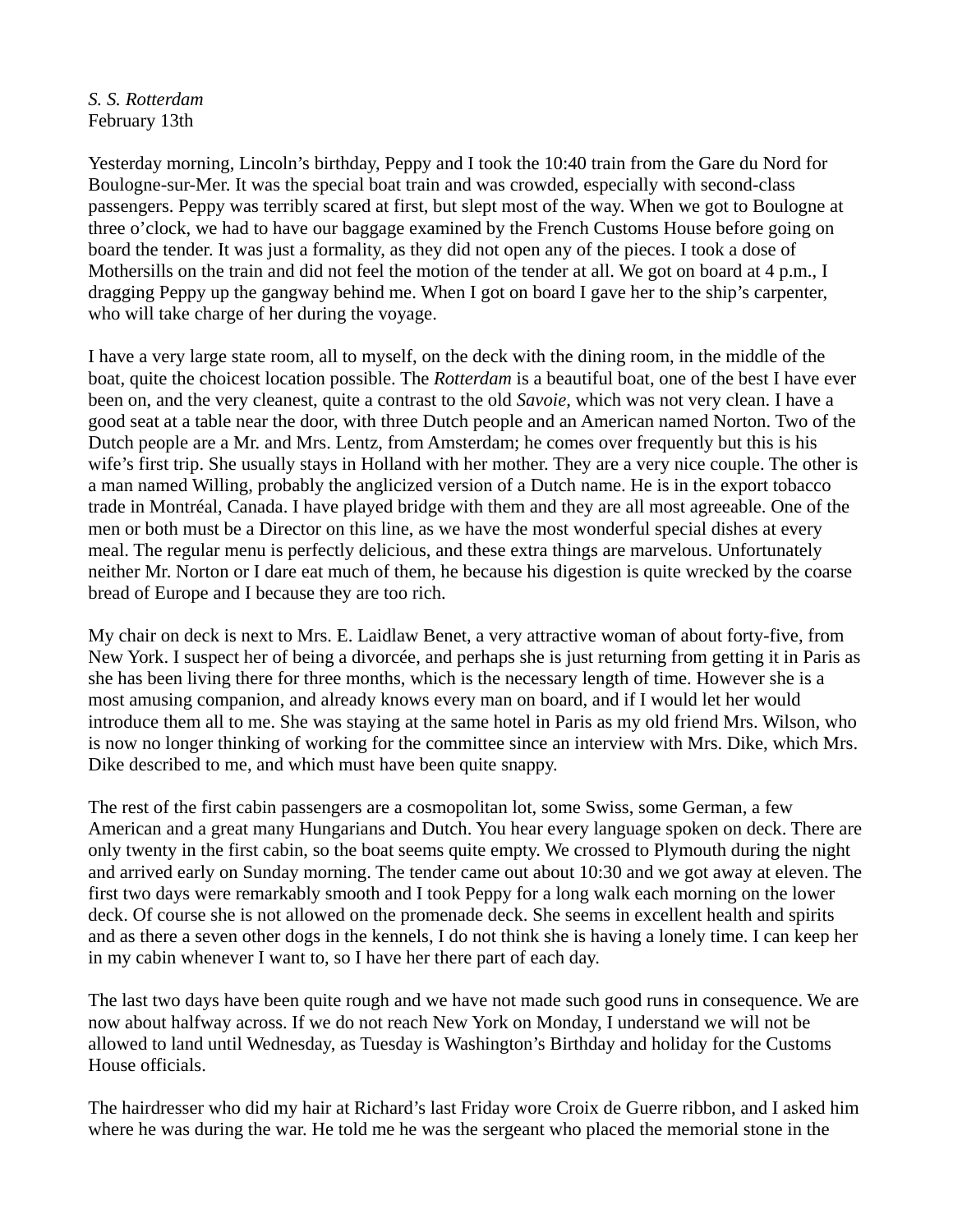*S. S. Rotterdam*
February 13th

Yesterday morning, Lincoln’s birthday, Peppy and I took the 10:40 train from the Gare du Nord for Boulogne-sur-Mer. It was the special boat train and was crowded, especially with second-class passengers. Peppy was terribly scared at first, but slept most of the way. When we got to Boulogne at three o’clock, we had to have our baggage examined by the French Customs House before going on board the tender. It was just a formality, as they did not open any of the pieces. I took a dose of Mothersills on the train and did not feel the motion of the tender at all. We got on board at 4 p.m., I dragging Peppy up the gangway behind me. When I got on board I gave her to the ship’s carpenter, who will take charge of her during the voyage.

I have a very large state room, all to myself, on the deck with the dining room, in the middle of the boat, quite the choicest location possible. The *Rotterdam* is a beautiful boat, one of the best I have ever been on, and the very cleanest, quite a contrast to the old *Savoie,* which was not very clean. I have a good seat at a table near the door, with three Dutch people and an American named Norton. Two of the Dutch people are a Mr. and Mrs. Lentz, from Amsterdam; he comes over frequently but this is his wife’s first trip. She usually stays in Holland with her mother. They are a very nice couple. The other is a man named Willing, probably the anglicized version of a Dutch name. He is in the export tobacco trade in Montréal, Canada. I have played bridge with them and they are all most agreeable. One of the men or both must be a Director on this line, as we have the most wonderful special dishes at every meal. The regular menu is perfectly delicious, and these extra things are marvelous. Unfortunately neither Mr. Norton or I dare eat much of them, he because his digestion is quite wrecked by the coarse bread of Europe and I because they are too rich.

My chair on deck is next to Mrs. E. Laidlaw Benet, a very attractive woman of about forty-five, from New York. I suspect her of being a divorcée, and perhaps she is just returning from getting it in Paris as she has been living there for three months, which is the necessary length of time. However she is a most amusing companion, and already knows every man on board, and if I would let her would introduce them all to me. She was staying at the same hotel in Paris as my old friend Mrs. Wilson, who is now no longer thinking of working for the committee since an interview with Mrs. Dike, which Mrs. Dike described to me, and which must have been quite snappy.

The rest of the first cabin passengers are a cosmopolitan lot, some Swiss, some German, a few American and a great many Hungarians and Dutch. You hear every language spoken on deck. There are only twenty in the first cabin, so the boat seems quite empty. We crossed to Plymouth during the night and arrived early on Sunday morning. The tender came out about 10:30 and we got away at eleven. The first two days were remarkably smooth and I took Peppy for a long walk each morning on the lower deck. Of course she is not allowed on the promenade deck. She seems in excellent health and spirits and as there a seven other dogs in the kennels, I do not think she is having a lonely time. I can keep her in my cabin whenever I want to, so I have her there part of each day.

The last two days have been quite rough and we have not made such good runs in consequence. We are now about halfway across. If we do not reach New York on Monday, I understand we will not be allowed to land until Wednesday, as Tuesday is Washington’s Birthday and holiday for the Customs House officials.

The hairdresser who did my hair at Richard’s last Friday wore Croix de Guerre ribbon, and I asked him where he was during the war. He told me he was the sergeant who placed the memorial stone in the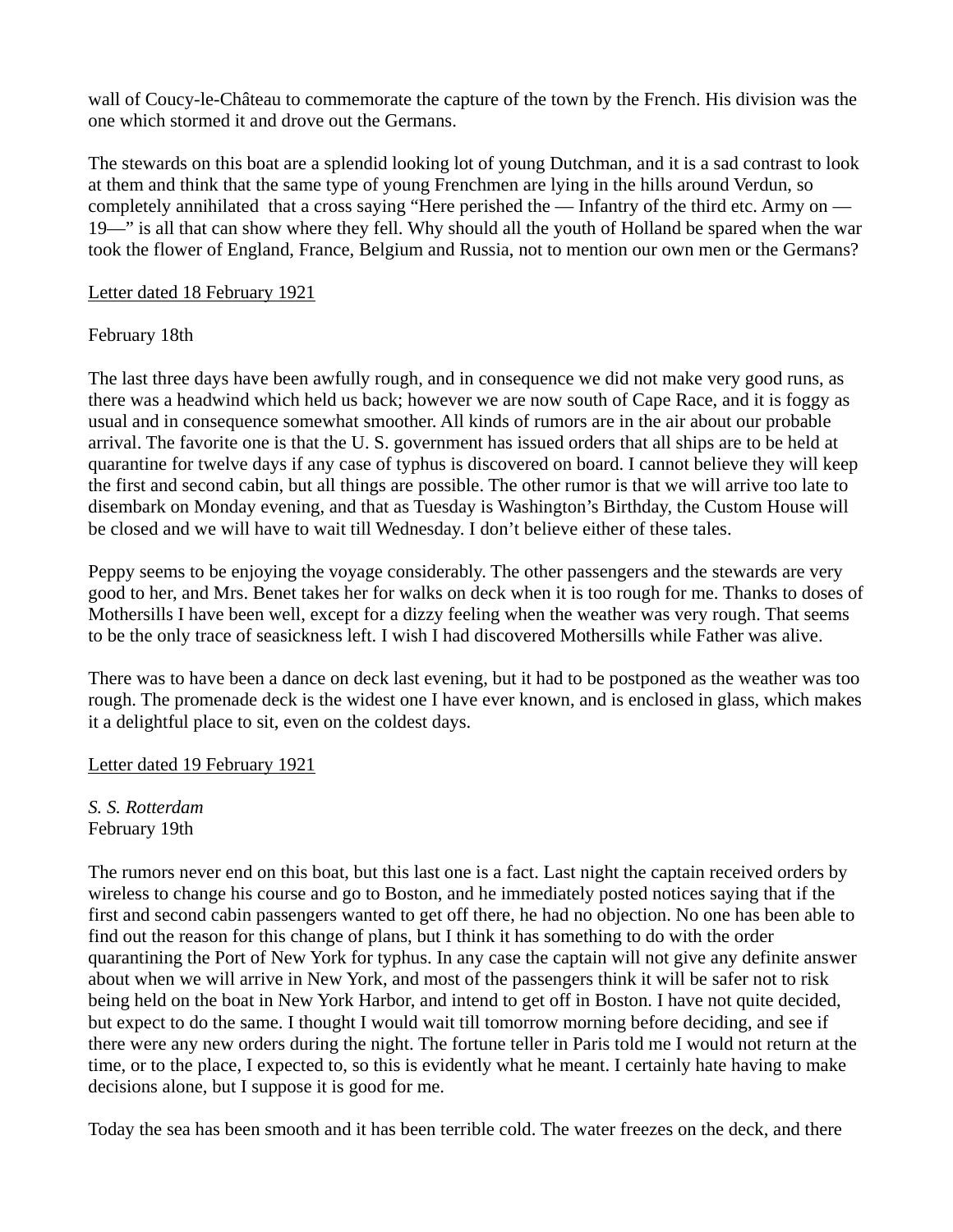wall of Coucy-le-Château to commemorate the capture of the town by the French. His division was the one which stormed it and drove out the Germans.

The stewards on this boat are a splendid looking lot of young Dutchman, and it is a sad contrast to look at them and think that the same type of young Frenchmen are lying in the hills around Verdun, so completely annihilated that a cross saying "Here perished the — Infantry of the third etc. Army on — 19—" is all that can show where they fell. Why should all the youth of Holland be spared when the war took the flower of England, France, Belgium and Russia, not to mention our own men or the Germans?

<u>Letter dated 18 February 1921</u>

February 18th

The last three days have been awfully rough, and in consequence we did not make very good runs, as there was a headwind which held us back; however we are now south of Cape Race, and it is foggy as usual and in consequence somewhat smoother. All kinds of rumors are in the air about our probable arrival. The favorite one is that the U. S. government has issued orders that all ships are to be held at quarantine for twelve days if any case of typhus is discovered on board. I cannot believe they will keep the first and second cabin, but all things are possible. The other rumor is that we will arrive too late to disembark on Monday evening, and that as Tuesday is Washington's Birthday, the Custom House will be closed and we will have to wait till Wednesday. I don't believe either of these tales.

Peppy seems to be enjoying the voyage considerably. The other passengers and the stewards are very good to her, and Mrs. Benet takes her for walks on deck when it is too rough for me. Thanks to doses of Mothersills I have been well, except for a dizzy feeling when the weather was very rough. That seems to be the only trace of seasickness left. I wish I had discovered Mothersills while Father was alive.

There was to have been a dance on deck last evening, but it had to be postponed as the weather was too rough. The promenade deck is the widest one I have ever known, and is enclosed in glass, which makes it a delightful place to sit, even on the coldest days.

<u>Letter dated 19 February 1921</u>

*S. S. Rotterdam*
February 19th

The rumors never end on this boat, but this last one is a fact. Last night the captain received orders by wireless to change his course and go to Boston, and he immediately posted notices saying that if the first and second cabin passengers wanted to get off there, he had no objection. No one has been able to find out the reason for this change of plans, but I think it has something to do with the order quarantining the Port of New York for typhus. In any case the captain will not give any definite answer about when we will arrive in New York, and most of the passengers think it will be safer not to risk being held on the boat in New York Harbor, and intend to get off in Boston. I have not quite decided, but expect to do the same. I thought I would wait till tomorrow morning before deciding, and see if there were any new orders during the night. The fortune teller in Paris told me I would not return at the time, or to the place, I expected to, so this is evidently what he meant. I certainly hate having to make decisions alone, but I suppose it is good for me.

Today the sea has been smooth and it has been terrible cold. The water freezes on the deck, and there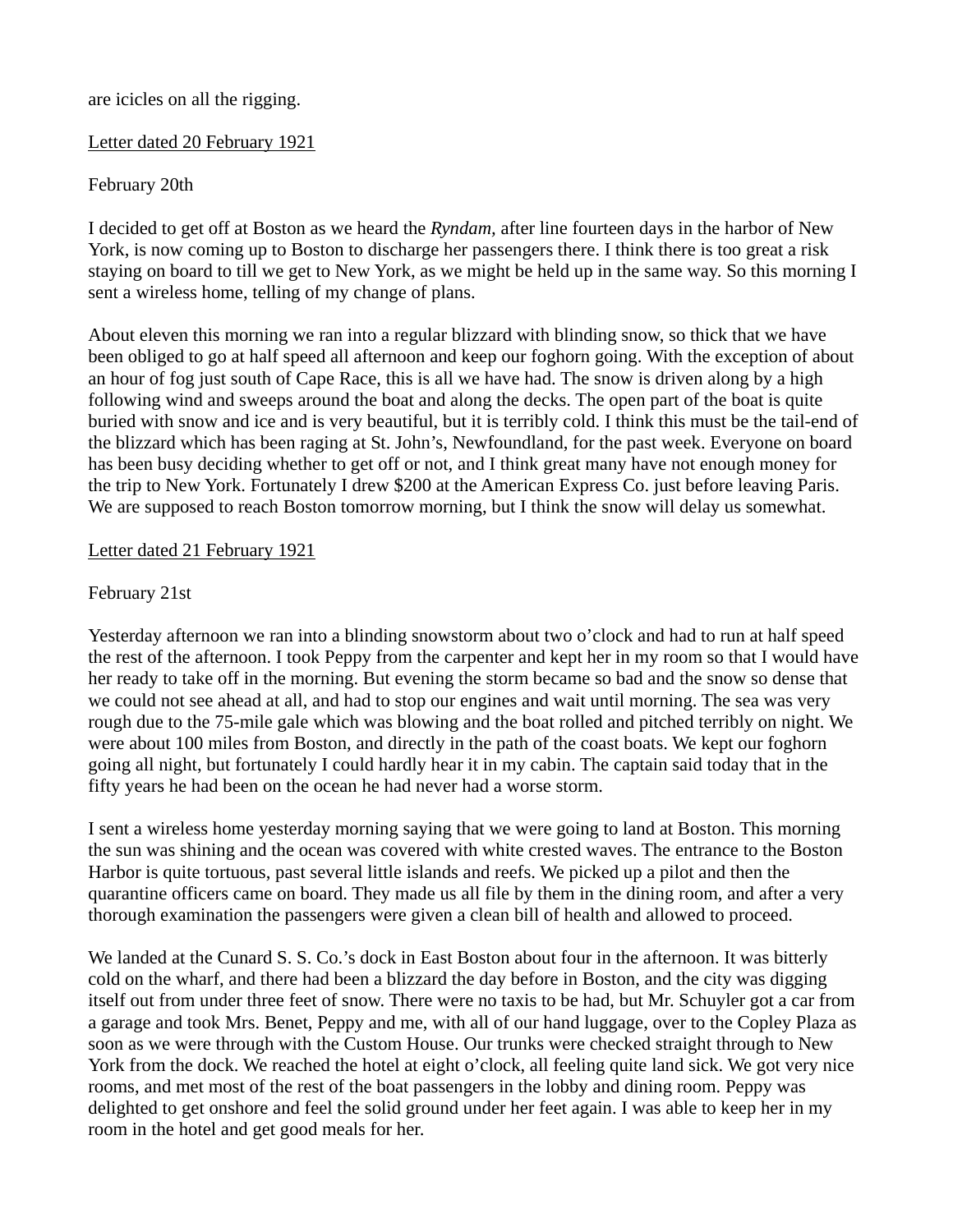are icicles on all the rigging.

Letter dated 20 February 1921

February 20th

I decided to get off at Boston as we heard the *Ryndam,* after line fourteen days in the harbor of New York, is now coming up to Boston to discharge her passengers there. I think there is too great a risk staying on board to till we get to New York, as we might be held up in the same way. So this morning I sent a wireless home, telling of my change of plans.

About eleven this morning we ran into a regular blizzard with blinding snow, so thick that we have been obliged to go at half speed all afternoon and keep our foghorn going. With the exception of about an hour of fog just south of Cape Race, this is all we have had. The snow is driven along by a high following wind and sweeps around the boat and along the decks. The open part of the boat is quite buried with snow and ice and is very beautiful, but it is terribly cold. I think this must be the tail-end of the blizzard which has been raging at St. John's, Newfoundland, for the past week. Everyone on board has been busy deciding whether to get off or not, and I think great many have not enough money for the trip to New York. Fortunately I drew $200 at the American Express Co. just before leaving Paris. We are supposed to reach Boston tomorrow morning, but I think the snow will delay us somewhat.

Letter dated 21 February 1921

February 21st

Yesterday afternoon we ran into a blinding snowstorm about two o'clock and had to run at half speed the rest of the afternoon. I took Peppy from the carpenter and kept her in my room so that I would have her ready to take off in the morning. But evening the storm became so bad and the snow so dense that we could not see ahead at all, and had to stop our engines and wait until morning. The sea was very rough due to the 75-mile gale which was blowing and the boat rolled and pitched terribly on night. We were about 100 miles from Boston, and directly in the path of the coast boats. We kept our foghorn going all night, but fortunately I could hardly hear it in my cabin. The captain said today that in the fifty years he had been on the ocean he had never had a worse storm.

I sent a wireless home yesterday morning saying that we were going to land at Boston. This morning the sun was shining and the ocean was covered with white crested waves. The entrance to the Boston Harbor is quite tortuous, past several little islands and reefs. We picked up a pilot and then the quarantine officers came on board. They made us all file by them in the dining room, and after a very thorough examination the passengers were given a clean bill of health and allowed to proceed.

We landed at the Cunard S. S. Co.'s dock in East Boston about four in the afternoon. It was bitterly cold on the wharf, and there had been a blizzard the day before in Boston, and the city was digging itself out from under three feet of snow. There were no taxis to be had, but Mr. Schuyler got a car from a garage and took Mrs. Benet, Peppy and me, with all of our hand luggage, over to the Copley Plaza as soon as we were through with the Custom House. Our trunks were checked straight through to New York from the dock. We reached the hotel at eight o'clock, all feeling quite land sick. We got very nice rooms, and met most of the rest of the boat passengers in the lobby and dining room. Peppy was delighted to get onshore and feel the solid ground under her feet again. I was able to keep her in my room in the hotel and get good meals for her.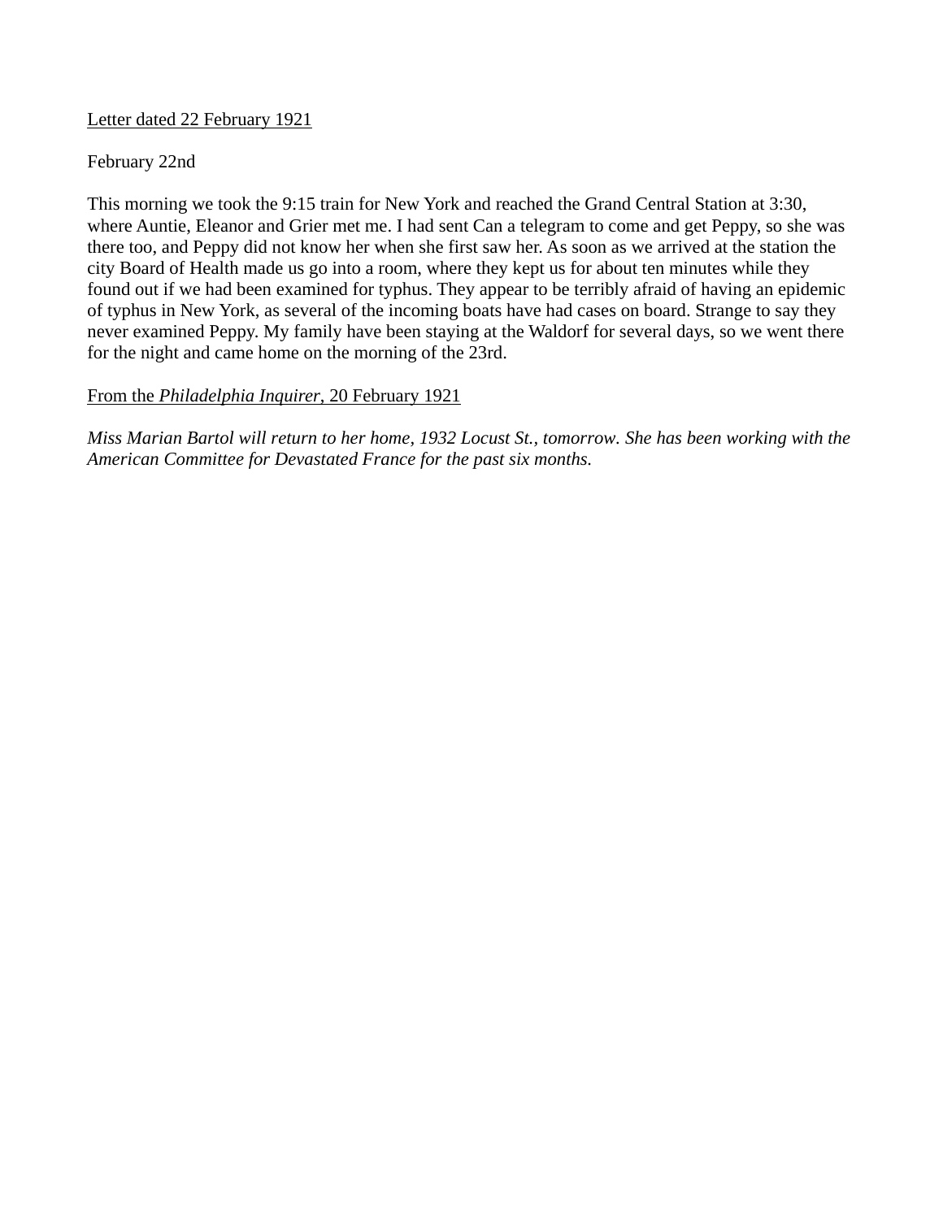<u>Letter dated 22 February 1921</u>

February 22nd

This morning we took the 9:15 train for New York and reached the Grand Central Station at 3:30, where Auntie, Eleanor and Grier met me. I had sent Can a telegram to come and get Peppy, so she was there too, and Peppy did not know her when she first saw her. As soon as we arrived at the station the city Board of Health made us go into a room, where they kept us for about ten minutes while they found out if we had been examined for typhus. They appear to be terribly afraid of having an epidemic of typhus in New York, as several of the incoming boats have had cases on board. Strange to say they never examined Peppy. My family have been staying at the Waldorf for several days, so we went there for the night and came home on the morning of the 23rd.

<u>From the *Philadelphia Inquirer*, 20 February 1921</u>

*Miss Marian Bartol will return to her home, 1932 Locust St., tomorrow. She has been working with the American Committee for Devastated France for the past six months.*